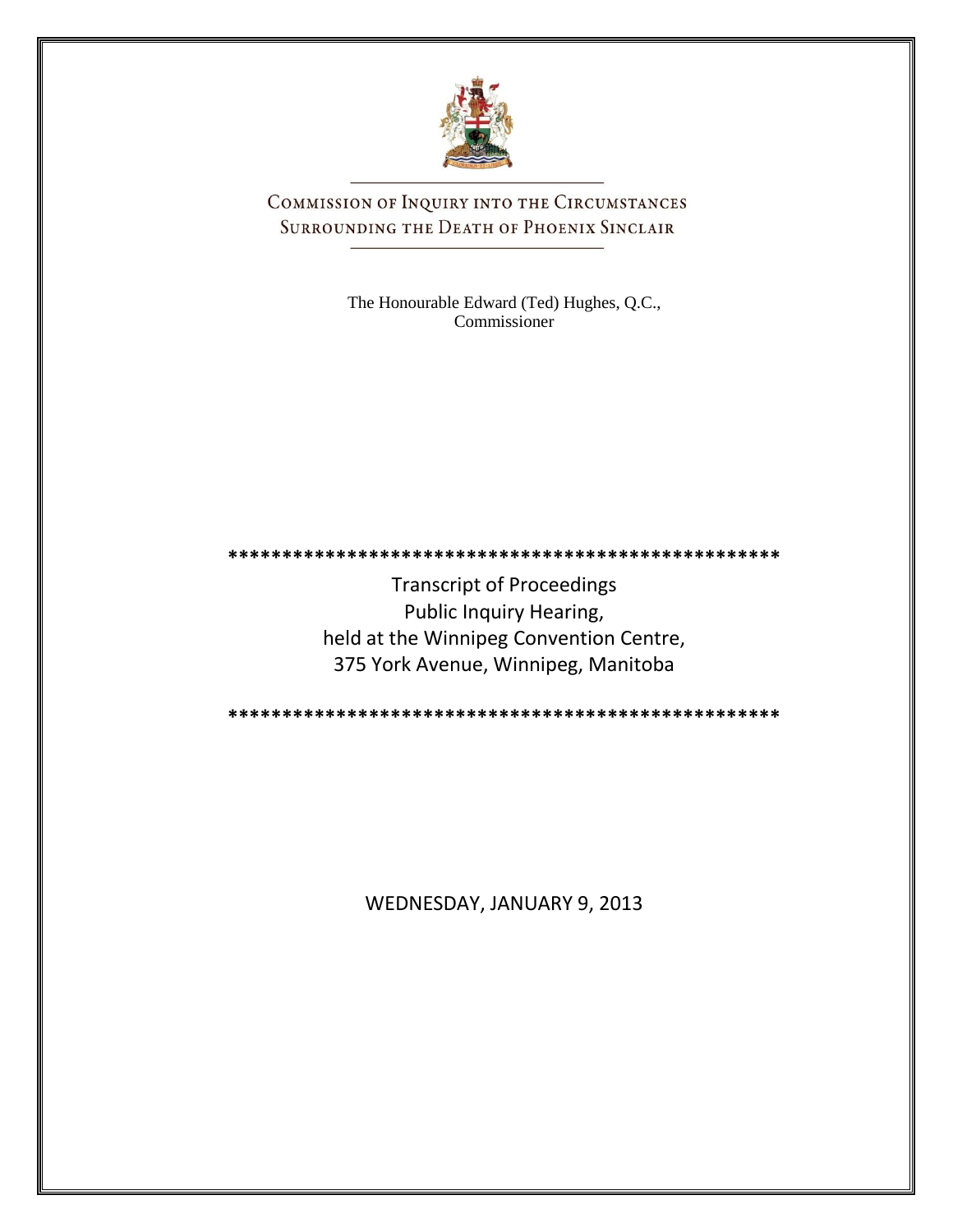# COMMISSION OF INQUIRY INTO THE CIRCUMSTANCES SURROUNDING THE DEATH OF PHOENIX SINCLAIR

The Honourable Edward (Ted) Hughes, Q.C., Commissioner

****************************************************

Transcript of Proceedings
Public Inquiry Hearing,
held at the Winnipeg Convention Centre,
375 York Avenue, Winnipeg, Manitoba

****************************************************

WEDNESDAY, JANUARY 9, 2013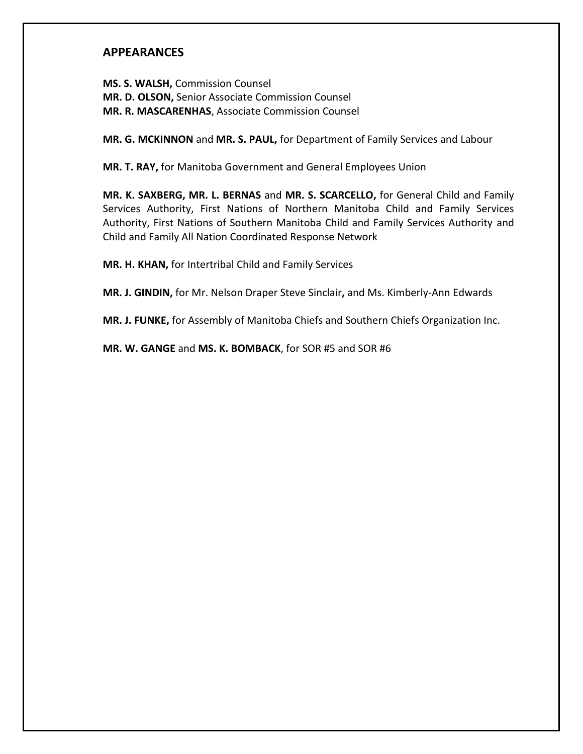## APPEARANCES

**MS. S. WALSH,** Commission Counsel
**MR. D. OLSON,** Senior Associate Commission Counsel
**MR. R. MASCARENHAS**, Associate Commission Counsel

**MR. G. MCKINNON** and **MR. S. PAUL,** for Department of Family Services and Labour

**MR. T. RAY,** for Manitoba Government and General Employees Union

**MR. K. SAXBERG, MR. L. BERNAS** and **MR. S. SCARCELLO,** for General Child and Family Services Authority, First Nations of Northern Manitoba Child and Family Services Authority, First Nations of Southern Manitoba Child and Family Services Authority and Child and Family All Nation Coordinated Response Network

**MR. H. KHAN,** for Intertribal Child and Family Services

**MR. J. GINDIN,** for Mr. Nelson Draper Steve Sinclair**,** and Ms. Kimberly-Ann Edwards

**MR. J. FUNKE,** for Assembly of Manitoba Chiefs and Southern Chiefs Organization Inc.

**MR. W. GANGE** and **MS. K. BOMBACK**, for SOR #5 and SOR #6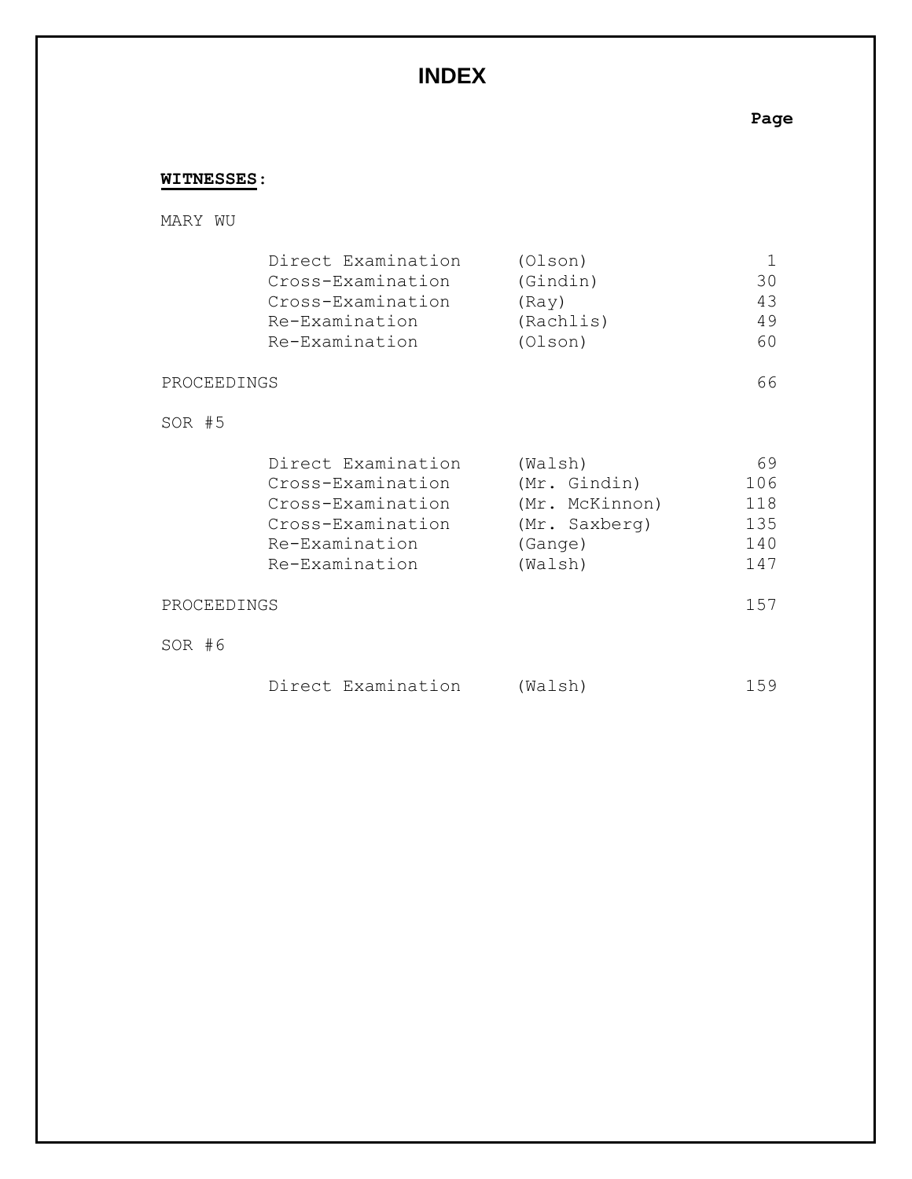# INDEX

| | | | Page |
|---|---|---|---|
| **WITNESSES:** | | | |
| MARY WU | | | |
| | Direct Examination | (Olson) | 1 |
| | Cross-Examination | (Gindin) | 30 |
| | Cross-Examination | (Ray) | 43 |
| | Re-Examination | (Rachlis) | 49 |
| | Re-Examination | (Olson) | 60 |
| PROCEEDINGS | | | 66 |
| SOR #5 | | | |
| | Direct Examination | (Walsh) | 69 |
| | Cross-Examination | (Mr. Gindin) | 106 |
| | Cross-Examination | (Mr. McKinnon) | 118 |
| | Cross-Examination | (Mr. Saxberg) | 135 |
| | Re-Examination | (Gange) | 140 |
| | Re-Examination | (Walsh) | 147 |
| PROCEEDINGS | | | 157 |
| SOR #6 | | | |
| | Direct Examination | (Walsh) | 159 |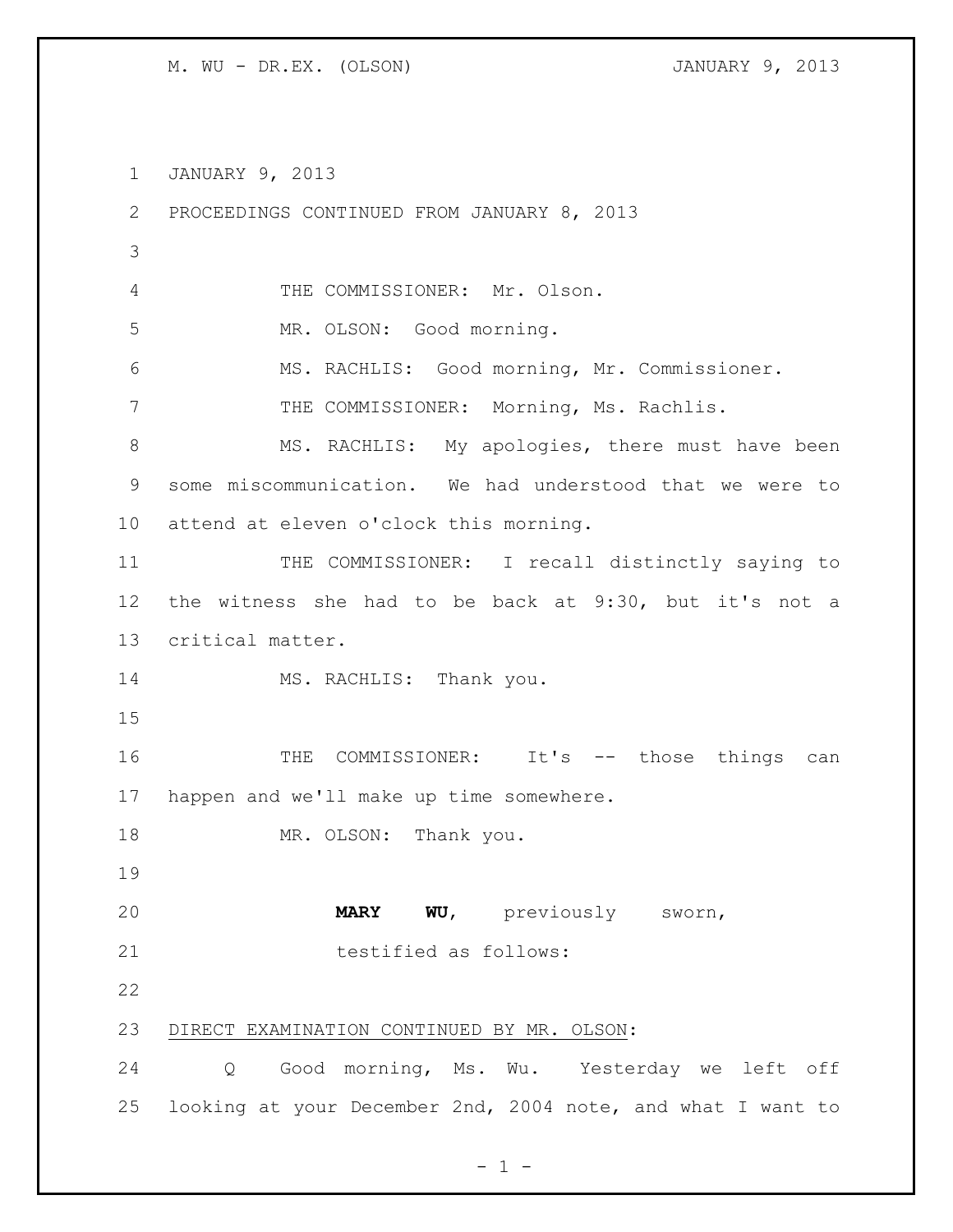JANUARY 9, 2013

PROCEEDINGS CONTINUED FROM JANUARY 8, 2013

THE COMMISSIONER: Mr. Olson.

MR. OLSON: Good morning.

MS. RACHLIS: Good morning, Mr. Commissioner.

THE COMMISSIONER: Morning, Ms. Rachlis.

MS. RACHLIS: My apologies, there must have been some miscommunication. We had understood that we were to attend at eleven o'clock this morning.

THE COMMISSIONER: I recall distinctly saying to the witness she had to be back at 9:30, but it's not a critical matter.

MS. RACHLIS: Thank you.

THE COMMISSIONER: It's -- those things can happen and we'll make up time somewhere.

MR. OLSON: Thank you.

**MARY WU**, previously sworn, testified as follows:

DIRECT EXAMINATION CONTINUED BY MR. OLSON:

Q Good morning, Ms. Wu. Yesterday we left off looking at your December 2nd, 2004 note, and what I want to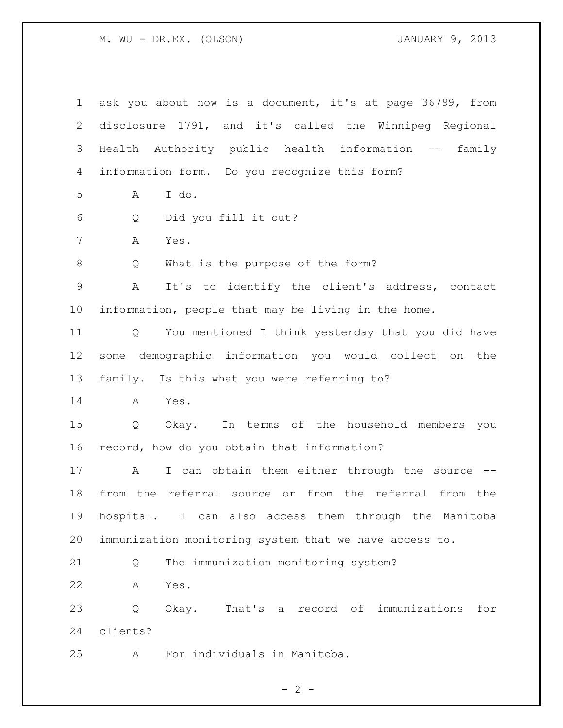ask you about now is a document, it's at page 36799, from disclosure 1791, and it's called the Winnipeg Regional Health Authority public health information -- family information form. Do you recognize this form?

A I do.

Q Did you fill it out?

A Yes.

Q What is the purpose of the form?

A It's to identify the client's address, contact information, people that may be living in the home.

Q You mentioned I think yesterday that you did have some demographic information you would collect on the family. Is this what you were referring to?

A Yes.

Q Okay. In terms of the household members you record, how do you obtain that information?

A I can obtain them either through the source -- from the referral source or from the referral from the hospital. I can also access them through the Manitoba immunization monitoring system that we have access to.

Q The immunization monitoring system?

A Yes.

Q Okay. That's a record of immunizations for clients?

A For individuals in Manitoba.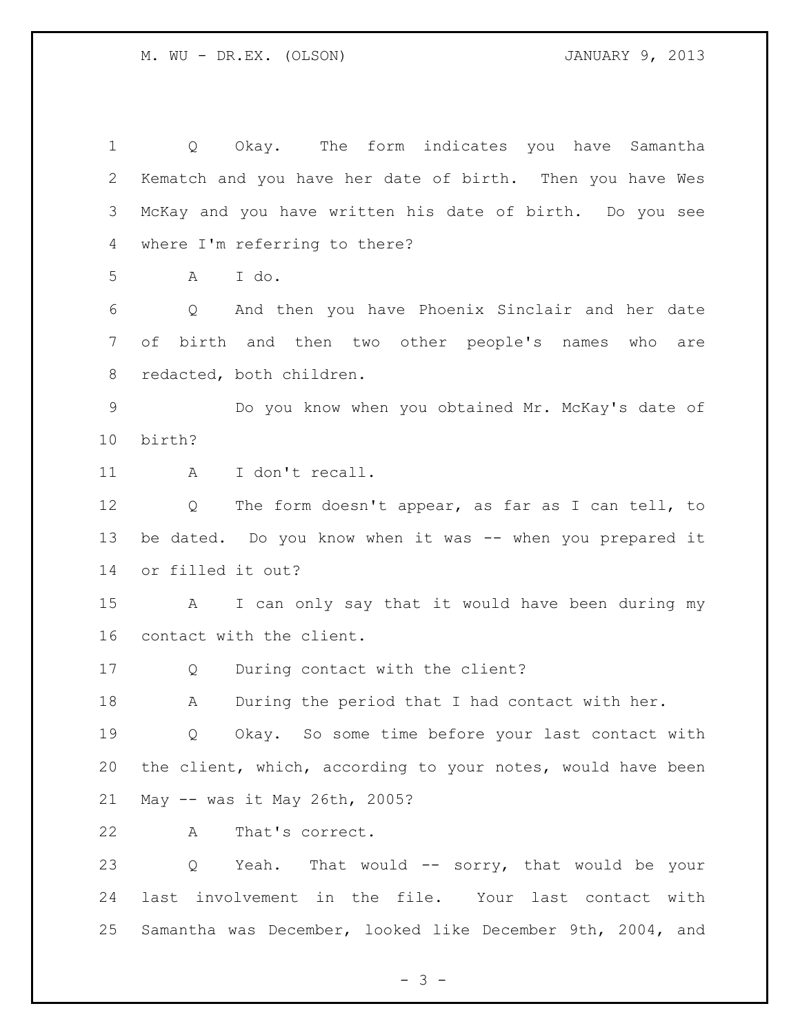Q Okay. The form indicates you have Samantha Kematch and you have her date of birth. Then you have Wes McKay and you have written his date of birth. Do you see where I'm referring to there?

A I do.

Q And then you have Phoenix Sinclair and her date of birth and then two other people's names who are redacted, both children.

Do you know when you obtained Mr. McKay's date of birth?

A I don't recall.

Q The form doesn't appear, as far as I can tell, to be dated. Do you know when it was -- when you prepared it or filled it out?

A I can only say that it would have been during my contact with the client.

Q During contact with the client?

A During the period that I had contact with her.

Q Okay. So some time before your last contact with the client, which, according to your notes, would have been May -- was it May 26th, 2005?

A That's correct.

Q Yeah. That would -- sorry, that would be your last involvement in the file. Your last contact with Samantha was December, looked like December 9th, 2004, and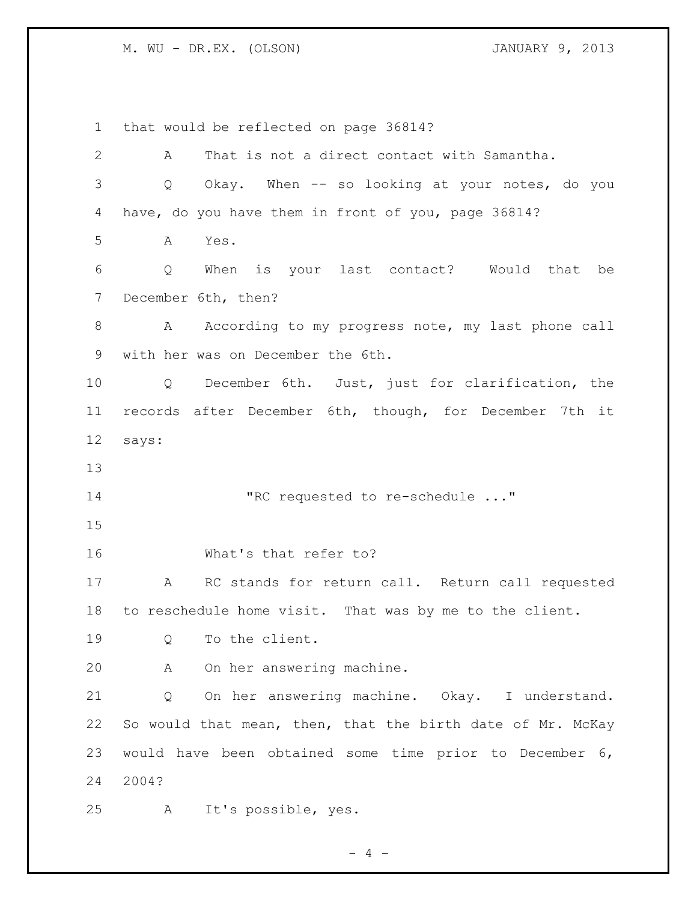that would be reflected on page 36814?

A That is not a direct contact with Samantha.

Q Okay. When -- so looking at your notes, do you have, do you have them in front of you, page 36814?

A Yes.

Q When is your last contact? Would that be December 6th, then?

A According to my progress note, my last phone call with her was on December the 6th.

Q December 6th. Just, just for clarification, the records after December 6th, though, for December 7th it says:

> "RC requested to re-schedule ..."

What's that refer to?

A RC stands for return call. Return call requested to reschedule home visit. That was by me to the client.

Q To the client.

A On her answering machine.

Q On her answering machine. Okay. I understand. So would that mean, then, that the birth date of Mr. McKay would have been obtained some time prior to December 6, 2004?

A It's possible, yes.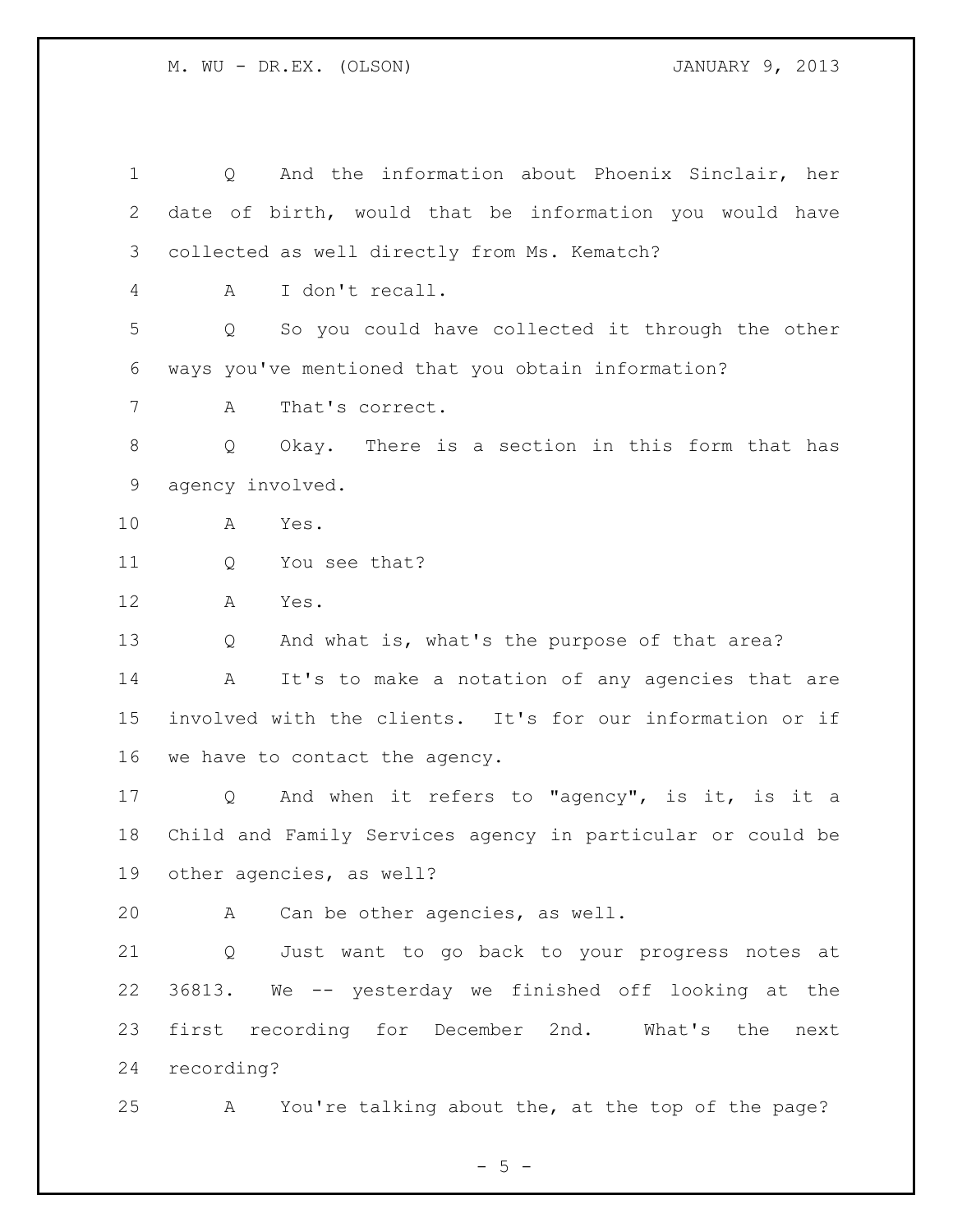Q And the information about Phoenix Sinclair, her date of birth, would that be information you would have collected as well directly from Ms. Kematch?

A I don't recall.

Q So you could have collected it through the other ways you've mentioned that you obtain information?

A That's correct.

Q Okay. There is a section in this form that has agency involved.

A Yes.

Q You see that?

A Yes.

Q And what is, what's the purpose of that area?

A It's to make a notation of any agencies that are involved with the clients. It's for our information or if we have to contact the agency.

Q And when it refers to "agency", is it, is it a Child and Family Services agency in particular or could be other agencies, as well?

A Can be other agencies, as well.

Q Just want to go back to your progress notes at 36813. We -- yesterday we finished off looking at the first recording for December 2nd. What's the next recording?

A You're talking about the, at the top of the page?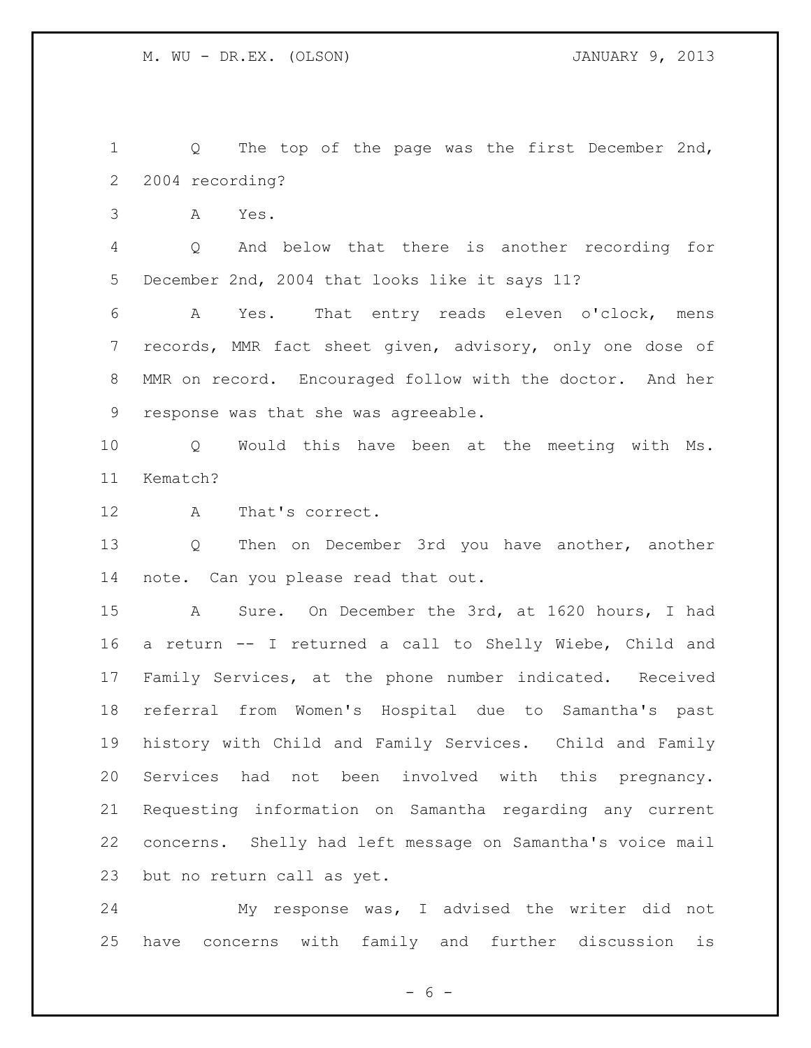Q The top of the page was the first December 2nd, 2004 recording?

A Yes.

Q And below that there is another recording for December 2nd, 2004 that looks like it says 11?

A Yes. That entry reads eleven o'clock, mens records, MMR fact sheet given, advisory, only one dose of MMR on record. Encouraged follow with the doctor. And her response was that she was agreeable.

Q Would this have been at the meeting with Ms. Kematch?

A That's correct.

Q Then on December 3rd you have another, another note. Can you please read that out.

A Sure. On December the 3rd, at 1620 hours, I had a return -- I returned a call to Shelly Wiebe, Child and Family Services, at the phone number indicated. Received referral from Women's Hospital due to Samantha's past history with Child and Family Services. Child and Family Services had not been involved with this pregnancy. Requesting information on Samantha regarding any current concerns. Shelly had left message on Samantha's voice mail but no return call as yet.

My response was, I advised the writer did not have concerns with family and further discussion is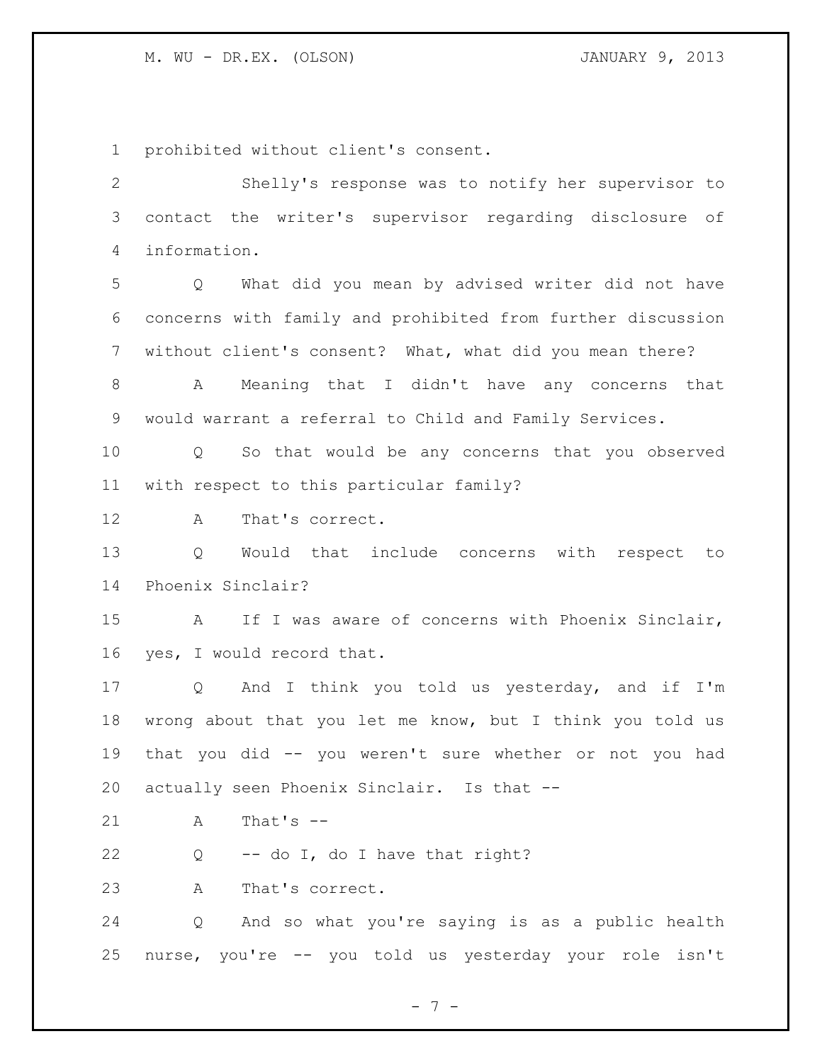prohibited without client's consent.

Shelly's response was to notify her supervisor to contact the writer's supervisor regarding disclosure of information.

Q What did you mean by advised writer did not have concerns with family and prohibited from further discussion without client's consent? What, what did you mean there?

A Meaning that I didn't have any concerns that would warrant a referral to Child and Family Services.

Q So that would be any concerns that you observed with respect to this particular family?

A That's correct.

Q Would that include concerns with respect to Phoenix Sinclair?

A If I was aware of concerns with Phoenix Sinclair, yes, I would record that.

Q And I think you told us yesterday, and if I'm wrong about that you let me know, but I think you told us that you did -- you weren't sure whether or not you had actually seen Phoenix Sinclair. Is that --

A That's --

Q -- do I, do I have that right?

A That's correct.

Q And so what you're saying is as a public health nurse, you're -- you told us yesterday your role isn't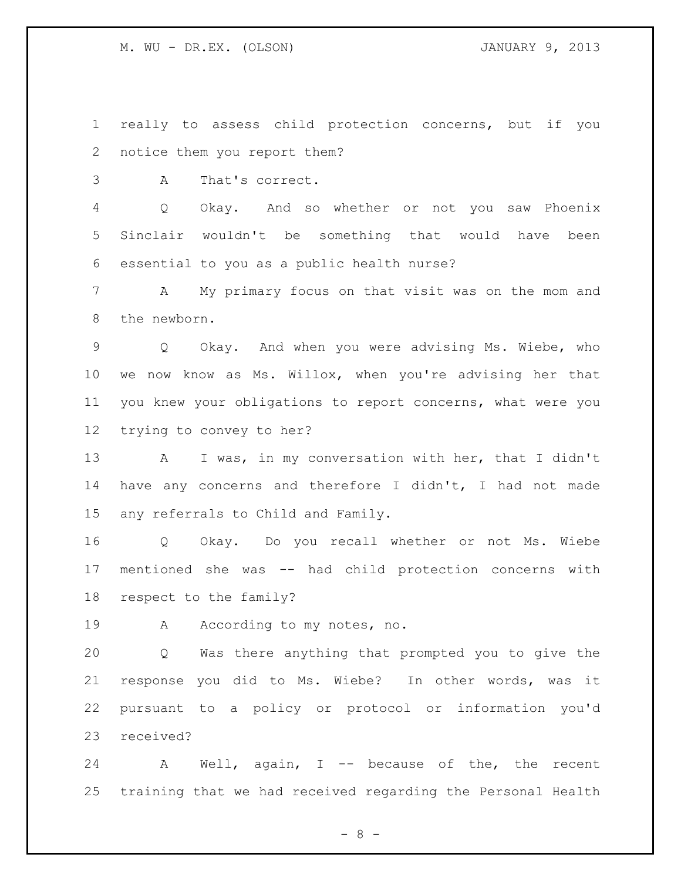really to assess child protection concerns, but if you notice them you report them?

A That's correct.

Q Okay. And so whether or not you saw Phoenix Sinclair wouldn't be something that would have been essential to you as a public health nurse?

A My primary focus on that visit was on the mom and the newborn.

Q Okay. And when you were advising Ms. Wiebe, who we now know as Ms. Willox, when you're advising her that you knew your obligations to report concerns, what were you trying to convey to her?

A I was, in my conversation with her, that I didn't have any concerns and therefore I didn't, I had not made any referrals to Child and Family.

Q Okay. Do you recall whether or not Ms. Wiebe mentioned she was -- had child protection concerns with respect to the family?

A According to my notes, no.

Q Was there anything that prompted you to give the response you did to Ms. Wiebe? In other words, was it pursuant to a policy or protocol or information you'd received?

A Well, again, I -- because of the, the recent training that we had received regarding the Personal Health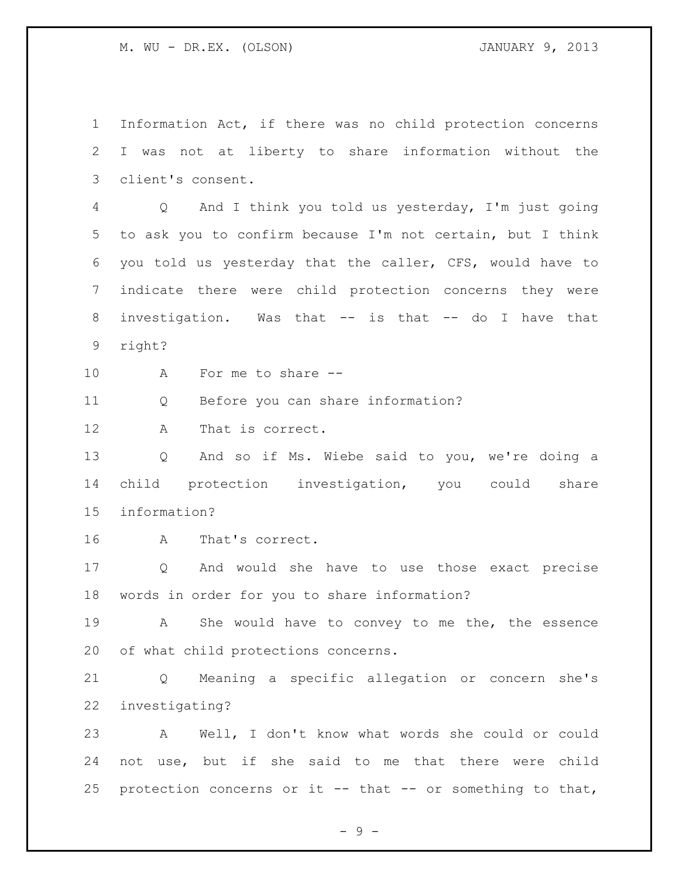Information Act, if there was no child protection concerns I was not at liberty to share information without the client's consent.

Q And I think you told us yesterday, I'm just going to ask you to confirm because I'm not certain, but I think you told us yesterday that the caller, CFS, would have to indicate there were child protection concerns they were investigation. Was that -- is that -- do I have that right?

A For me to share --

Q Before you can share information?

A That is correct.

Q And so if Ms. Wiebe said to you, we're doing a child protection investigation, you could share information?

A That's correct.

Q And would she have to use those exact precise words in order for you to share information?

A She would have to convey to me the, the essence of what child protections concerns.

Q Meaning a specific allegation or concern she's investigating?

A Well, I don't know what words she could or could not use, but if she said to me that there were child protection concerns or it -- that -- or something to that,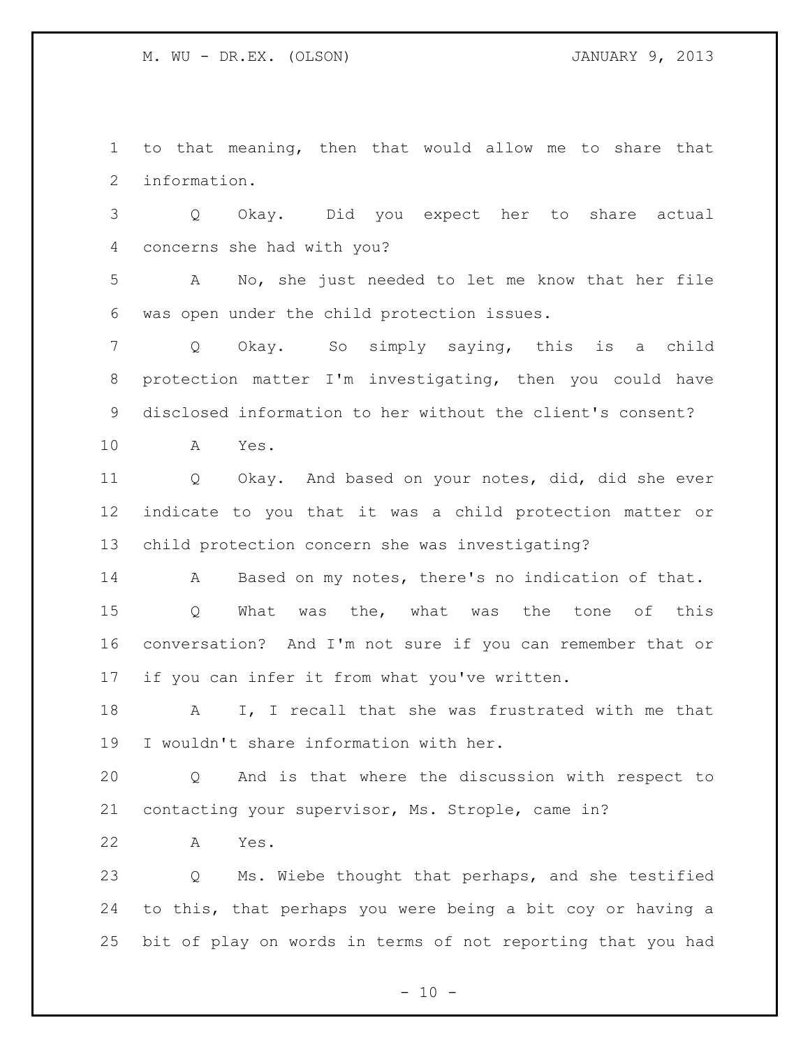to that meaning, then that would allow me to share that information.

Q Okay. Did you expect her to share actual concerns she had with you?

A No, she just needed to let me know that her file was open under the child protection issues.

Q Okay. So simply saying, this is a child protection matter I'm investigating, then you could have disclosed information to her without the client's consent?

A Yes.

Q Okay. And based on your notes, did, did she ever indicate to you that it was a child protection matter or child protection concern she was investigating?

A Based on my notes, there's no indication of that.

Q What was the, what was the tone of this conversation? And I'm not sure if you can remember that or if you can infer it from what you've written.

A I, I recall that she was frustrated with me that I wouldn't share information with her.

Q And is that where the discussion with respect to contacting your supervisor, Ms. Strople, came in?

A Yes.

Q Ms. Wiebe thought that perhaps, and she testified to this, that perhaps you were being a bit coy or having a bit of play on words in terms of not reporting that you had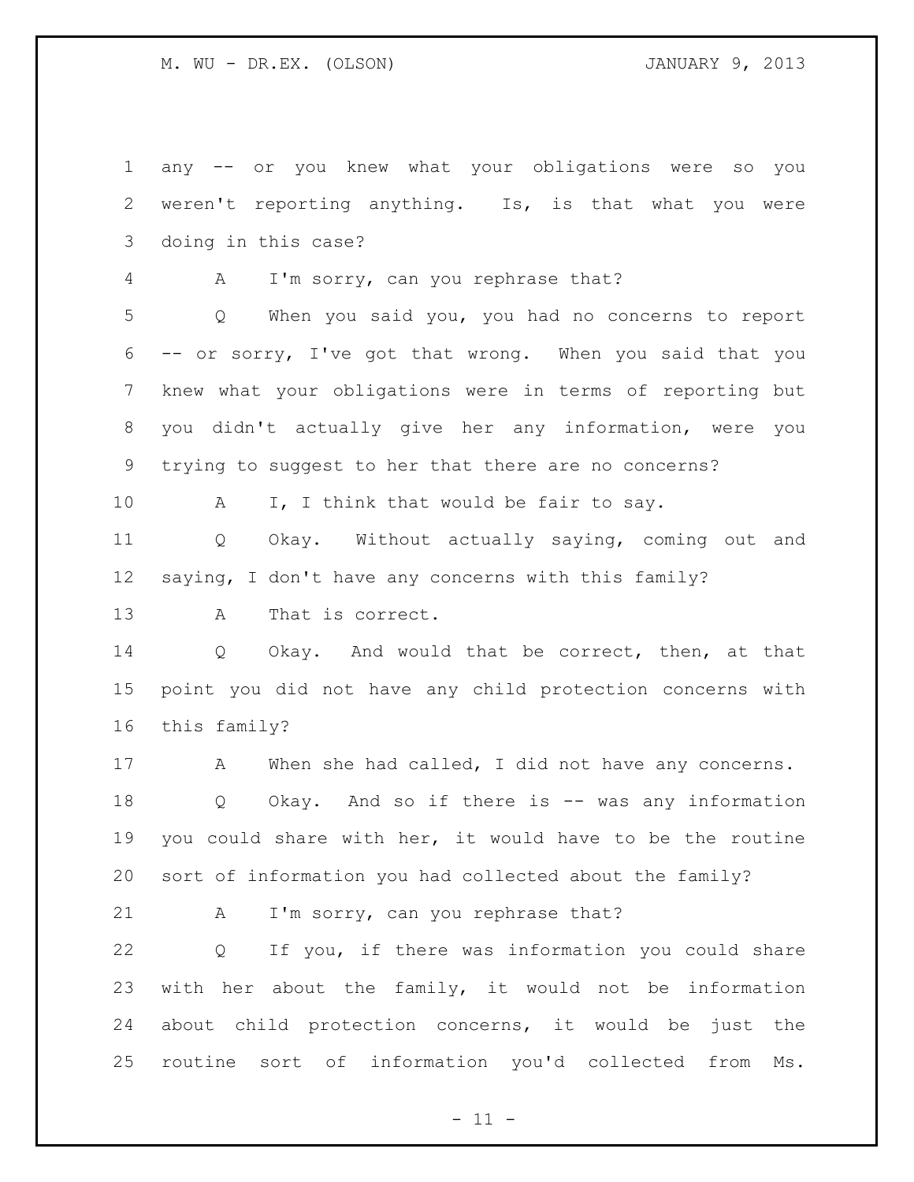any -- or you knew what your obligations were so you weren't reporting anything. Is, is that what you were doing in this case?

A I'm sorry, can you rephrase that?

Q When you said you, you had no concerns to report -- or sorry, I've got that wrong. When you said that you knew what your obligations were in terms of reporting but you didn't actually give her any information, were you trying to suggest to her that there are no concerns?

A I, I think that would be fair to say.

Q Okay. Without actually saying, coming out and saying, I don't have any concerns with this family?

A That is correct.

Q Okay. And would that be correct, then, at that point you did not have any child protection concerns with this family?

A When she had called, I did not have any concerns.

Q Okay. And so if there is -- was any information you could share with her, it would have to be the routine sort of information you had collected about the family?

A I'm sorry, can you rephrase that?

Q If you, if there was information you could share with her about the family, it would not be information about child protection concerns, it would be just the routine sort of information you'd collected from Ms.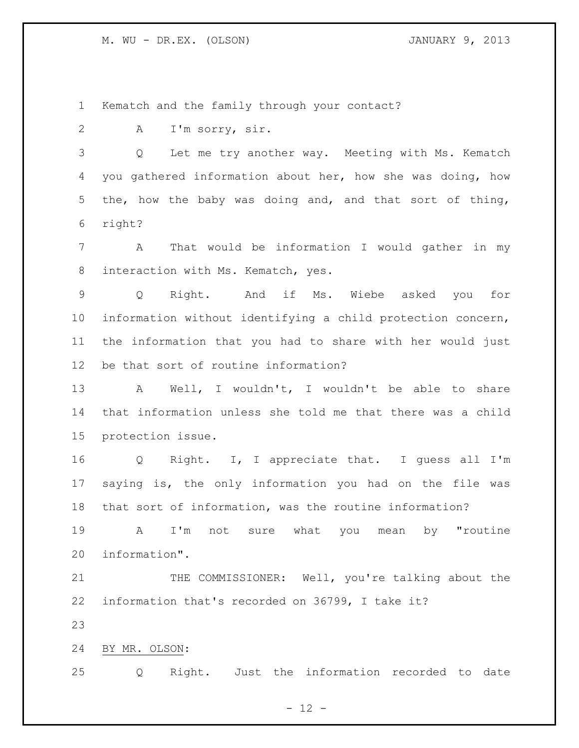Kematch and the family through your contact?

A I'm sorry, sir.

Q Let me try another way. Meeting with Ms. Kematch you gathered information about her, how she was doing, how the, how the baby was doing and, and that sort of thing, right?

A That would be information I would gather in my interaction with Ms. Kematch, yes.

Q Right. And if Ms. Wiebe asked you for information without identifying a child protection concern, the information that you had to share with her would just be that sort of routine information?

A Well, I wouldn't, I wouldn't be able to share that information unless she told me that there was a child protection issue.

Q Right. I, I appreciate that. I guess all I'm saying is, the only information you had on the file was that sort of information, was the routine information?

A I'm not sure what you mean by "routine information".

THE COMMISSIONER: Well, you're talking about the information that's recorded on 36799, I take it?

BY MR. OLSON:

Q Right. Just the information recorded to date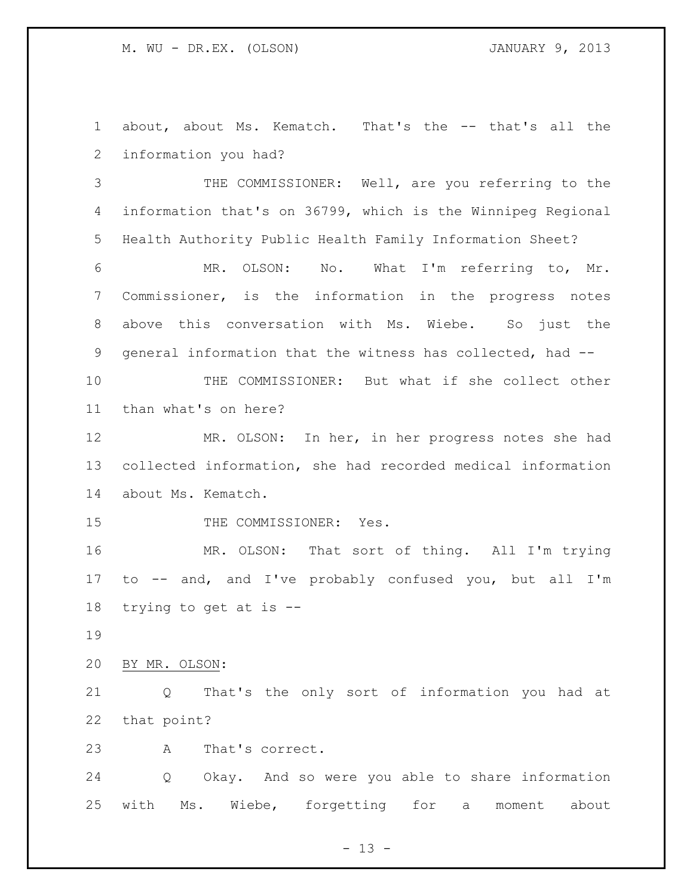about, about Ms. Kematch. That's the -- that's all the information you had?

THE COMMISSIONER: Well, are you referring to the information that's on 36799, which is the Winnipeg Regional Health Authority Public Health Family Information Sheet?

MR. OLSON: No. What I'm referring to, Mr. Commissioner, is the information in the progress notes above this conversation with Ms. Wiebe. So just the general information that the witness has collected, had --

THE COMMISSIONER: But what if she collect other than what's on here?

MR. OLSON: In her, in her progress notes she had collected information, she had recorded medical information about Ms. Kematch.

THE COMMISSIONER: Yes.

MR. OLSON: That sort of thing. All I'm trying to -- and, and I've probably confused you, but all I'm trying to get at is --

BY MR. OLSON:

Q That's the only sort of information you had at that point?

A That's correct.

Q Okay. And so were you able to share information with Ms. Wiebe, forgetting for a moment about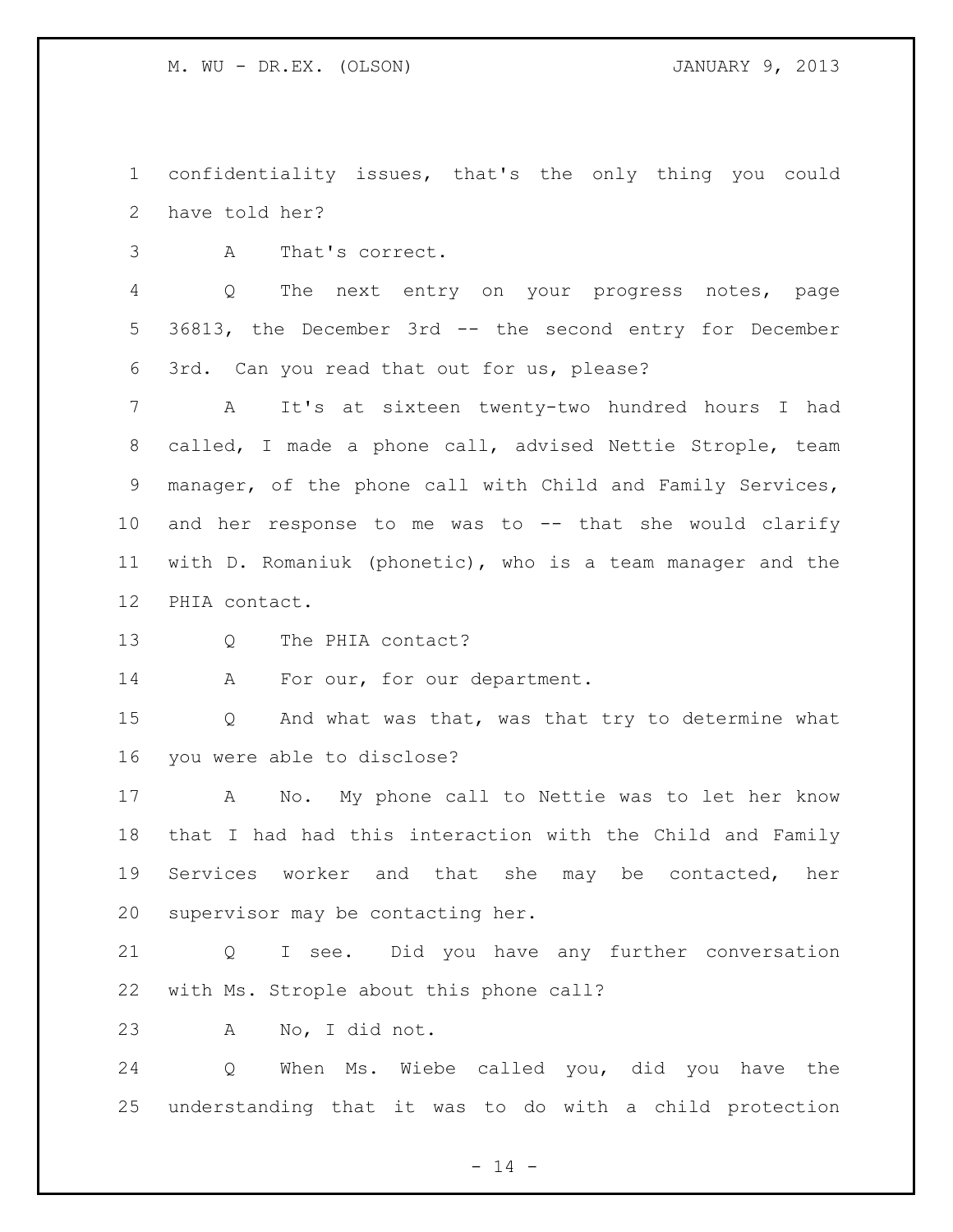confidentiality issues, that's the only thing you could have told her?

A That's correct.

Q The next entry on your progress notes, page 36813, the December 3rd -- the second entry for December 3rd. Can you read that out for us, please?

A It's at sixteen twenty-two hundred hours I had called, I made a phone call, advised Nettie Strople, team manager, of the phone call with Child and Family Services, and her response to me was to -- that she would clarify with D. Romaniuk (phonetic), who is a team manager and the PHIA contact.

Q The PHIA contact?

A For our, for our department.

Q And what was that, was that try to determine what you were able to disclose?

A No. My phone call to Nettie was to let her know that I had had this interaction with the Child and Family Services worker and that she may be contacted, her supervisor may be contacting her.

Q I see. Did you have any further conversation with Ms. Strople about this phone call?

A No, I did not.

Q When Ms. Wiebe called you, did you have the understanding that it was to do with a child protection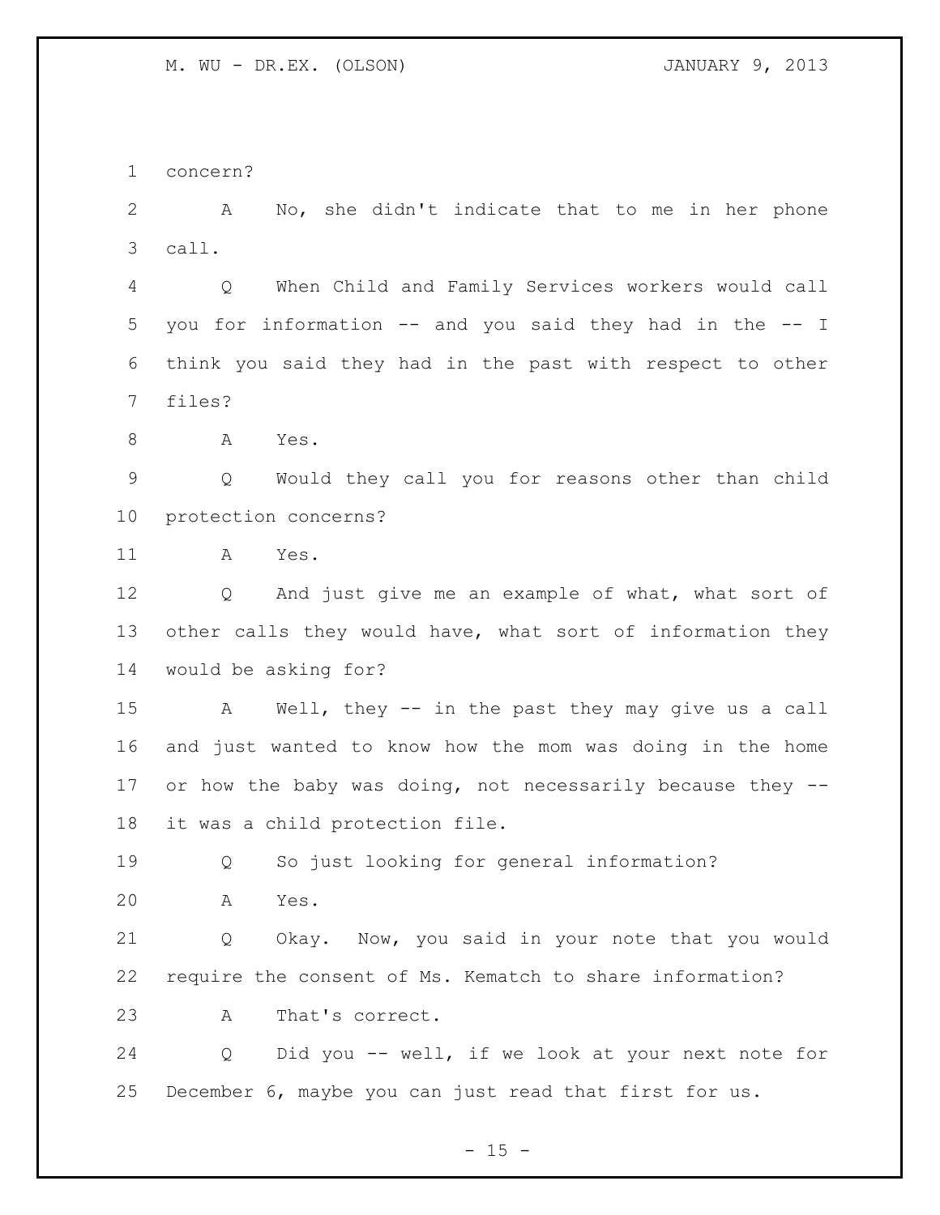concern?

A No, she didn't indicate that to me in her phone call.

Q When Child and Family Services workers would call you for information -- and you said they had in the -- I think you said they had in the past with respect to other files?

A Yes.

Q Would they call you for reasons other than child protection concerns?

A Yes.

Q And just give me an example of what, what sort of other calls they would have, what sort of information they would be asking for?

A Well, they -- in the past they may give us a call and just wanted to know how the mom was doing in the home or how the baby was doing, not necessarily because they -- it was a child protection file.

Q So just looking for general information?

A Yes.

Q Okay. Now, you said in your note that you would require the consent of Ms. Kematch to share information?

A That's correct.

Q Did you -- well, if we look at your next note for December 6, maybe you can just read that first for us.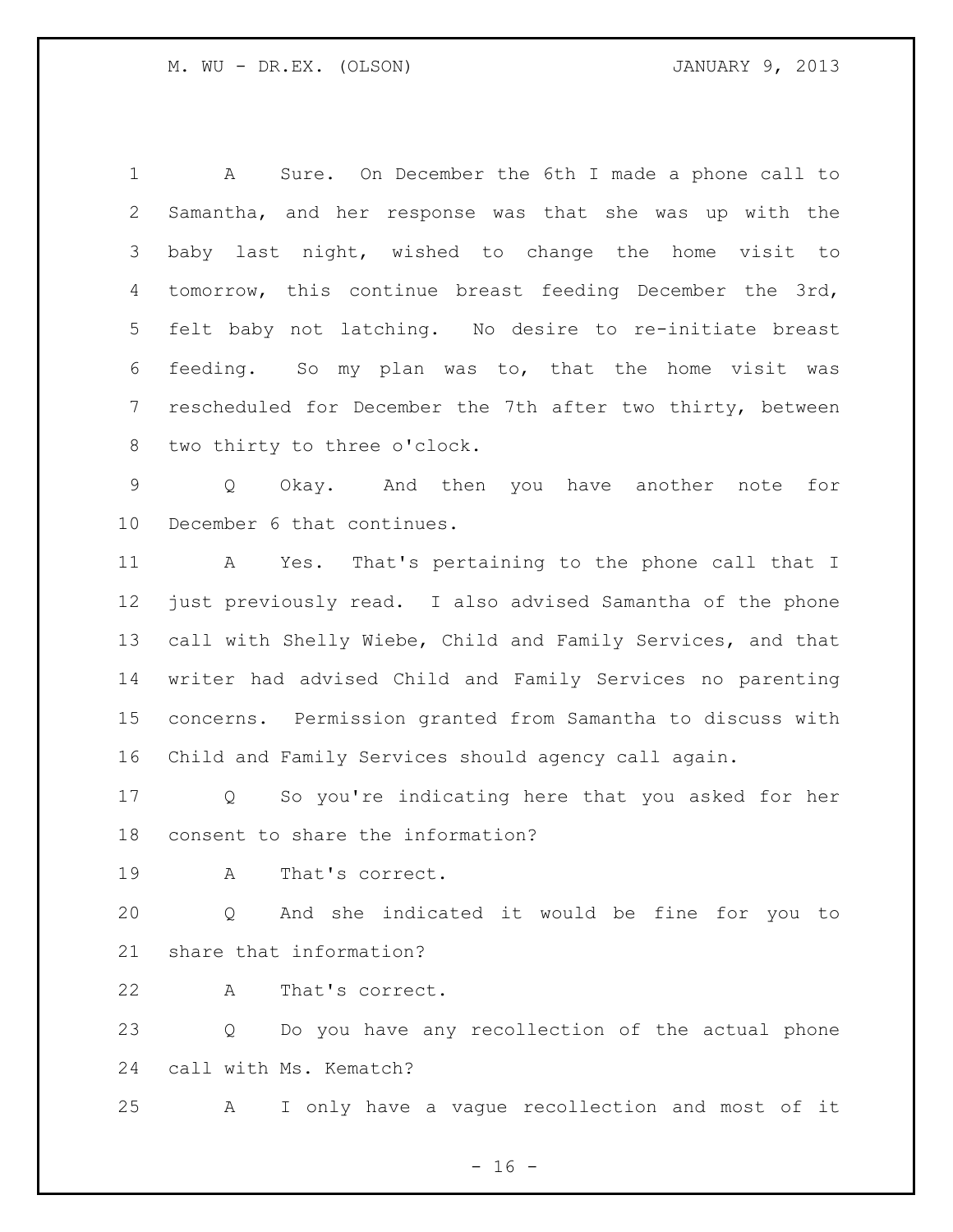A Sure. On December the 6th I made a phone call to Samantha, and her response was that she was up with the baby last night, wished to change the home visit to tomorrow, this continue breast feeding December the 3rd, felt baby not latching. No desire to re-initiate breast feeding. So my plan was to, that the home visit was rescheduled for December the 7th after two thirty, between two thirty to three o'clock.

Q Okay. And then you have another note for December 6 that continues.

A Yes. That's pertaining to the phone call that I just previously read. I also advised Samantha of the phone call with Shelly Wiebe, Child and Family Services, and that writer had advised Child and Family Services no parenting concerns. Permission granted from Samantha to discuss with Child and Family Services should agency call again.

Q So you're indicating here that you asked for her consent to share the information?

A That's correct.

Q And she indicated it would be fine for you to share that information?

A That's correct.

Q Do you have any recollection of the actual phone call with Ms. Kematch?

A I only have a vague recollection and most of it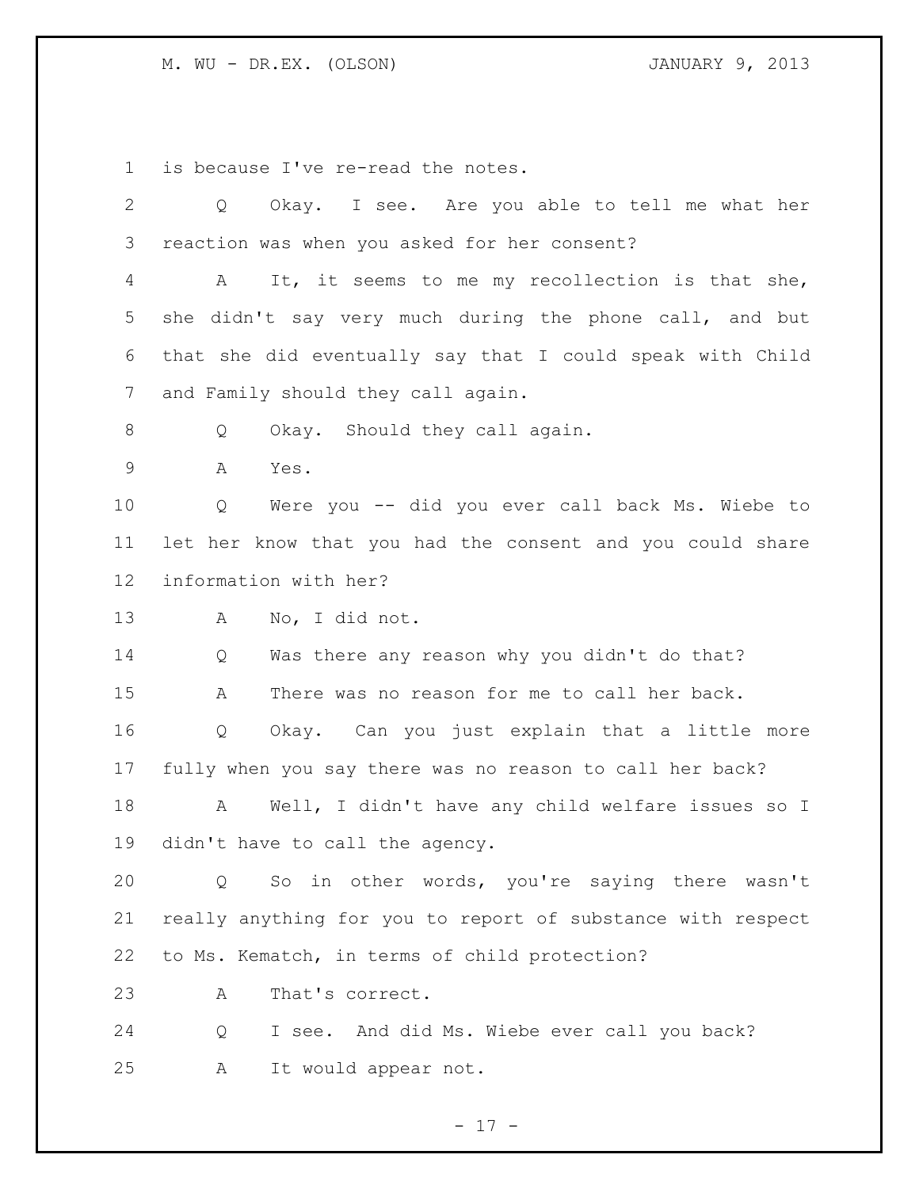is because I've re-read the notes.

Q Okay. I see. Are you able to tell me what her reaction was when you asked for her consent?

A It, it seems to me my recollection is that she, she didn't say very much during the phone call, and but that she did eventually say that I could speak with Child and Family should they call again.

Q Okay. Should they call again.

A Yes.

Q Were you -- did you ever call back Ms. Wiebe to let her know that you had the consent and you could share information with her?

A No, I did not.

Q Was there any reason why you didn't do that?

A There was no reason for me to call her back.

Q Okay. Can you just explain that a little more fully when you say there was no reason to call her back?

A Well, I didn't have any child welfare issues so I didn't have to call the agency.

Q So in other words, you're saying there wasn't really anything for you to report of substance with respect to Ms. Kematch, in terms of child protection?

A That's correct.

Q I see. And did Ms. Wiebe ever call you back?

A It would appear not.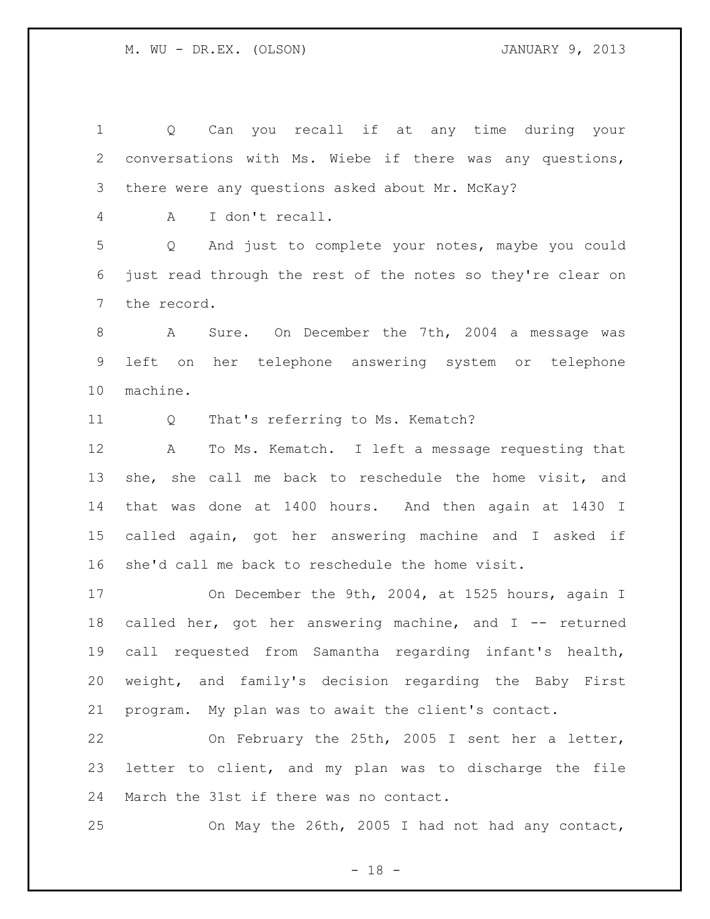Q Can you recall if at any time during your conversations with Ms. Wiebe if there was any questions, there were any questions asked about Mr. McKay?

A I don't recall.

Q And just to complete your notes, maybe you could just read through the rest of the notes so they're clear on the record.

A Sure. On December the 7th, 2004 a message was left on her telephone answering system or telephone machine.

Q That's referring to Ms. Kematch?

A To Ms. Kematch. I left a message requesting that she, she call me back to reschedule the home visit, and that was done at 1400 hours. And then again at 1430 I called again, got her answering machine and I asked if she'd call me back to reschedule the home visit.

On December the 9th, 2004, at 1525 hours, again I called her, got her answering machine, and I -- returned call requested from Samantha regarding infant's health, weight, and family's decision regarding the Baby First program. My plan was to await the client's contact.

On February the 25th, 2005 I sent her a letter, letter to client, and my plan was to discharge the file March the 31st if there was no contact.

On May the 26th, 2005 I had not had any contact,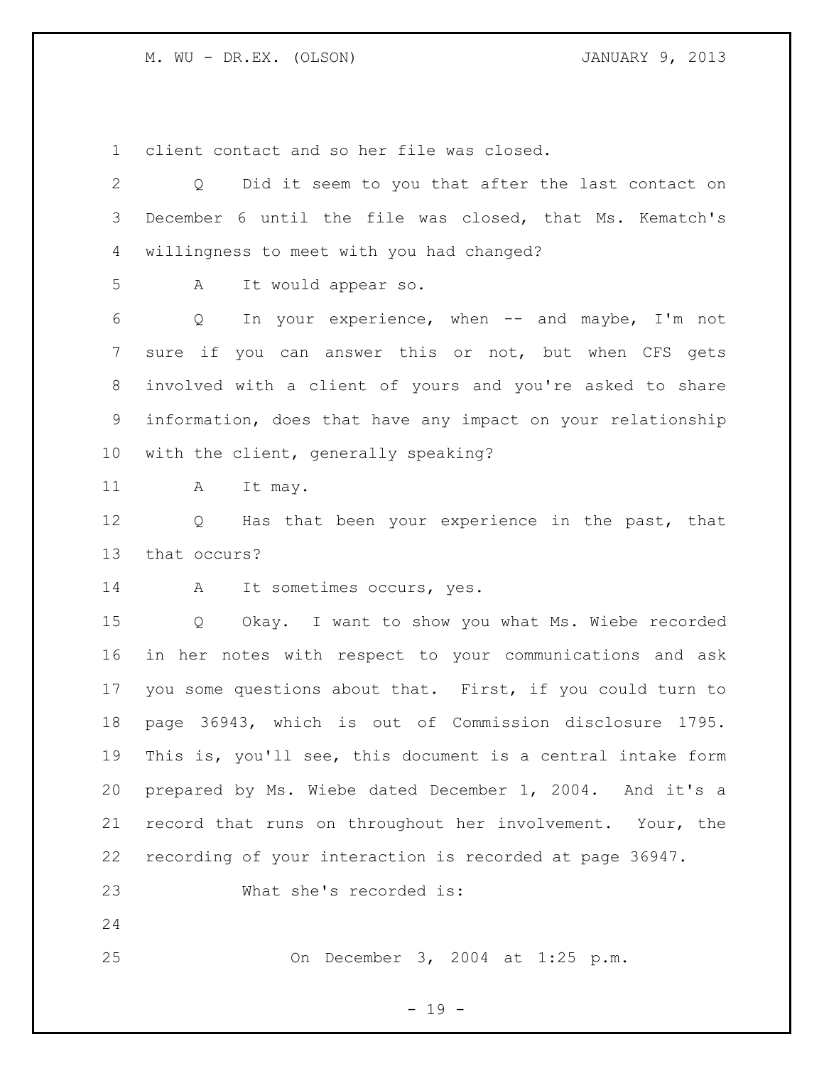client contact and so her file was closed.

Q Did it seem to you that after the last contact on December 6 until the file was closed, that Ms. Kematch's willingness to meet with you had changed?

A It would appear so.

Q In your experience, when -- and maybe, I'm not sure if you can answer this or not, but when CFS gets involved with a client of yours and you're asked to share information, does that have any impact on your relationship with the client, generally speaking?

A It may.

Q Has that been your experience in the past, that that occurs?

A It sometimes occurs, yes.

Q Okay. I want to show you what Ms. Wiebe recorded in her notes with respect to your communications and ask you some questions about that. First, if you could turn to page 36943, which is out of Commission disclosure 1795. This is, you'll see, this document is a central intake form prepared by Ms. Wiebe dated December 1, 2004. And it's a record that runs on throughout her involvement. Your, the recording of your interaction is recorded at page 36947.

What she's recorded is:

> On December 3, 2004 at 1:25 p.m.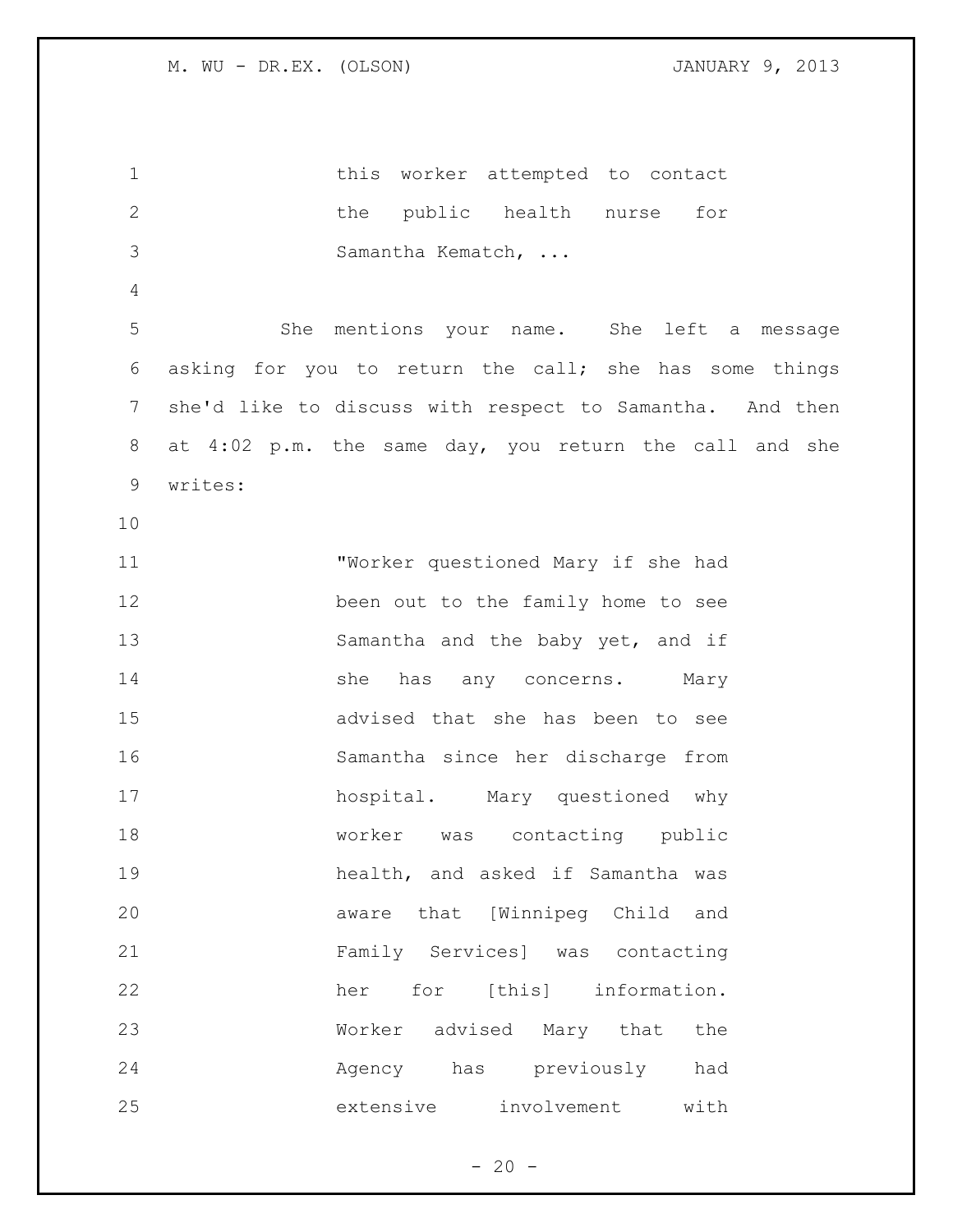> this worker attempted to contact the public health nurse for Samantha Kematch, ...

She mentions your name. She left a message asking for you to return the call; she has some things she'd like to discuss with respect to Samantha. And then at 4:02 p.m. the same day, you return the call and she writes:

> "Worker questioned Mary if she had been out to the family home to see Samantha and the baby yet, and if she has any concerns. Mary advised that she has been to see Samantha since her discharge from hospital. Mary questioned why worker was contacting public health, and asked if Samantha was aware that [Winnipeg Child and Family Services] was contacting her for [this] information. Worker advised Mary that the Agency has previously had extensive involvement with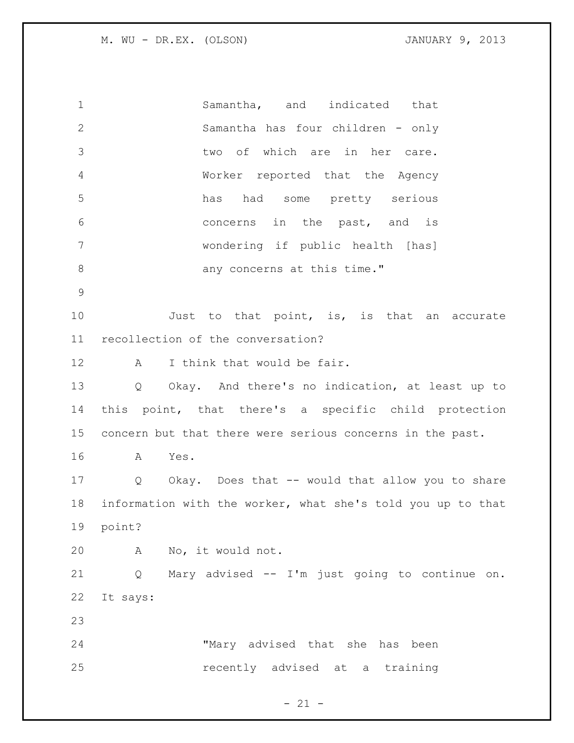Samantha, and indicated that Samantha has four children - only two of which are in her care. Worker reported that the Agency has had some pretty serious concerns in the past, and is wondering if public health [has] any concerns at this time."

Just to that point, is, is that an accurate recollection of the conversation?

A I think that would be fair.

Q Okay. And there's no indication, at least up to this point, that there's a specific child protection concern but that there were serious concerns in the past.

A Yes.

Q Okay. Does that -- would that allow you to share information with the worker, what she's told you up to that point?

A No, it would not.

Q Mary advised -- I'm just going to continue on. It says:

"Mary advised that she has been recently advised at a training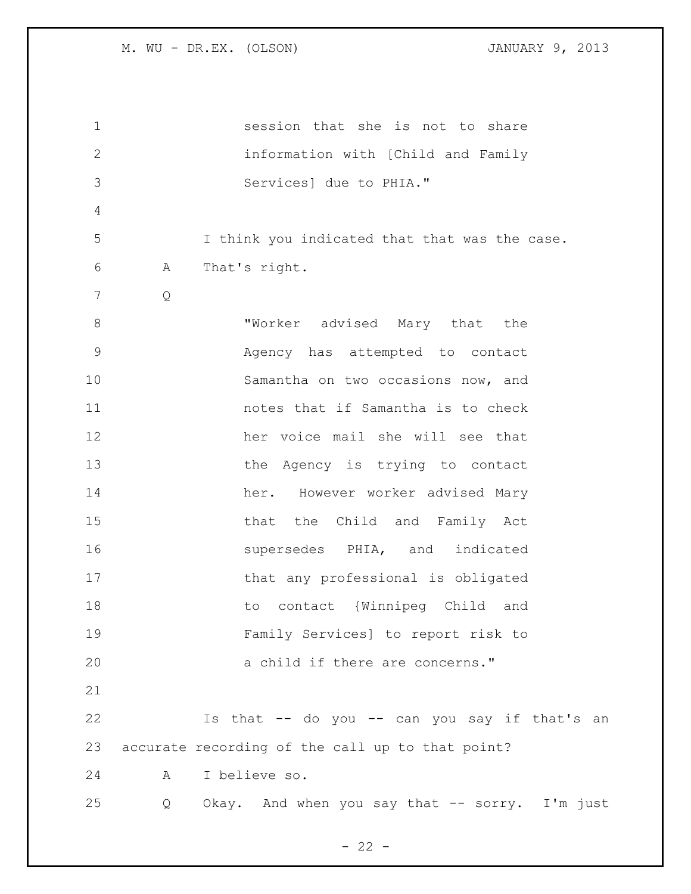session that she is not to share information with [Child and Family Services] due to PHIA."

I think you indicated that that was the case.

A That's right.

Q

"Worker advised Mary that the Agency has attempted to contact Samantha on two occasions now, and notes that if Samantha is to check her voice mail she will see that the Agency is trying to contact her. However worker advised Mary that the Child and Family Act supersedes PHIA, and indicated that any professional is obligated to contact {Winnipeg Child and Family Services] to report risk to a child if there are concerns."

Is that -- do you -- can you say if that's an accurate recording of the call up to that point?

A I believe so.

Q Okay. And when you say that -- sorry. I'm just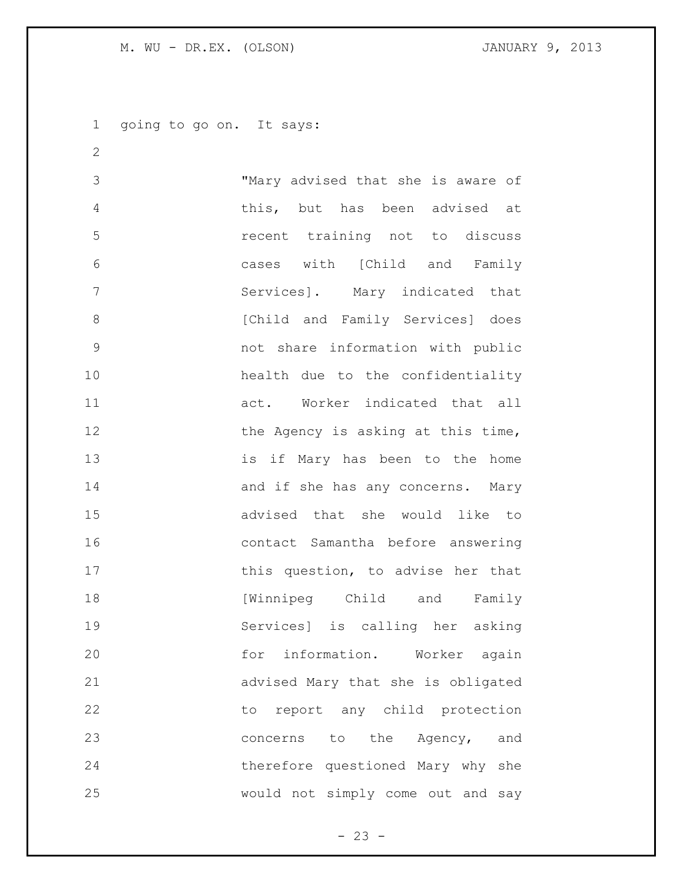going to go on. It says:

> "Mary advised that she is aware of this, but has been advised at recent training not to discuss cases with [Child and Family Services]. Mary indicated that [Child and Family Services] does not share information with public health due to the confidentiality act. Worker indicated that all the Agency is asking at this time, is if Mary has been to the home and if she has any concerns. Mary advised that she would like to contact Samantha before answering this question, to advise her that [Winnipeg Child and Family Services] is calling her asking for information. Worker again advised Mary that she is obligated to report any child protection concerns to the Agency, and therefore questioned Mary why she would not simply come out and say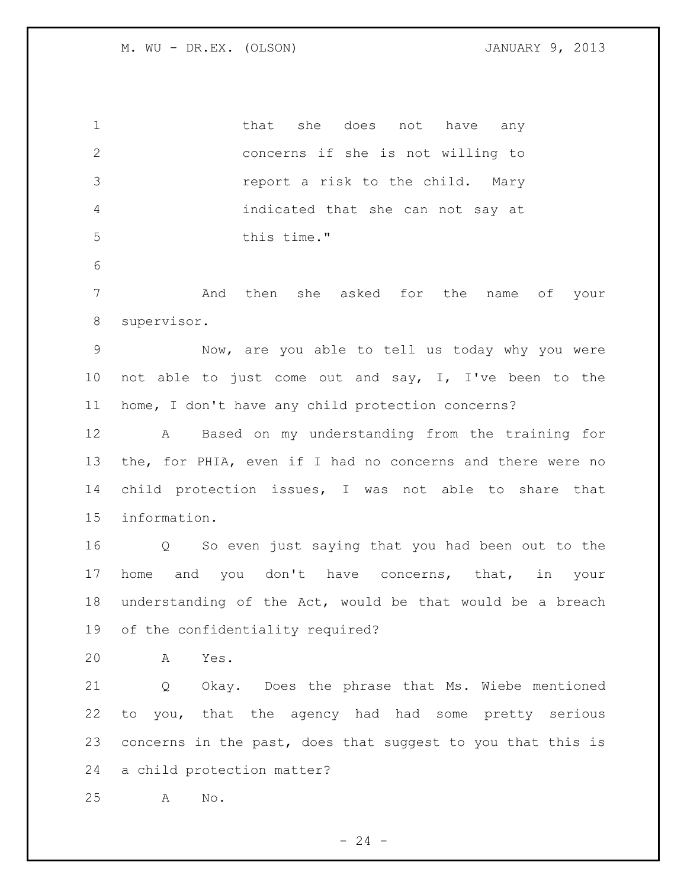that she does not have any concerns if she is not willing to report a risk to the child. Mary indicated that she can not say at this time."

And then she asked for the name of your supervisor.

Now, are you able to tell us today why you were not able to just come out and say, I, I've been to the home, I don't have any child protection concerns?

A Based on my understanding from the training for the, for PHIA, even if I had no concerns and there were no child protection issues, I was not able to share that information.

Q So even just saying that you had been out to the home and you don't have concerns, that, in your understanding of the Act, would be that would be a breach of the confidentiality required?

A Yes.

Q Okay. Does the phrase that Ms. Wiebe mentioned to you, that the agency had had some pretty serious concerns in the past, does that suggest to you that this is a child protection matter?

A No.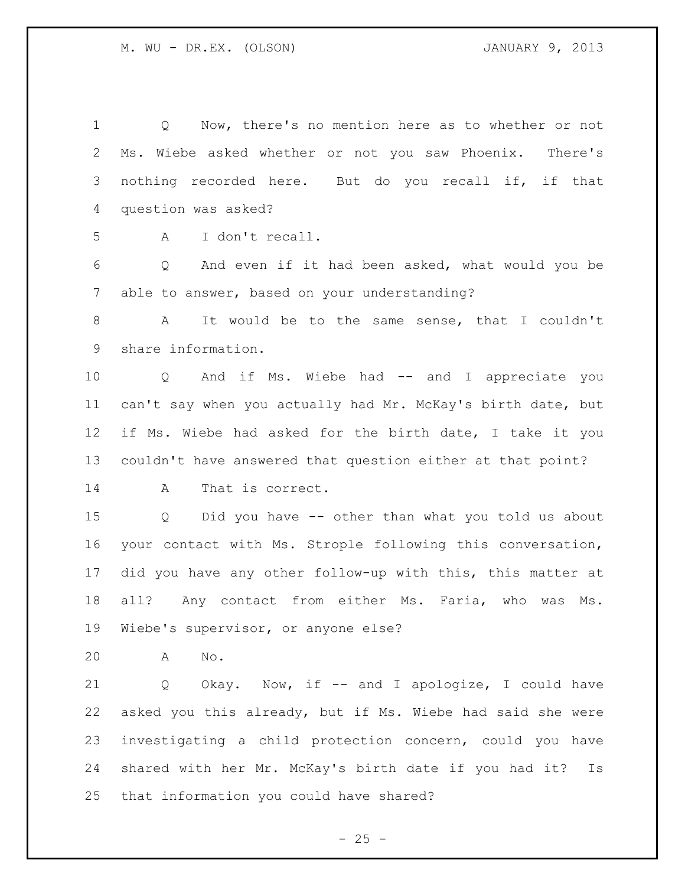Q Now, there's no mention here as to whether or not Ms. Wiebe asked whether or not you saw Phoenix. There's nothing recorded here. But do you recall if, if that question was asked?

A I don't recall.

Q And even if it had been asked, what would you be able to answer, based on your understanding?

A It would be to the same sense, that I couldn't share information.

Q And if Ms. Wiebe had -- and I appreciate you can't say when you actually had Mr. McKay's birth date, but if Ms. Wiebe had asked for the birth date, I take it you couldn't have answered that question either at that point?

A That is correct.

Q Did you have -- other than what you told us about your contact with Ms. Strople following this conversation, did you have any other follow-up with this, this matter at all? Any contact from either Ms. Faria, who was Ms. Wiebe's supervisor, or anyone else?

A No.

Q Okay. Now, if -- and I apologize, I could have asked you this already, but if Ms. Wiebe had said she were investigating a child protection concern, could you have shared with her Mr. McKay's birth date if you had it? Is that information you could have shared?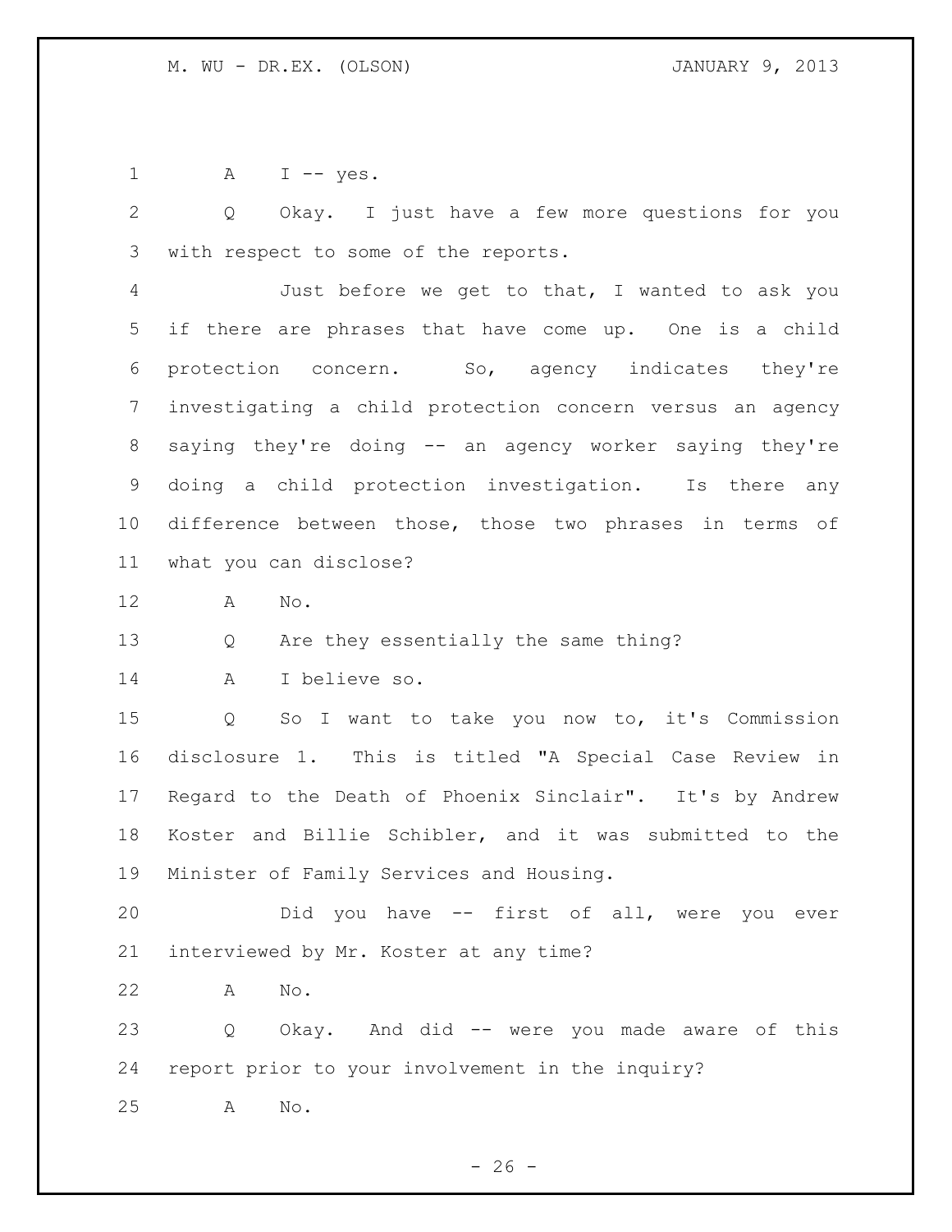A I -- yes.

Q Okay. I just have a few more questions for you with respect to some of the reports.

Just before we get to that, I wanted to ask you if there are phrases that have come up. One is a child protection concern. So, agency indicates they're investigating a child protection concern versus an agency saying they're doing -- an agency worker saying they're doing a child protection investigation. Is there any difference between those, those two phrases in terms of what you can disclose?

A No.

Q Are they essentially the same thing?

A I believe so.

Q So I want to take you now to, it's Commission disclosure 1. This is titled "A Special Case Review in Regard to the Death of Phoenix Sinclair". It's by Andrew Koster and Billie Schibler, and it was submitted to the Minister of Family Services and Housing.

Did you have -- first of all, were you ever interviewed by Mr. Koster at any time?

A No.

Q Okay. And did -- were you made aware of this report prior to your involvement in the inquiry?

A No.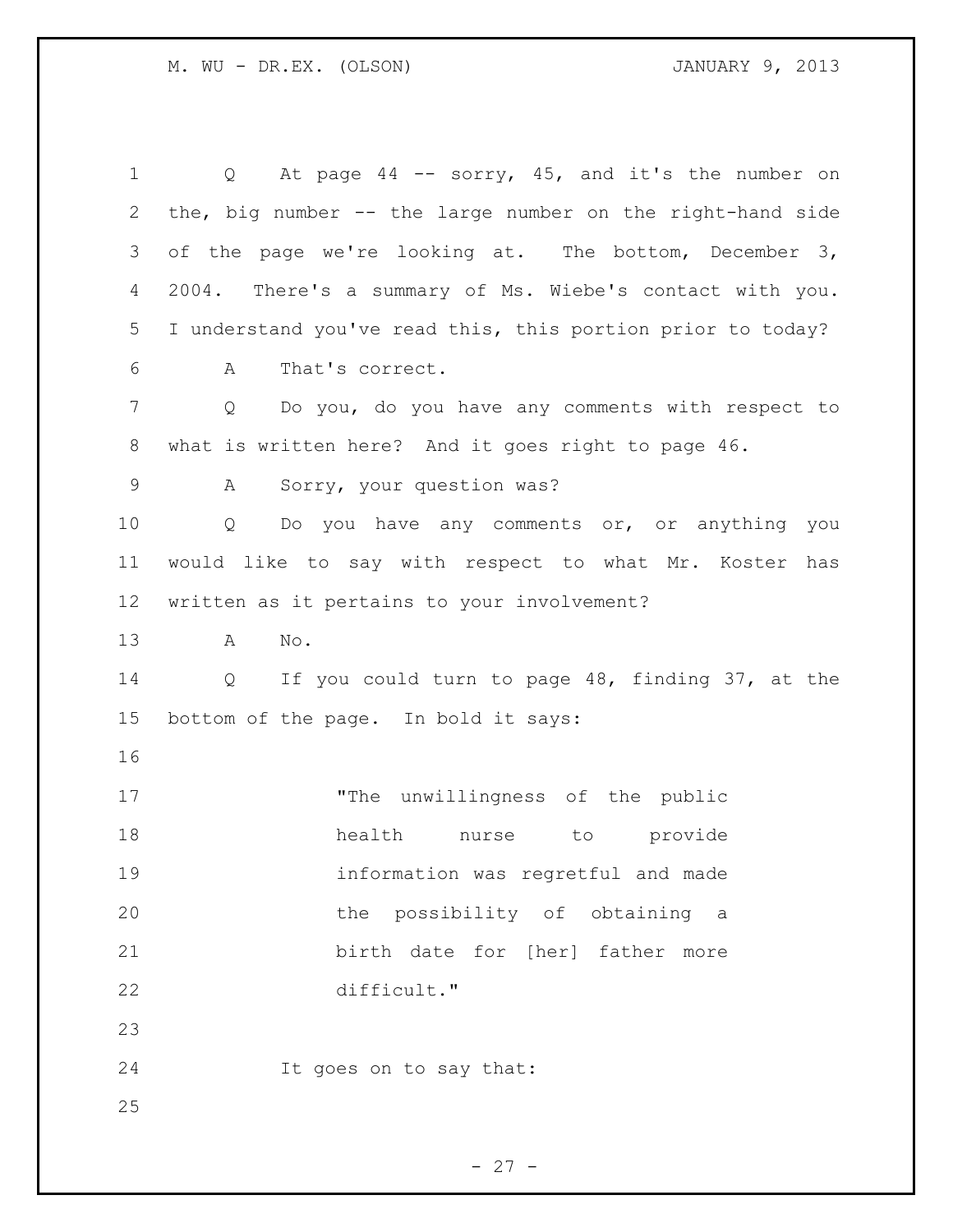Q At page 44 -- sorry, 45, and it's the number on the, big number -- the large number on the right-hand side of the page we're looking at. The bottom, December 3, 2004. There's a summary of Ms. Wiebe's contact with you. I understand you've read this, this portion prior to today?

A That's correct.

Q Do you, do you have any comments with respect to what is written here? And it goes right to page 46.

A Sorry, your question was?

Q Do you have any comments or, or anything you would like to say with respect to what Mr. Koster has written as it pertains to your involvement?

A No.

Q If you could turn to page 48, finding 37, at the bottom of the page. In bold it says:

> "The unwillingness of the public health nurse to provide information was regretful and made the possibility of obtaining a birth date for [her] father more difficult."

It goes on to say that: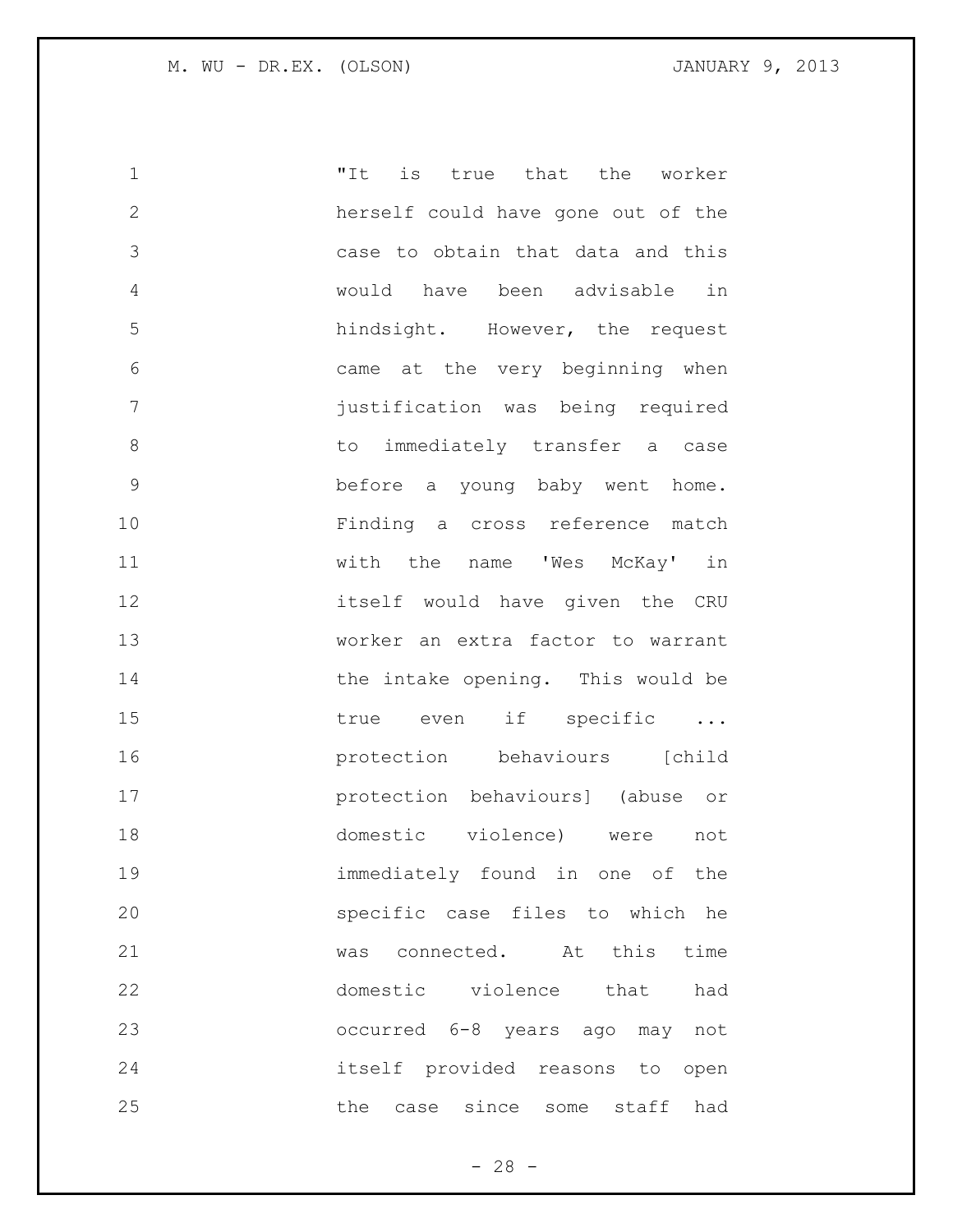"It is true that the worker herself could have gone out of the case to obtain that data and this would have been advisable in hindsight. However, the request came at the very beginning when justification was being required to immediately transfer a case before a young baby went home. Finding a cross reference match with the name 'Wes McKay' in itself would have given the CRU worker an extra factor to warrant the intake opening. This would be true even if specific ... protection behaviours [child protection behaviours] (abuse or domestic violence) were not immediately found in one of the specific case files to which he was connected. At this time domestic violence that had occurred 6-8 years ago may not itself provided reasons to open the case since some staff had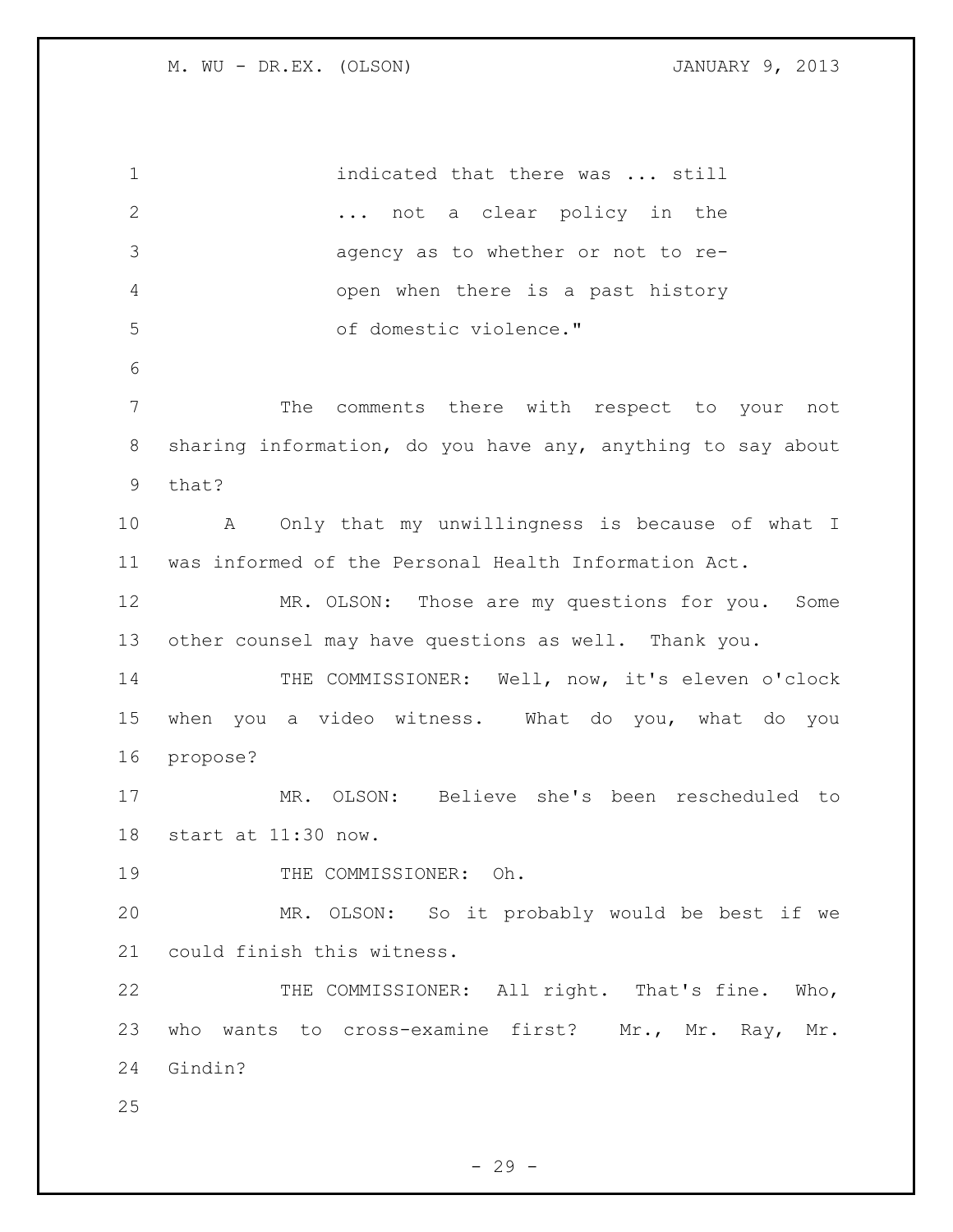indicated that there was ... still ... not a clear policy in the agency as to whether or not to re-open when there is a past history of domestic violence."

The comments there with respect to your not sharing information, do you have any, anything to say about that?

A Only that my unwillingness is because of what I was informed of the Personal Health Information Act.

MR. OLSON: Those are my questions for you. Some other counsel may have questions as well. Thank you.

THE COMMISSIONER: Well, now, it's eleven o'clock when you a video witness. What do you, what do you propose?

MR. OLSON: Believe she's been rescheduled to start at 11:30 now.

THE COMMISSIONER: Oh.

MR. OLSON: So it probably would be best if we could finish this witness.

THE COMMISSIONER: All right. That's fine. Who, who wants to cross-examine first? Mr., Mr. Ray, Mr. Gindin?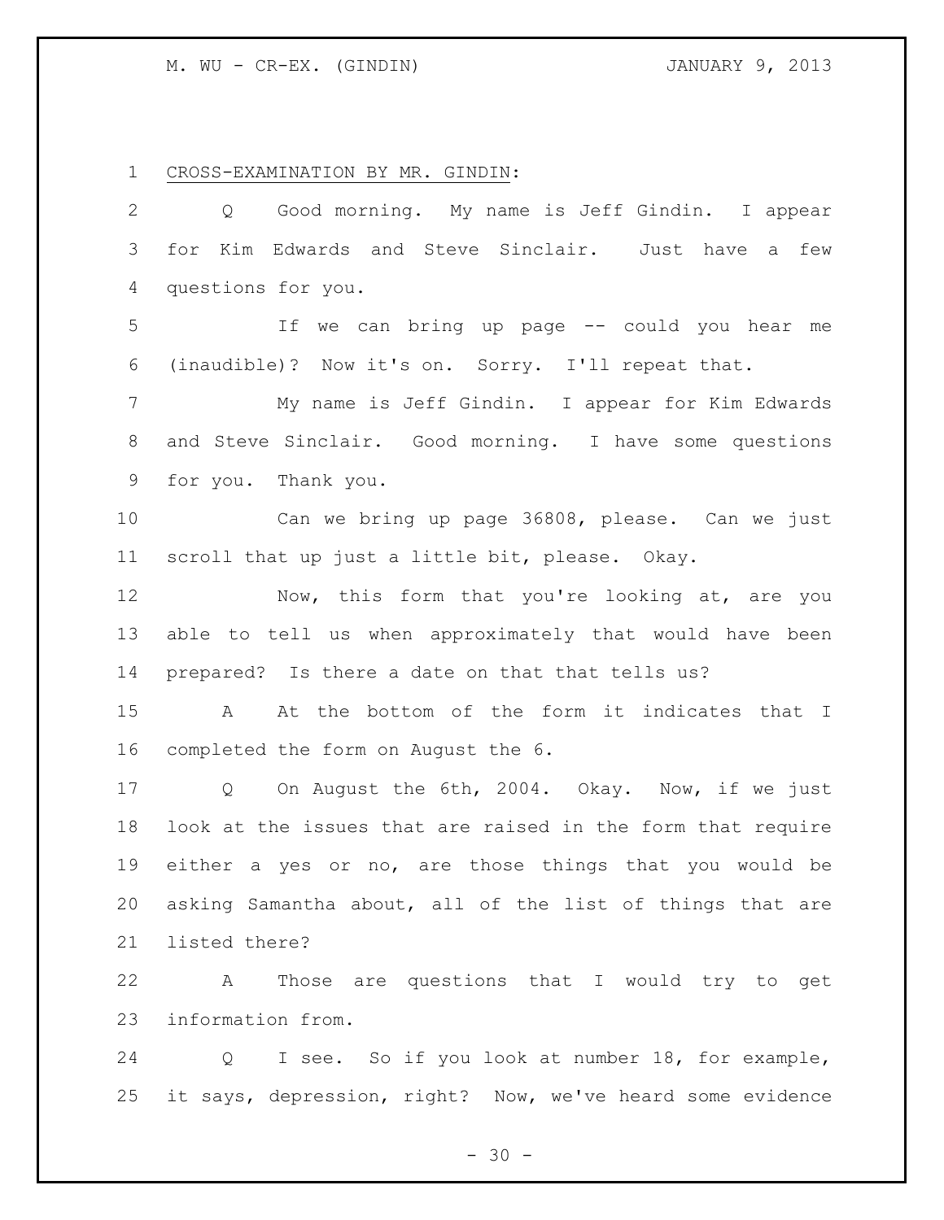CROSS-EXAMINATION BY MR. GINDIN:

Q Good morning. My name is Jeff Gindin. I appear for Kim Edwards and Steve Sinclair. Just have a few questions for you.

If we can bring up page -- could you hear me (inaudible)? Now it's on. Sorry. I'll repeat that.

My name is Jeff Gindin. I appear for Kim Edwards and Steve Sinclair. Good morning. I have some questions for you. Thank you.

Can we bring up page 36808, please. Can we just scroll that up just a little bit, please. Okay.

Now, this form that you're looking at, are you able to tell us when approximately that would have been prepared? Is there a date on that that tells us?

A At the bottom of the form it indicates that I completed the form on August the 6.

Q On August the 6th, 2004. Okay. Now, if we just look at the issues that are raised in the form that require either a yes or no, are those things that you would be asking Samantha about, all of the list of things that are listed there?

A Those are questions that I would try to get information from.

Q I see. So if you look at number 18, for example, it says, depression, right? Now, we've heard some evidence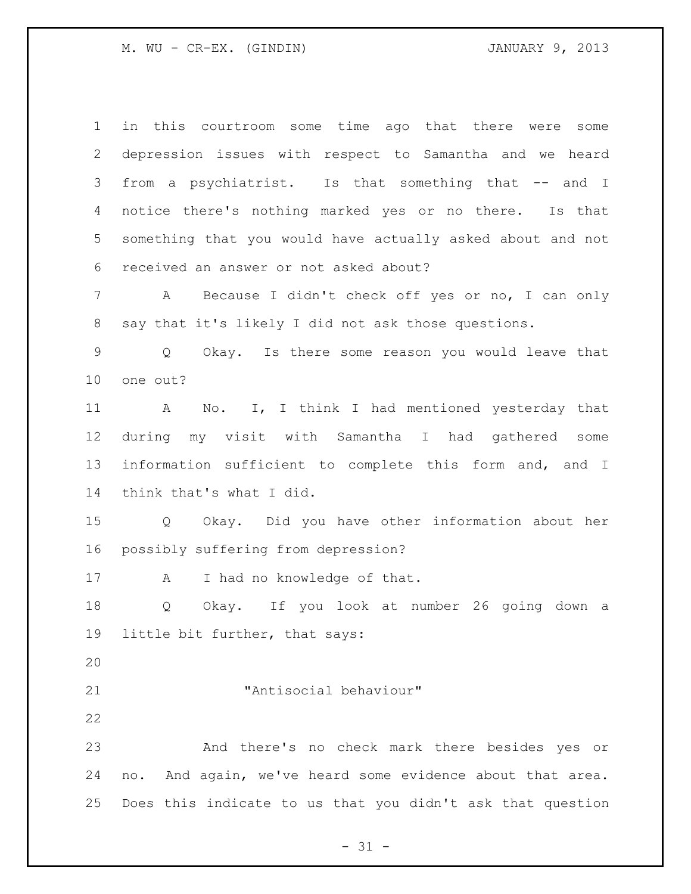in this courtroom some time ago that there were some depression issues with respect to Samantha and we heard from a psychiatrist. Is that something that -- and I notice there's nothing marked yes or no there. Is that something that you would have actually asked about and not received an answer or not asked about?

A Because I didn't check off yes or no, I can only say that it's likely I did not ask those questions.

Q Okay. Is there some reason you would leave that one out?

A No. I, I think I had mentioned yesterday that during my visit with Samantha I had gathered some information sufficient to complete this form and, and I think that's what I did.

Q Okay. Did you have other information about her possibly suffering from depression?

A I had no knowledge of that.

Q Okay. If you look at number 26 going down a little bit further, that says:

"Antisocial behaviour"

And there's no check mark there besides yes or no. And again, we've heard some evidence about that area. Does this indicate to us that you didn't ask that question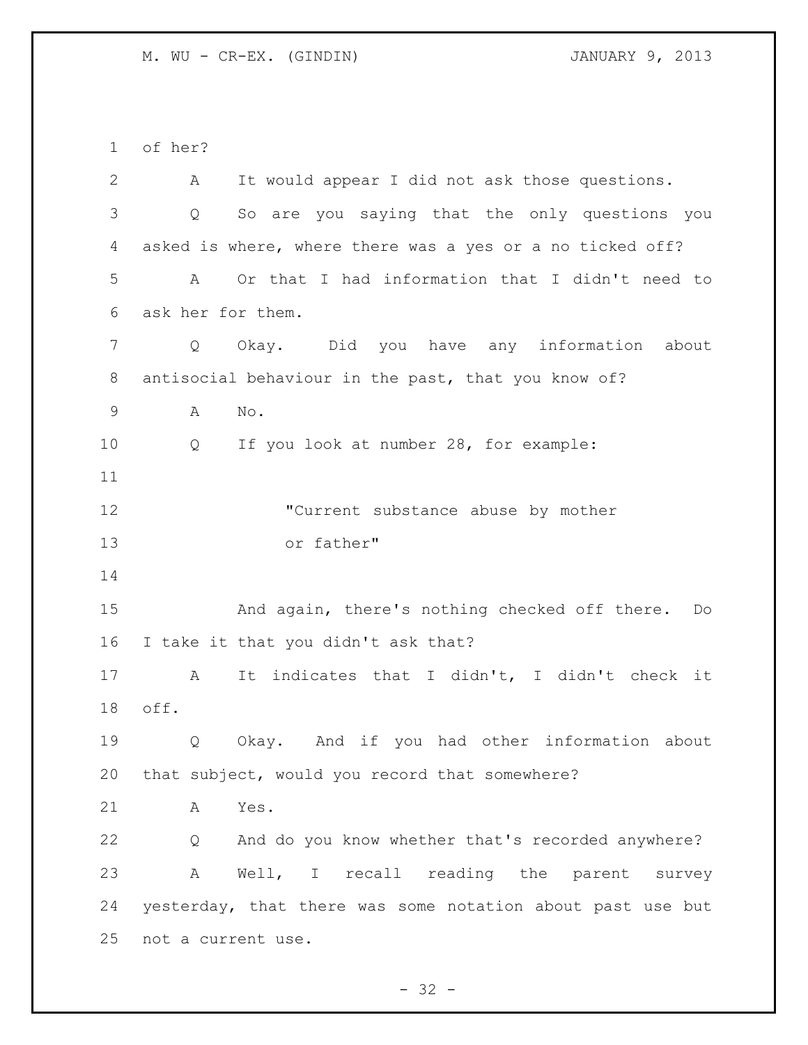of her?

A It would appear I did not ask those questions.

Q So are you saying that the only questions you asked is where, where there was a yes or a no ticked off?

A Or that I had information that I didn't need to ask her for them.

Q Okay. Did you have any information about antisocial behaviour in the past, that you know of?

A No.

Q If you look at number 28, for example:

> "Current substance abuse by mother or father"

And again, there's nothing checked off there. Do I take it that you didn't ask that?

A It indicates that I didn't, I didn't check it off.

Q Okay. And if you had other information about that subject, would you record that somewhere?

A Yes.

Q And do you know whether that's recorded anywhere?

A Well, I recall reading the parent survey yesterday, that there was some notation about past use but not a current use.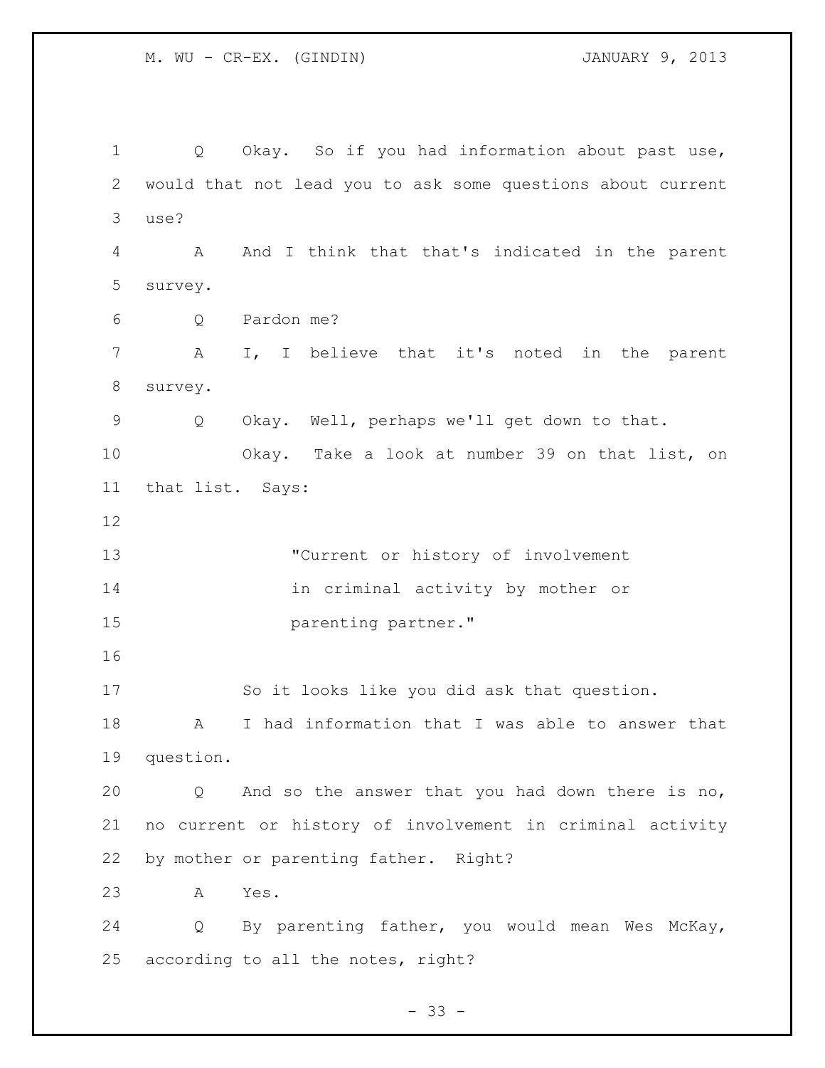Q Okay. So if you had information about past use, would that not lead you to ask some questions about current use?

A And I think that that's indicated in the parent survey.

Q Pardon me?

A I, I believe that it's noted in the parent survey.

Q Okay. Well, perhaps we'll get down to that.

Okay. Take a look at number 39 on that list, on that list. Says:

> "Current or history of involvement in criminal activity by mother or parenting partner."

So it looks like you did ask that question.

A I had information that I was able to answer that question.

Q And so the answer that you had down there is no, no current or history of involvement in criminal activity by mother or parenting father. Right?

A Yes.

Q By parenting father, you would mean Wes McKay, according to all the notes, right?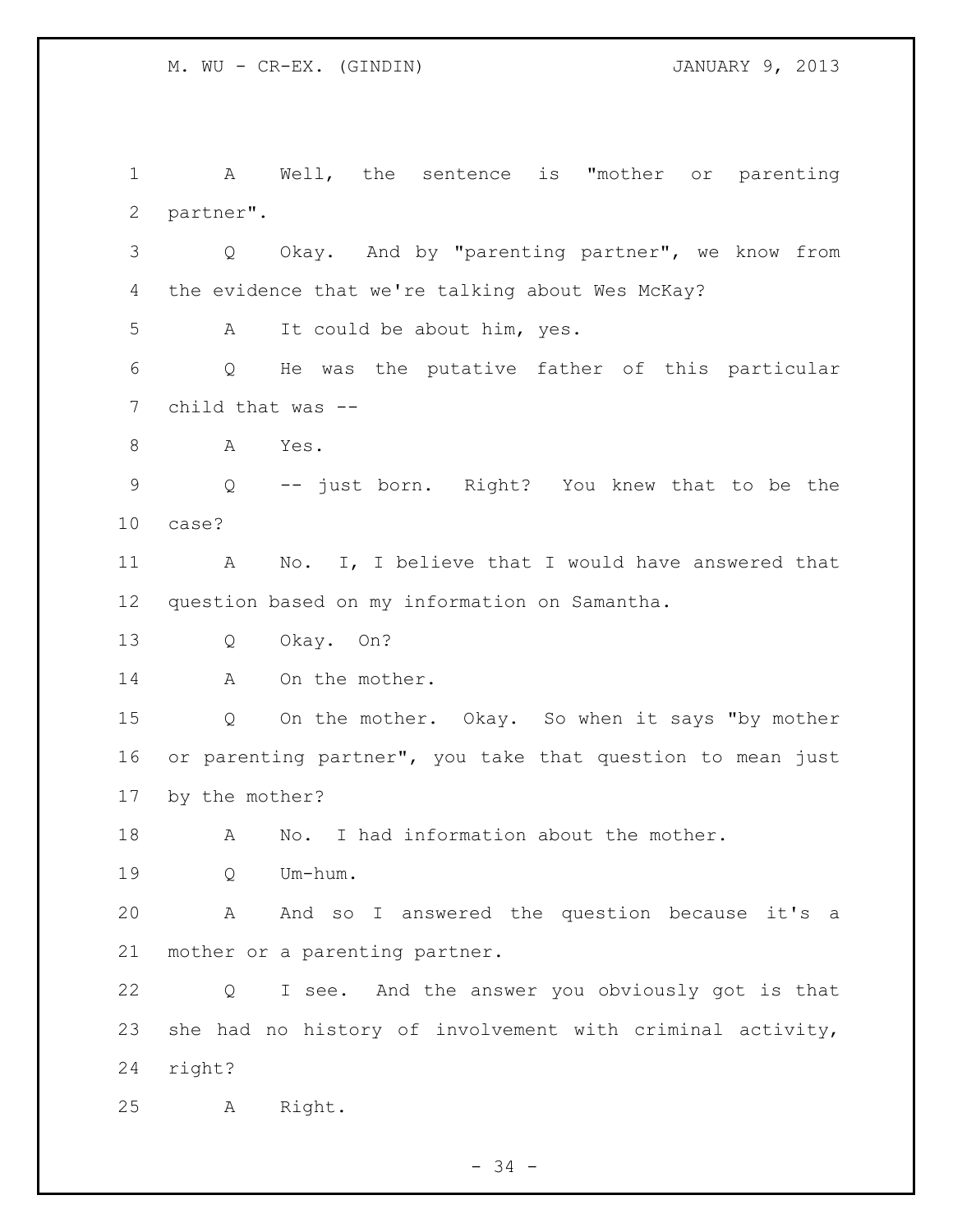A Well, the sentence is "mother or parenting partner".

Q Okay. And by "parenting partner", we know from the evidence that we're talking about Wes McKay?

A It could be about him, yes.

Q He was the putative father of this particular child that was --

A Yes.

Q -- just born. Right? You knew that to be the case?

A No. I, I believe that I would have answered that question based on my information on Samantha.

Q Okay. On?

A On the mother.

Q On the mother. Okay. So when it says "by mother or parenting partner", you take that question to mean just by the mother?

A No. I had information about the mother.

Q Um-hum.

A And so I answered the question because it's a mother or a parenting partner.

Q I see. And the answer you obviously got is that she had no history of involvement with criminal activity, right?

A Right.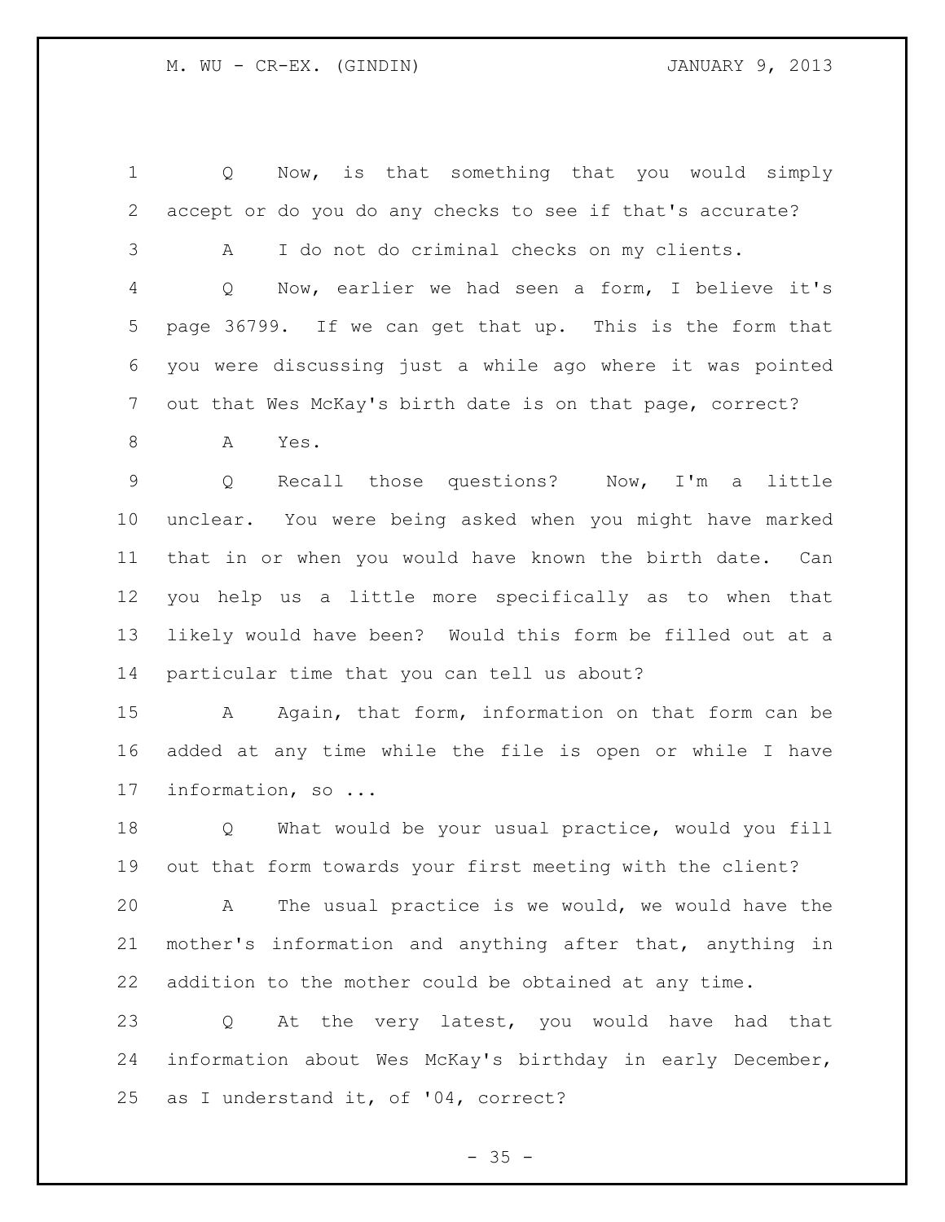Q Now, is that something that you would simply accept or do you do any checks to see if that's accurate?

A I do not do criminal checks on my clients.

Q Now, earlier we had seen a form, I believe it's page 36799. If we can get that up. This is the form that you were discussing just a while ago where it was pointed out that Wes McKay's birth date is on that page, correct?

A Yes.

Q Recall those questions? Now, I'm a little unclear. You were being asked when you might have marked that in or when you would have known the birth date. Can you help us a little more specifically as to when that likely would have been? Would this form be filled out at a particular time that you can tell us about?

A Again, that form, information on that form can be added at any time while the file is open or while I have information, so ...

Q What would be your usual practice, would you fill out that form towards your first meeting with the client?

A The usual practice is we would, we would have the mother's information and anything after that, anything in addition to the mother could be obtained at any time.

Q At the very latest, you would have had that information about Wes McKay's birthday in early December, as I understand it, of '04, correct?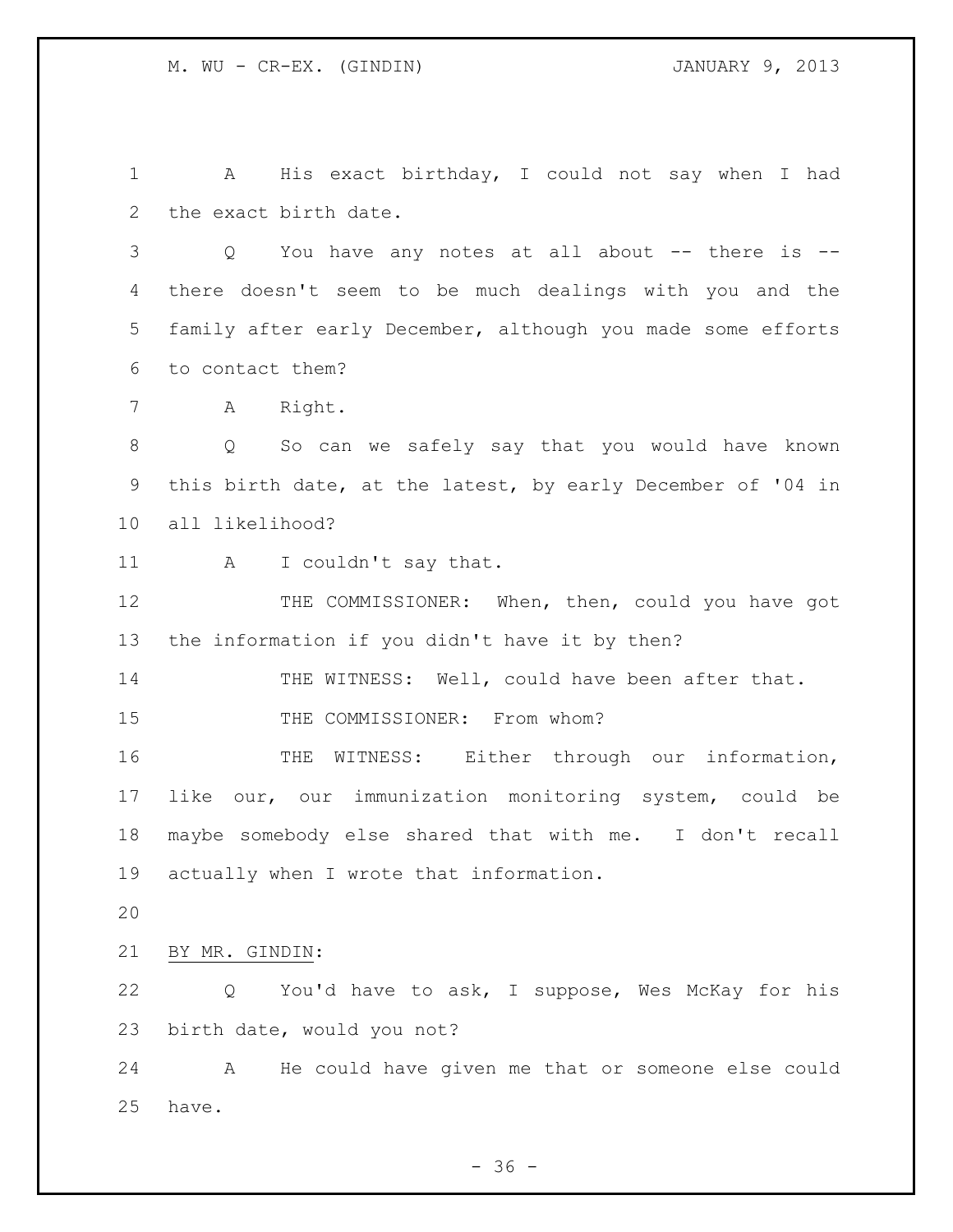A His exact birthday, I could not say when I had the exact birth date.

Q You have any notes at all about -- there is -- there doesn't seem to be much dealings with you and the family after early December, although you made some efforts to contact them?

A Right.

Q So can we safely say that you would have known this birth date, at the latest, by early December of '04 in all likelihood?

A I couldn't say that.

THE COMMISSIONER: When, then, could you have got the information if you didn't have it by then?

THE WITNESS: Well, could have been after that.

THE COMMISSIONER: From whom?

THE WITNESS: Either through our information, like our, our immunization monitoring system, could be maybe somebody else shared that with me. I don't recall actually when I wrote that information.

BY MR. GINDIN:

Q You'd have to ask, I suppose, Wes McKay for his birth date, would you not?

A He could have given me that or someone else could have.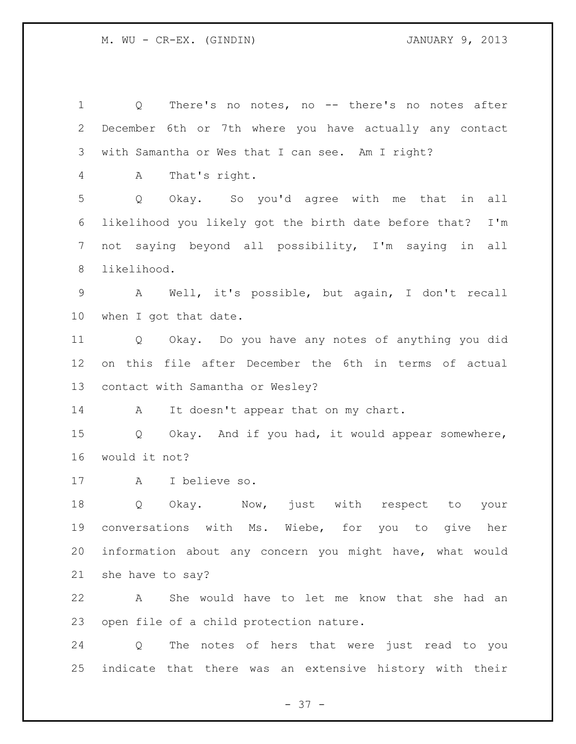Q There's no notes, no -- there's no notes after December 6th or 7th where you have actually any contact with Samantha or Wes that I can see. Am I right?

A That's right.

Q Okay. So you'd agree with me that in all likelihood you likely got the birth date before that? I'm not saying beyond all possibility, I'm saying in all likelihood.

A Well, it's possible, but again, I don't recall when I got that date.

Q Okay. Do you have any notes of anything you did on this file after December the 6th in terms of actual contact with Samantha or Wesley?

A It doesn't appear that on my chart.

Q Okay. And if you had, it would appear somewhere, would it not?

A I believe so.

Q Okay. Now, just with respect to your conversations with Ms. Wiebe, for you to give her information about any concern you might have, what would she have to say?

A She would have to let me know that she had an open file of a child protection nature.

Q The notes of hers that were just read to you indicate that there was an extensive history with their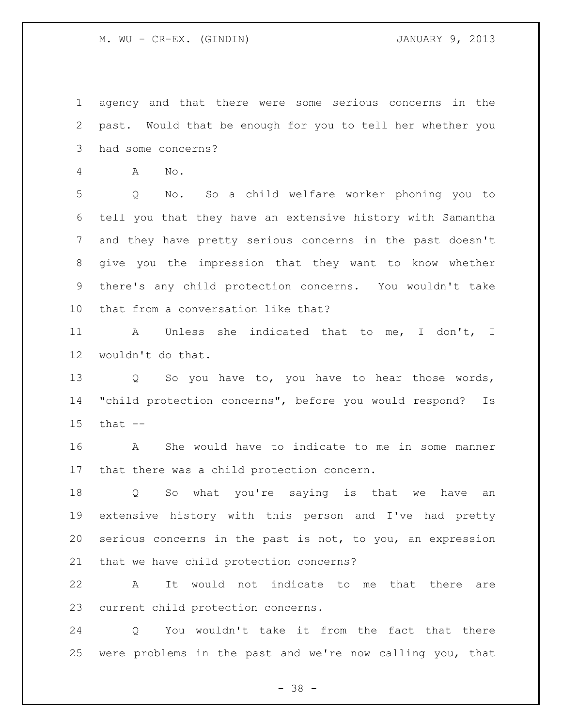agency and that there were some serious concerns in the past. Would that be enough for you to tell her whether you had some concerns?

A No.

Q No. So a child welfare worker phoning you to tell you that they have an extensive history with Samantha and they have pretty serious concerns in the past doesn't give you the impression that they want to know whether there's any child protection concerns. You wouldn't take that from a conversation like that?

A Unless she indicated that to me, I don't, I wouldn't do that.

Q So you have to, you have to hear those words, "child protection concerns", before you would respond? Is that --

A She would have to indicate to me in some manner that there was a child protection concern.

Q So what you're saying is that we have an extensive history with this person and I've had pretty serious concerns in the past is not, to you, an expression that we have child protection concerns?

A It would not indicate to me that there are current child protection concerns.

Q You wouldn't take it from the fact that there were problems in the past and we're now calling you, that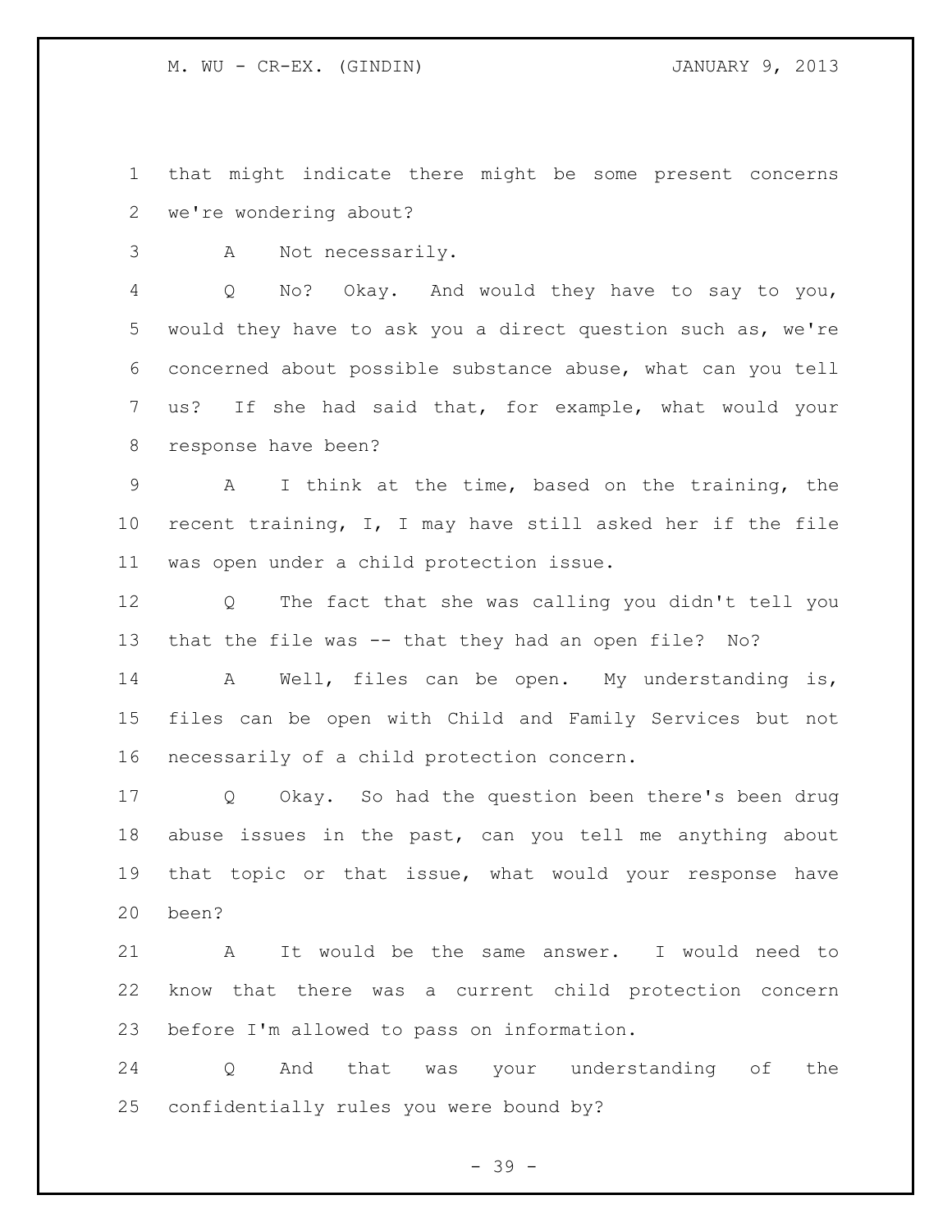that might indicate there might be some present concerns we're wondering about?

A Not necessarily.

Q No? Okay. And would they have to say to you, would they have to ask you a direct question such as, we're concerned about possible substance abuse, what can you tell us? If she had said that, for example, what would your response have been?

A I think at the time, based on the training, the recent training, I, I may have still asked her if the file was open under a child protection issue.

Q The fact that she was calling you didn't tell you that the file was -- that they had an open file? No?

A Well, files can be open. My understanding is, files can be open with Child and Family Services but not necessarily of a child protection concern.

Q Okay. So had the question been there's been drug abuse issues in the past, can you tell me anything about that topic or that issue, what would your response have been?

A It would be the same answer. I would need to know that there was a current child protection concern before I'm allowed to pass on information.

Q And that was your understanding of the confidentially rules you were bound by?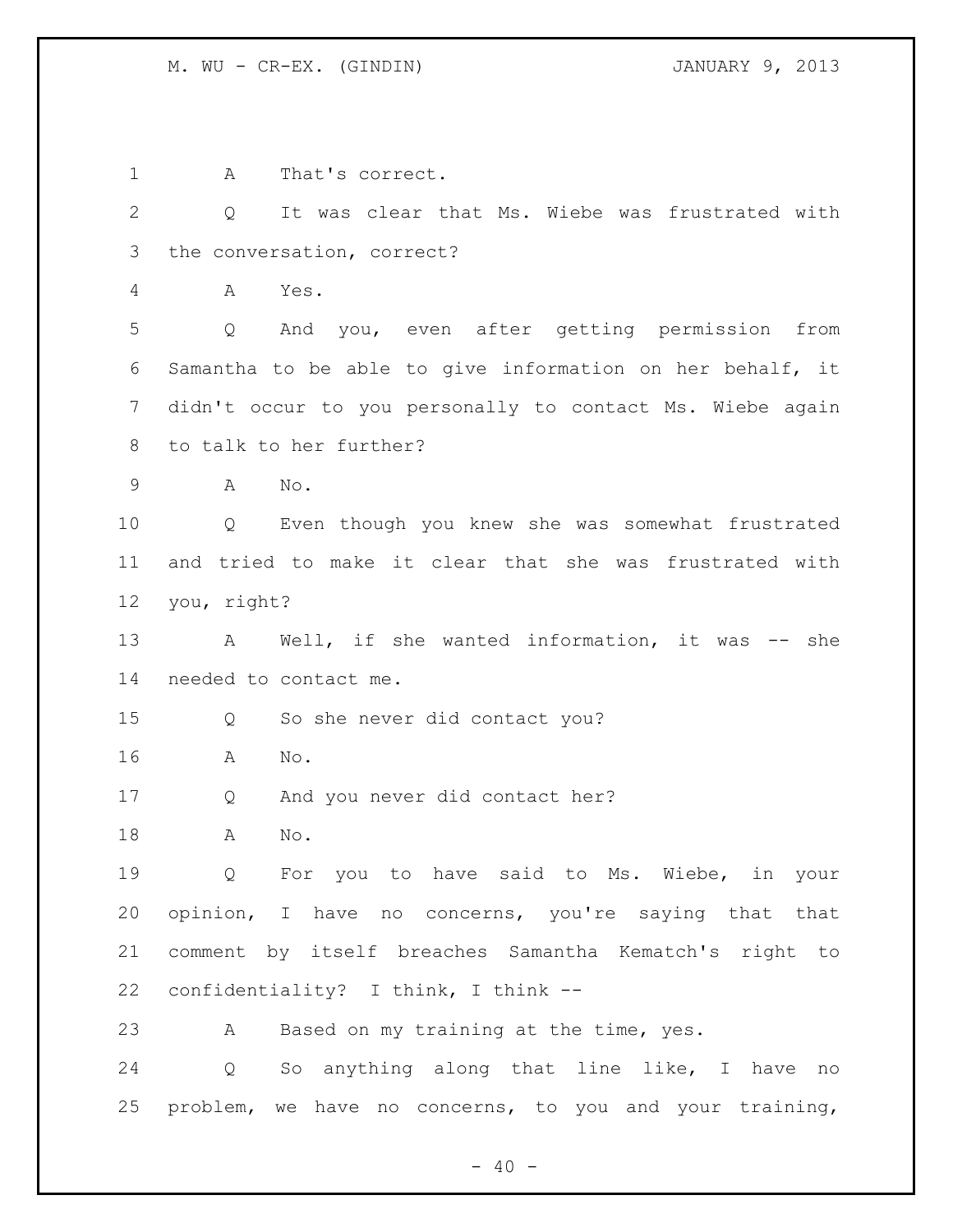A That's correct.

Q It was clear that Ms. Wiebe was frustrated with the conversation, correct?

A Yes.

Q And you, even after getting permission from Samantha to be able to give information on her behalf, it didn't occur to you personally to contact Ms. Wiebe again to talk to her further?

A No.

Q Even though you knew she was somewhat frustrated and tried to make it clear that she was frustrated with you, right?

A Well, if she wanted information, it was -- she needed to contact me.

Q So she never did contact you?

A No.

Q And you never did contact her?

A No.

Q For you to have said to Ms. Wiebe, in your opinion, I have no concerns, you're saying that that comment by itself breaches Samantha Kematch's right to confidentiality? I think, I think --

A Based on my training at the time, yes.

Q So anything along that line like, I have no problem, we have no concerns, to you and your training,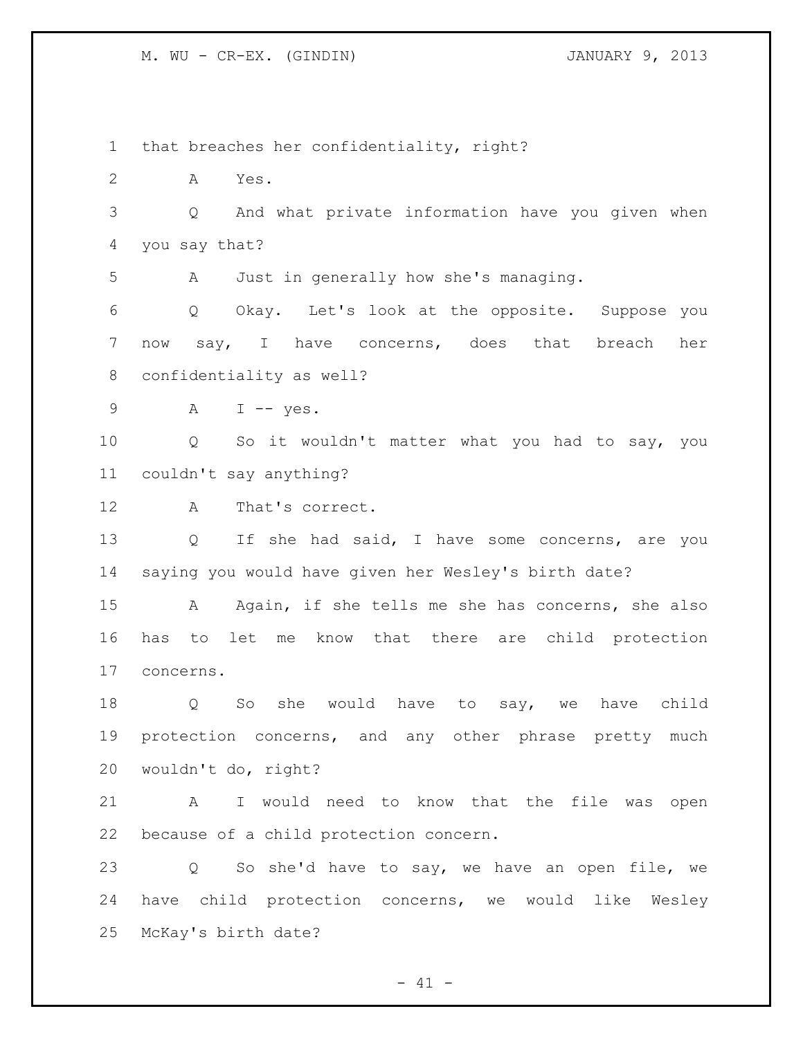that breaches her confidentiality, right?

A Yes.

Q And what private information have you given when you say that?

A Just in generally how she's managing.

Q Okay. Let's look at the opposite. Suppose you now say, I have concerns, does that breach her confidentiality as well?

A I -- yes.

Q So it wouldn't matter what you had to say, you couldn't say anything?

A That's correct.

Q If she had said, I have some concerns, are you saying you would have given her Wesley's birth date?

A Again, if she tells me she has concerns, she also has to let me know that there are child protection concerns.

Q So she would have to say, we have child protection concerns, and any other phrase pretty much wouldn't do, right?

A I would need to know that the file was open because of a child protection concern.

Q So she'd have to say, we have an open file, we have child protection concerns, we would like Wesley McKay's birth date?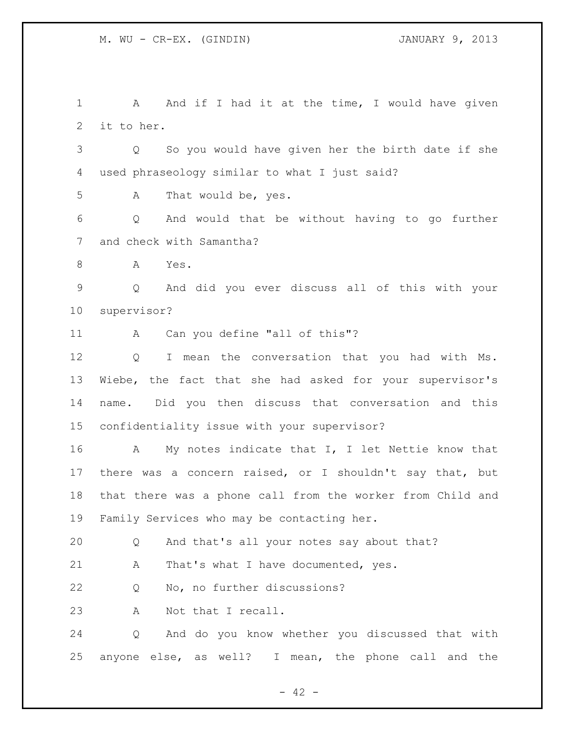A And if I had it at the time, I would have given it to her.

Q So you would have given her the birth date if she used phraseology similar to what I just said?

A That would be, yes.

Q And would that be without having to go further and check with Samantha?

A Yes.

Q And did you ever discuss all of this with your supervisor?

A Can you define "all of this"?

Q I mean the conversation that you had with Ms. Wiebe, the fact that she had asked for your supervisor's name. Did you then discuss that conversation and this confidentiality issue with your supervisor?

A My notes indicate that I, I let Nettie know that there was a concern raised, or I shouldn't say that, but that there was a phone call from the worker from Child and Family Services who may be contacting her.

Q And that's all your notes say about that?

A That's what I have documented, yes.

Q No, no further discussions?

A Not that I recall.

Q And do you know whether you discussed that with anyone else, as well? I mean, the phone call and the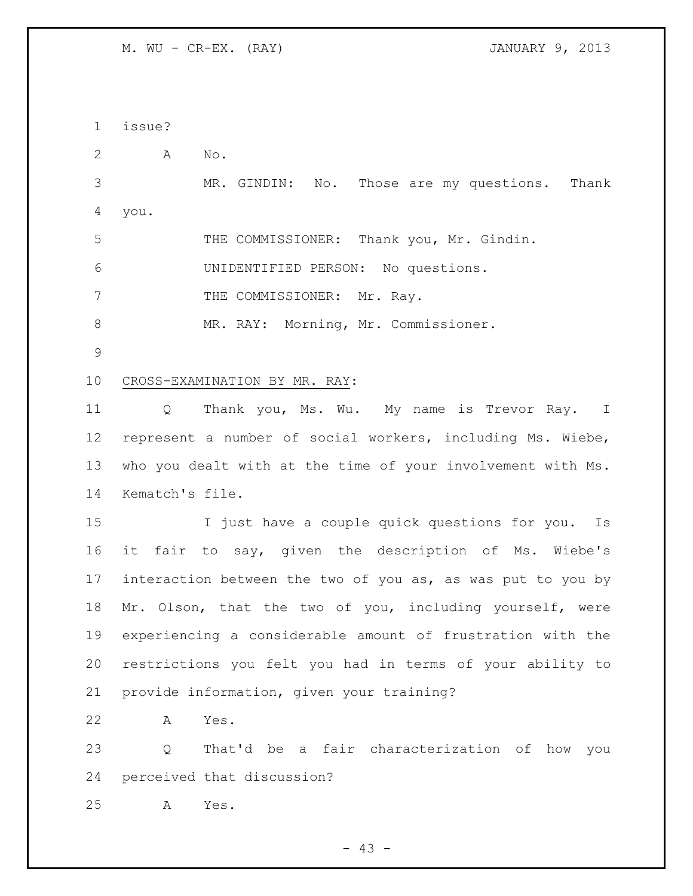issue?

A No.

MR. GINDIN: No. Those are my questions. Thank you.

THE COMMISSIONER: Thank you, Mr. Gindin.

UNIDENTIFIED PERSON: No questions.

THE COMMISSIONER: Mr. Ray.

MR. RAY: Morning, Mr. Commissioner.

CROSS-EXAMINATION BY MR. RAY:

Q Thank you, Ms. Wu. My name is Trevor Ray. I represent a number of social workers, including Ms. Wiebe, who you dealt with at the time of your involvement with Ms. Kematch's file.

I just have a couple quick questions for you. Is it fair to say, given the description of Ms. Wiebe's interaction between the two of you as, as was put to you by Mr. Olson, that the two of you, including yourself, were experiencing a considerable amount of frustration with the restrictions you felt you had in terms of your ability to provide information, given your training?

A Yes.

Q That'd be a fair characterization of how you perceived that discussion?

A Yes.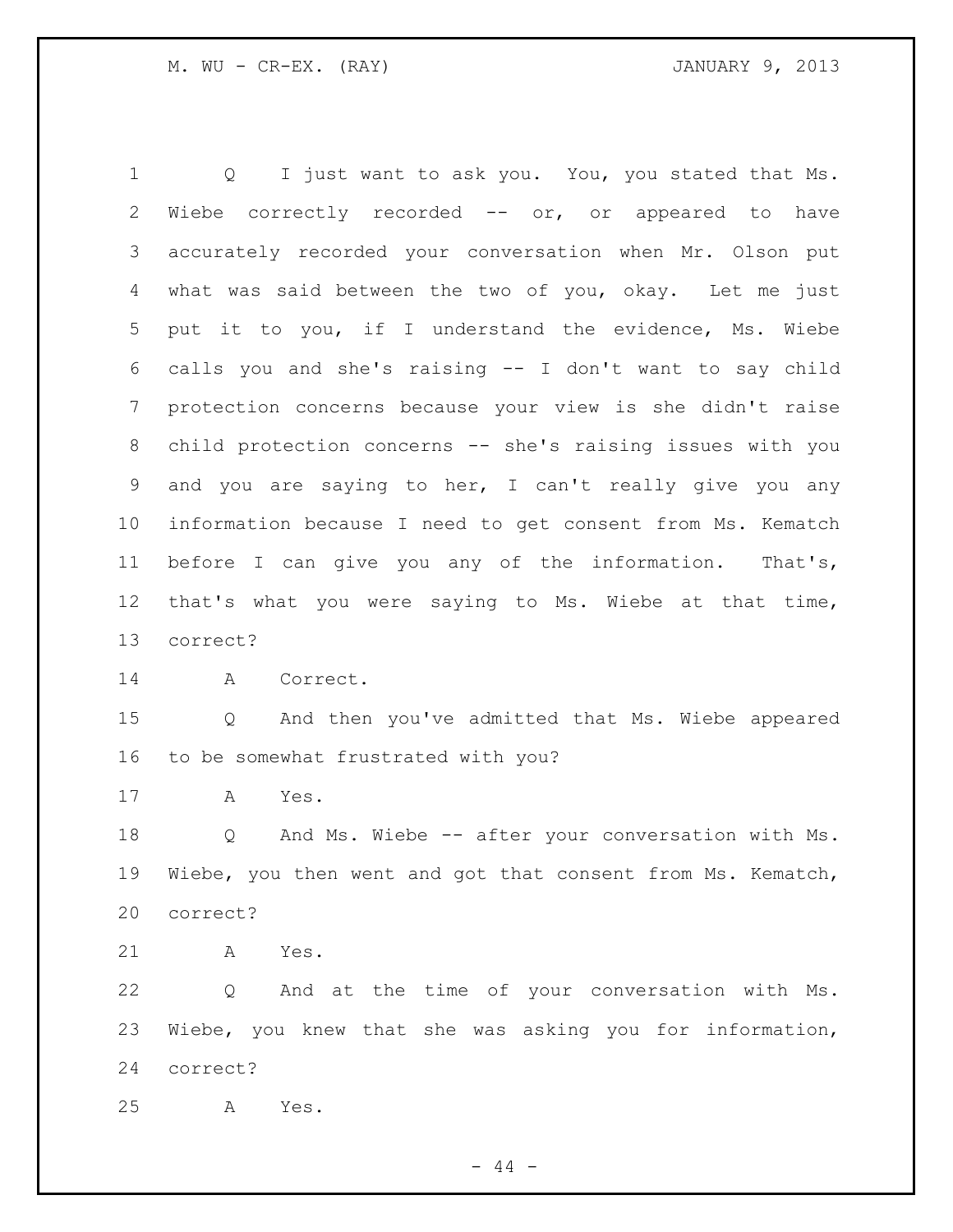Q I just want to ask you. You, you stated that Ms. Wiebe correctly recorded -- or, or appeared to have accurately recorded your conversation when Mr. Olson put what was said between the two of you, okay. Let me just put it to you, if I understand the evidence, Ms. Wiebe calls you and she's raising -- I don't want to say child protection concerns because your view is she didn't raise child protection concerns -- she's raising issues with you and you are saying to her, I can't really give you any information because I need to get consent from Ms. Kematch before I can give you any of the information. That's, that's what you were saying to Ms. Wiebe at that time, correct?

A Correct.

Q And then you've admitted that Ms. Wiebe appeared to be somewhat frustrated with you?

A Yes.

Q And Ms. Wiebe -- after your conversation with Ms. Wiebe, you then went and got that consent from Ms. Kematch, correct?

A Yes.

Q And at the time of your conversation with Ms. Wiebe, you knew that she was asking you for information, correct?

A Yes.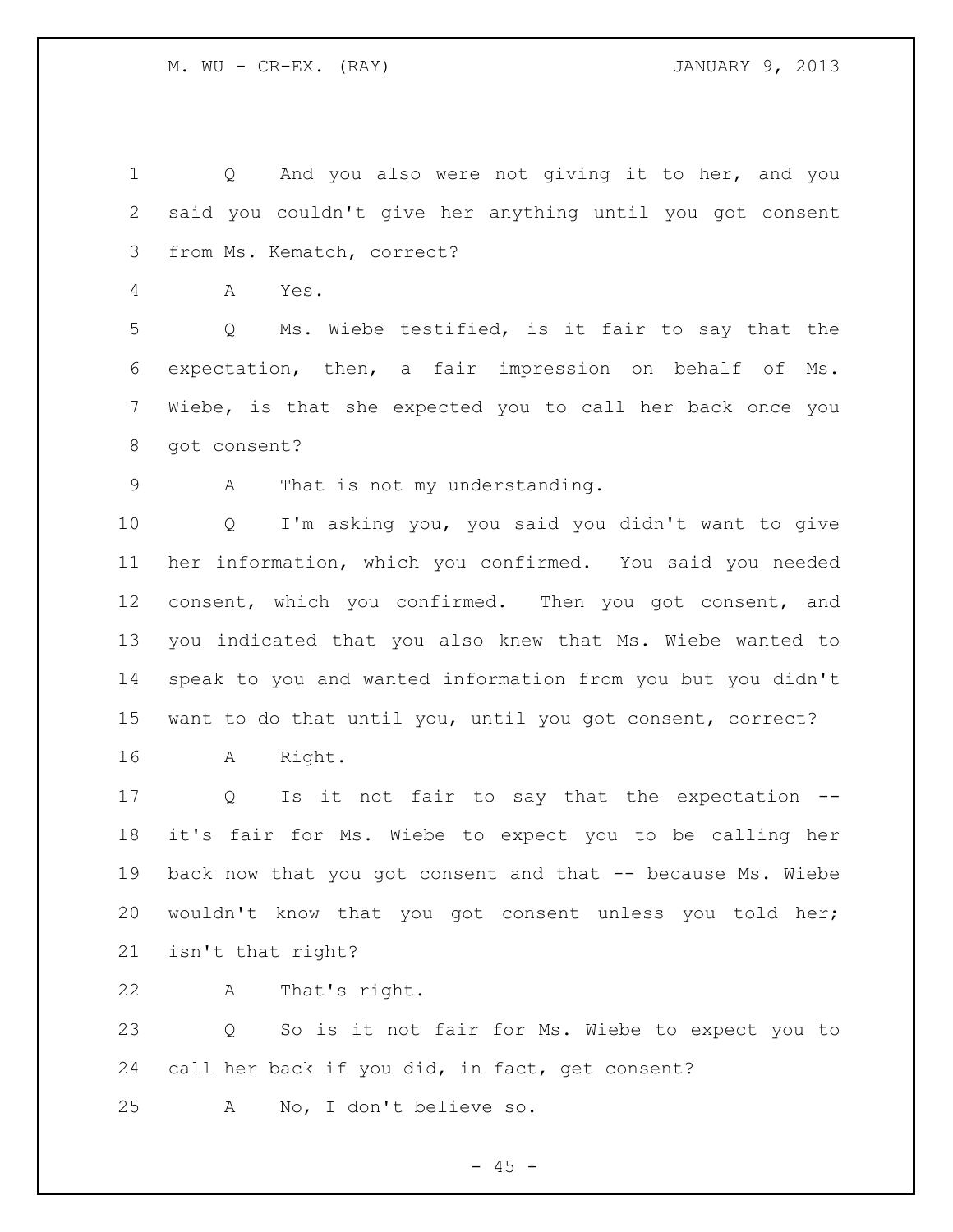Q And you also were not giving it to her, and you said you couldn't give her anything until you got consent from Ms. Kematch, correct?

A Yes.

Q Ms. Wiebe testified, is it fair to say that the expectation, then, a fair impression on behalf of Ms. Wiebe, is that she expected you to call her back once you got consent?

A That is not my understanding.

Q I'm asking you, you said you didn't want to give her information, which you confirmed. You said you needed consent, which you confirmed. Then you got consent, and you indicated that you also knew that Ms. Wiebe wanted to speak to you and wanted information from you but you didn't want to do that until you, until you got consent, correct?

A Right.

Q Is it not fair to say that the expectation -- it's fair for Ms. Wiebe to expect you to be calling her back now that you got consent and that -- because Ms. Wiebe wouldn't know that you got consent unless you told her; isn't that right?

A That's right.

Q So is it not fair for Ms. Wiebe to expect you to call her back if you did, in fact, get consent?

A No, I don't believe so.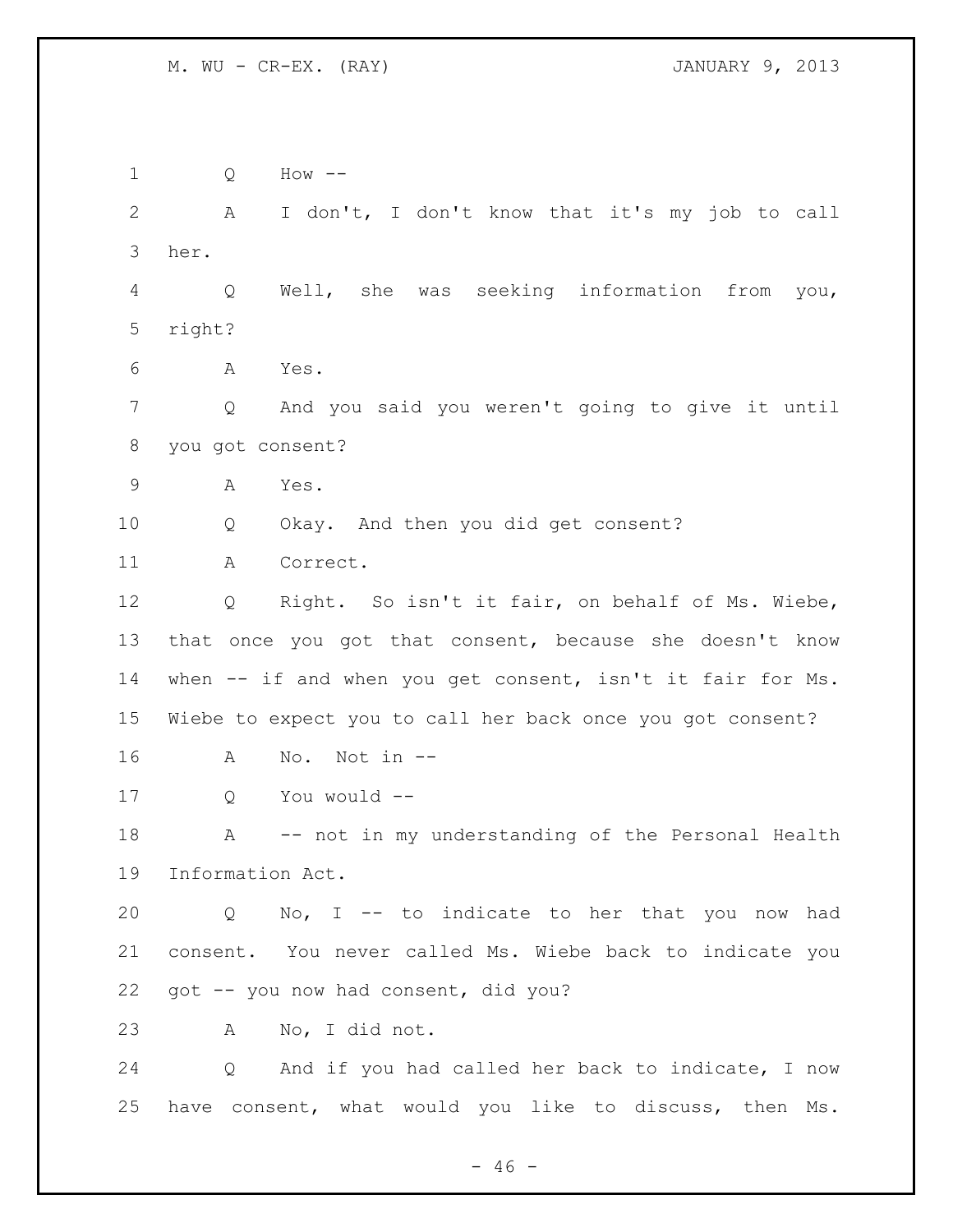1 Q How --

2 A I don't, I don't know that it's my job to call

3 her.

4 Q Well, she was seeking information from you,

5 right?

6 A Yes.

7 Q And you said you weren't going to give it until

8 you got consent?

9 A Yes.

10 Q Okay. And then you did get consent?

11 A Correct.

12 Q Right. So isn't it fair, on behalf of Ms. Wiebe,

13 that once you got that consent, because she doesn't know

14 when -- if and when you get consent, isn't it fair for Ms.

15 Wiebe to expect you to call her back once you got consent?

16 A No. Not in --

17 Q You would --

18 A -- not in my understanding of the Personal Health

19 Information Act.

20 Q No, I -- to indicate to her that you now had

21 consent. You never called Ms. Wiebe back to indicate you

22 got -- you now had consent, did you?

23 A No, I did not.

24 Q And if you had called her back to indicate, I now

25 have consent, what would you like to discuss, then Ms.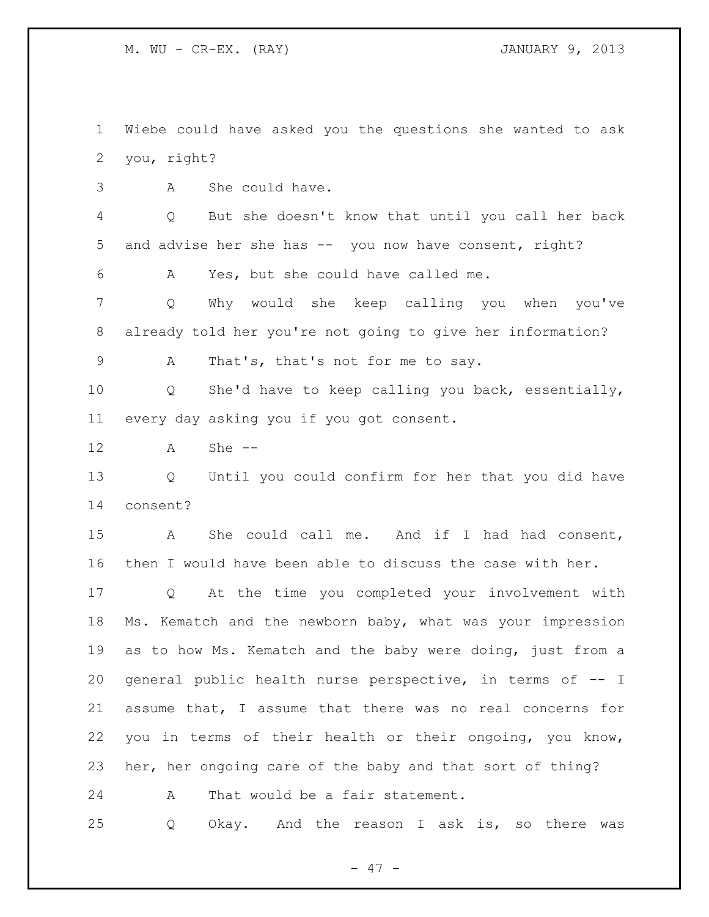Wiebe could have asked you the questions she wanted to ask you, right?

A She could have.

Q But she doesn't know that until you call her back and advise her she has -- you now have consent, right?

A Yes, but she could have called me.

Q Why would she keep calling you when you've already told her you're not going to give her information?

A That's, that's not for me to say.

Q She'd have to keep calling you back, essentially, every day asking you if you got consent.

A She --

Q Until you could confirm for her that you did have consent?

A She could call me. And if I had had consent, then I would have been able to discuss the case with her.

Q At the time you completed your involvement with Ms. Kematch and the newborn baby, what was your impression as to how Ms. Kematch and the baby were doing, just from a general public health nurse perspective, in terms of -- I assume that, I assume that there was no real concerns for you in terms of their health or their ongoing, you know, her, her ongoing care of the baby and that sort of thing?

A That would be a fair statement.

Q Okay. And the reason I ask is, so there was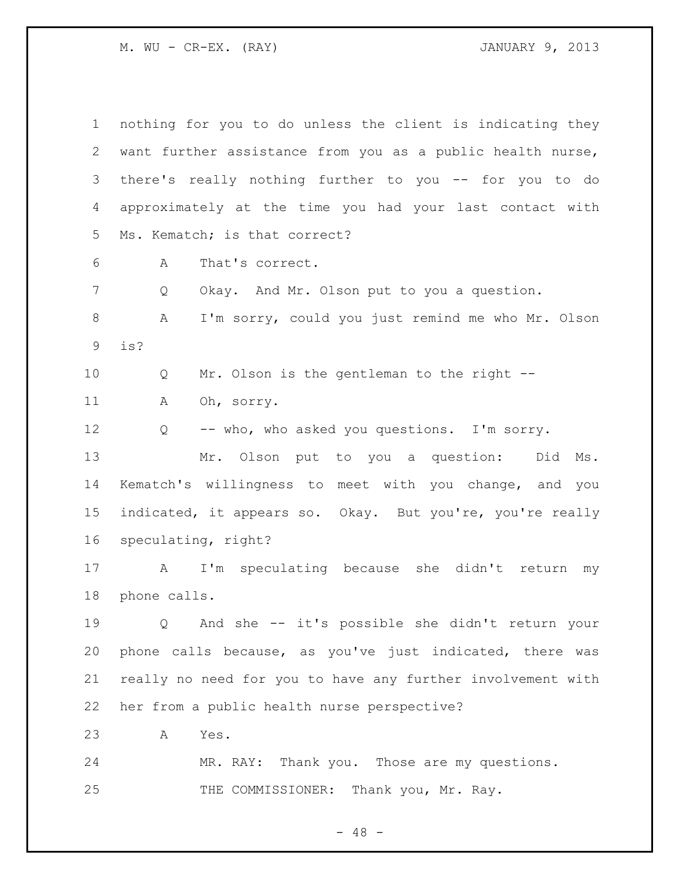nothing for you to do unless the client is indicating they want further assistance from you as a public health nurse, there's really nothing further to you -- for you to do approximately at the time you had your last contact with Ms. Kematch; is that correct?

A That's correct.

Q Okay. And Mr. Olson put to you a question.

A I'm sorry, could you just remind me who Mr. Olson is?

Q Mr. Olson is the gentleman to the right --

A Oh, sorry.

Q -- who, who asked you questions. I'm sorry.

Mr. Olson put to you a question: Did Ms. Kematch's willingness to meet with you change, and you indicated, it appears so. Okay. But you're, you're really speculating, right?

A I'm speculating because she didn't return my phone calls.

Q And she -- it's possible she didn't return your phone calls because, as you've just indicated, there was really no need for you to have any further involvement with her from a public health nurse perspective?

A Yes.

MR. RAY: Thank you. Those are my questions.

THE COMMISSIONER: Thank you, Mr. Ray.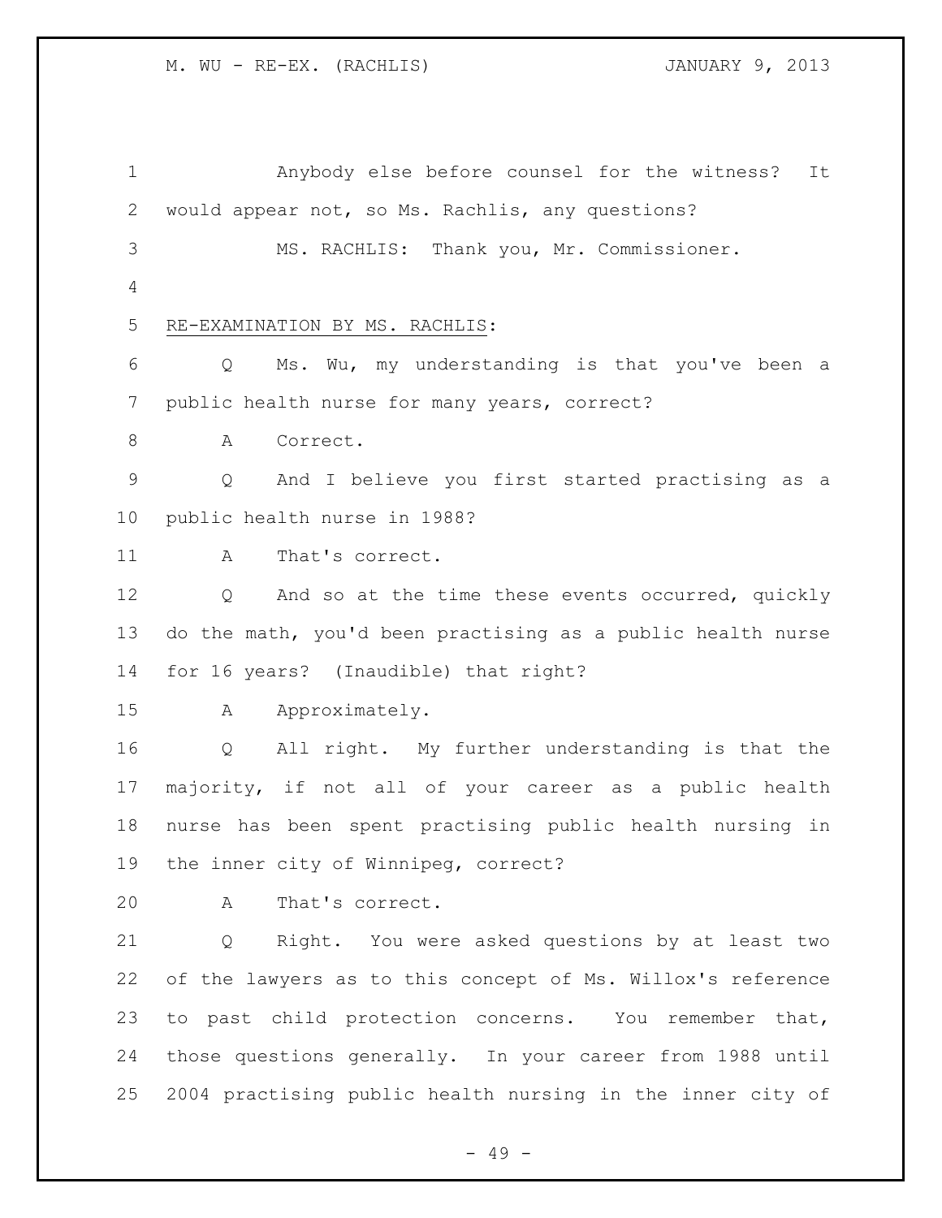Anybody else before counsel for the witness? It would appear not, so Ms. Rachlis, any questions?

MS. RACHLIS: Thank you, Mr. Commissioner.

RE-EXAMINATION BY MS. RACHLIS:

Q Ms. Wu, my understanding is that you've been a public health nurse for many years, correct?

A Correct.

Q And I believe you first started practising as a public health nurse in 1988?

A That's correct.

Q And so at the time these events occurred, quickly do the math, you'd been practising as a public health nurse for 16 years? (Inaudible) that right?

A Approximately.

Q All right. My further understanding is that the majority, if not all of your career as a public health nurse has been spent practising public health nursing in the inner city of Winnipeg, correct?

A That's correct.

Q Right. You were asked questions by at least two of the lawyers as to this concept of Ms. Willox's reference to past child protection concerns. You remember that, those questions generally. In your career from 1988 until 2004 practising public health nursing in the inner city of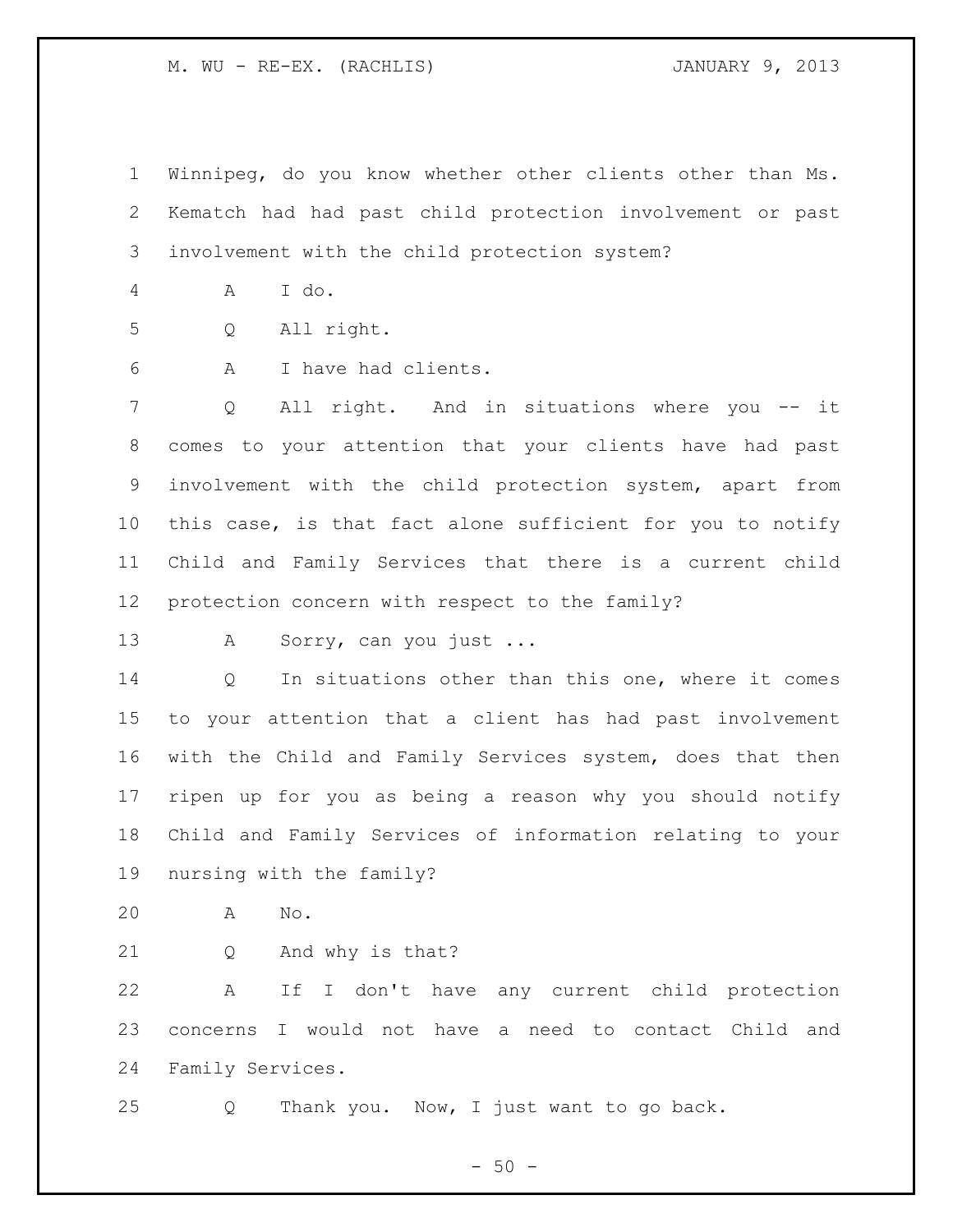Winnipeg, do you know whether other clients other than Ms. Kematch had had past child protection involvement or past involvement with the child protection system?

A I do.

Q All right.

A I have had clients.

Q All right. And in situations where you -- it comes to your attention that your clients have had past involvement with the child protection system, apart from this case, is that fact alone sufficient for you to notify Child and Family Services that there is a current child protection concern with respect to the family?

A Sorry, can you just ...

Q In situations other than this one, where it comes to your attention that a client has had past involvement with the Child and Family Services system, does that then ripen up for you as being a reason why you should notify Child and Family Services of information relating to your nursing with the family?

A No.

Q And why is that?

A If I don't have any current child protection concerns I would not have a need to contact Child and Family Services.

Q Thank you. Now, I just want to go back.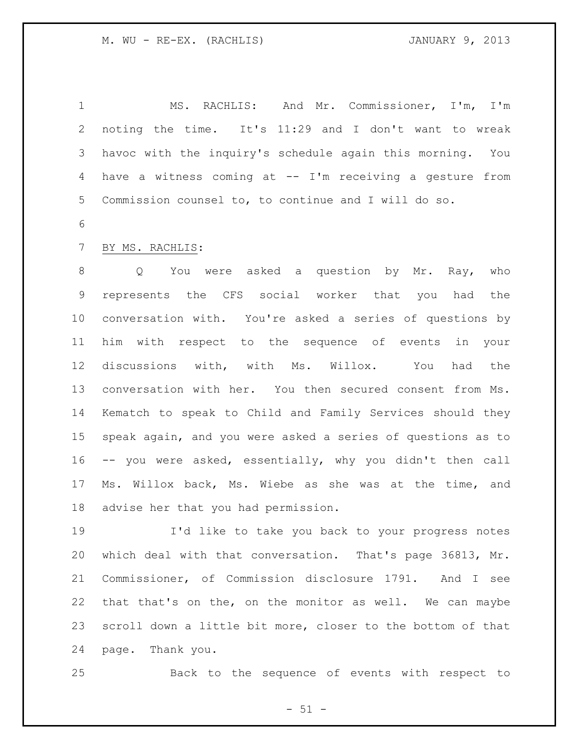MS. RACHLIS: And Mr. Commissioner, I'm, I'm noting the time. It's 11:29 and I don't want to wreak havoc with the inquiry's schedule again this morning. You have a witness coming at -- I'm receiving a gesture from Commission counsel to, to continue and I will do so.

BY MS. RACHLIS:

Q You were asked a question by Mr. Ray, who represents the CFS social worker that you had the conversation with. You're asked a series of questions by him with respect to the sequence of events in your discussions with, with Ms. Willox. You had the conversation with her. You then secured consent from Ms. Kematch to speak to Child and Family Services should they speak again, and you were asked a series of questions as to -- you were asked, essentially, why you didn't then call Ms. Willox back, Ms. Wiebe as she was at the time, and advise her that you had permission.

I'd like to take you back to your progress notes which deal with that conversation. That's page 36813, Mr. Commissioner, of Commission disclosure 1791. And I see that that's on the, on the monitor as well. We can maybe scroll down a little bit more, closer to the bottom of that page. Thank you.

Back to the sequence of events with respect to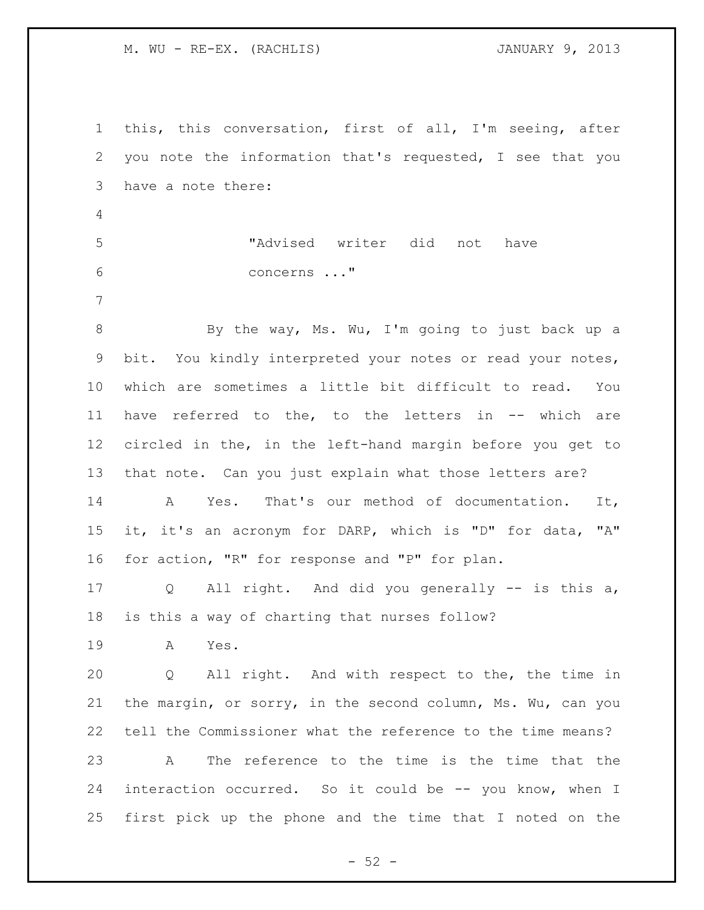this, this conversation, first of all, I'm seeing, after you note the information that's requested, I see that you have a note there:

> "Advised writer did not have concerns ..."

By the way, Ms. Wu, I'm going to just back up a bit. You kindly interpreted your notes or read your notes, which are sometimes a little bit difficult to read. You have referred to the, to the letters in -- which are circled in the, in the left-hand margin before you get to that note. Can you just explain what those letters are?

A Yes. That's our method of documentation. It, it, it's an acronym for DARP, which is "D" for data, "A" for action, "R" for response and "P" for plan.

Q All right. And did you generally -- is this a, is this a way of charting that nurses follow?

A Yes.

Q All right. And with respect to the, the time in the margin, or sorry, in the second column, Ms. Wu, can you tell the Commissioner what the reference to the time means?

A The reference to the time is the time that the interaction occurred. So it could be -- you know, when I first pick up the phone and the time that I noted on the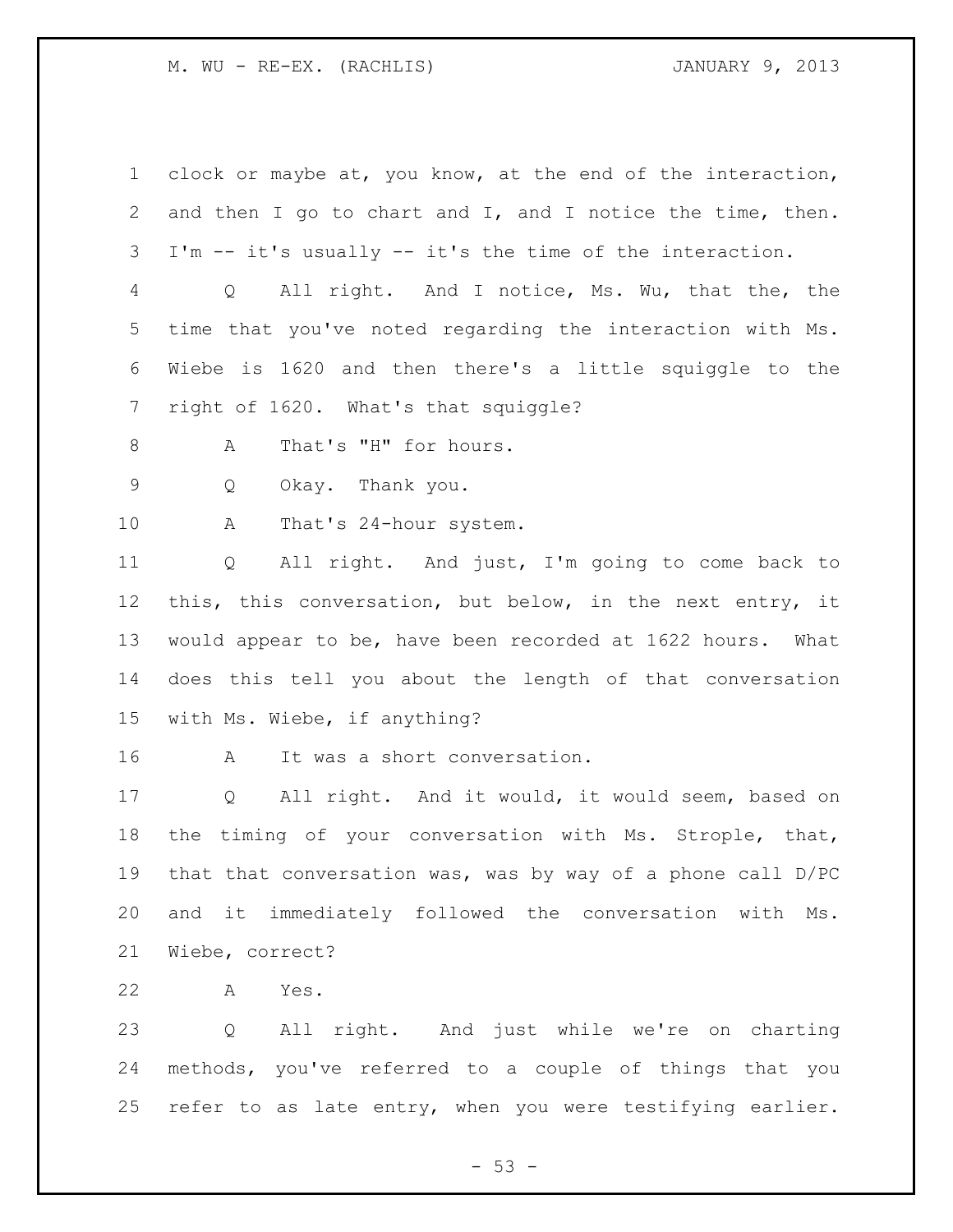clock or maybe at, you know, at the end of the interaction, and then I go to chart and I, and I notice the time, then. I'm -- it's usually -- it's the time of the interaction.

Q All right. And I notice, Ms. Wu, that the, the time that you've noted regarding the interaction with Ms. Wiebe is 1620 and then there's a little squiggle to the right of 1620. What's that squiggle?

A That's "H" for hours.

Q Okay. Thank you.

A That's 24-hour system.

Q All right. And just, I'm going to come back to this, this conversation, but below, in the next entry, it would appear to be, have been recorded at 1622 hours. What does this tell you about the length of that conversation with Ms. Wiebe, if anything?

A It was a short conversation.

Q All right. And it would, it would seem, based on the timing of your conversation with Ms. Strople, that, that that conversation was, was by way of a phone call D/PC and it immediately followed the conversation with Ms. Wiebe, correct?

A Yes.

Q All right. And just while we're on charting methods, you've referred to a couple of things that you refer to as late entry, when you were testifying earlier.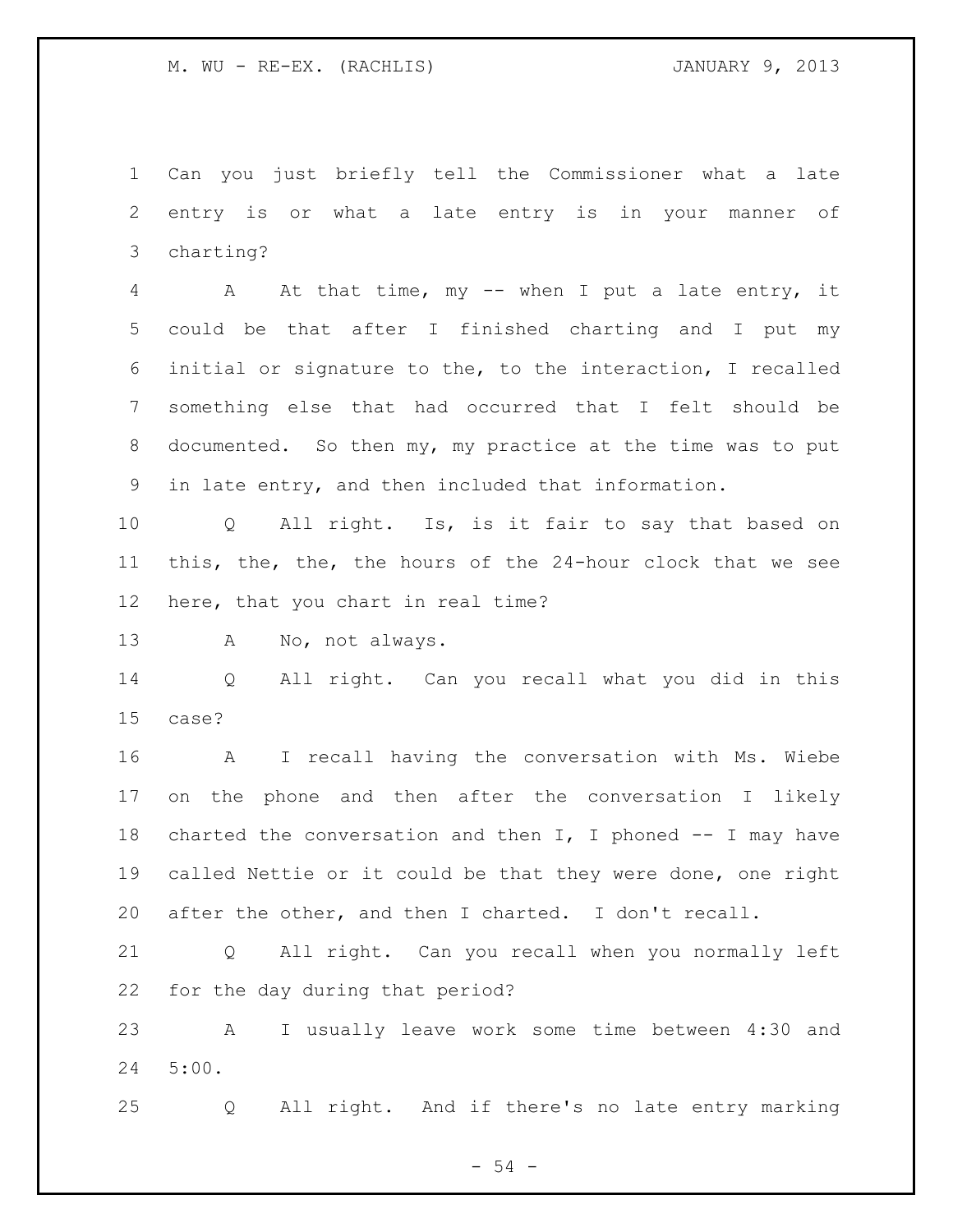Can you just briefly tell the Commissioner what a late entry is or what a late entry is in your manner of charting?

A At that time, my -- when I put a late entry, it could be that after I finished charting and I put my initial or signature to the, to the interaction, I recalled something else that had occurred that I felt should be documented. So then my, my practice at the time was to put in late entry, and then included that information.

Q All right. Is, is it fair to say that based on this, the, the, the hours of the 24-hour clock that we see here, that you chart in real time?

A No, not always.

Q All right. Can you recall what you did in this case?

A I recall having the conversation with Ms. Wiebe on the phone and then after the conversation I likely charted the conversation and then I, I phoned -- I may have called Nettie or it could be that they were done, one right after the other, and then I charted. I don't recall.

Q All right. Can you recall when you normally left for the day during that period?

A I usually leave work some time between 4:30 and 5:00.

Q All right. And if there's no late entry marking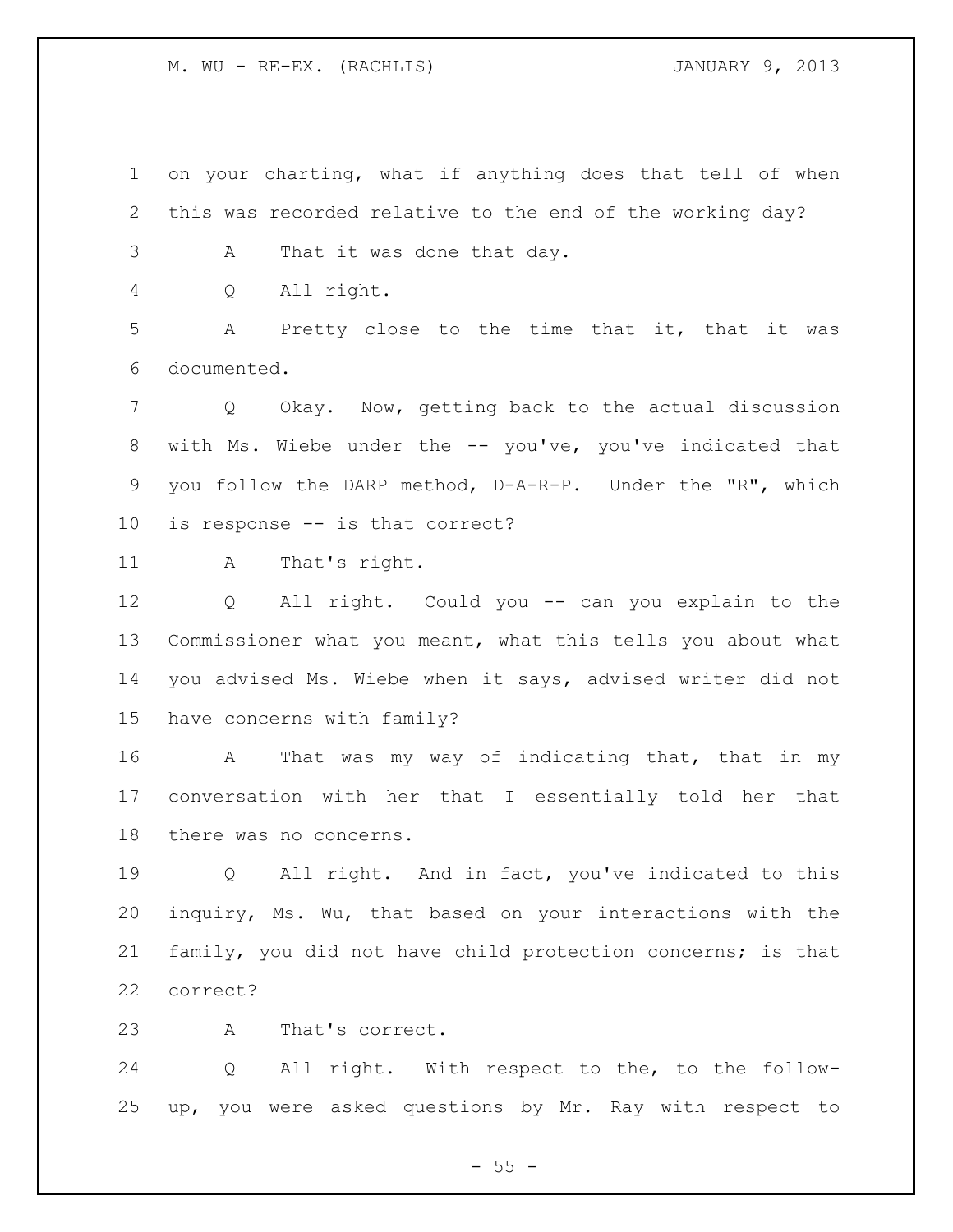on your charting, what if anything does that tell of when this was recorded relative to the end of the working day?

A That it was done that day.

Q All right.

A Pretty close to the time that it, that it was documented.

Q Okay. Now, getting back to the actual discussion with Ms. Wiebe under the -- you've, you've indicated that you follow the DARP method, D-A-R-P. Under the "R", which is response -- is that correct?

A That's right.

Q All right. Could you -- can you explain to the Commissioner what you meant, what this tells you about what you advised Ms. Wiebe when it says, advised writer did not have concerns with family?

A That was my way of indicating that, that in my conversation with her that I essentially told her that there was no concerns.

Q All right. And in fact, you've indicated to this inquiry, Ms. Wu, that based on your interactions with the family, you did not have child protection concerns; is that correct?

A That's correct.

Q All right. With respect to the, to the follow-up, you were asked questions by Mr. Ray with respect to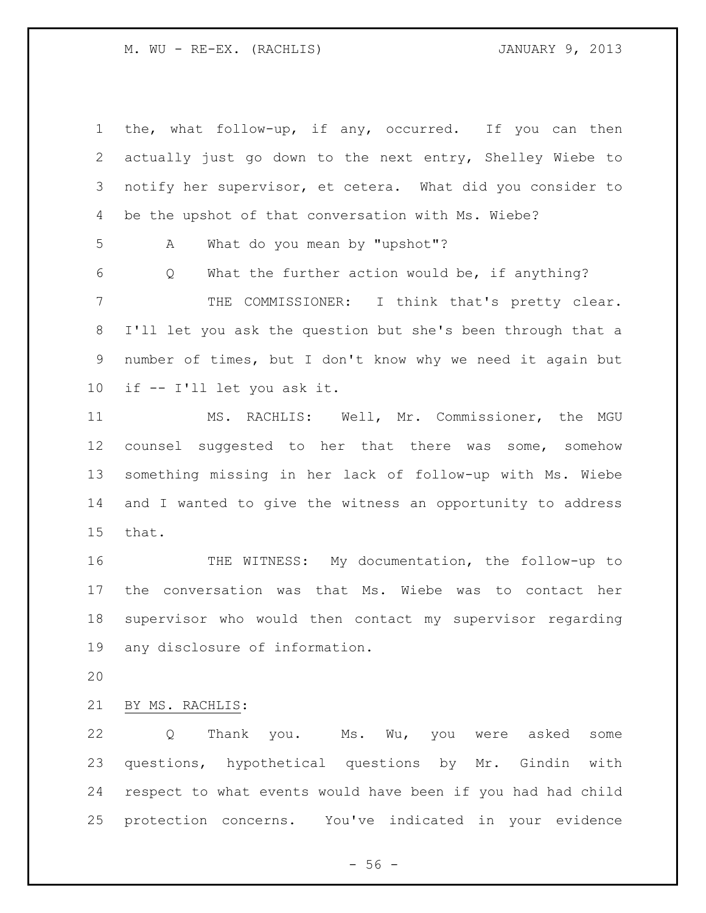the, what follow-up, if any, occurred. If you can then actually just go down to the next entry, Shelley Wiebe to notify her supervisor, et cetera. What did you consider to be the upshot of that conversation with Ms. Wiebe?

A What do you mean by "upshot"?

Q What the further action would be, if anything?

THE COMMISSIONER: I think that's pretty clear. I'll let you ask the question but she's been through that a number of times, but I don't know why we need it again but if -- I'll let you ask it.

MS. RACHLIS: Well, Mr. Commissioner, the MGU counsel suggested to her that there was some, somehow something missing in her lack of follow-up with Ms. Wiebe and I wanted to give the witness an opportunity to address that.

THE WITNESS: My documentation, the follow-up to the conversation was that Ms. Wiebe was to contact her supervisor who would then contact my supervisor regarding any disclosure of information.

BY MS. RACHLIS:

Q Thank you. Ms. Wu, you were asked some questions, hypothetical questions by Mr. Gindin with respect to what events would have been if you had had child protection concerns. You've indicated in your evidence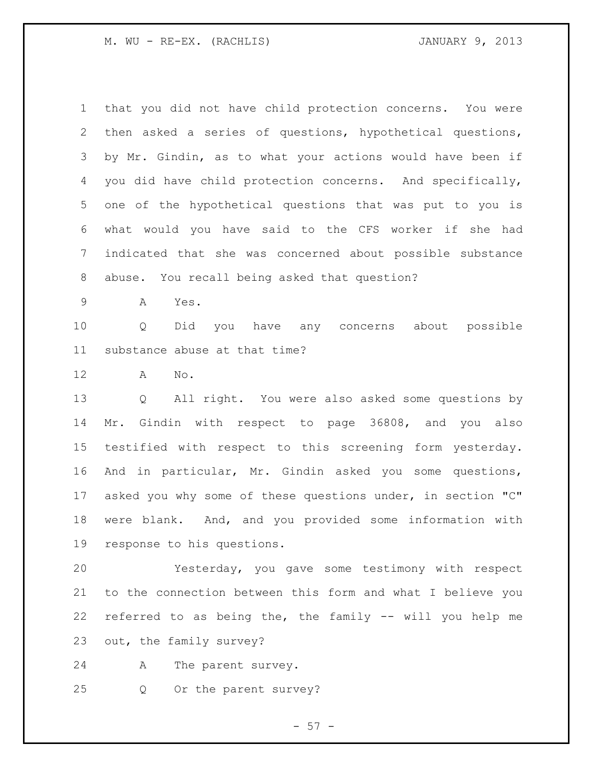that you did not have child protection concerns. You were then asked a series of questions, hypothetical questions, by Mr. Gindin, as to what your actions would have been if you did have child protection concerns. And specifically, one of the hypothetical questions that was put to you is what would you have said to the CFS worker if she had indicated that she was concerned about possible substance abuse. You recall being asked that question?

A Yes.

Q Did you have any concerns about possible substance abuse at that time?

A No.

Q All right. You were also asked some questions by Mr. Gindin with respect to page 36808, and you also testified with respect to this screening form yesterday. And in particular, Mr. Gindin asked you some questions, asked you why some of these questions under, in section "C" were blank. And, and you provided some information with response to his questions.

Yesterday, you gave some testimony with respect to the connection between this form and what I believe you referred to as being the, the family -- will you help me out, the family survey?

A The parent survey.

Q Or the parent survey?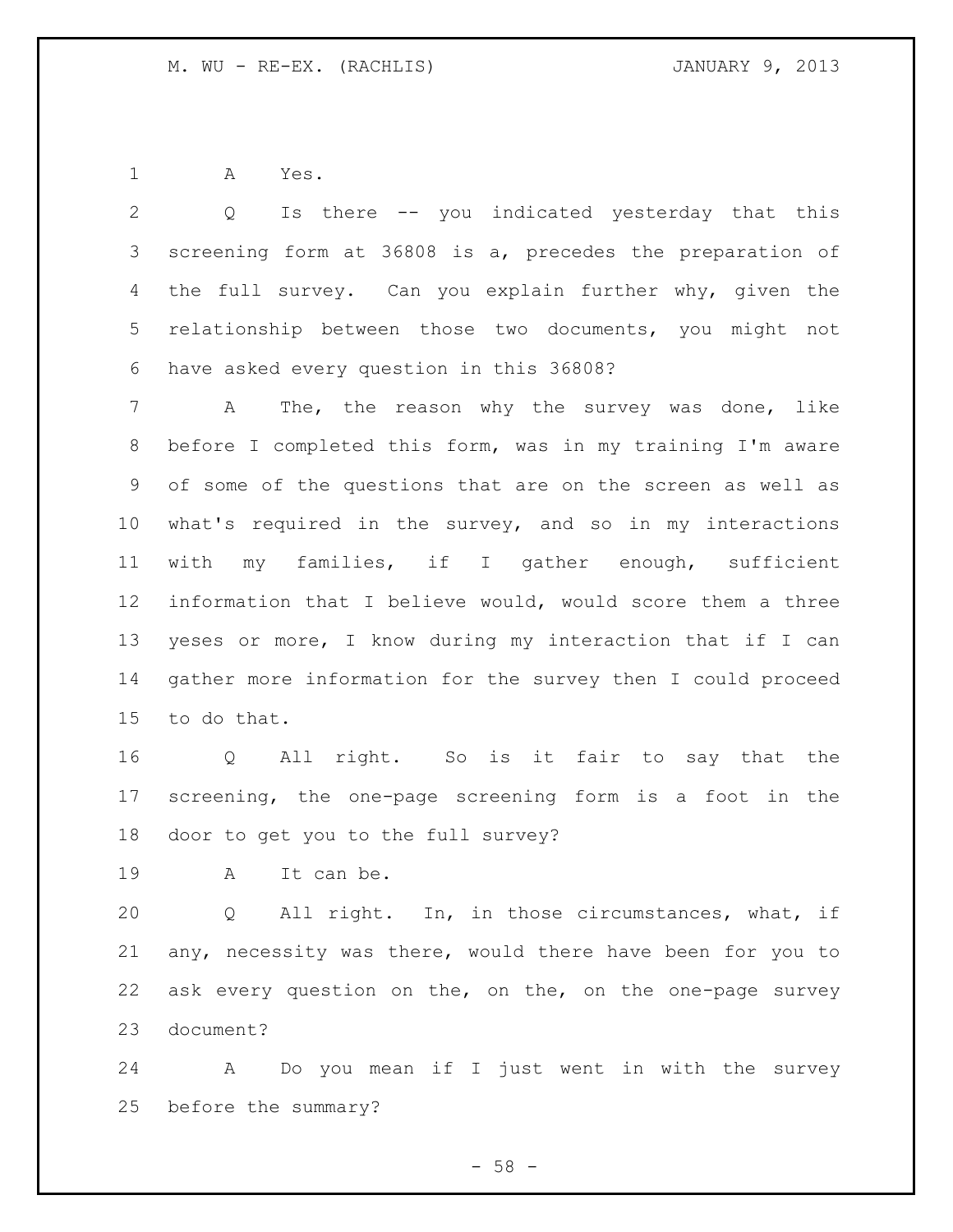A Yes.

Q Is there -- you indicated yesterday that this screening form at 36808 is a, precedes the preparation of the full survey. Can you explain further why, given the relationship between those two documents, you might not have asked every question in this 36808?

A The, the reason why the survey was done, like before I completed this form, was in my training I'm aware of some of the questions that are on the screen as well as what's required in the survey, and so in my interactions with my families, if I gather enough, sufficient information that I believe would, would score them a three yeses or more, I know during my interaction that if I can gather more information for the survey then I could proceed to do that.

Q All right. So is it fair to say that the screening, the one-page screening form is a foot in the door to get you to the full survey?

A It can be.

Q All right. In, in those circumstances, what, if any, necessity was there, would there have been for you to ask every question on the, on the, on the one-page survey document?

A Do you mean if I just went in with the survey before the summary?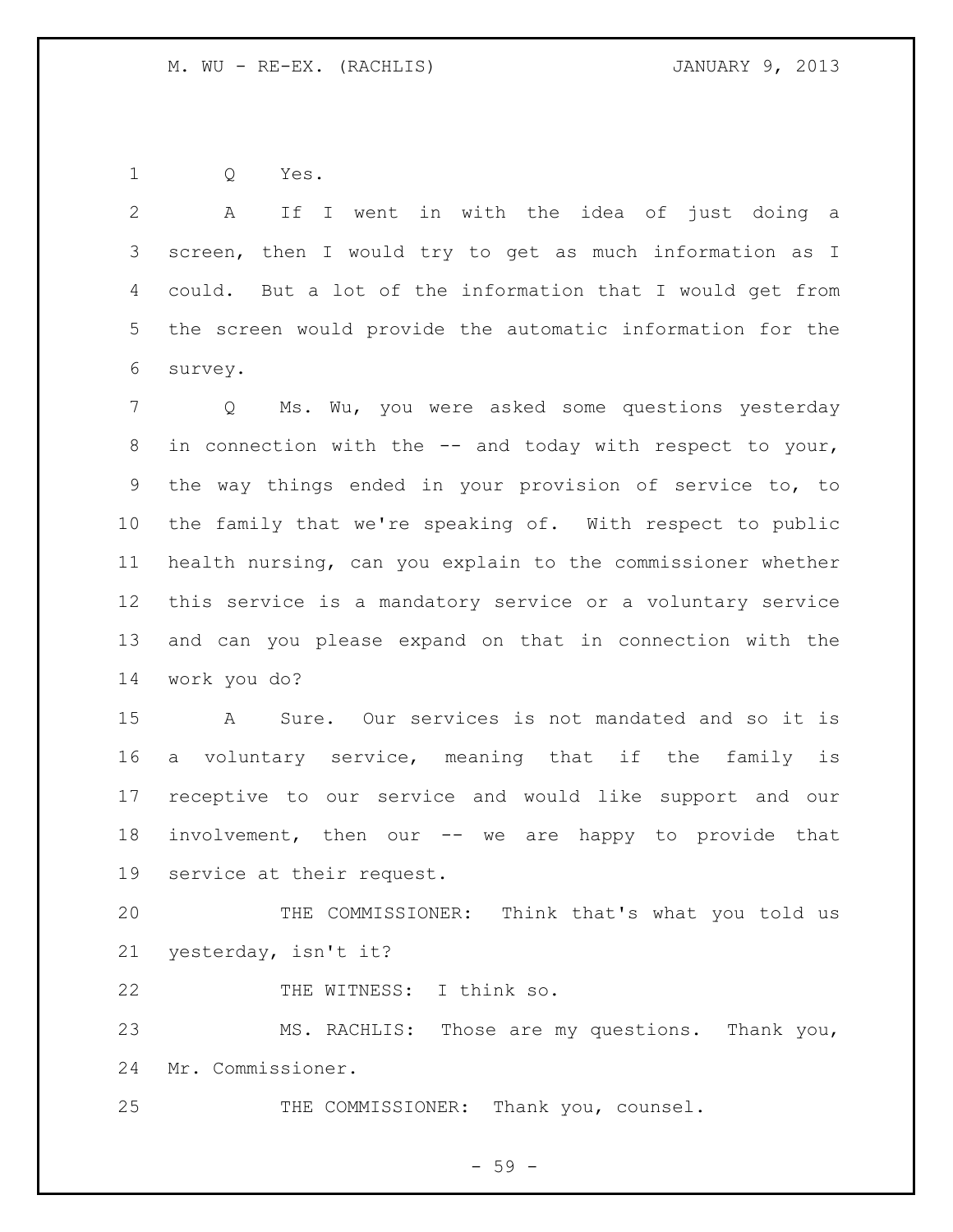Q Yes.

A If I went in with the idea of just doing a screen, then I would try to get as much information as I could. But a lot of the information that I would get from the screen would provide the automatic information for the survey.

Q Ms. Wu, you were asked some questions yesterday in connection with the -- and today with respect to your, the way things ended in your provision of service to, to the family that we're speaking of. With respect to public health nursing, can you explain to the commissioner whether this service is a mandatory service or a voluntary service and can you please expand on that in connection with the work you do?

A Sure. Our services is not mandated and so it is a voluntary service, meaning that if the family is receptive to our service and would like support and our involvement, then our -- we are happy to provide that service at their request.

THE COMMISSIONER: Think that's what you told us yesterday, isn't it?

THE WITNESS: I think so.

MS. RACHLIS: Those are my questions. Thank you, Mr. Commissioner.

THE COMMISSIONER: Thank you, counsel.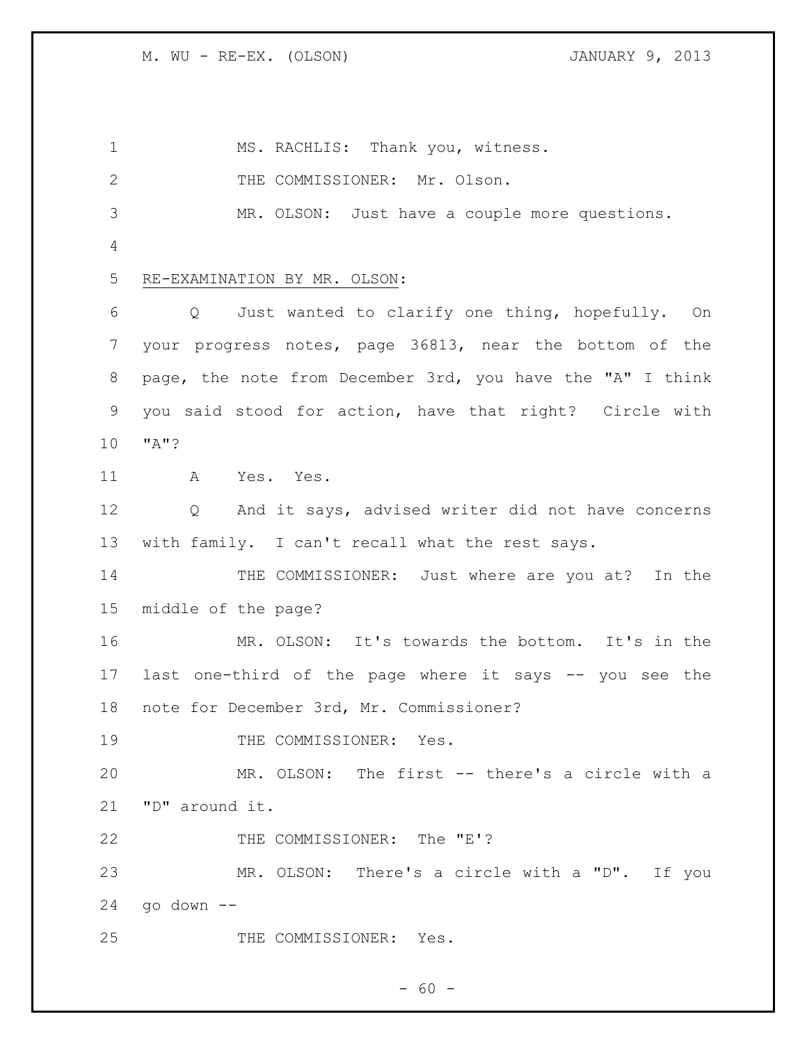MS. RACHLIS: Thank you, witness.

THE COMMISSIONER: Mr. Olson.

MR. OLSON: Just have a couple more questions.

RE-EXAMINATION BY MR. OLSON:

Q Just wanted to clarify one thing, hopefully. On your progress notes, page 36813, near the bottom of the page, the note from December 3rd, you have the "A" I think you said stood for action, have that right? Circle with "A"?

A Yes. Yes.

Q And it says, advised writer did not have concerns with family. I can't recall what the rest says.

THE COMMISSIONER: Just where are you at? In the middle of the page?

MR. OLSON: It's towards the bottom. It's in the last one-third of the page where it says -- you see the note for December 3rd, Mr. Commissioner?

THE COMMISSIONER: Yes.

MR. OLSON: The first -- there's a circle with a "D" around it.

THE COMMISSIONER: The "E'?

MR. OLSON: There's a circle with a "D". If you go down --

THE COMMISSIONER: Yes.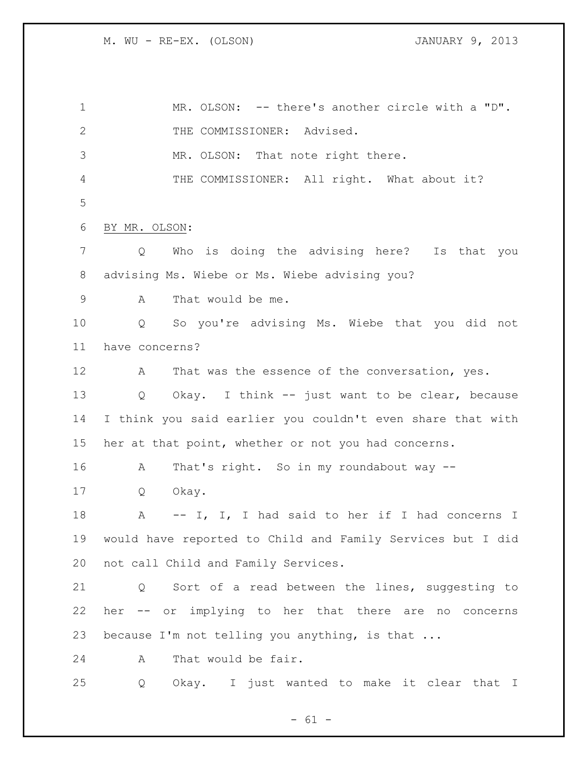MR. OLSON: -- there's another circle with a "D".

THE COMMISSIONER: Advised.

MR. OLSON: That note right there.

THE COMMISSIONER: All right. What about it?

BY MR. OLSON:

Q Who is doing the advising here? Is that you advising Ms. Wiebe or Ms. Wiebe advising you?

A That would be me.

Q So you're advising Ms. Wiebe that you did not have concerns?

A That was the essence of the conversation, yes.

Q Okay. I think -- just want to be clear, because I think you said earlier you couldn't even share that with her at that point, whether or not you had concerns.

A That's right. So in my roundabout way --

Q Okay.

A -- I, I, I had said to her if I had concerns I would have reported to Child and Family Services but I did not call Child and Family Services.

Q Sort of a read between the lines, suggesting to her -- or implying to her that there are no concerns because I'm not telling you anything, is that ...

A That would be fair.

Q Okay. I just wanted to make it clear that I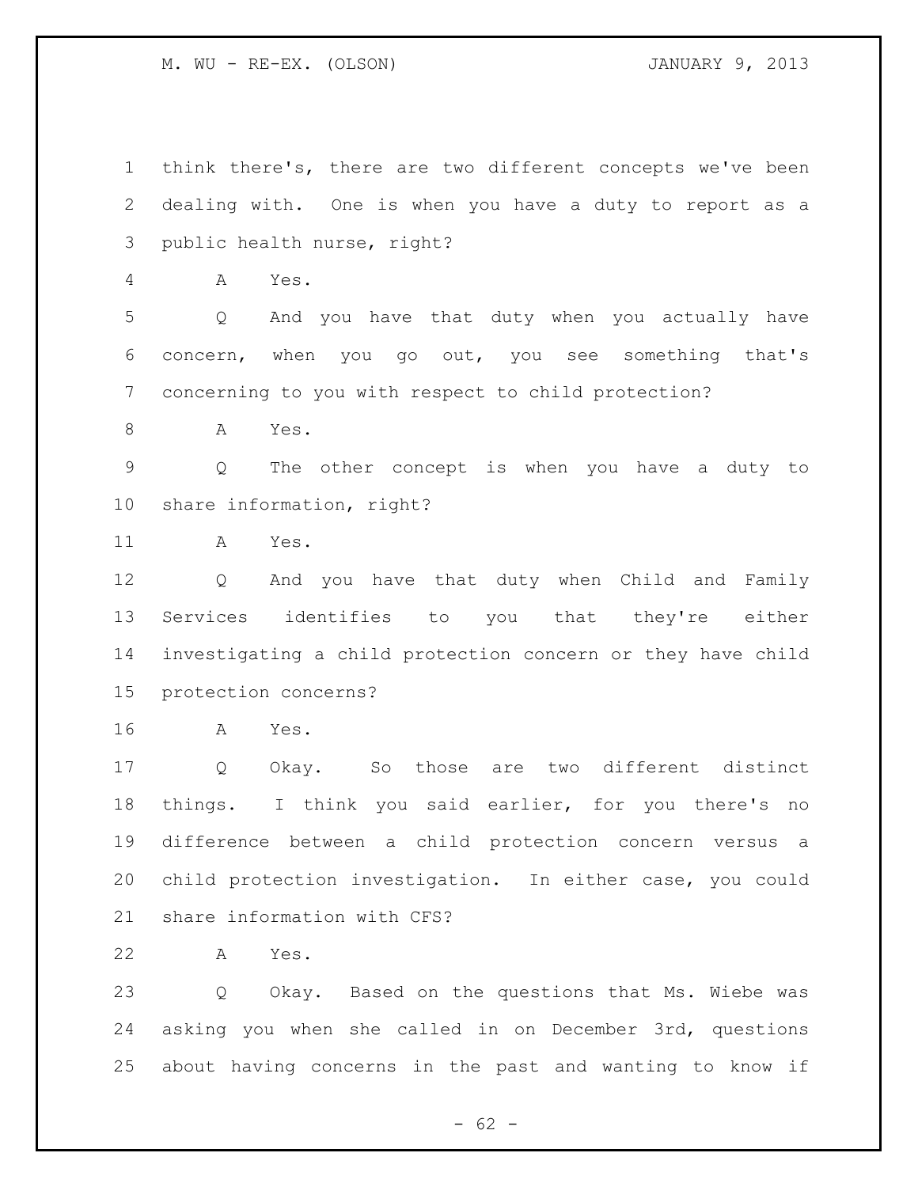think there's, there are two different concepts we've been dealing with. One is when you have a duty to report as a public health nurse, right?

A Yes.

Q And you have that duty when you actually have concern, when you go out, you see something that's concerning to you with respect to child protection?

A Yes.

Q The other concept is when you have a duty to share information, right?

A Yes.

Q And you have that duty when Child and Family Services identifies to you that they're either investigating a child protection concern or they have child protection concerns?

A Yes.

Q Okay. So those are two different distinct things. I think you said earlier, for you there's no difference between a child protection concern versus a child protection investigation. In either case, you could share information with CFS?

A Yes.

Q Okay. Based on the questions that Ms. Wiebe was asking you when she called in on December 3rd, questions about having concerns in the past and wanting to know if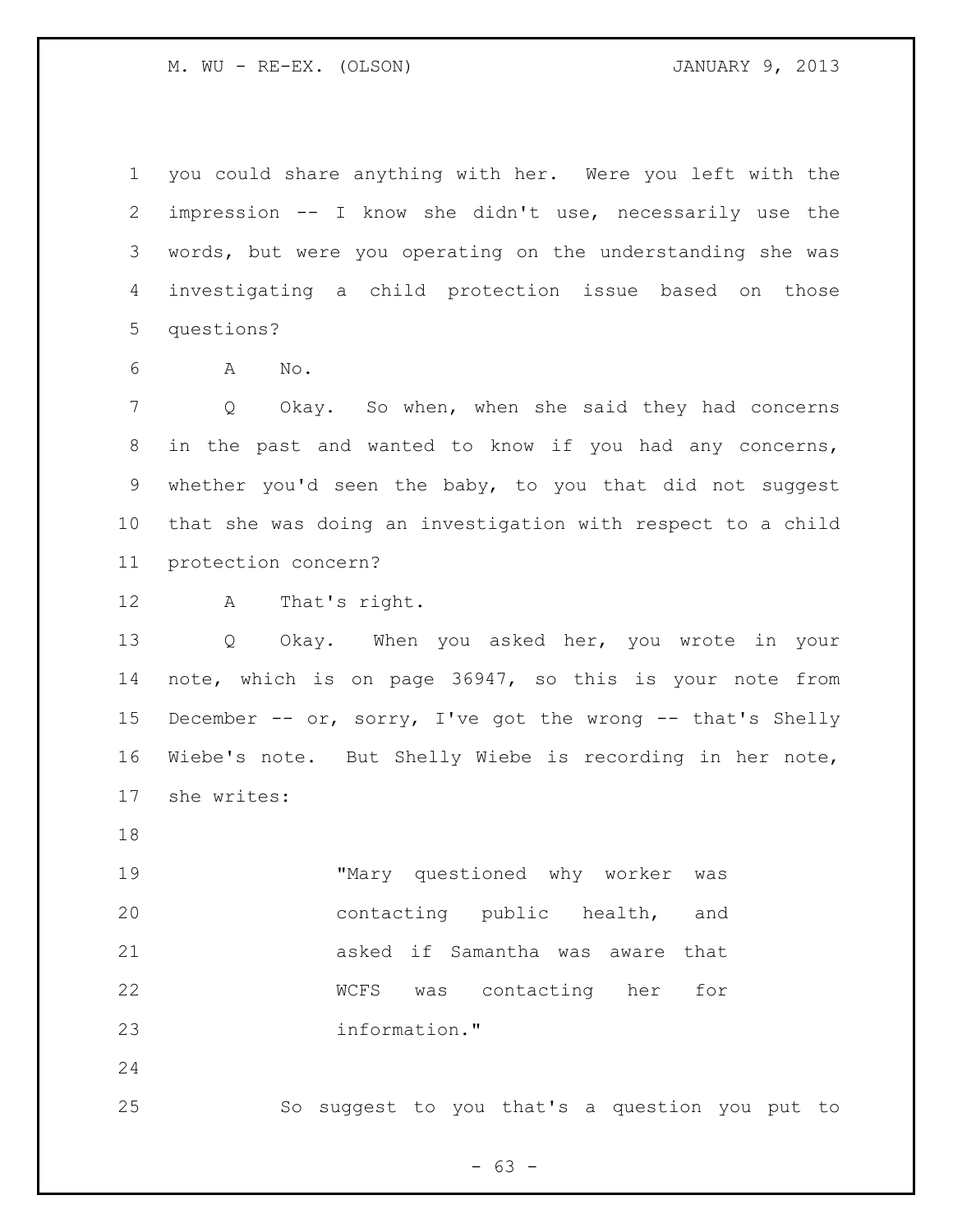you could share anything with her. Were you left with the impression -- I know she didn't use, necessarily use the words, but were you operating on the understanding she was investigating a child protection issue based on those questions?

A No.

Q Okay. So when, when she said they had concerns in the past and wanted to know if you had any concerns, whether you'd seen the baby, to you that did not suggest that she was doing an investigation with respect to a child protection concern?

A That's right.

Q Okay. When you asked her, you wrote in your note, which is on page 36947, so this is your note from December -- or, sorry, I've got the wrong -- that's Shelly Wiebe's note. But Shelly Wiebe is recording in her note, she writes:

> "Mary questioned why worker was contacting public health, and asked if Samantha was aware that WCFS was contacting her for information."

So suggest to you that's a question you put to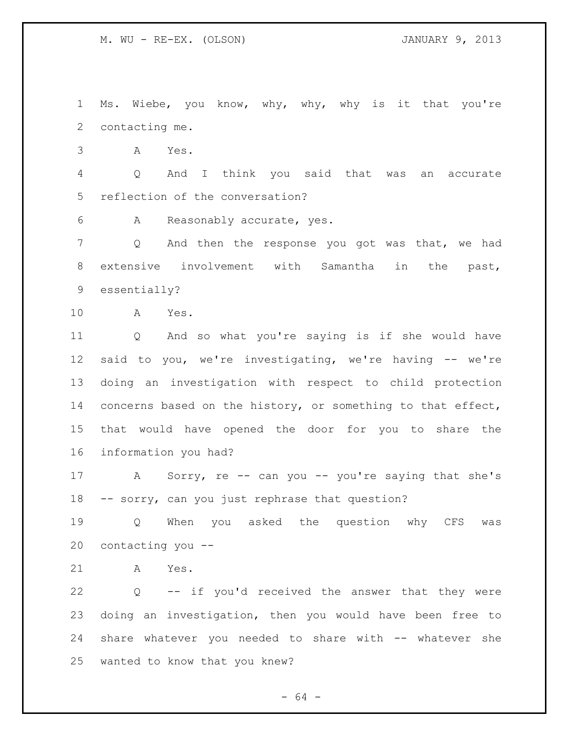Ms. Wiebe, you know, why, why, why is it that you're contacting me.

A Yes.

Q And I think you said that was an accurate reflection of the conversation?

A Reasonably accurate, yes.

Q And then the response you got was that, we had extensive involvement with Samantha in the past, essentially?

A Yes.

Q And so what you're saying is if she would have said to you, we're investigating, we're having -- we're doing an investigation with respect to child protection concerns based on the history, or something to that effect, that would have opened the door for you to share the information you had?

A Sorry, re -- can you -- you're saying that she's -- sorry, can you just rephrase that question?

Q When you asked the question why CFS was contacting you --

A Yes.

Q -- if you'd received the answer that they were doing an investigation, then you would have been free to share whatever you needed to share with -- whatever she wanted to know that you knew?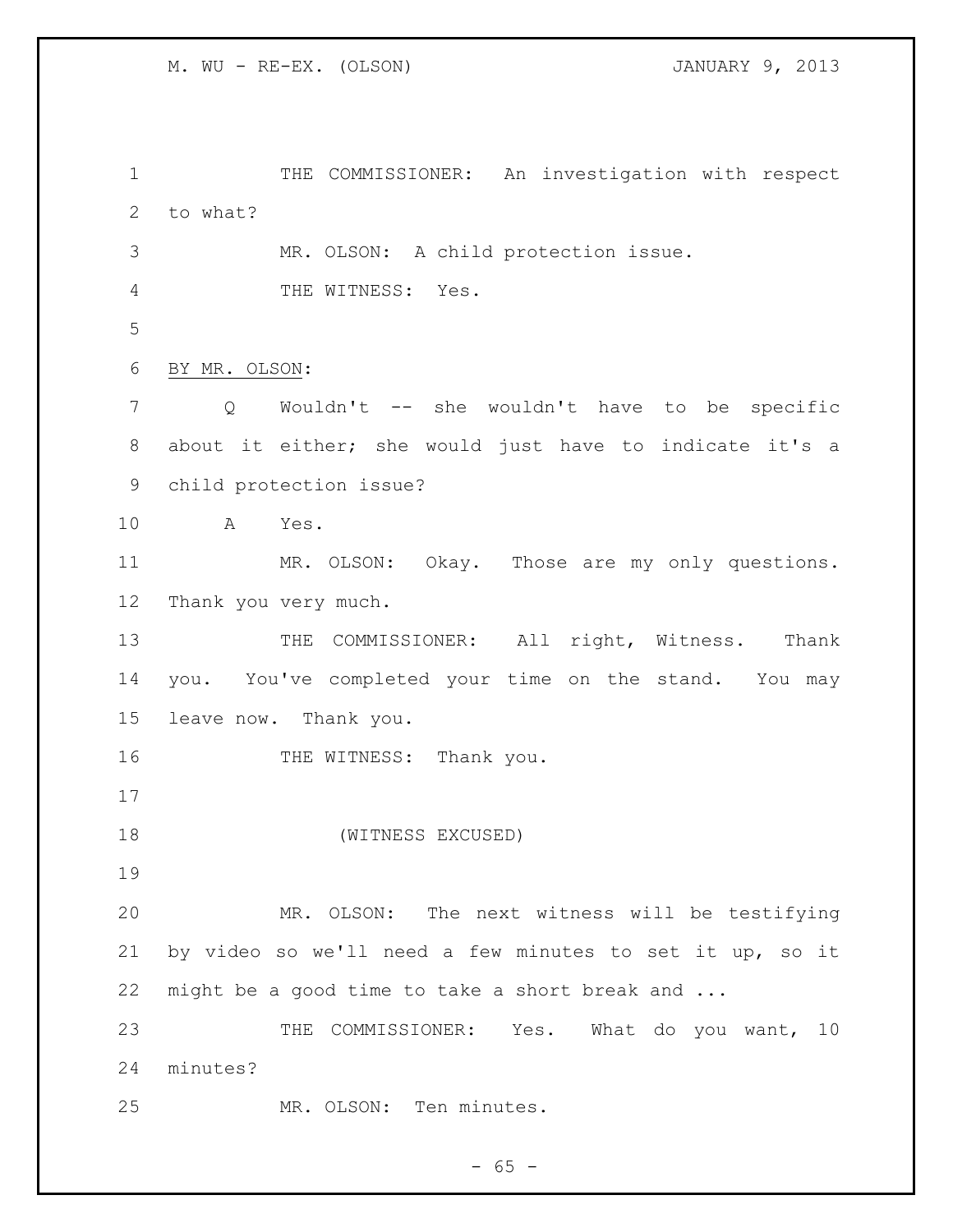THE COMMISSIONER: An investigation with respect to what?

MR. OLSON: A child protection issue.

THE WITNESS: Yes.

BY MR. OLSON:

Q Wouldn't -- she wouldn't have to be specific about it either; she would just have to indicate it's a child protection issue?

A Yes.

MR. OLSON: Okay. Those are my only questions. Thank you very much.

THE COMMISSIONER: All right, Witness. Thank you. You've completed your time on the stand. You may leave now. Thank you.

THE WITNESS: Thank you.

(WITNESS EXCUSED)

MR. OLSON: The next witness will be testifying by video so we'll need a few minutes to set it up, so it might be a good time to take a short break and ...

THE COMMISSIONER: Yes. What do you want, 10 minutes?

MR. OLSON: Ten minutes.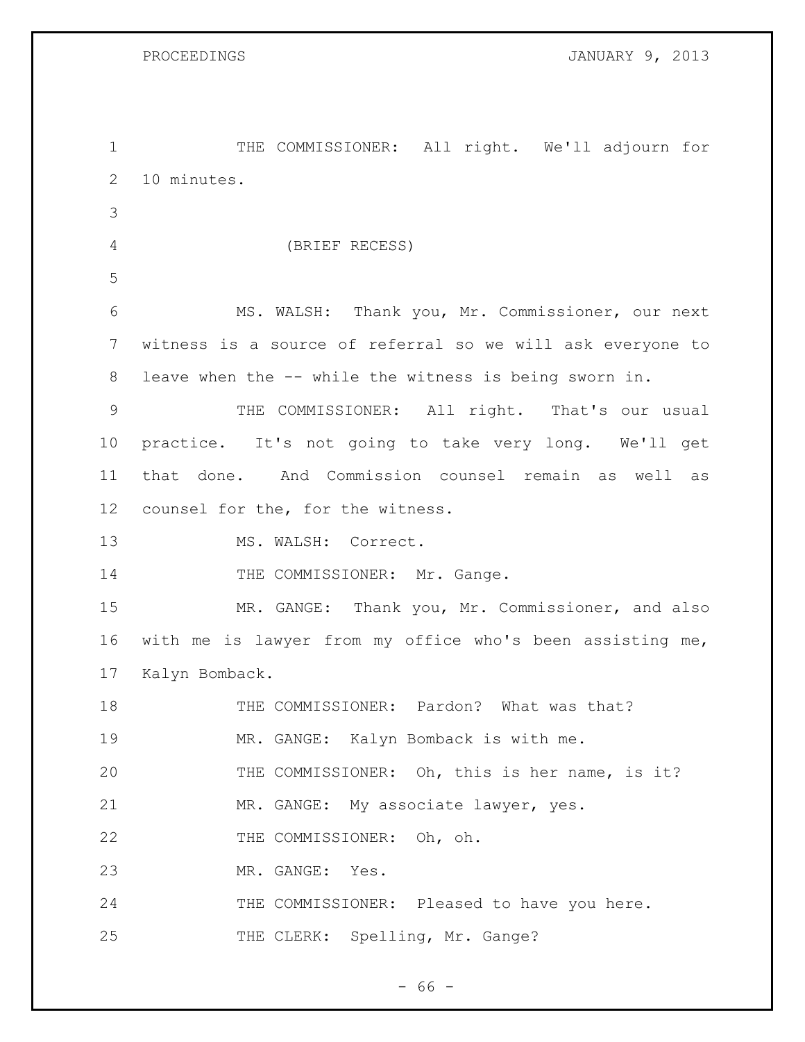THE COMMISSIONER: All right. We'll adjourn for 10 minutes.

(BRIEF RECESS)

MS. WALSH: Thank you, Mr. Commissioner, our next witness is a source of referral so we will ask everyone to leave when the -- while the witness is being sworn in.

THE COMMISSIONER: All right. That's our usual practice. It's not going to take very long. We'll get that done. And Commission counsel remain as well as counsel for the, for the witness.

MS. WALSH: Correct.

THE COMMISSIONER: Mr. Gange.

MR. GANGE: Thank you, Mr. Commissioner, and also with me is lawyer from my office who's been assisting me, Kalyn Bomback.

THE COMMISSIONER: Pardon? What was that?

MR. GANGE: Kalyn Bomback is with me.

THE COMMISSIONER: Oh, this is her name, is it?

MR. GANGE: My associate lawyer, yes.

THE COMMISSIONER: Oh, oh.

MR. GANGE: Yes.

THE COMMISSIONER: Pleased to have you here.

THE CLERK: Spelling, Mr. Gange?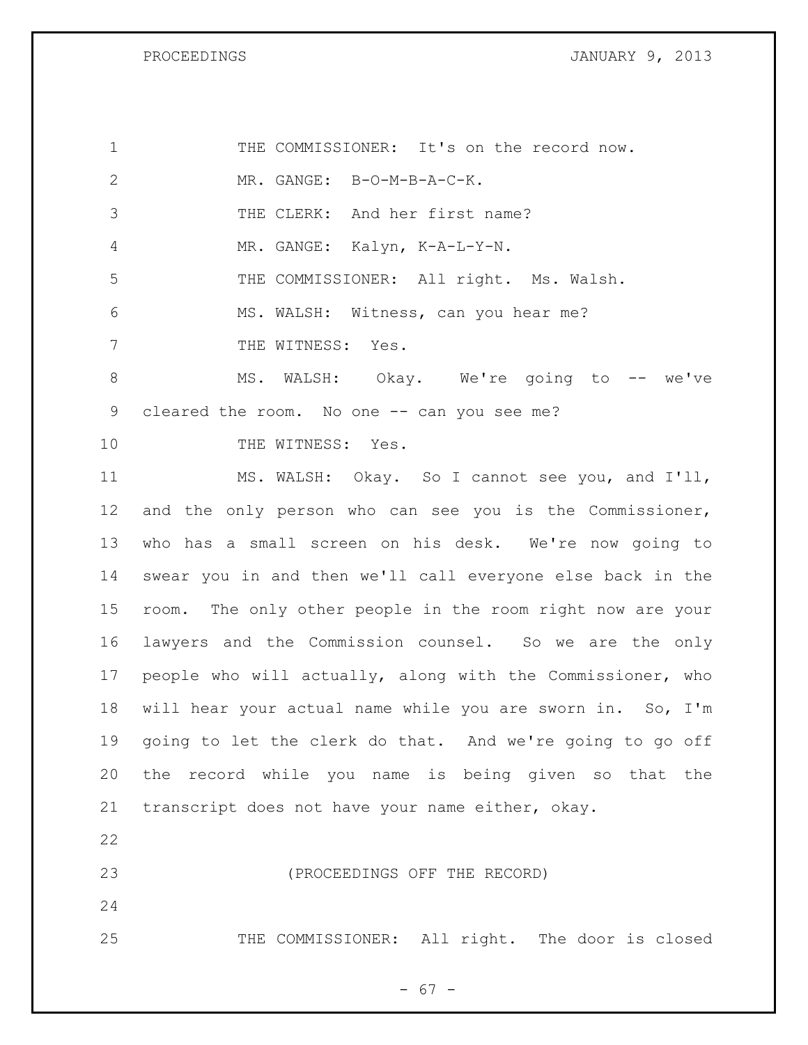THE COMMISSIONER: It's on the record now.

MR. GANGE: B-O-M-B-A-C-K.

THE CLERK: And her first name?

MR. GANGE: Kalyn, K-A-L-Y-N.

THE COMMISSIONER: All right. Ms. Walsh.

MS. WALSH: Witness, can you hear me?

THE WITNESS: Yes.

MS. WALSH: Okay. We're going to -- we've cleared the room. No one -- can you see me?

THE WITNESS: Yes.

MS. WALSH: Okay. So I cannot see you, and I'll, and the only person who can see you is the Commissioner, who has a small screen on his desk. We're now going to swear you in and then we'll call everyone else back in the room. The only other people in the room right now are your lawyers and the Commission counsel. So we are the only people who will actually, along with the Commissioner, who will hear your actual name while you are sworn in. So, I'm going to let the clerk do that. And we're going to go off the record while you name is being given so that the transcript does not have your name either, okay.

(PROCEEDINGS OFF THE RECORD)

THE COMMISSIONER: All right. The door is closed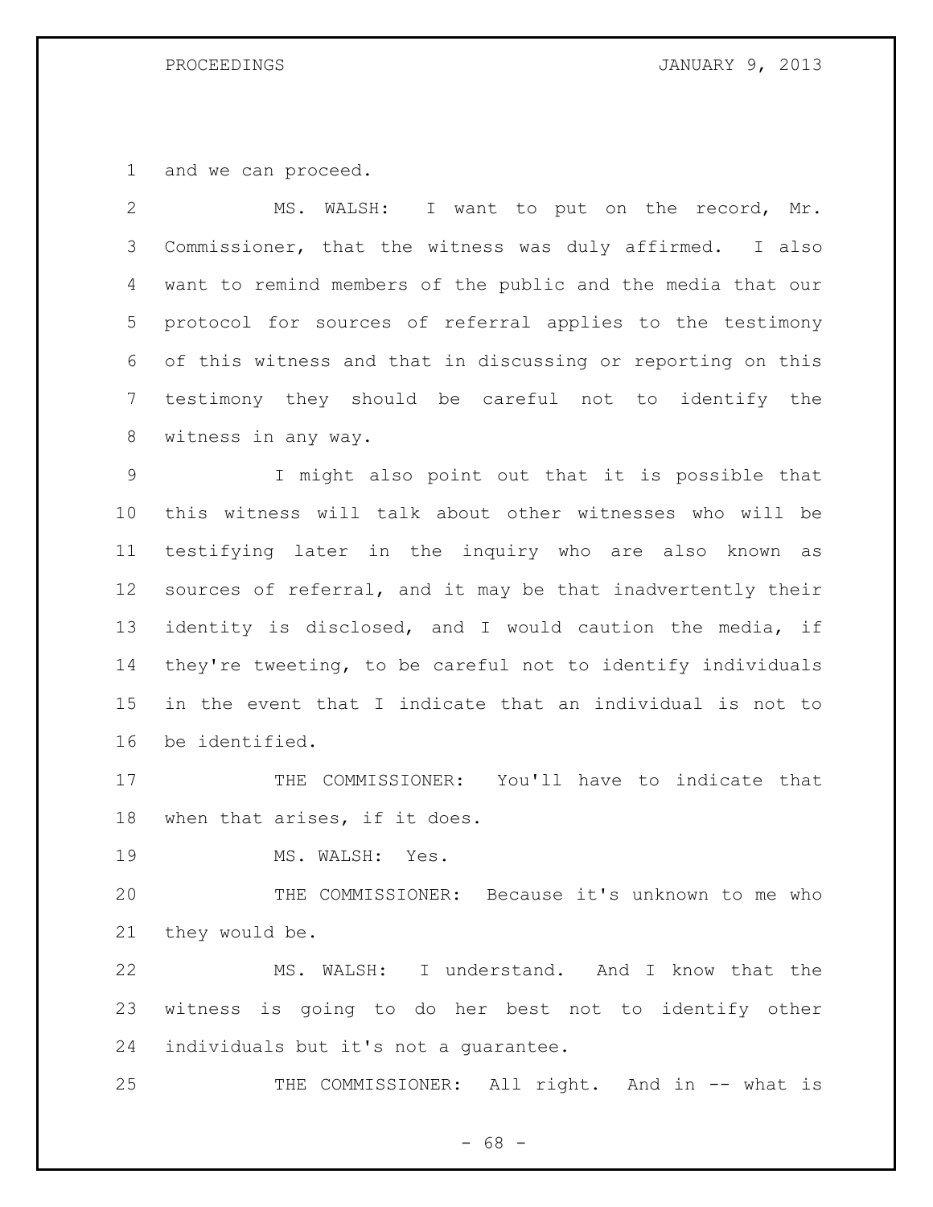and we can proceed.

MS. WALSH: I want to put on the record, Mr. Commissioner, that the witness was duly affirmed. I also want to remind members of the public and the media that our protocol for sources of referral applies to the testimony of this witness and that in discussing or reporting on this testimony they should be careful not to identify the witness in any way.

I might also point out that it is possible that this witness will talk about other witnesses who will be testifying later in the inquiry who are also known as sources of referral, and it may be that inadvertently their identity is disclosed, and I would caution the media, if they're tweeting, to be careful not to identify individuals in the event that I indicate that an individual is not to be identified.

THE COMMISSIONER: You'll have to indicate that when that arises, if it does.

MS. WALSH: Yes.

THE COMMISSIONER: Because it's unknown to me who they would be.

MS. WALSH: I understand. And I know that the witness is going to do her best not to identify other individuals but it's not a guarantee.

THE COMMISSIONER: All right. And in -- what is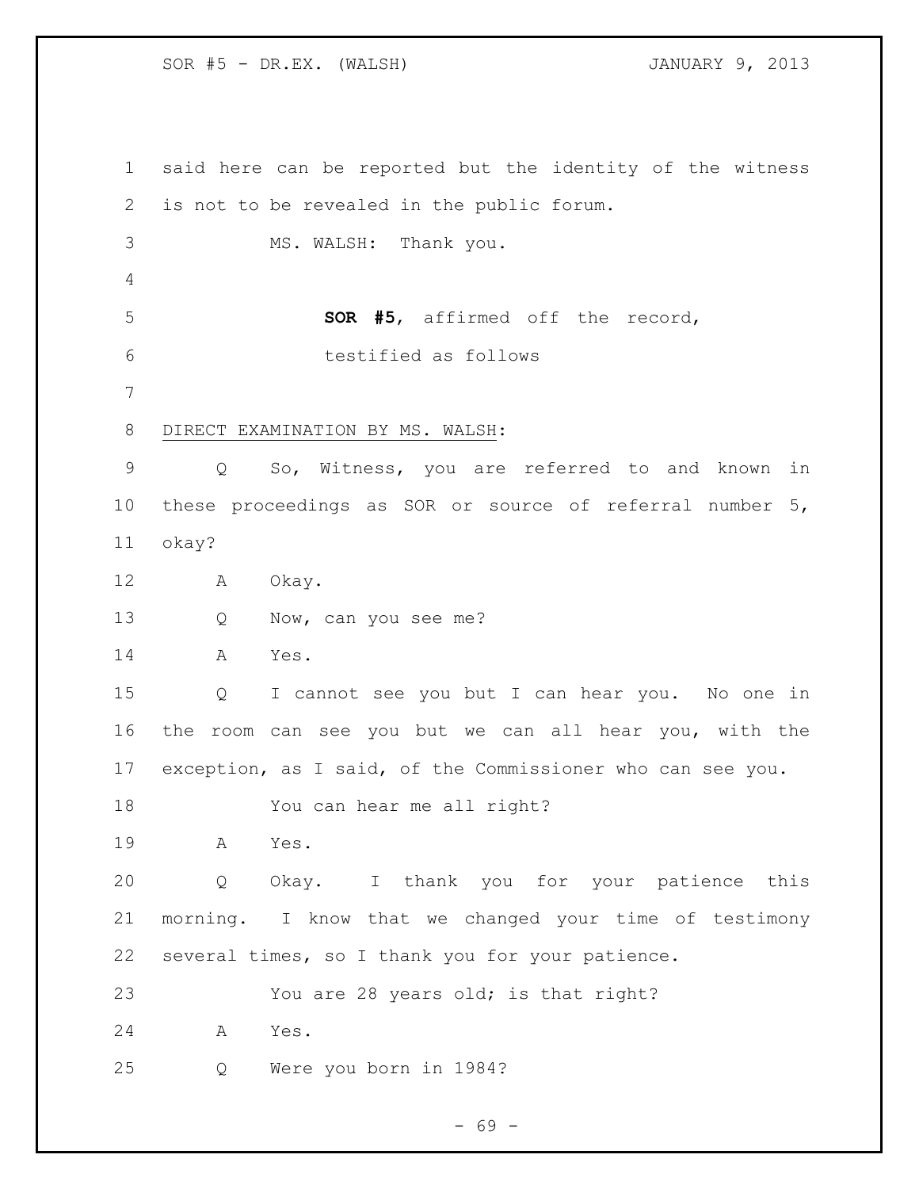said here can be reported but the identity of the witness is not to be revealed in the public forum.

MS. WALSH: Thank you.

**SOR #5**, affirmed off the record, testified as follows

DIRECT EXAMINATION BY MS. WALSH:

Q So, Witness, you are referred to and known in these proceedings as SOR or source of referral number 5, okay?

A Okay.

Q Now, can you see me?

A Yes.

Q I cannot see you but I can hear you. No one in the room can see you but we can all hear you, with the exception, as I said, of the Commissioner who can see you.

You can hear me all right?

A Yes.

Q Okay. I thank you for your patience this morning. I know that we changed your time of testimony several times, so I thank you for your patience.

You are 28 years old; is that right?

A Yes.

Q Were you born in 1984?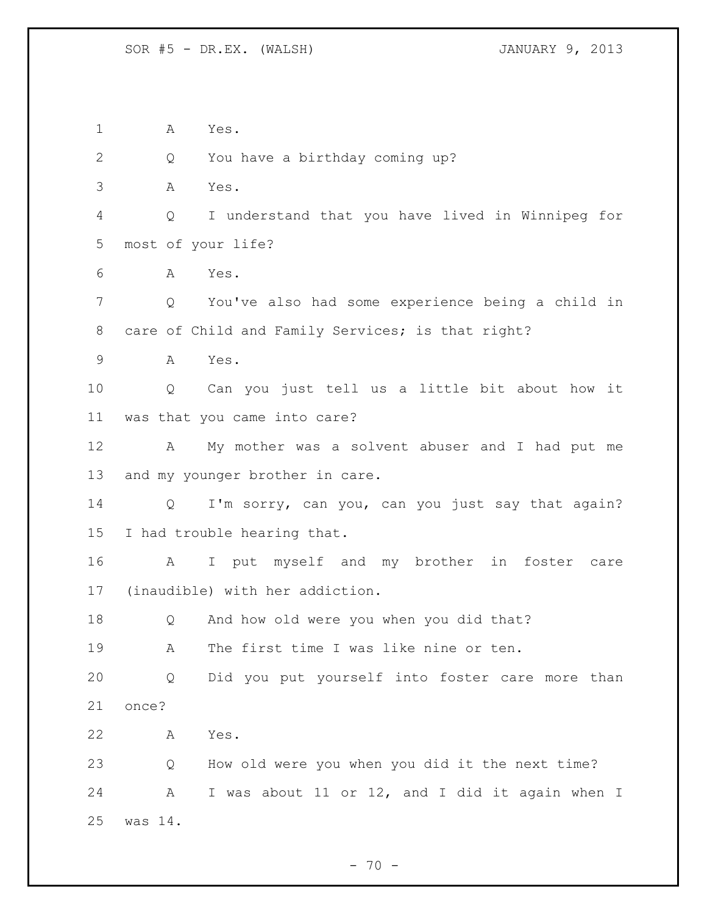A Yes.

Q You have a birthday coming up?

A Yes.

Q I understand that you have lived in Winnipeg for most of your life?

A Yes.

Q You've also had some experience being a child in care of Child and Family Services; is that right?

A Yes.

Q Can you just tell us a little bit about how it was that you came into care?

A My mother was a solvent abuser and I had put me and my younger brother in care.

Q I'm sorry, can you, can you just say that again? I had trouble hearing that.

A I put myself and my brother in foster care (inaudible) with her addiction.

Q And how old were you when you did that?

A The first time I was like nine or ten.

Q Did you put yourself into foster care more than once?

A Yes.

Q How old were you when you did it the next time?

A I was about 11 or 12, and I did it again when I was 14.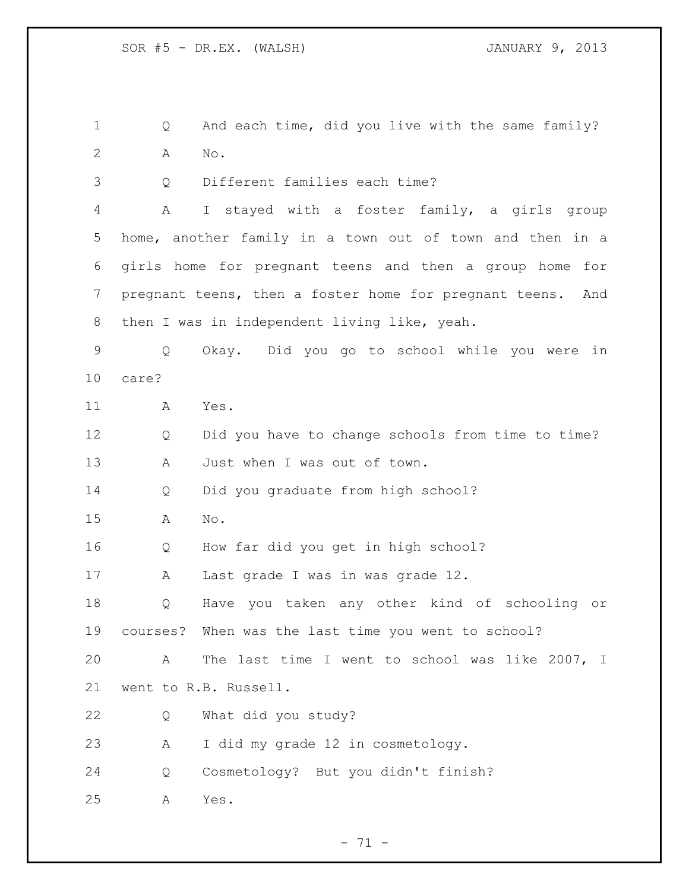Q And each time, did you live with the same family?

A No.

Q Different families each time?

A I stayed with a foster family, a girls group home, another family in a town out of town and then in a girls home for pregnant teens and then a group home for pregnant teens, then a foster home for pregnant teens. And then I was in independent living like, yeah.

Q Okay. Did you go to school while you were in care?

A Yes.

Q Did you have to change schools from time to time?

A Just when I was out of town.

Q Did you graduate from high school?

A No.

Q How far did you get in high school?

A Last grade I was in was grade 12.

Q Have you taken any other kind of schooling or courses? When was the last time you went to school?

A The last time I went to school was like 2007, I went to R.B. Russell.

Q What did you study?

A I did my grade 12 in cosmetology.

Q Cosmetology? But you didn't finish?

A Yes.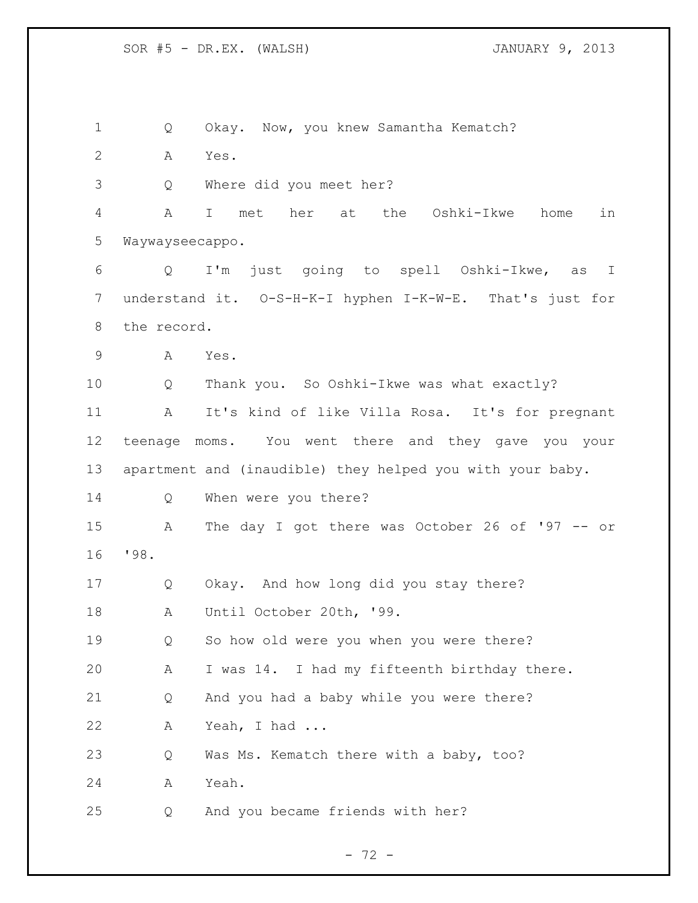Q Okay. Now, you knew Samantha Kematch?

A Yes.

Q Where did you meet her?

A I met her at the Oshki-Ikwe home in Waywayseecappo.

Q I'm just going to spell Oshki-Ikwe, as I understand it. O-S-H-K-I hyphen I-K-W-E. That's just for the record.

A Yes.

Q Thank you. So Oshki-Ikwe was what exactly?

A It's kind of like Villa Rosa. It's for pregnant teenage moms. You went there and they gave you your apartment and (inaudible) they helped you with your baby.

Q When were you there?

A The day I got there was October 26 of '97 -- or '98.

Q Okay. And how long did you stay there?

A Until October 20th, '99.

Q So how old were you when you were there?

A I was 14. I had my fifteenth birthday there.

Q And you had a baby while you were there?

A Yeah, I had ...

Q Was Ms. Kematch there with a baby, too?

A Yeah.

Q And you became friends with her?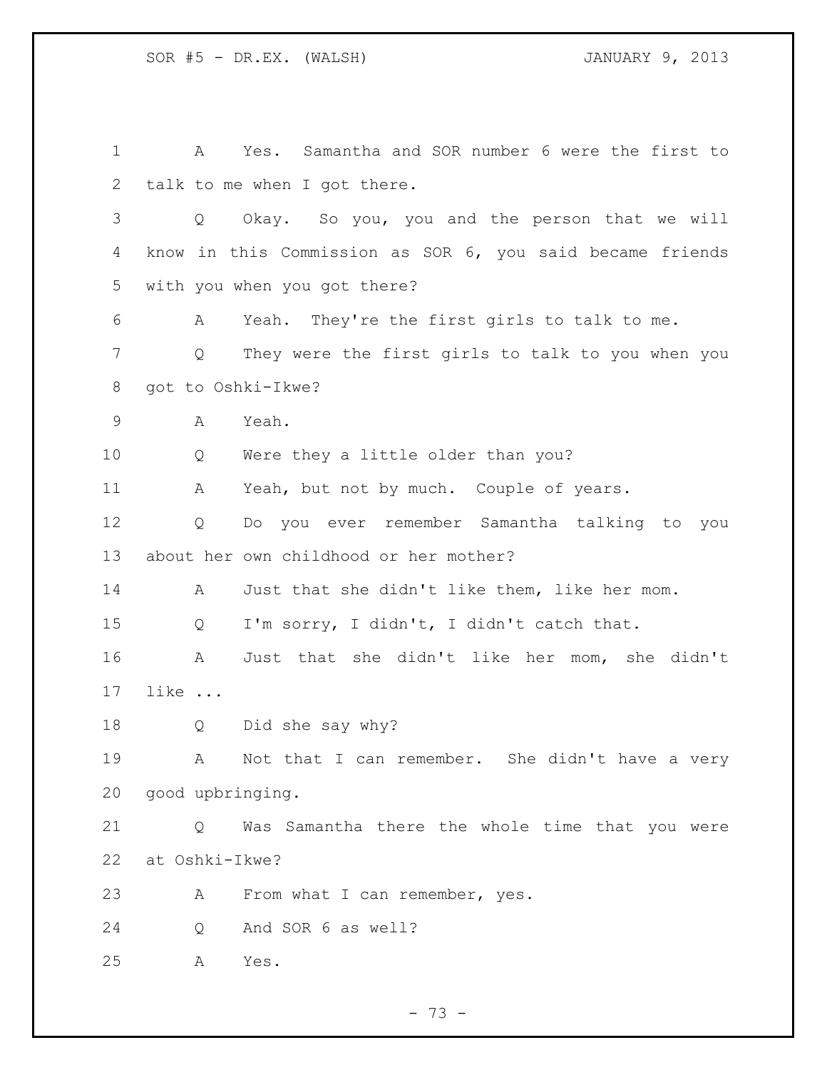A Yes. Samantha and SOR number 6 were the first to talk to me when I got there.

Q Okay. So you, you and the person that we will know in this Commission as SOR 6, you said became friends with you when you got there?

A Yeah. They're the first girls to talk to me.

Q They were the first girls to talk to you when you got to Oshki-Ikwe?

A Yeah.

Q Were they a little older than you?

A Yeah, but not by much. Couple of years.

Q Do you ever remember Samantha talking to you about her own childhood or her mother?

A Just that she didn't like them, like her mom.

Q I'm sorry, I didn't, I didn't catch that.

A Just that she didn't like her mom, she didn't like ...

Q Did she say why?

A Not that I can remember. She didn't have a very good upbringing.

Q Was Samantha there the whole time that you were at Oshki-Ikwe?

A From what I can remember, yes.

Q And SOR 6 as well?

A Yes.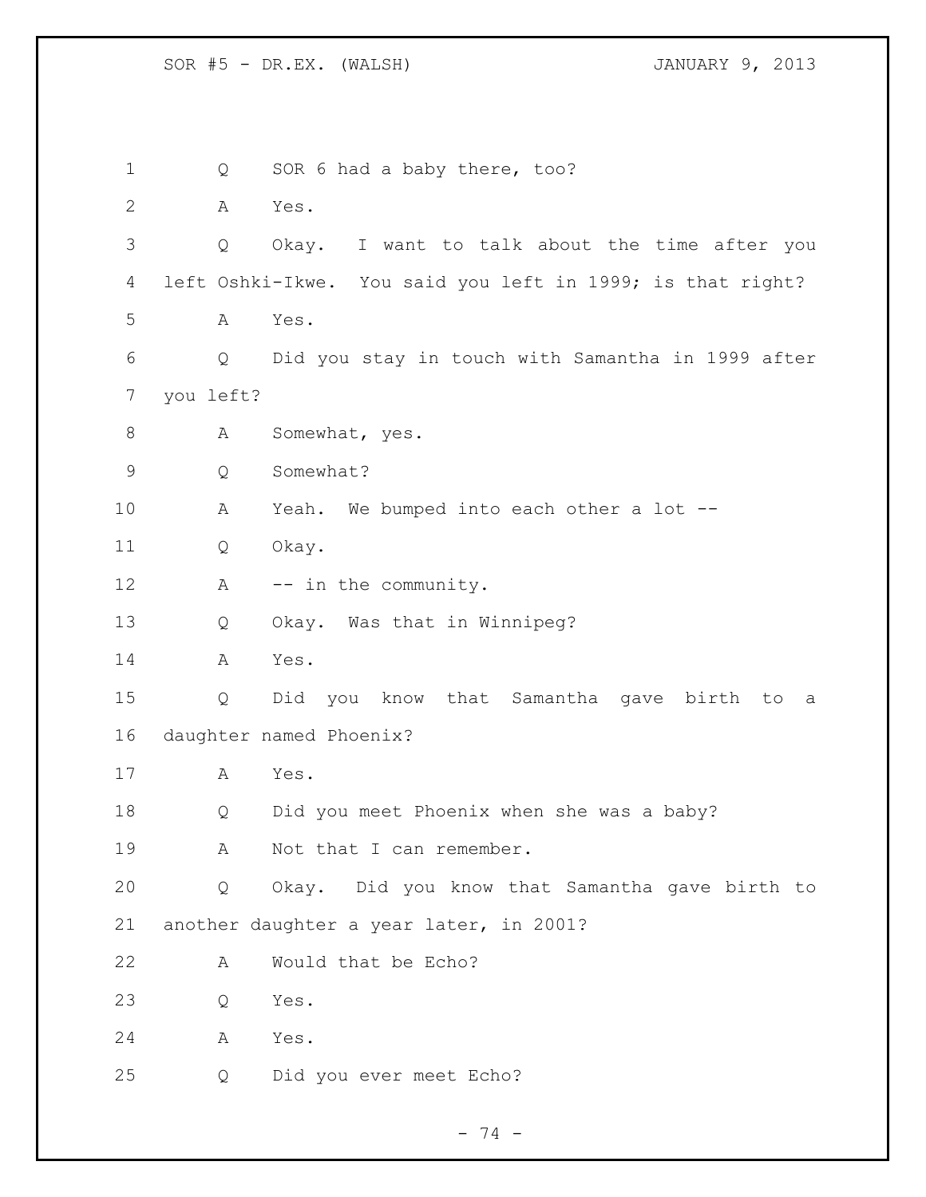1 Q SOR 6 had a baby there, too?

2 A Yes.

3 Q Okay. I want to talk about the time after you

4 left Oshki-Ikwe. You said you left in 1999; is that right?

5 A Yes.

6 Q Did you stay in touch with Samantha in 1999 after

7 you left?

8 A Somewhat, yes.

9 Q Somewhat?

10 A Yeah. We bumped into each other a lot --

11 Q Okay.

12 A -- in the community.

13 Q Okay. Was that in Winnipeg?

14 A Yes.

15 Q Did you know that Samantha gave birth to a

16 daughter named Phoenix?

17 A Yes.

18 Q Did you meet Phoenix when she was a baby?

19 A Not that I can remember.

20 Q Okay. Did you know that Samantha gave birth to

21 another daughter a year later, in 2001?

22 A Would that be Echo?

23 Q Yes.

24 A Yes.

25 Q Did you ever meet Echo?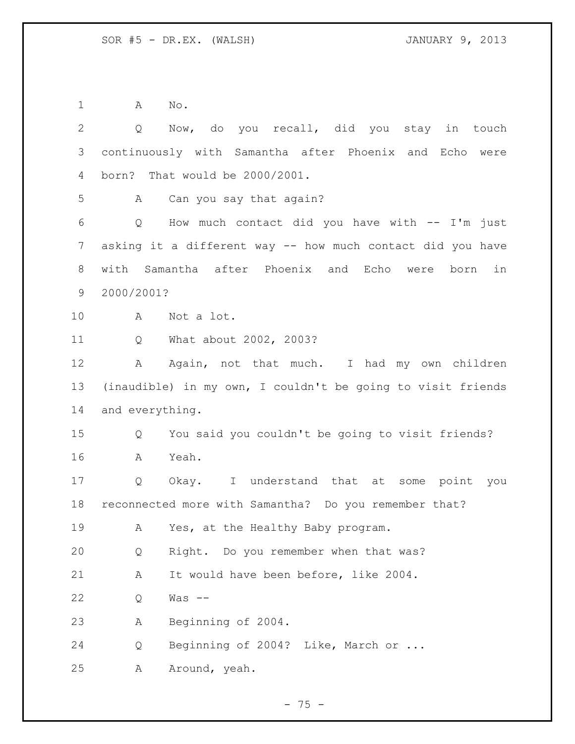A No.

Q Now, do you recall, did you stay in touch continuously with Samantha after Phoenix and Echo were born? That would be 2000/2001.

A Can you say that again?

Q How much contact did you have with -- I'm just asking it a different way -- how much contact did you have with Samantha after Phoenix and Echo were born in 2000/2001?

A Not a lot.

Q What about 2002, 2003?

A Again, not that much. I had my own children (inaudible) in my own, I couldn't be going to visit friends and everything.

Q You said you couldn't be going to visit friends?

A Yeah.

Q Okay. I understand that at some point you reconnected more with Samantha? Do you remember that?

A Yes, at the Healthy Baby program.

Q Right. Do you remember when that was?

A It would have been before, like 2004.

Q Was --

A Beginning of 2004.

Q Beginning of 2004? Like, March or ...

A Around, yeah.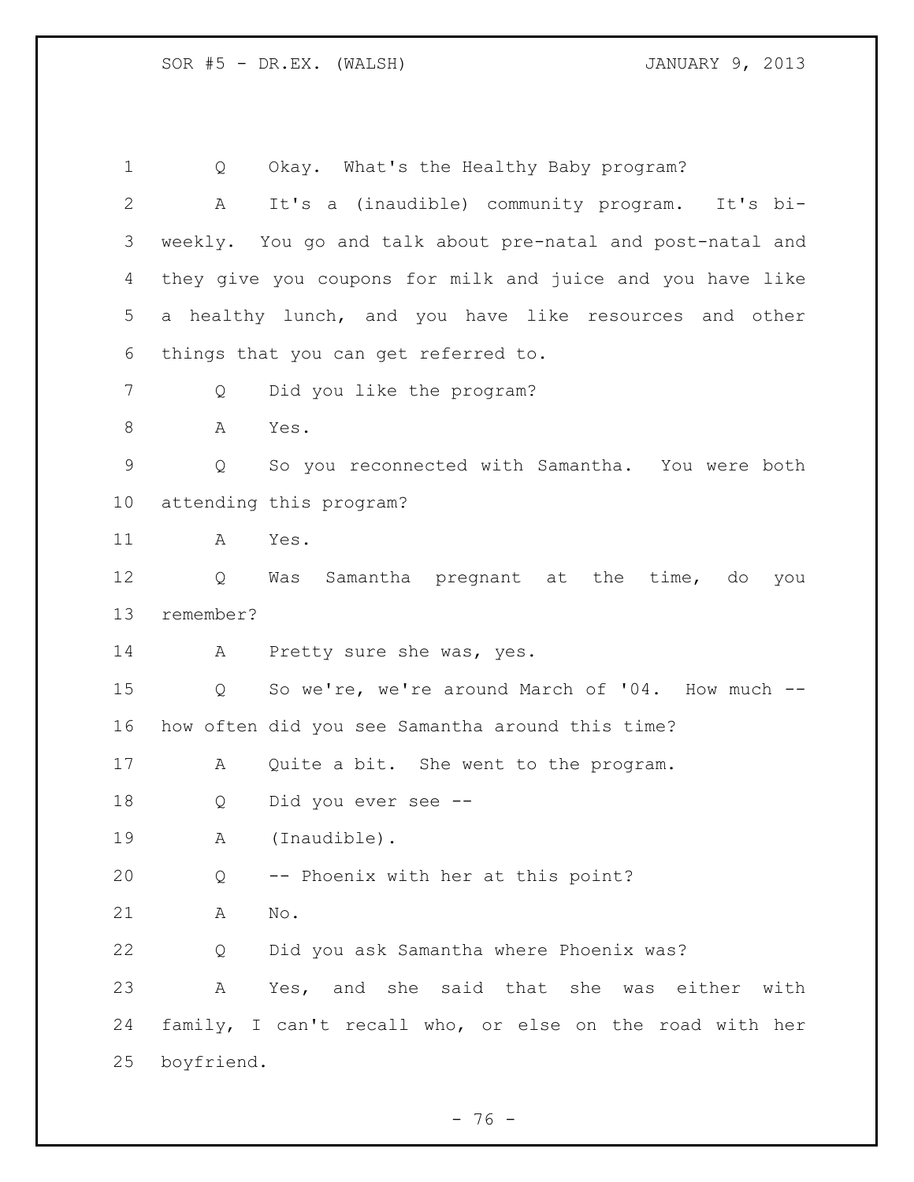Q Okay. What's the Healthy Baby program?

A It's a (inaudible) community program. It's bi-weekly. You go and talk about pre-natal and post-natal and they give you coupons for milk and juice and you have like a healthy lunch, and you have like resources and other things that you can get referred to.

Q Did you like the program?

A Yes.

Q So you reconnected with Samantha. You were both attending this program?

A Yes.

Q Was Samantha pregnant at the time, do you remember?

A Pretty sure she was, yes.

Q So we're, we're around March of '04. How much -- how often did you see Samantha around this time?

A Quite a bit. She went to the program.

Q Did you ever see --

A (Inaudible).

Q -- Phoenix with her at this point?

A No.

Q Did you ask Samantha where Phoenix was?

A Yes, and she said that she was either with family, I can't recall who, or else on the road with her boyfriend.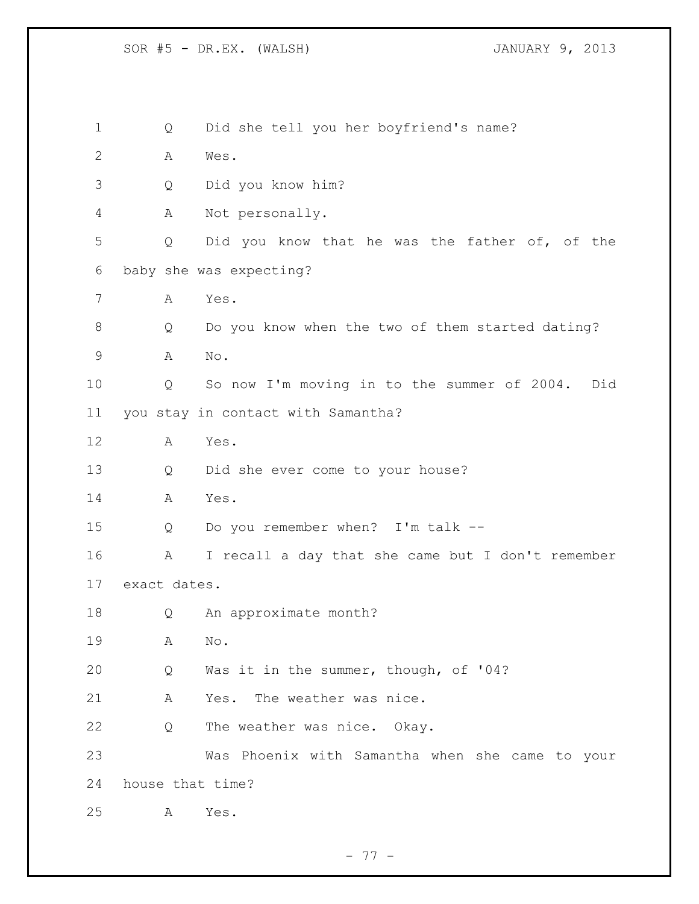Q Did she tell you her boyfriend's name?

A Wes.

Q Did you know him?

A Not personally.

Q Did you know that he was the father of, of the baby she was expecting?

A Yes.

Q Do you know when the two of them started dating?

A No.

Q So now I'm moving in to the summer of 2004. Did you stay in contact with Samantha?

A Yes.

Q Did she ever come to your house?

A Yes.

Q Do you remember when? I'm talk --

A I recall a day that she came but I don't remember exact dates.

Q An approximate month?

A No.

Q Was it in the summer, though, of '04?

A Yes. The weather was nice.

Q The weather was nice. Okay.

Was Phoenix with Samantha when she came to your house that time?

A Yes.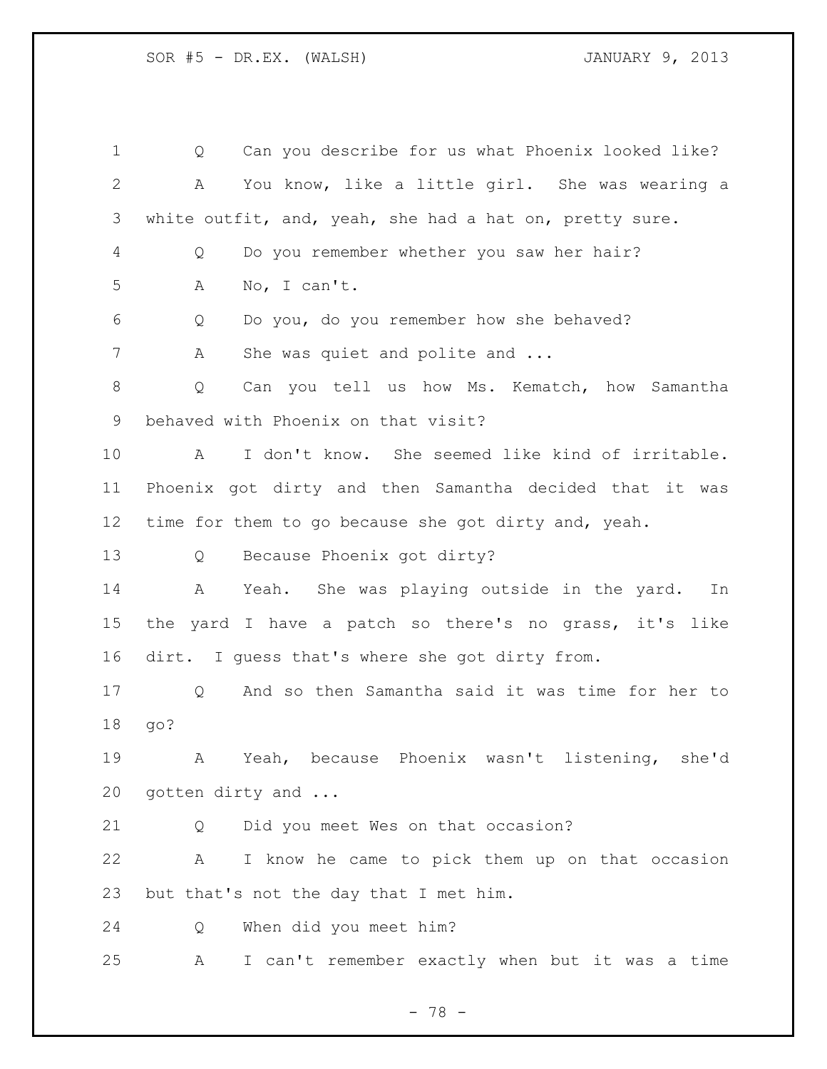Q Can you describe for us what Phoenix looked like?

A You know, like a little girl. She was wearing a white outfit, and, yeah, she had a hat on, pretty sure.

Q Do you remember whether you saw her hair?

A No, I can't.

Q Do you, do you remember how she behaved?

A She was quiet and polite and ...

Q Can you tell us how Ms. Kematch, how Samantha behaved with Phoenix on that visit?

A I don't know. She seemed like kind of irritable. Phoenix got dirty and then Samantha decided that it was time for them to go because she got dirty and, yeah.

Q Because Phoenix got dirty?

A Yeah. She was playing outside in the yard. In the yard I have a patch so there's no grass, it's like dirt. I guess that's where she got dirty from.

Q And so then Samantha said it was time for her to go?

A Yeah, because Phoenix wasn't listening, she'd gotten dirty and ...

Q Did you meet Wes on that occasion?

A I know he came to pick them up on that occasion but that's not the day that I met him.

Q When did you meet him?

A I can't remember exactly when but it was a time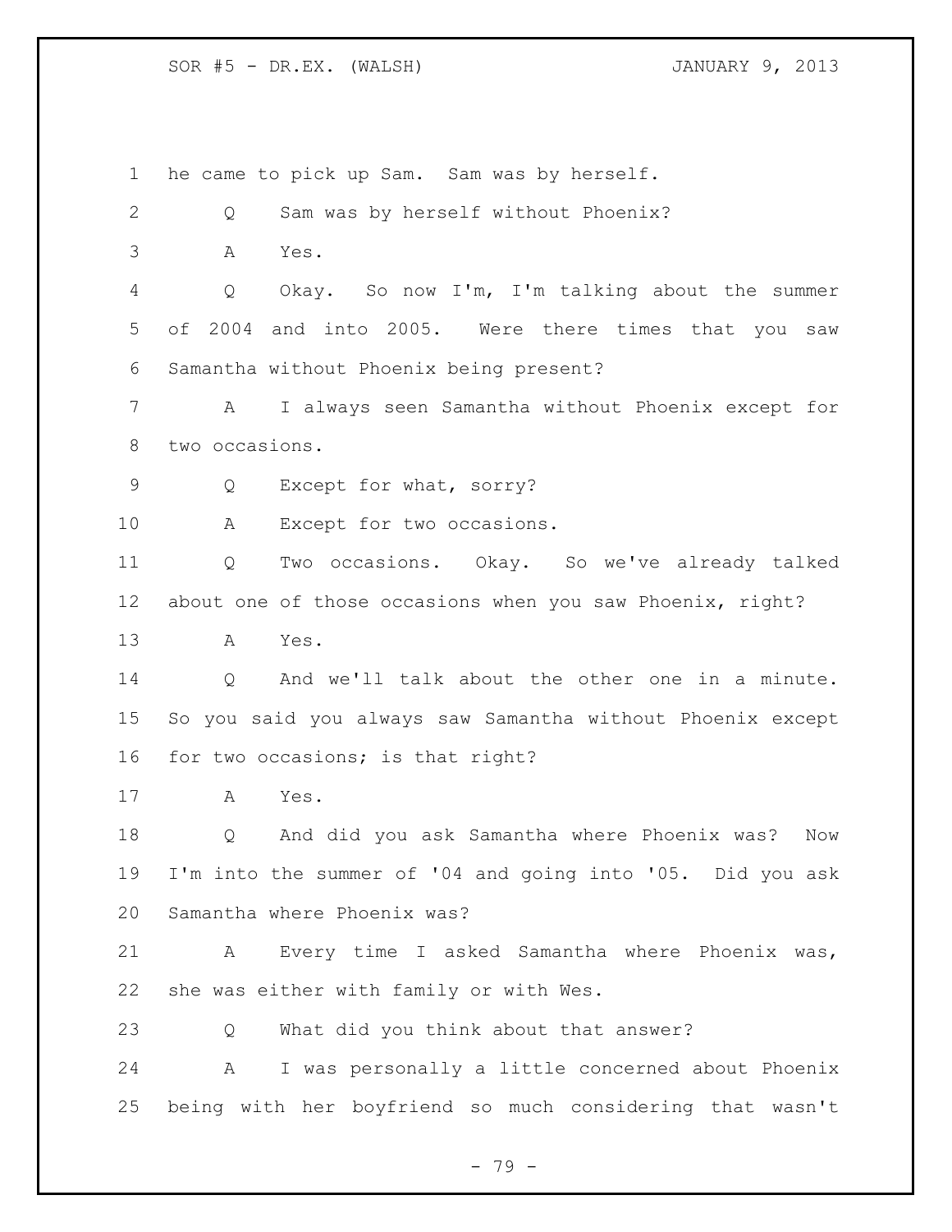he came to pick up Sam. Sam was by herself.

Q Sam was by herself without Phoenix?

A Yes.

Q Okay. So now I'm, I'm talking about the summer of 2004 and into 2005. Were there times that you saw Samantha without Phoenix being present?

A I always seen Samantha without Phoenix except for two occasions.

Q Except for what, sorry?

A Except for two occasions.

Q Two occasions. Okay. So we've already talked about one of those occasions when you saw Phoenix, right?

A Yes.

Q And we'll talk about the other one in a minute. So you said you always saw Samantha without Phoenix except for two occasions; is that right?

A Yes.

Q And did you ask Samantha where Phoenix was? Now I'm into the summer of '04 and going into '05. Did you ask Samantha where Phoenix was?

A Every time I asked Samantha where Phoenix was, she was either with family or with Wes.

Q What did you think about that answer?

A I was personally a little concerned about Phoenix being with her boyfriend so much considering that wasn't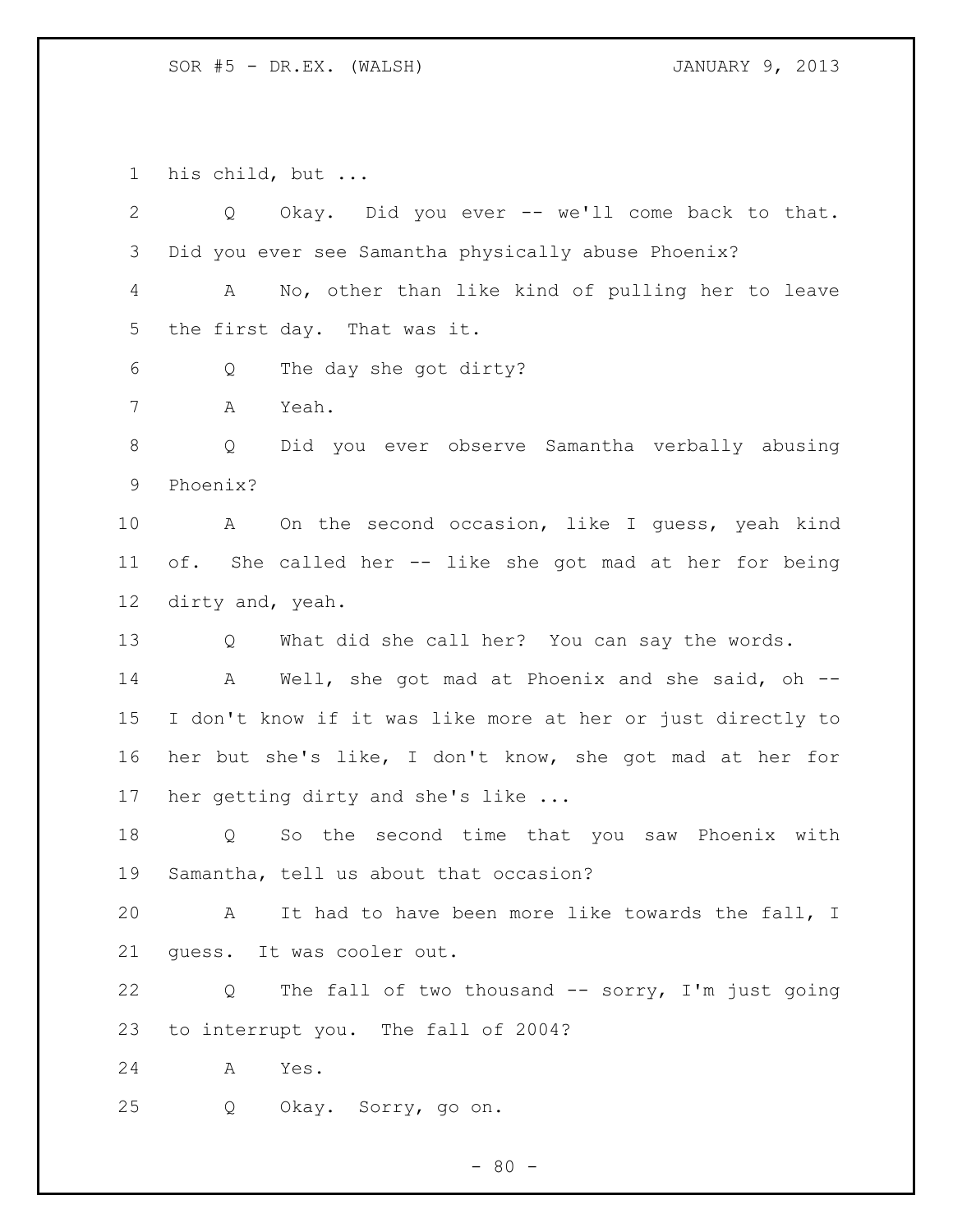his child, but ...

Q Okay. Did you ever -- we'll come back to that. Did you ever see Samantha physically abuse Phoenix?

A No, other than like kind of pulling her to leave the first day. That was it.

Q The day she got dirty?

A Yeah.

Q Did you ever observe Samantha verbally abusing Phoenix?

A On the second occasion, like I guess, yeah kind of. She called her -- like she got mad at her for being dirty and, yeah.

Q What did she call her? You can say the words.

A Well, she got mad at Phoenix and she said, oh -- I don't know if it was like more at her or just directly to her but she's like, I don't know, she got mad at her for her getting dirty and she's like ...

Q So the second time that you saw Phoenix with Samantha, tell us about that occasion?

A It had to have been more like towards the fall, I guess. It was cooler out.

Q The fall of two thousand -- sorry, I'm just going to interrupt you. The fall of 2004?

A Yes.

Q Okay. Sorry, go on.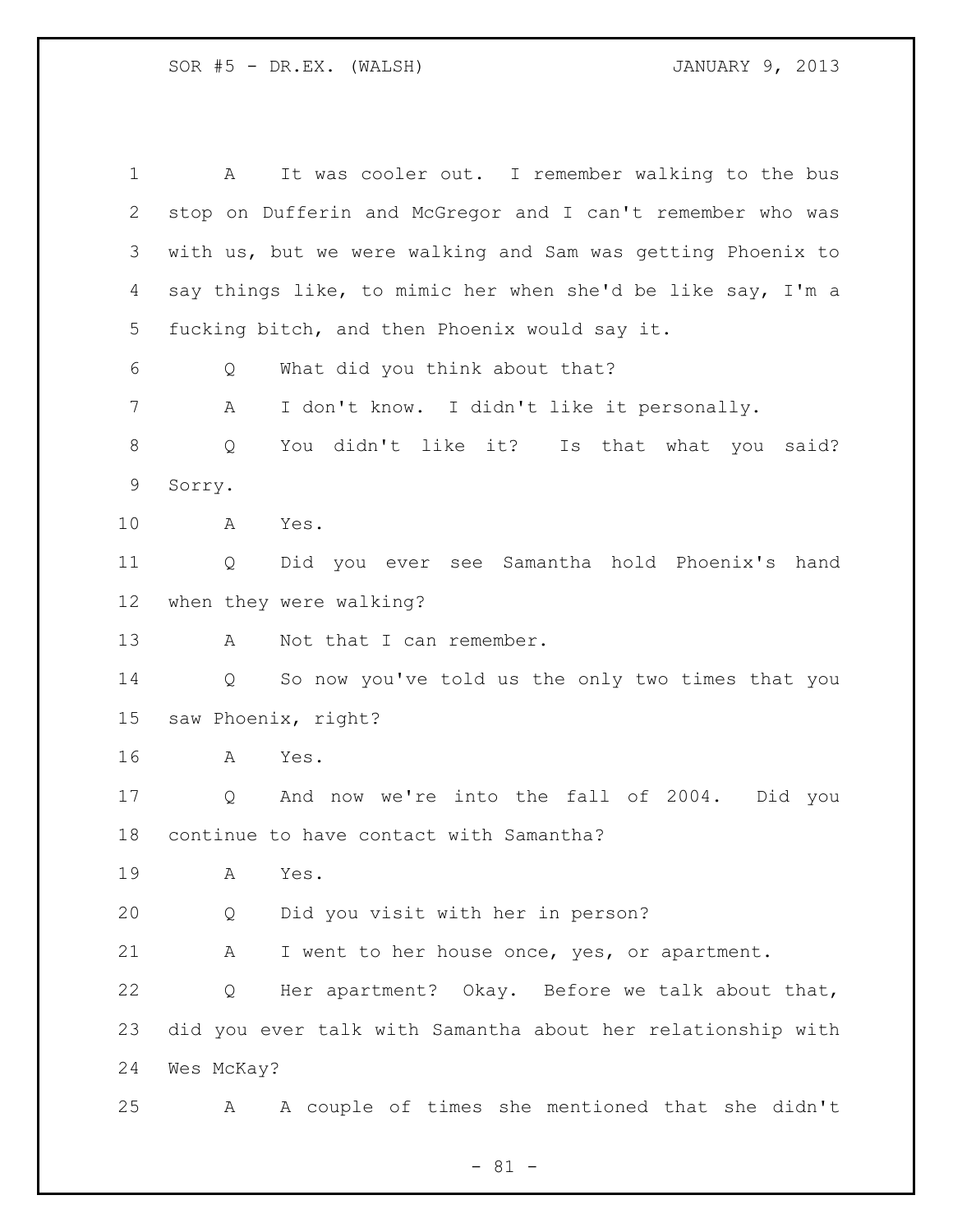A It was cooler out. I remember walking to the bus stop on Dufferin and McGregor and I can't remember who was with us, but we were walking and Sam was getting Phoenix to say things like, to mimic her when she'd be like say, I'm a fucking bitch, and then Phoenix would say it.

Q What did you think about that?

A I don't know. I didn't like it personally.

Q You didn't like it? Is that what you said? Sorry.

A Yes.

Q Did you ever see Samantha hold Phoenix's hand when they were walking?

A Not that I can remember.

Q So now you've told us the only two times that you saw Phoenix, right?

A Yes.

Q And now we're into the fall of 2004. Did you continue to have contact with Samantha?

A Yes.

Q Did you visit with her in person?

A I went to her house once, yes, or apartment.

Q Her apartment? Okay. Before we talk about that, did you ever talk with Samantha about her relationship with Wes McKay?

A A couple of times she mentioned that she didn't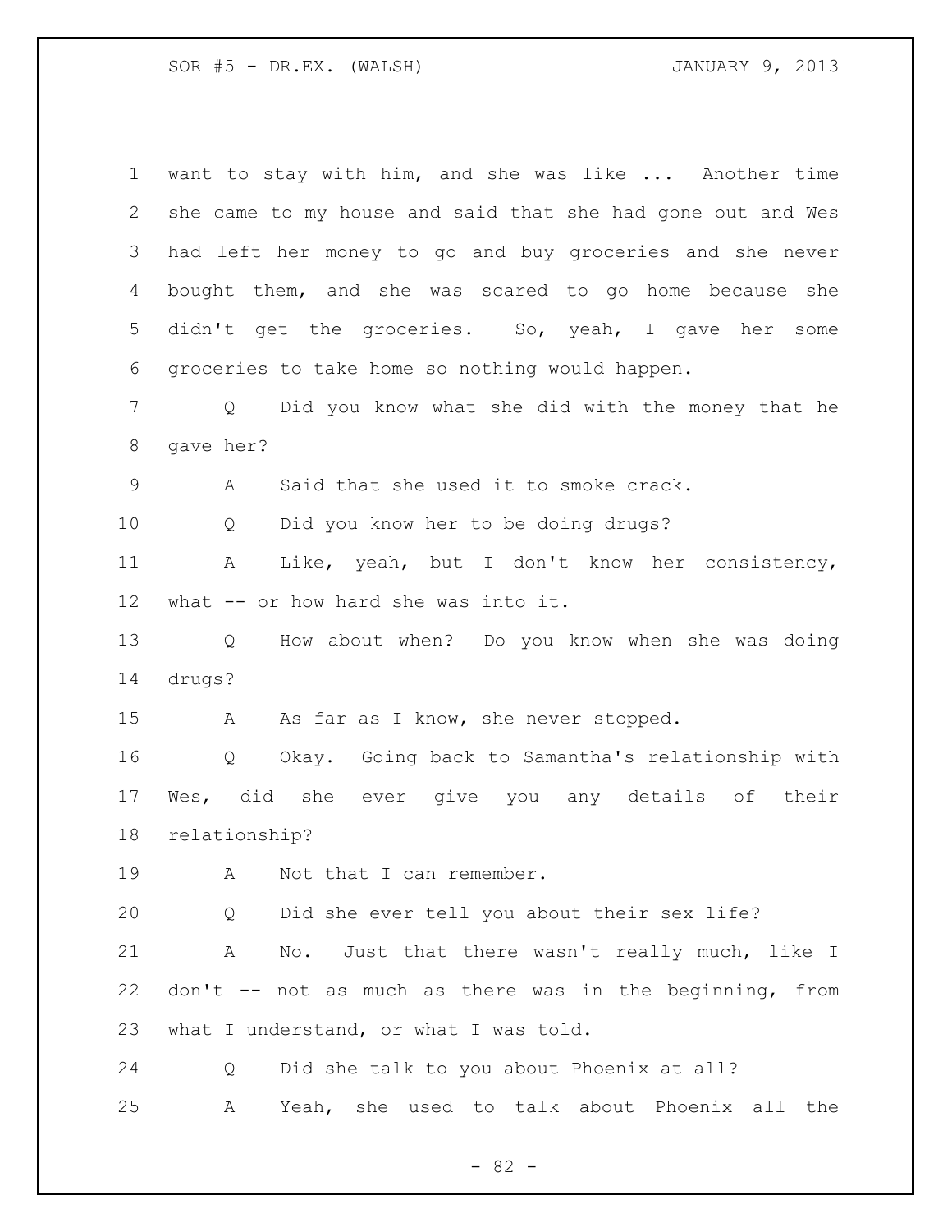want to stay with him, and she was like ... Another time she came to my house and said that she had gone out and Wes had left her money to go and buy groceries and she never bought them, and she was scared to go home because she didn't get the groceries. So, yeah, I gave her some groceries to take home so nothing would happen.

Q Did you know what she did with the money that he gave her?

A Said that she used it to smoke crack.

Q Did you know her to be doing drugs?

A Like, yeah, but I don't know her consistency, what -- or how hard she was into it.

Q How about when? Do you know when she was doing drugs?

A As far as I know, she never stopped.

Q Okay. Going back to Samantha's relationship with Wes, did she ever give you any details of their relationship?

A Not that I can remember.

Q Did she ever tell you about their sex life?

A No. Just that there wasn't really much, like I don't -- not as much as there was in the beginning, from what I understand, or what I was told.

Q Did she talk to you about Phoenix at all?

A Yeah, she used to talk about Phoenix all the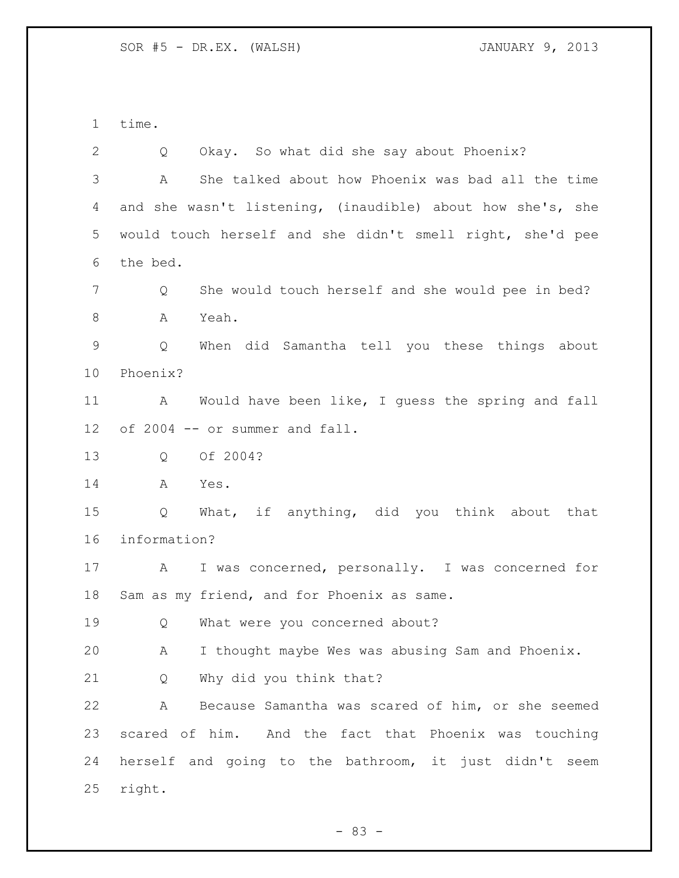time.

Q Okay. So what did she say about Phoenix?

A She talked about how Phoenix was bad all the time and she wasn't listening, (inaudible) about how she's, she would touch herself and she didn't smell right, she'd pee the bed.

Q She would touch herself and she would pee in bed?

A Yeah.

Q When did Samantha tell you these things about Phoenix?

A Would have been like, I guess the spring and fall of 2004 -- or summer and fall.

Q Of 2004?

A Yes.

Q What, if anything, did you think about that information?

A I was concerned, personally. I was concerned for Sam as my friend, and for Phoenix as same.

Q What were you concerned about?

A I thought maybe Wes was abusing Sam and Phoenix.

Q Why did you think that?

A Because Samantha was scared of him, or she seemed scared of him. And the fact that Phoenix was touching herself and going to the bathroom, it just didn't seem right.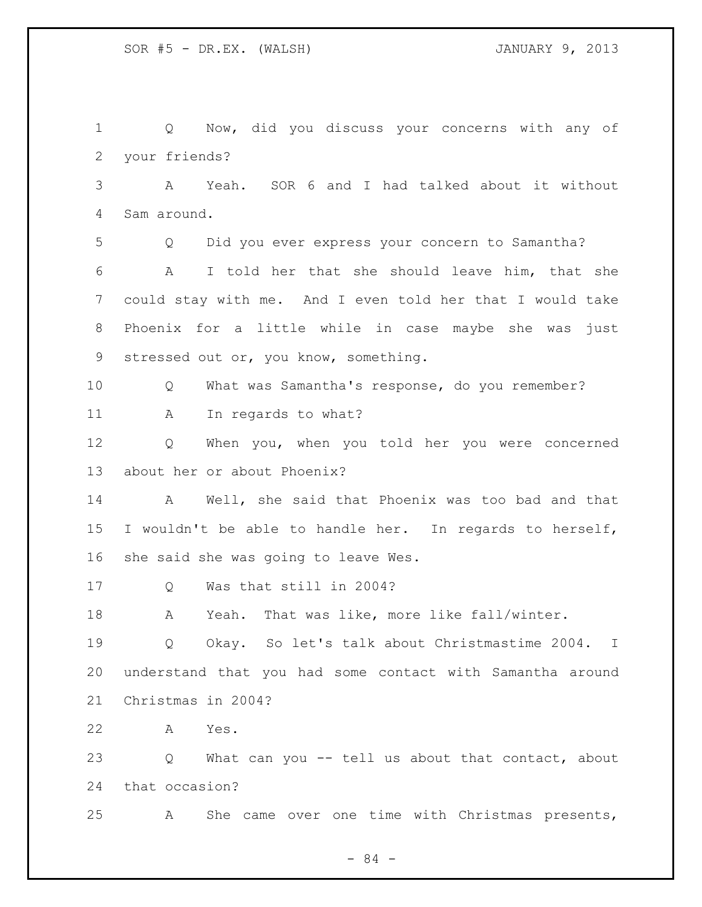Q Now, did you discuss your concerns with any of your friends?

A Yeah. SOR 6 and I had talked about it without Sam around.

Q Did you ever express your concern to Samantha?

A I told her that she should leave him, that she could stay with me. And I even told her that I would take Phoenix for a little while in case maybe she was just stressed out or, you know, something.

Q What was Samantha's response, do you remember?

A In regards to what?

Q When you, when you told her you were concerned about her or about Phoenix?

A Well, she said that Phoenix was too bad and that I wouldn't be able to handle her. In regards to herself, she said she was going to leave Wes.

Q Was that still in 2004?

A Yeah. That was like, more like fall/winter.

Q Okay. So let's talk about Christmastime 2004. I understand that you had some contact with Samantha around Christmas in 2004?

A Yes.

Q What can you -- tell us about that contact, about that occasion?

A She came over one time with Christmas presents,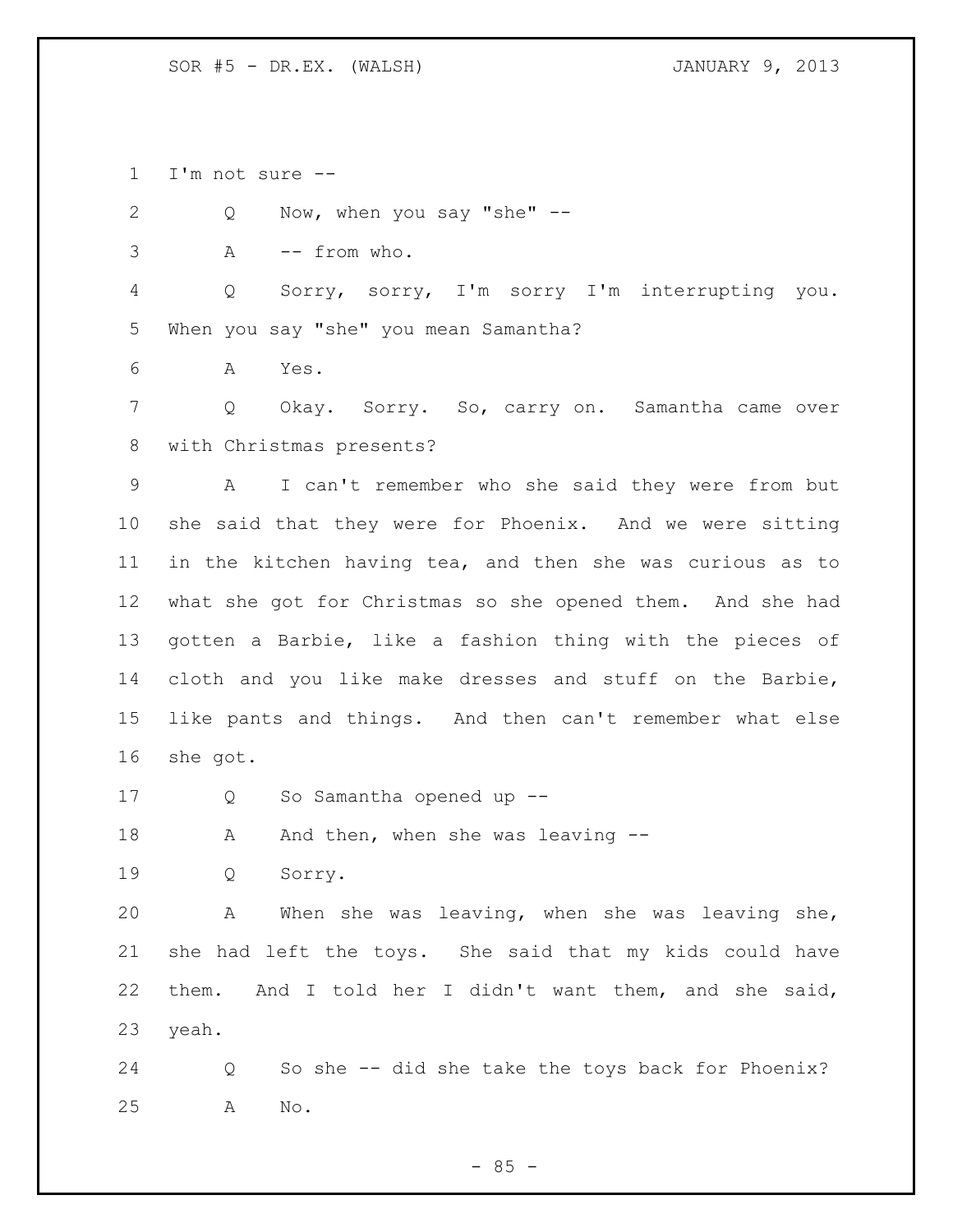I'm not sure --

Q Now, when you say "she" --

A -- from who.

Q Sorry, sorry, I'm sorry I'm interrupting you. When you say "she" you mean Samantha?

A Yes.

Q Okay. Sorry. So, carry on. Samantha came over with Christmas presents?

A I can't remember who she said they were from but she said that they were for Phoenix. And we were sitting in the kitchen having tea, and then she was curious as to what she got for Christmas so she opened them. And she had gotten a Barbie, like a fashion thing with the pieces of cloth and you like make dresses and stuff on the Barbie, like pants and things. And then can't remember what else she got.

Q So Samantha opened up --

A And then, when she was leaving --

Q Sorry.

A When she was leaving, when she was leaving she, she had left the toys. She said that my kids could have them. And I told her I didn't want them, and she said, yeah.

Q So she -- did she take the toys back for Phoenix?

A No.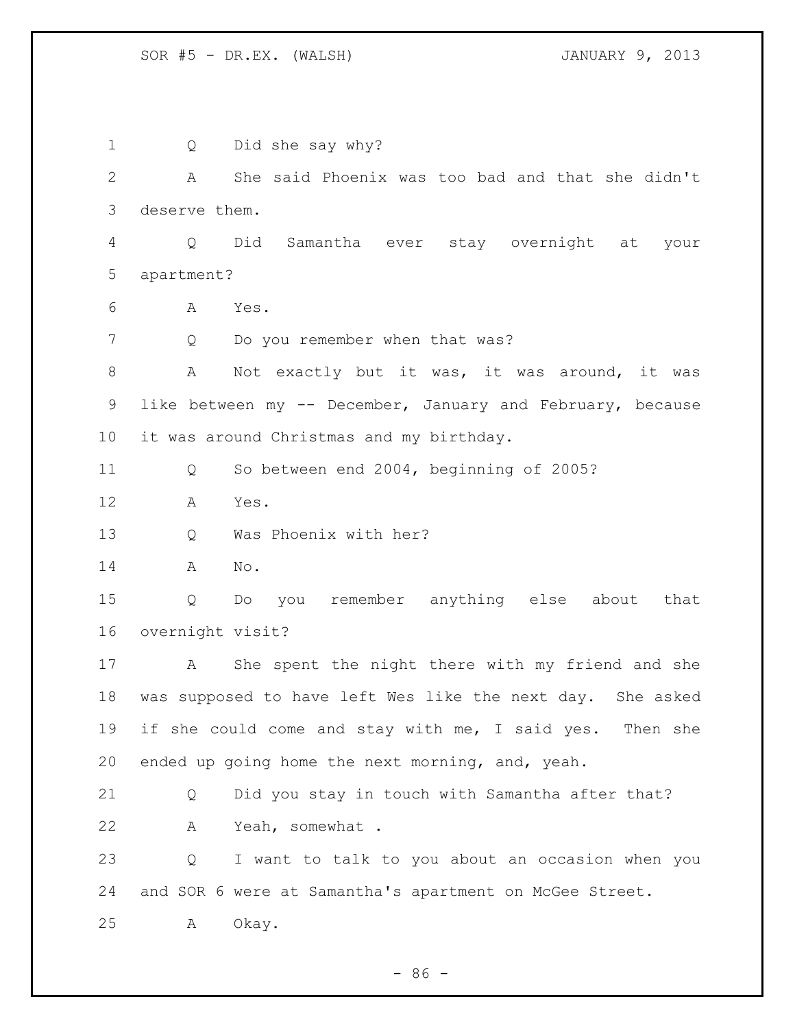Q Did she say why?

A She said Phoenix was too bad and that she didn't deserve them.

Q Did Samantha ever stay overnight at your apartment?

A Yes.

Q Do you remember when that was?

A Not exactly but it was, it was around, it was like between my -- December, January and February, because it was around Christmas and my birthday.

Q So between end 2004, beginning of 2005?

A Yes.

Q Was Phoenix with her?

A No.

Q Do you remember anything else about that overnight visit?

A She spent the night there with my friend and she was supposed to have left Wes like the next day. She asked if she could come and stay with me, I said yes. Then she ended up going home the next morning, and, yeah.

Q Did you stay in touch with Samantha after that?

A Yeah, somewhat .

Q I want to talk to you about an occasion when you and SOR 6 were at Samantha's apartment on McGee Street.

A Okay.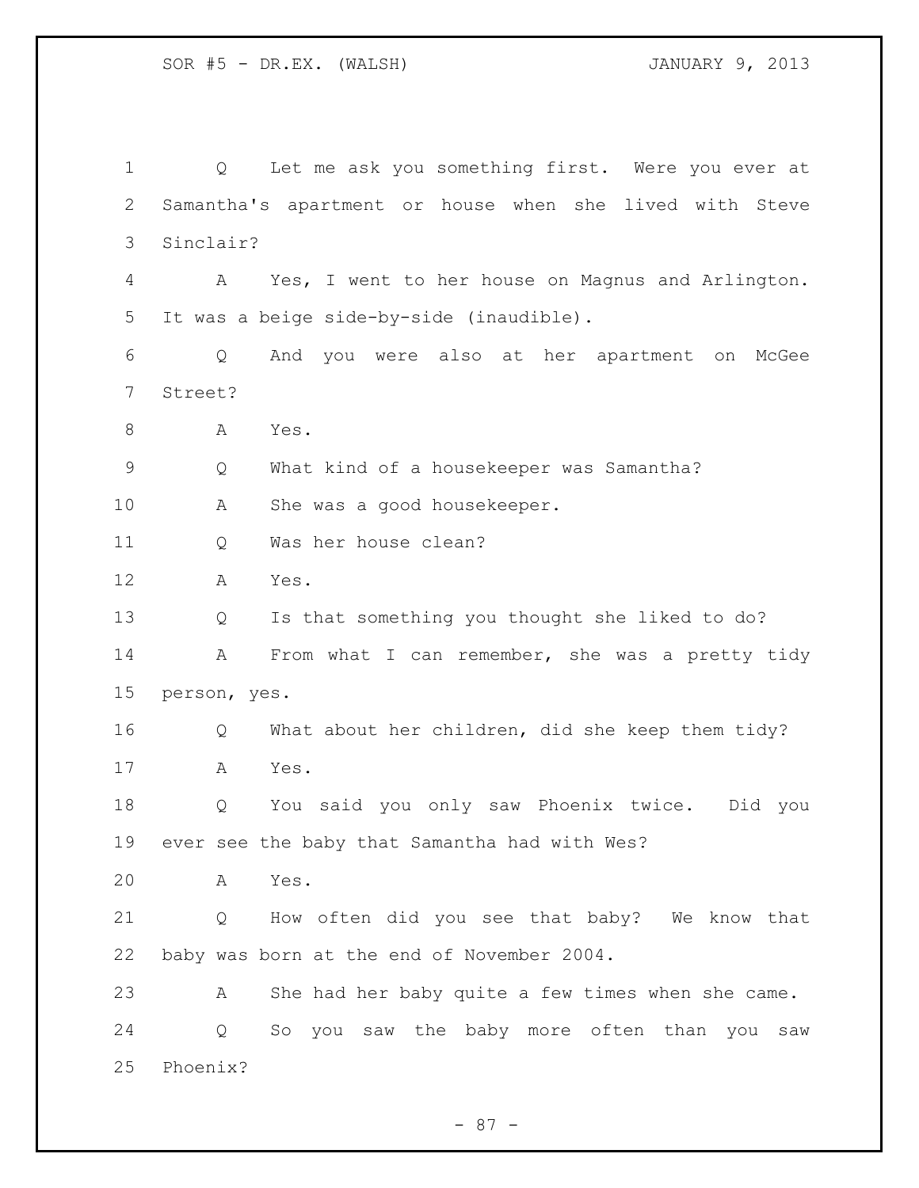Q Let me ask you something first. Were you ever at Samantha's apartment or house when she lived with Steve Sinclair?

A Yes, I went to her house on Magnus and Arlington. It was a beige side-by-side (inaudible).

Q And you were also at her apartment on McGee Street?

A Yes.

Q What kind of a housekeeper was Samantha?

A She was a good housekeeper.

Q Was her house clean?

A Yes.

Q Is that something you thought she liked to do?

A From what I can remember, she was a pretty tidy person, yes.

Q What about her children, did she keep them tidy?

A Yes.

Q You said you only saw Phoenix twice. Did you ever see the baby that Samantha had with Wes?

A Yes.

Q How often did you see that baby? We know that baby was born at the end of November 2004.

A She had her baby quite a few times when she came.

Q So you saw the baby more often than you saw Phoenix?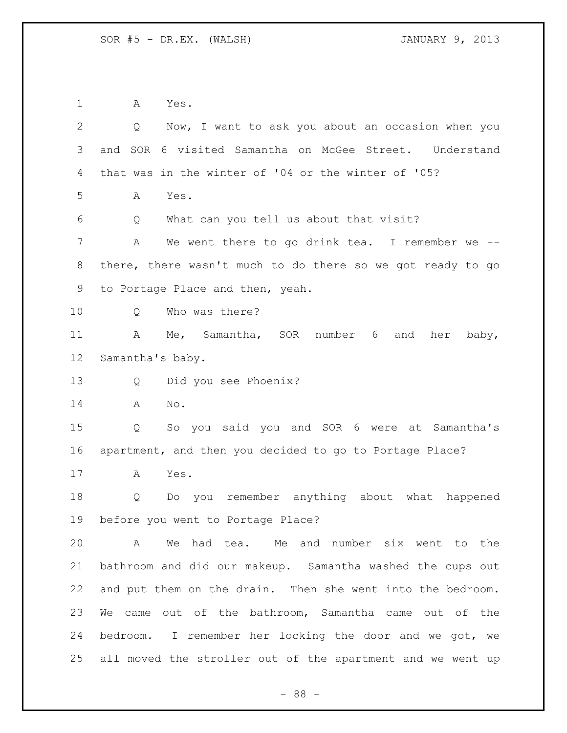A Yes.

Q Now, I want to ask you about an occasion when you and SOR 6 visited Samantha on McGee Street. Understand that was in the winter of '04 or the winter of '05?

A Yes.

Q What can you tell us about that visit?

A We went there to go drink tea. I remember we -- there, there wasn't much to do there so we got ready to go to Portage Place and then, yeah.

Q Who was there?

A Me, Samantha, SOR number 6 and her baby, Samantha's baby.

Q Did you see Phoenix?

A No.

Q So you said you and SOR 6 were at Samantha's apartment, and then you decided to go to Portage Place?

A Yes.

Q Do you remember anything about what happened before you went to Portage Place?

A We had tea. Me and number six went to the bathroom and did our makeup. Samantha washed the cups out and put them on the drain. Then she went into the bedroom. We came out of the bathroom, Samantha came out of the bedroom. I remember her locking the door and we got, we all moved the stroller out of the apartment and we went up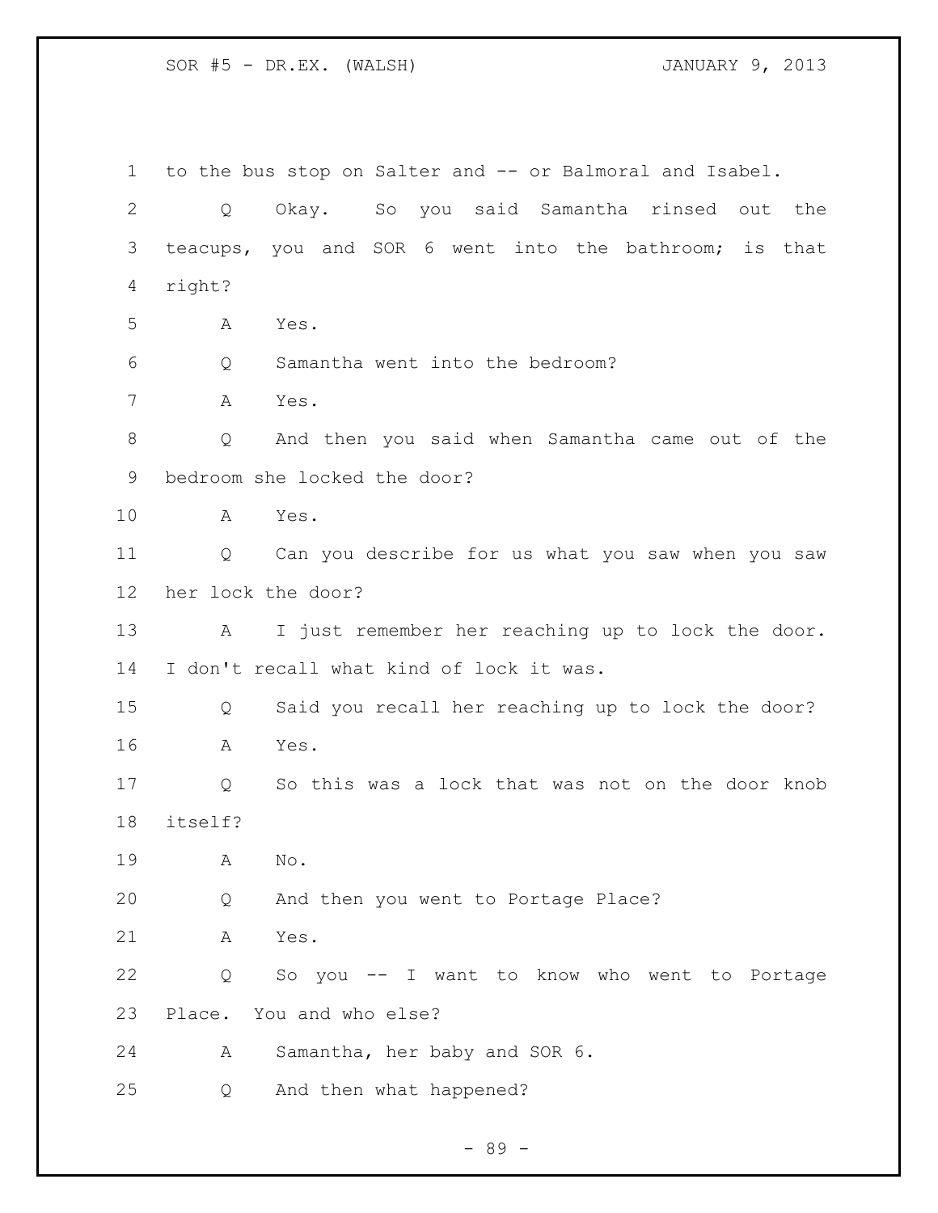to the bus stop on Salter and -- or Balmoral and Isabel.

Q Okay. So you said Samantha rinsed out the teacups, you and SOR 6 went into the bathroom; is that right?

A Yes.

Q Samantha went into the bedroom?

A Yes.

Q And then you said when Samantha came out of the bedroom she locked the door?

A Yes.

Q Can you describe for us what you saw when you saw her lock the door?

A I just remember her reaching up to lock the door. I don't recall what kind of lock it was.

Q Said you recall her reaching up to lock the door?

A Yes.

Q So this was a lock that was not on the door knob itself?

A No.

Q And then you went to Portage Place?

A Yes.

Q So you -- I want to know who went to Portage Place. You and who else?

A Samantha, her baby and SOR 6.

Q And then what happened?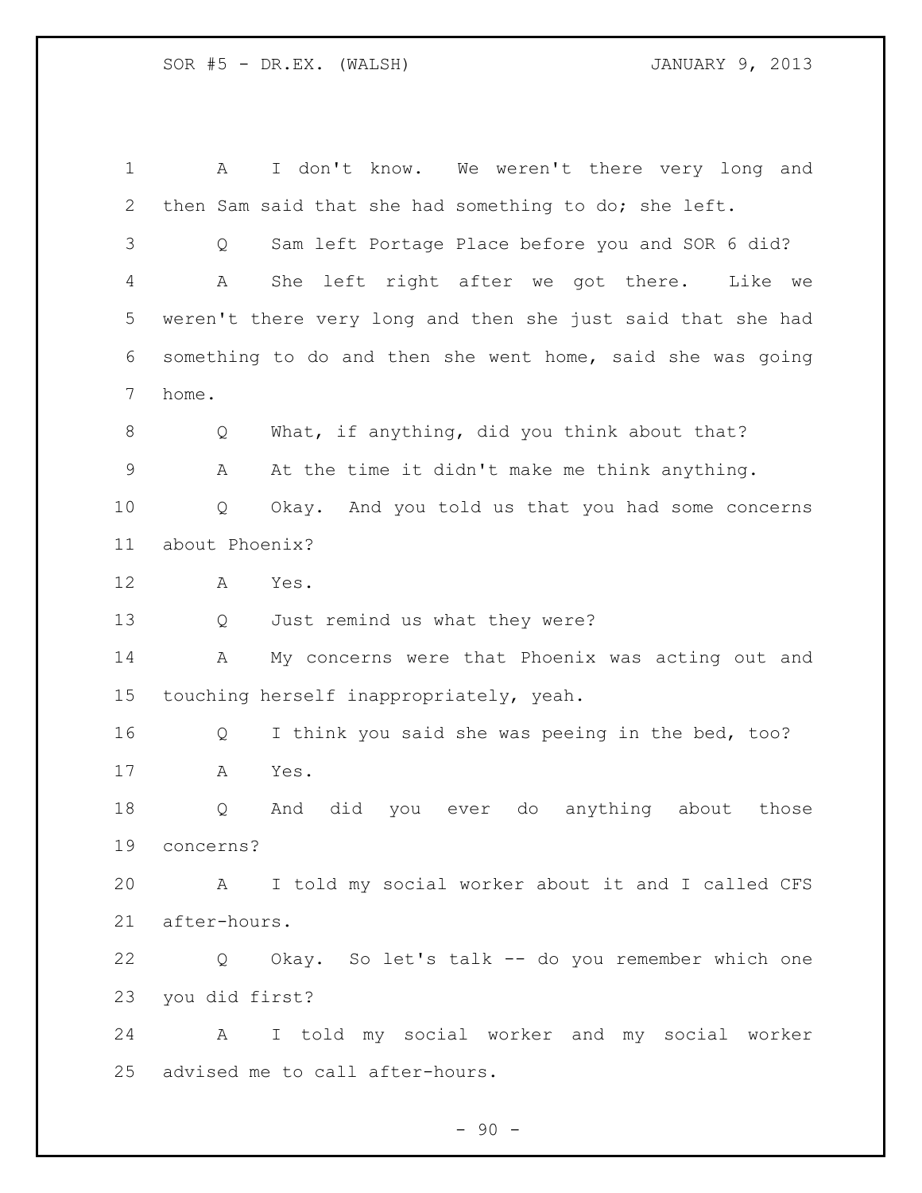A I don't know. We weren't there very long and then Sam said that she had something to do; she left.

Q Sam left Portage Place before you and SOR 6 did?

A She left right after we got there. Like we weren't there very long and then she just said that she had something to do and then she went home, said she was going home.

Q What, if anything, did you think about that?

A At the time it didn't make me think anything.

Q Okay. And you told us that you had some concerns about Phoenix?

A Yes.

Q Just remind us what they were?

A My concerns were that Phoenix was acting out and touching herself inappropriately, yeah.

Q I think you said she was peeing in the bed, too?

A Yes.

Q And did you ever do anything about those concerns?

A I told my social worker about it and I called CFS after-hours.

Q Okay. So let's talk -- do you remember which one you did first?

A I told my social worker and my social worker advised me to call after-hours.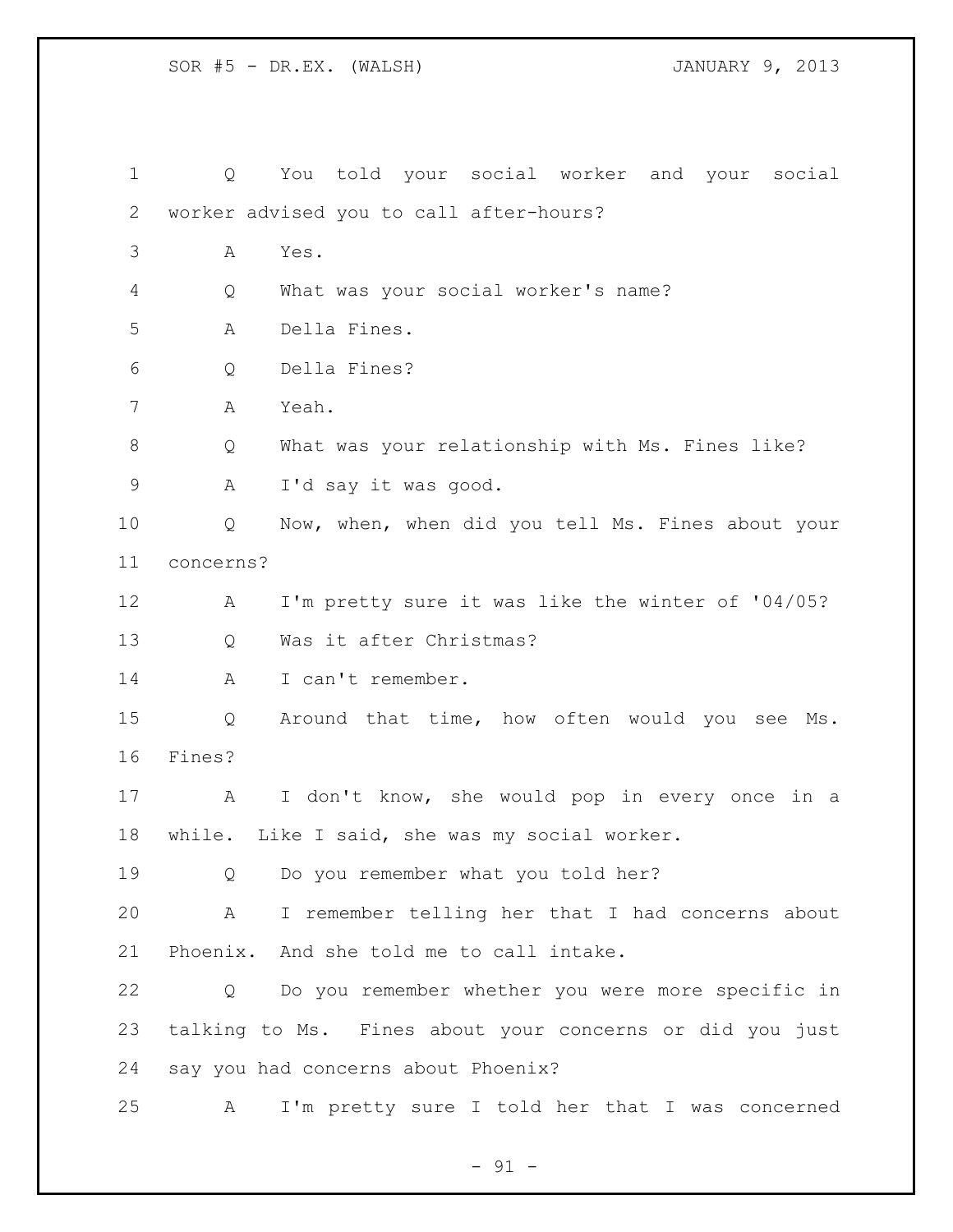Q You told your social worker and your social worker advised you to call after-hours?

A Yes.

Q What was your social worker's name?

A Della Fines.

Q Della Fines?

A Yeah.

Q What was your relationship with Ms. Fines like?

A I'd say it was good.

Q Now, when, when did you tell Ms. Fines about your concerns?

A I'm pretty sure it was like the winter of '04/05?

Q Was it after Christmas?

A I can't remember.

Q Around that time, how often would you see Ms. Fines?

A I don't know, she would pop in every once in a while. Like I said, she was my social worker.

Q Do you remember what you told her?

A I remember telling her that I had concerns about Phoenix. And she told me to call intake.

Q Do you remember whether you were more specific in talking to Ms. Fines about your concerns or did you just say you had concerns about Phoenix?

A I'm pretty sure I told her that I was concerned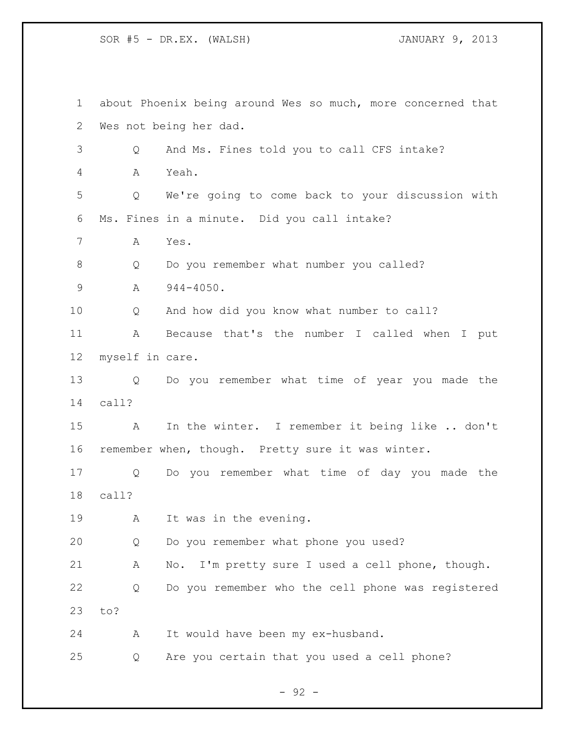about Phoenix being around Wes so much, more concerned that Wes not being her dad.

Q And Ms. Fines told you to call CFS intake?

A Yeah.

Q We're going to come back to your discussion with Ms. Fines in a minute. Did you call intake?

A Yes.

Q Do you remember what number you called?

A 944-4050.

Q And how did you know what number to call?

A Because that's the number I called when I put myself in care.

Q Do you remember what time of year you made the call?

A In the winter. I remember it being like .. don't remember when, though. Pretty sure it was winter.

Q Do you remember what time of day you made the call?

A It was in the evening.

Q Do you remember what phone you used?

A No. I'm pretty sure I used a cell phone, though.

Q Do you remember who the cell phone was registered to?

A It would have been my ex-husband.

Q Are you certain that you used a cell phone?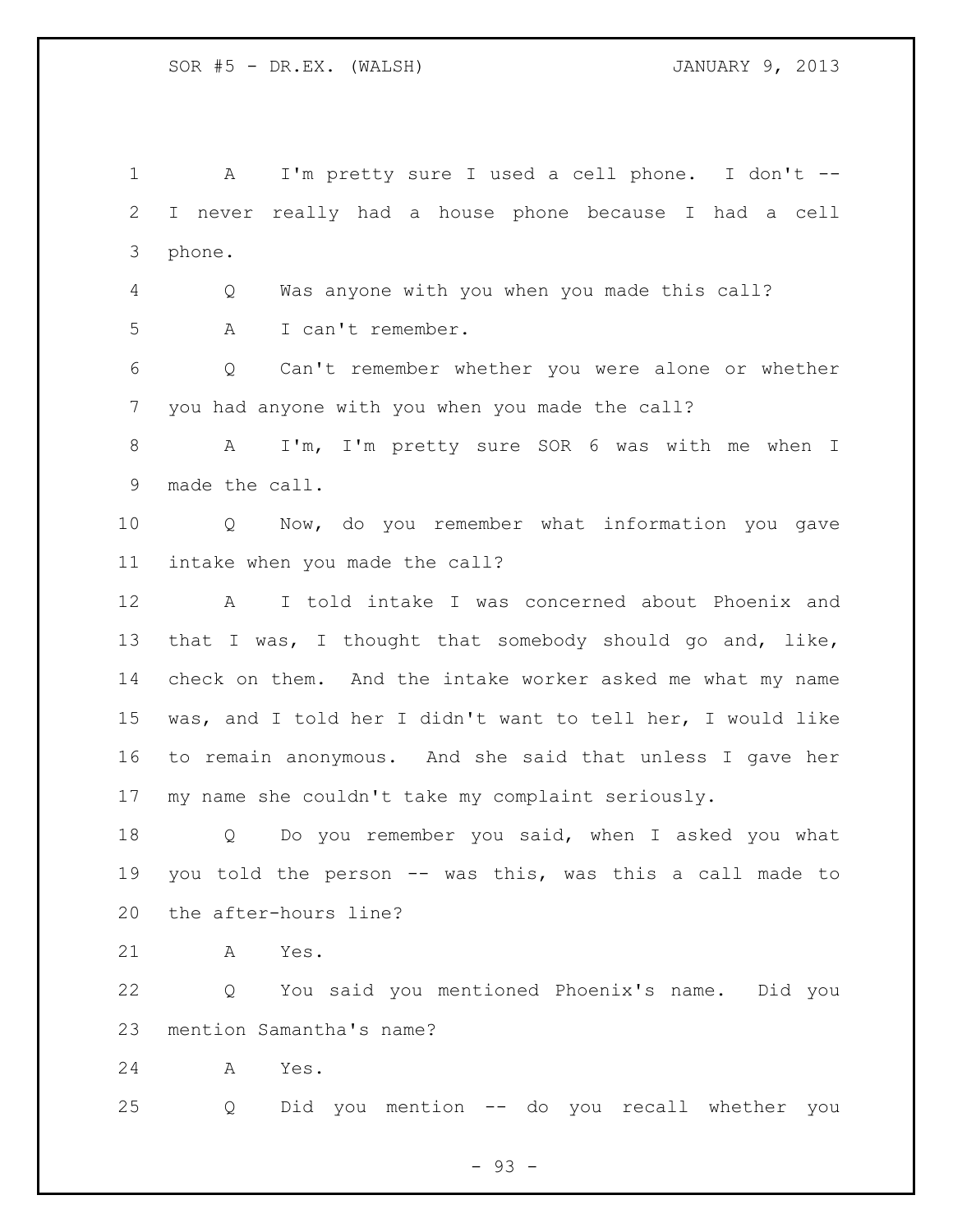A I'm pretty sure I used a cell phone. I don't -- I never really had a house phone because I had a cell phone.

Q Was anyone with you when you made this call?

A I can't remember.

Q Can't remember whether you were alone or whether you had anyone with you when you made the call?

A I'm, I'm pretty sure SOR 6 was with me when I made the call.

Q Now, do you remember what information you gave intake when you made the call?

A I told intake I was concerned about Phoenix and that I was, I thought that somebody should go and, like, check on them. And the intake worker asked me what my name was, and I told her I didn't want to tell her, I would like to remain anonymous. And she said that unless I gave her my name she couldn't take my complaint seriously.

Q Do you remember you said, when I asked you what you told the person -- was this, was this a call made to the after-hours line?

A Yes.

Q You said you mentioned Phoenix's name. Did you mention Samantha's name?

A Yes.

Q Did you mention -- do you recall whether you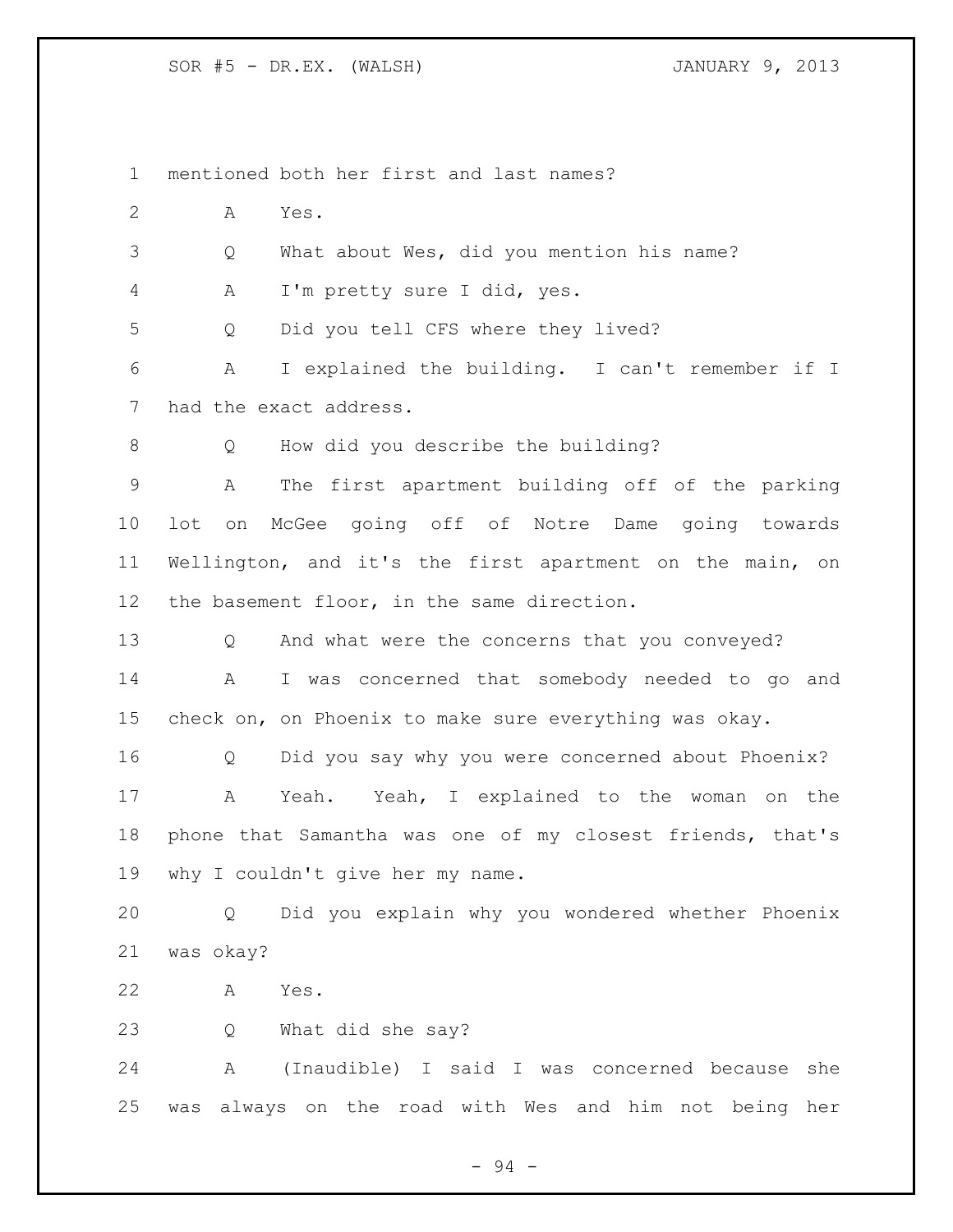mentioned both her first and last names?

A Yes.

Q What about Wes, did you mention his name?

A I'm pretty sure I did, yes.

Q Did you tell CFS where they lived?

A I explained the building. I can't remember if I had the exact address.

Q How did you describe the building?

A The first apartment building off of the parking lot on McGee going off of Notre Dame going towards Wellington, and it's the first apartment on the main, on the basement floor, in the same direction.

Q And what were the concerns that you conveyed?

A I was concerned that somebody needed to go and check on, on Phoenix to make sure everything was okay.

Q Did you say why you were concerned about Phoenix?

A Yeah. Yeah, I explained to the woman on the phone that Samantha was one of my closest friends, that's why I couldn't give her my name.

Q Did you explain why you wondered whether Phoenix was okay?

A Yes.

Q What did she say?

A (Inaudible) I said I was concerned because she was always on the road with Wes and him not being her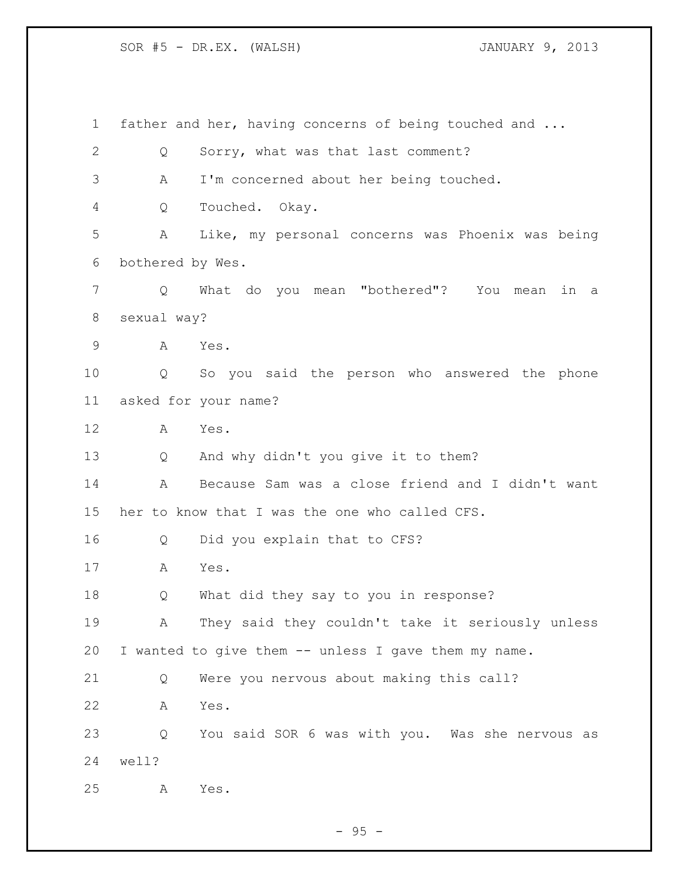father and her, having concerns of being touched and ...

Q Sorry, what was that last comment?

A I'm concerned about her being touched.

Q Touched. Okay.

A Like, my personal concerns was Phoenix was being bothered by Wes.

Q What do you mean "bothered"? You mean in a sexual way?

A Yes.

Q So you said the person who answered the phone asked for your name?

A Yes.

Q And why didn't you give it to them?

A Because Sam was a close friend and I didn't want her to know that I was the one who called CFS.

Q Did you explain that to CFS?

A Yes.

Q What did they say to you in response?

A They said they couldn't take it seriously unless I wanted to give them -- unless I gave them my name.

Q Were you nervous about making this call?

A Yes.

Q You said SOR 6 was with you. Was she nervous as well?

A Yes.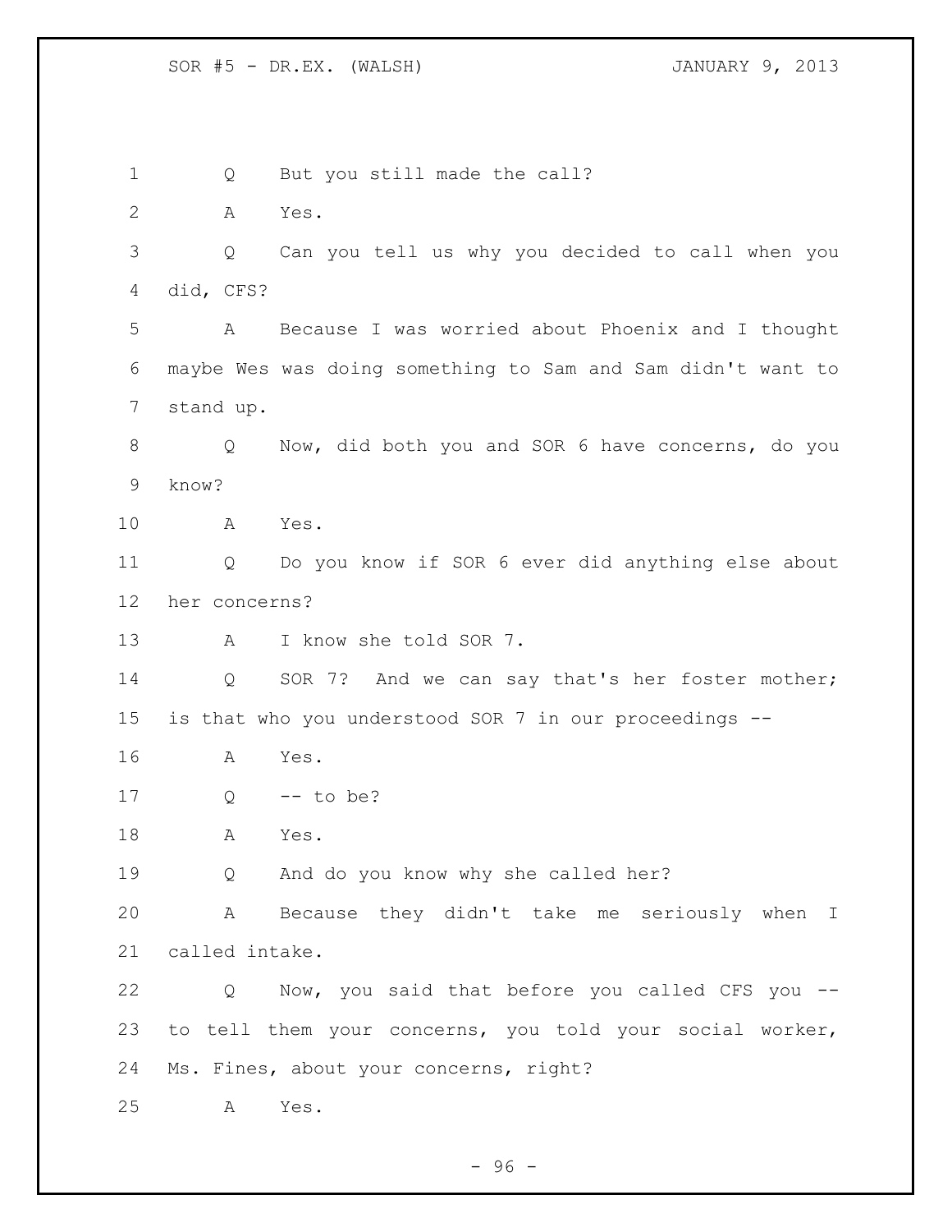1 Q But you still made the call?

2 A Yes.

3 Q Can you tell us why you decided to call when you

4 did, CFS?

5 A Because I was worried about Phoenix and I thought

6 maybe Wes was doing something to Sam and Sam didn't want to

7 stand up.

8 Q Now, did both you and SOR 6 have concerns, do you

9 know?

10 A Yes.

11 Q Do you know if SOR 6 ever did anything else about

12 her concerns?

13 A I know she told SOR 7.

14 Q SOR 7? And we can say that's her foster mother;

15 is that who you understood SOR 7 in our proceedings --

16 A Yes.

17 Q -- to be?

18 A Yes.

19 Q And do you know why she called her?

20 A Because they didn't take me seriously when I

21 called intake.

22 Q Now, you said that before you called CFS you --

23 to tell them your concerns, you told your social worker,

24 Ms. Fines, about your concerns, right?

25 A Yes.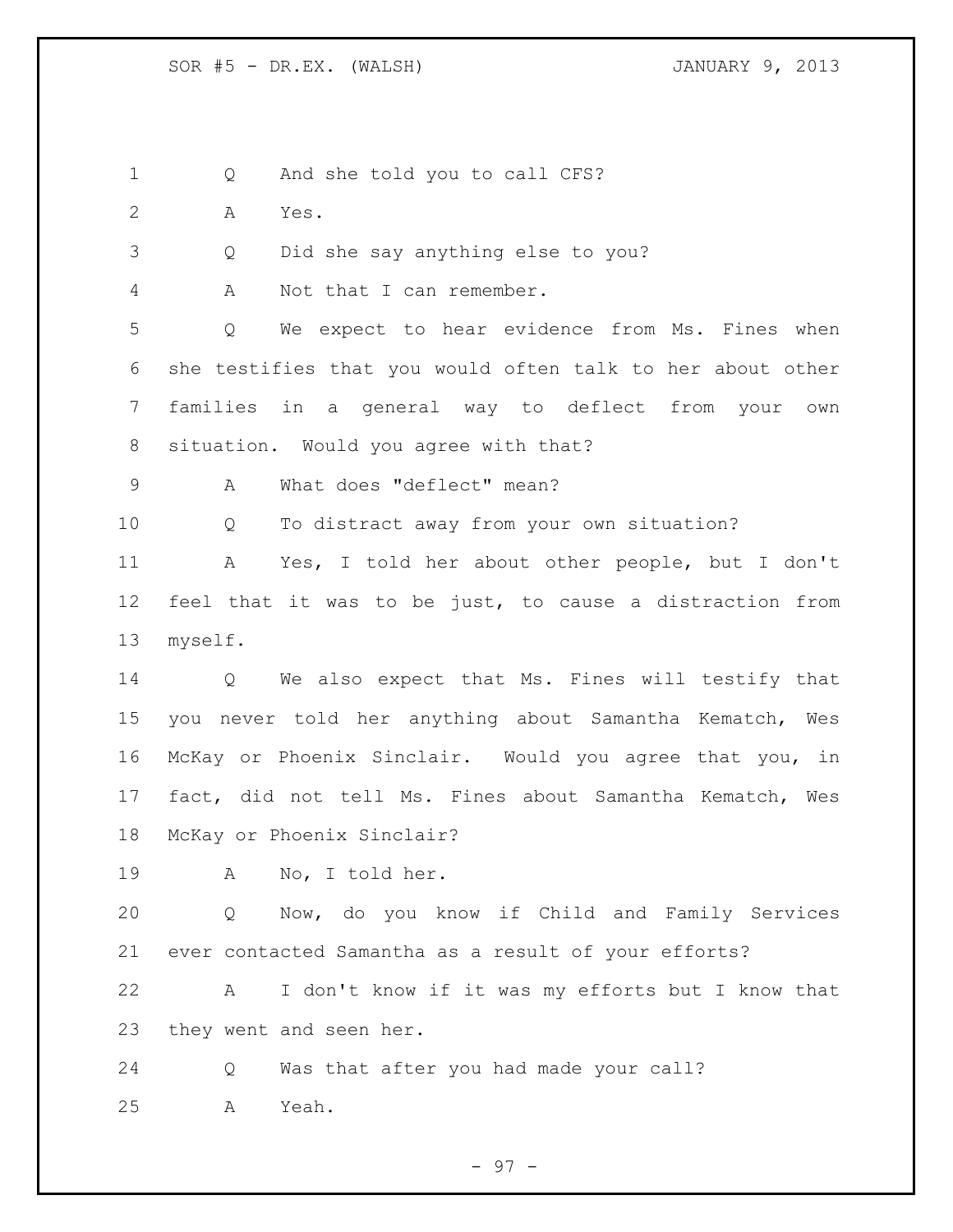Q And she told you to call CFS?

A Yes.

Q Did she say anything else to you?

A Not that I can remember.

Q We expect to hear evidence from Ms. Fines when she testifies that you would often talk to her about other families in a general way to deflect from your own situation. Would you agree with that?

A What does "deflect" mean?

Q To distract away from your own situation?

A Yes, I told her about other people, but I don't feel that it was to be just, to cause a distraction from myself.

Q We also expect that Ms. Fines will testify that you never told her anything about Samantha Kematch, Wes McKay or Phoenix Sinclair. Would you agree that you, in fact, did not tell Ms. Fines about Samantha Kematch, Wes McKay or Phoenix Sinclair?

A No, I told her.

Q Now, do you know if Child and Family Services ever contacted Samantha as a result of your efforts?

A I don't know if it was my efforts but I know that they went and seen her.

Q Was that after you had made your call?

A Yeah.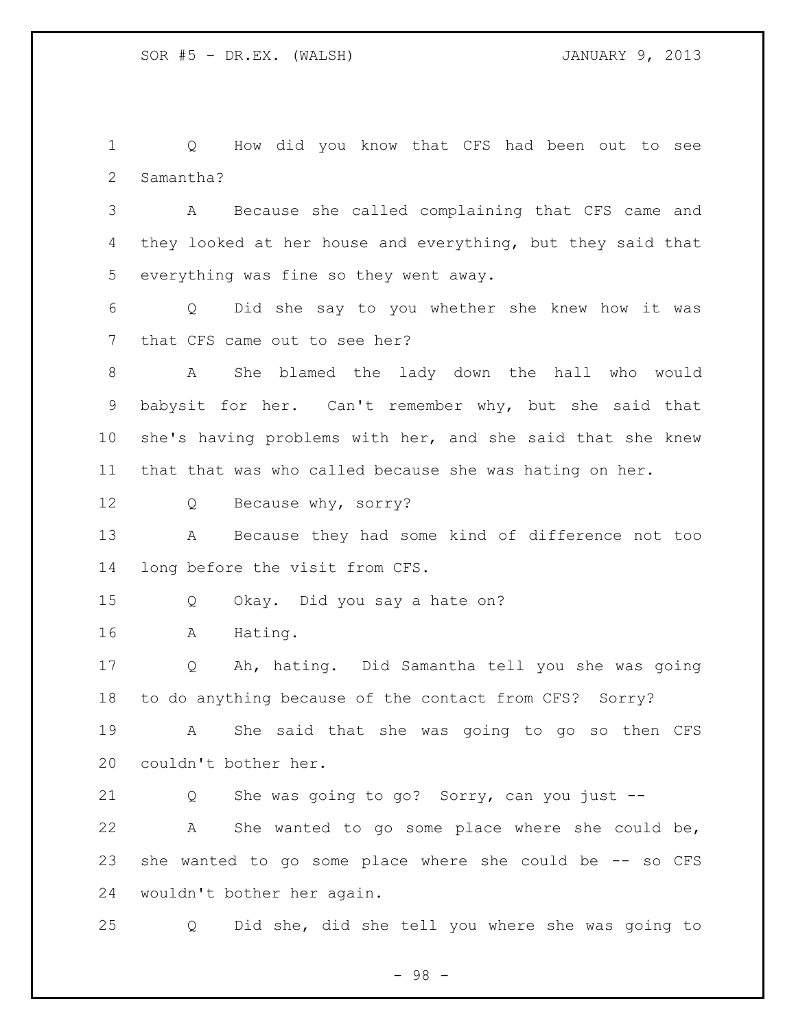Q How did you know that CFS had been out to see Samantha?

A Because she called complaining that CFS came and they looked at her house and everything, but they said that everything was fine so they went away.

Q Did she say to you whether she knew how it was that CFS came out to see her?

A She blamed the lady down the hall who would babysit for her. Can't remember why, but she said that she's having problems with her, and she said that she knew that that was who called because she was hating on her.

Q Because why, sorry?

A Because they had some kind of difference not too long before the visit from CFS.

Q Okay. Did you say a hate on?

A Hating.

Q Ah, hating. Did Samantha tell you she was going to do anything because of the contact from CFS? Sorry?

A She said that she was going to go so then CFS couldn't bother her.

Q She was going to go? Sorry, can you just --

A She wanted to go some place where she could be, she wanted to go some place where she could be -- so CFS wouldn't bother her again.

Q Did she, did she tell you where she was going to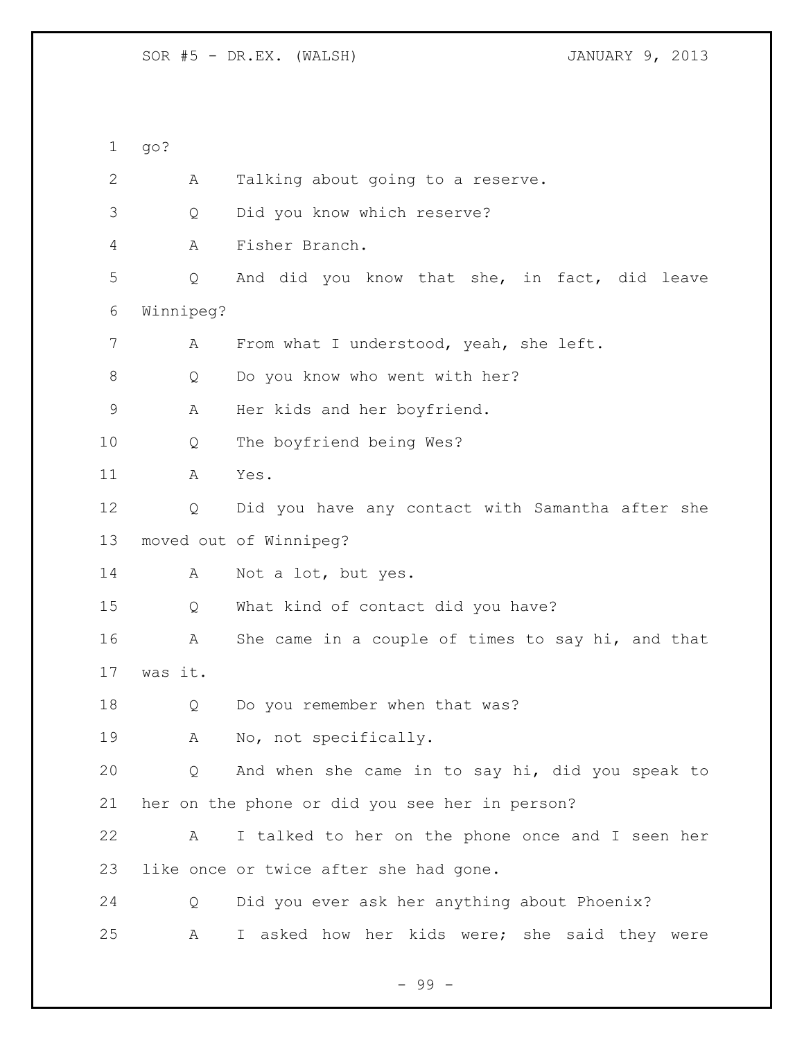go?

A Talking about going to a reserve.

Q Did you know which reserve?

A Fisher Branch.

Q And did you know that she, in fact, did leave Winnipeg?

A From what I understood, yeah, she left.

Q Do you know who went with her?

A Her kids and her boyfriend.

Q The boyfriend being Wes?

A Yes.

Q Did you have any contact with Samantha after she moved out of Winnipeg?

A Not a lot, but yes.

Q What kind of contact did you have?

A She came in a couple of times to say hi, and that was it.

Q Do you remember when that was?

A No, not specifically.

Q And when she came in to say hi, did you speak to her on the phone or did you see her in person?

A I talked to her on the phone once and I seen her like once or twice after she had gone.

Q Did you ever ask her anything about Phoenix?

A I asked how her kids were; she said they were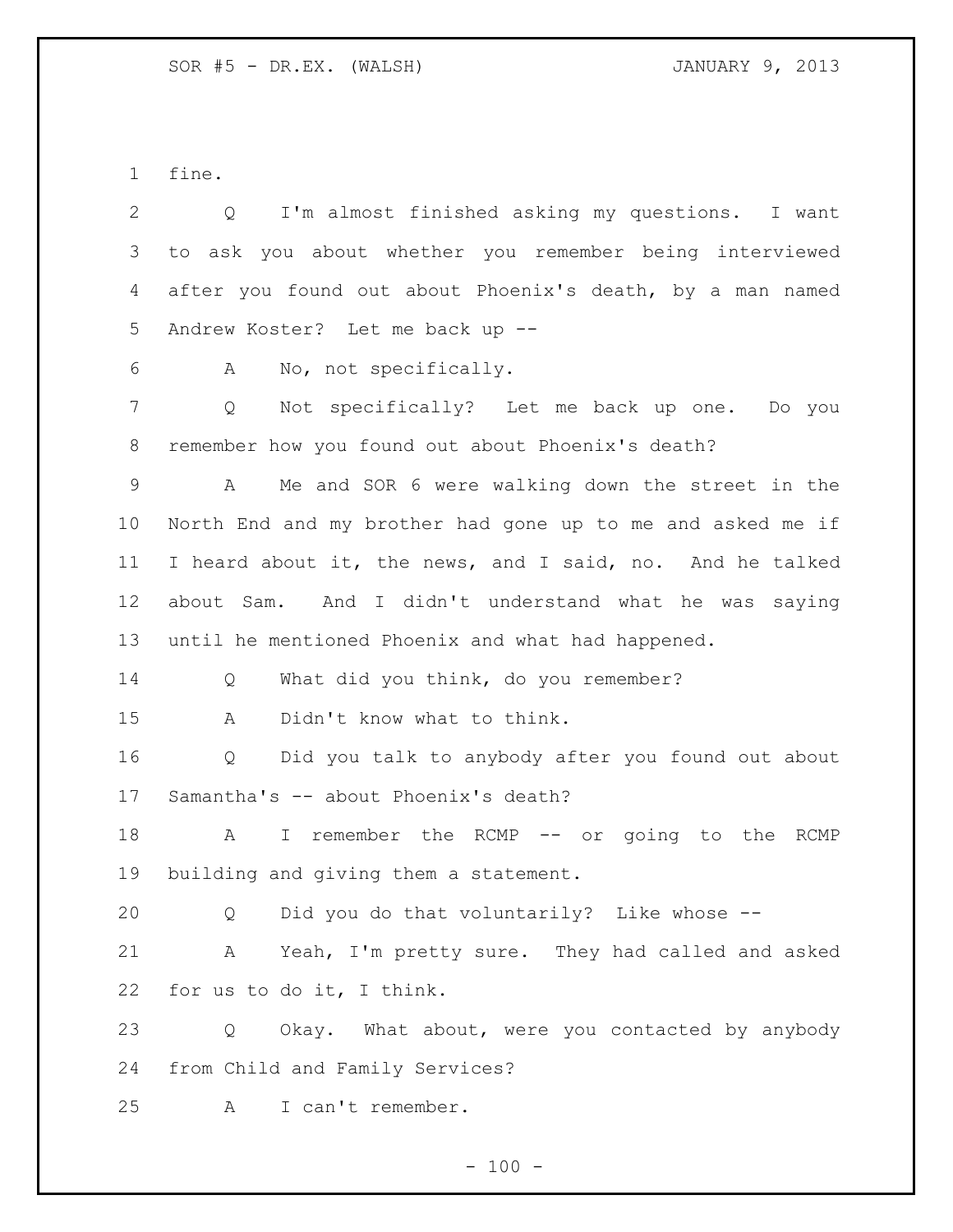fine.

Q I'm almost finished asking my questions. I want to ask you about whether you remember being interviewed after you found out about Phoenix's death, by a man named Andrew Koster? Let me back up --

A No, not specifically.

Q Not specifically? Let me back up one. Do you remember how you found out about Phoenix's death?

A Me and SOR 6 were walking down the street in the North End and my brother had gone up to me and asked me if I heard about it, the news, and I said, no. And he talked about Sam. And I didn't understand what he was saying until he mentioned Phoenix and what had happened.

Q What did you think, do you remember?

A Didn't know what to think.

Q Did you talk to anybody after you found out about Samantha's -- about Phoenix's death?

A I remember the RCMP -- or going to the RCMP building and giving them a statement.

Q Did you do that voluntarily? Like whose --

A Yeah, I'm pretty sure. They had called and asked for us to do it, I think.

Q Okay. What about, were you contacted by anybody from Child and Family Services?

A I can't remember.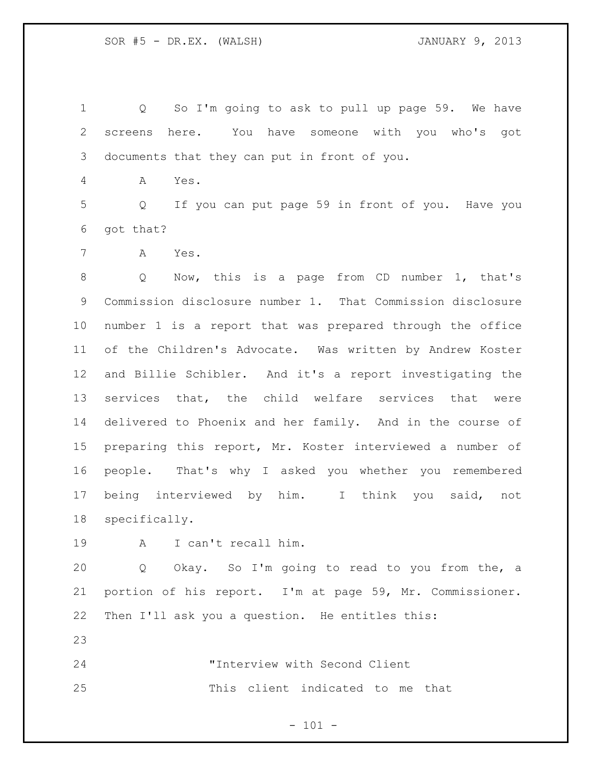Q So I'm going to ask to pull up page 59. We have screens here. You have someone with you who's got documents that they can put in front of you.

A Yes.

Q If you can put page 59 in front of you. Have you got that?

A Yes.

Q Now, this is a page from CD number 1, that's Commission disclosure number 1. That Commission disclosure number 1 is a report that was prepared through the office of the Children's Advocate. Was written by Andrew Koster and Billie Schibler. And it's a report investigating the services that, the child welfare services that were delivered to Phoenix and her family. And in the course of preparing this report, Mr. Koster interviewed a number of people. That's why I asked you whether you remembered being interviewed by him. I think you said, not specifically.

A I can't recall him.

Q Okay. So I'm going to read to you from the, a portion of his report. I'm at page 59, Mr. Commissioner. Then I'll ask you a question. He entitles this:

> "Interview with Second Client
>
> This client indicated to me that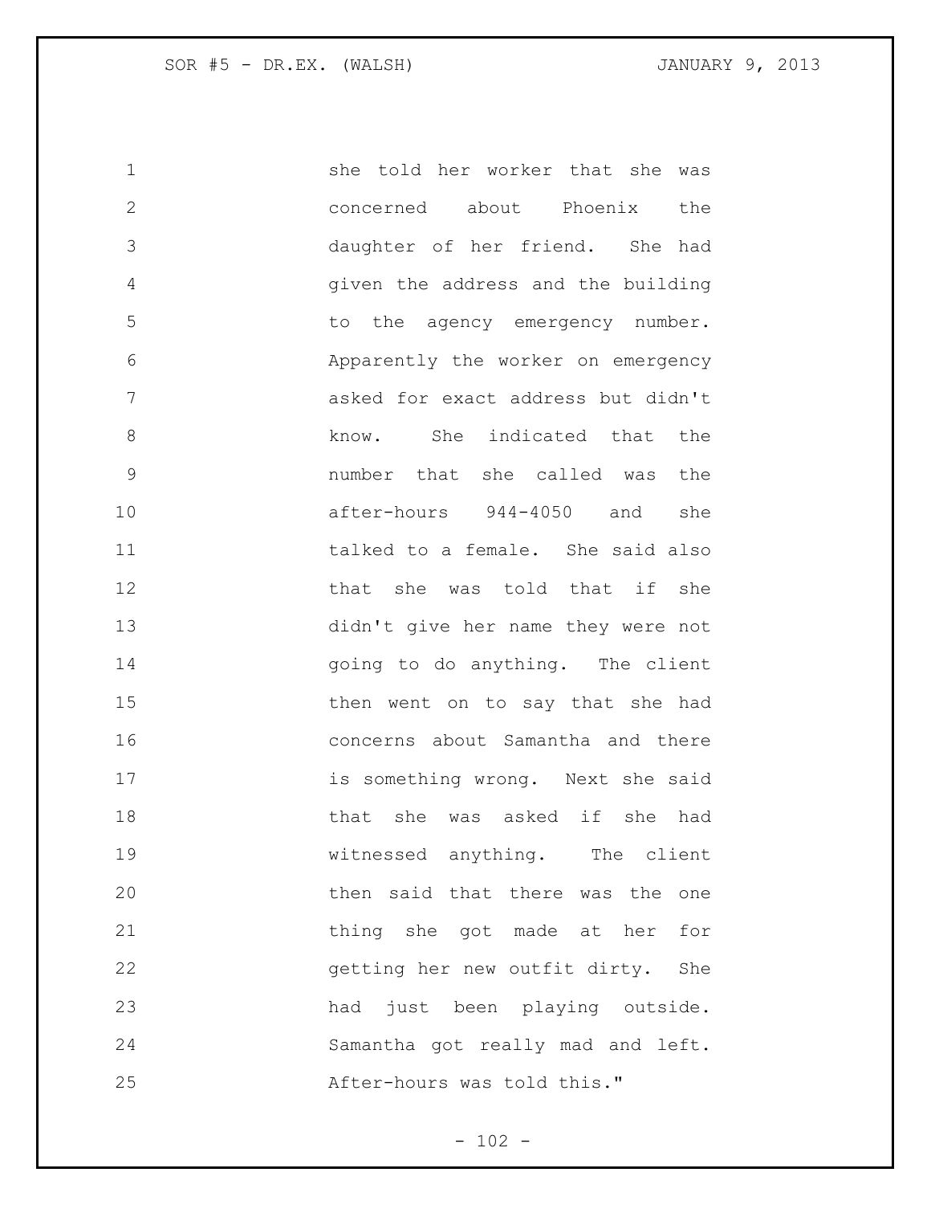she told her worker that she was concerned about Phoenix the daughter of her friend. She had given the address and the building to the agency emergency number. Apparently the worker on emergency asked for exact address but didn't know. She indicated that the number that she called was the after-hours 944-4050 and she talked to a female. She said also that she was told that if she didn't give her name they were not going to do anything. The client then went on to say that she had concerns about Samantha and there is something wrong. Next she said that she was asked if she had witnessed anything. The client then said that there was the one thing she got made at her for getting her new outfit dirty. She had just been playing outside. Samantha got really mad and left. After-hours was told this."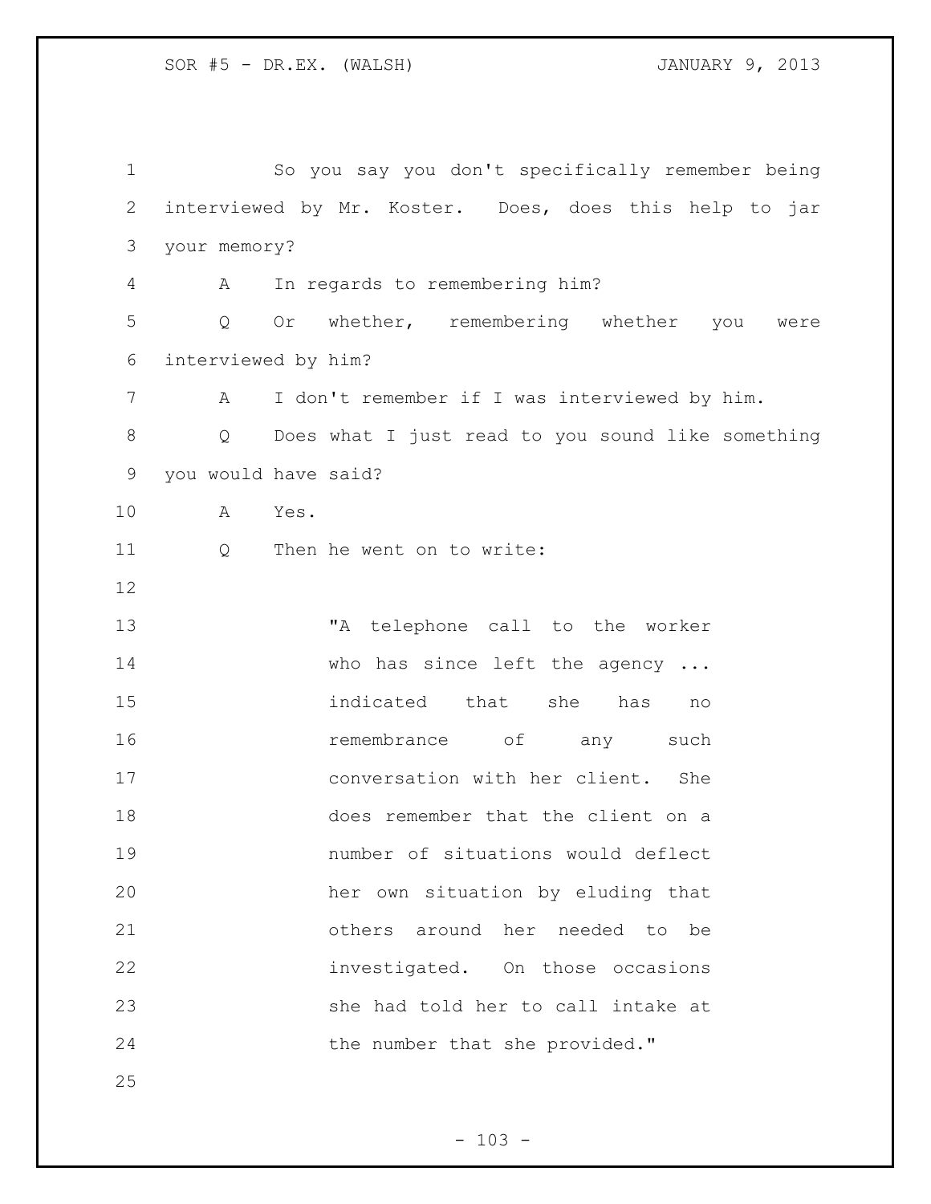So you say you don't specifically remember being interviewed by Mr. Koster. Does, does this help to jar your memory?

A In regards to remembering him?

Q Or whether, remembering whether you were interviewed by him?

A I don't remember if I was interviewed by him.

Q Does what I just read to you sound like something you would have said?

A Yes.

Q Then he went on to write:

> "A telephone call to the worker who has since left the agency ... indicated that she has no remembrance of any such conversation with her client. She does remember that the client on a number of situations would deflect her own situation by eluding that others around her needed to be investigated. On those occasions she had told her to call intake at the number that she provided."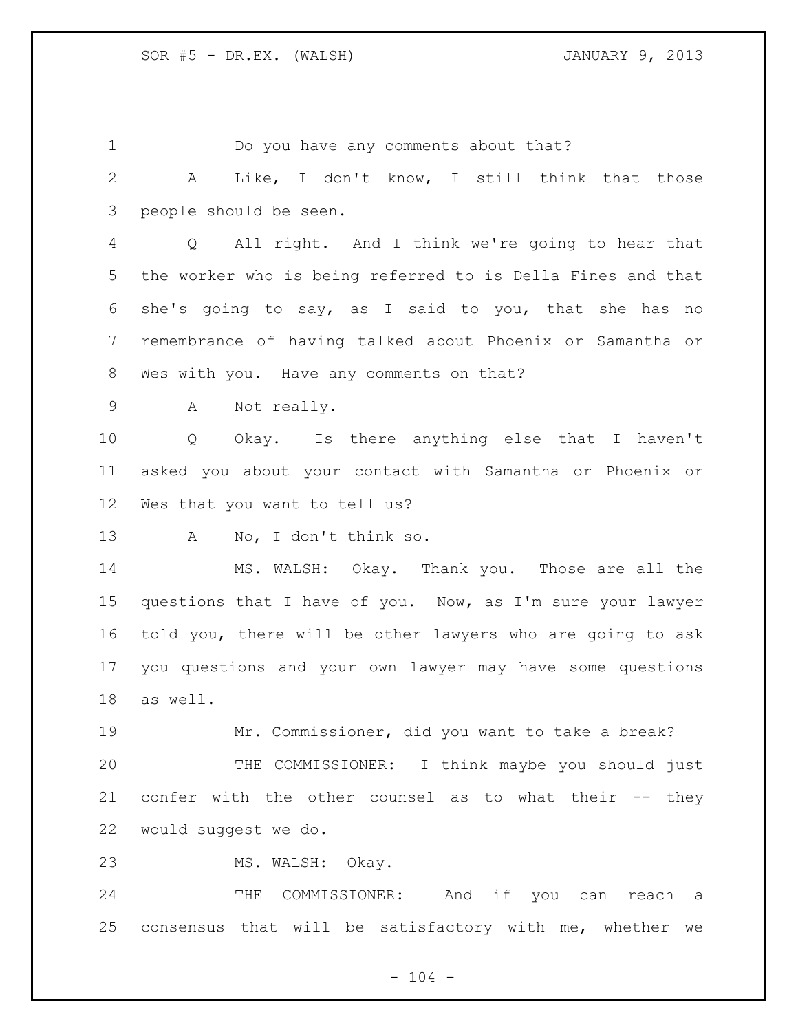Do you have any comments about that?

A Like, I don't know, I still think that those people should be seen.

Q All right. And I think we're going to hear that the worker who is being referred to is Della Fines and that she's going to say, as I said to you, that she has no remembrance of having talked about Phoenix or Samantha or Wes with you. Have any comments on that?

A Not really.

Q Okay. Is there anything else that I haven't asked you about your contact with Samantha or Phoenix or Wes that you want to tell us?

A No, I don't think so.

MS. WALSH: Okay. Thank you. Those are all the questions that I have of you. Now, as I'm sure your lawyer told you, there will be other lawyers who are going to ask you questions and your own lawyer may have some questions as well.

Mr. Commissioner, did you want to take a break?

THE COMMISSIONER: I think maybe you should just confer with the other counsel as to what their -- they would suggest we do.

MS. WALSH: Okay.

THE COMMISSIONER: And if you can reach a consensus that will be satisfactory with me, whether we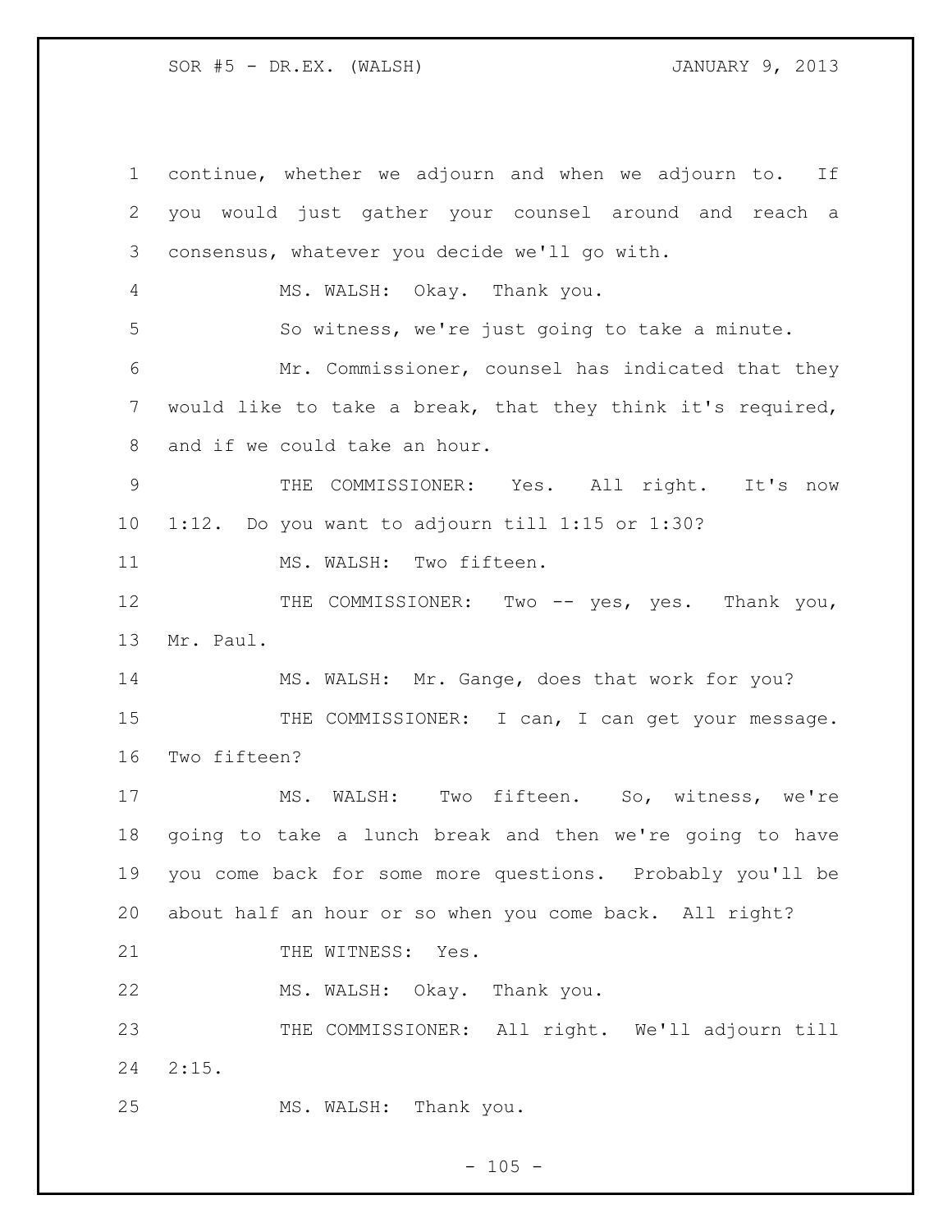continue, whether we adjourn and when we adjourn to. If you would just gather your counsel around and reach a consensus, whatever you decide we'll go with.

MS. WALSH: Okay. Thank you.

So witness, we're just going to take a minute.

Mr. Commissioner, counsel has indicated that they would like to take a break, that they think it's required, and if we could take an hour.

THE COMMISSIONER: Yes. All right. It's now 1:12. Do you want to adjourn till 1:15 or 1:30?

MS. WALSH: Two fifteen.

THE COMMISSIONER: Two -- yes, yes. Thank you, Mr. Paul.

MS. WALSH: Mr. Gange, does that work for you?

THE COMMISSIONER: I can, I can get your message. Two fifteen?

MS. WALSH: Two fifteen. So, witness, we're going to take a lunch break and then we're going to have you come back for some more questions. Probably you'll be about half an hour or so when you come back. All right?

THE WITNESS: Yes.

MS. WALSH: Okay. Thank you.

THE COMMISSIONER: All right. We'll adjourn till 2:15.

MS. WALSH: Thank you.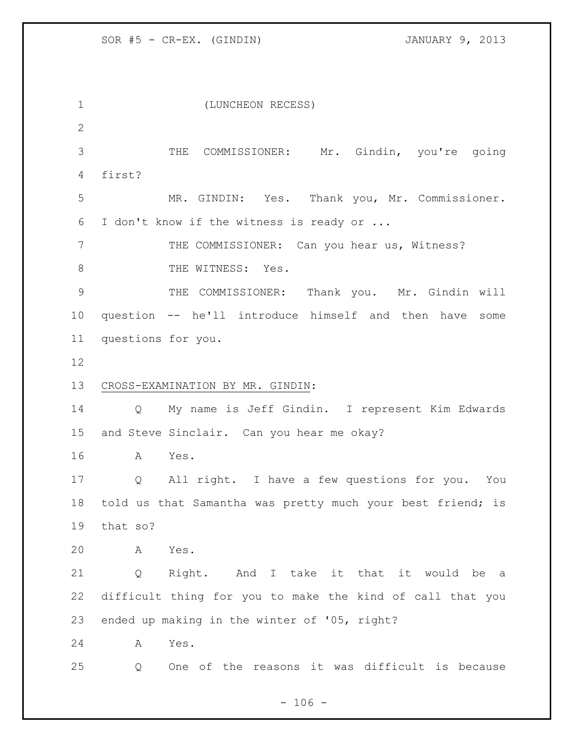(LUNCHEON RECESS)

THE COMMISSIONER: Mr. Gindin, you're going first?

MR. GINDIN: Yes. Thank you, Mr. Commissioner. I don't know if the witness is ready or ...

THE COMMISSIONER: Can you hear us, Witness?

THE WITNESS: Yes.

THE COMMISSIONER: Thank you. Mr. Gindin will question -- he'll introduce himself and then have some questions for you.

CROSS-EXAMINATION BY MR. GINDIN:

Q My name is Jeff Gindin. I represent Kim Edwards and Steve Sinclair. Can you hear me okay?

A Yes.

Q All right. I have a few questions for you. You told us that Samantha was pretty much your best friend; is that so?

A Yes.

Q Right. And I take it that it would be a difficult thing for you to make the kind of call that you ended up making in the winter of '05, right?

A Yes.

Q One of the reasons it was difficult is because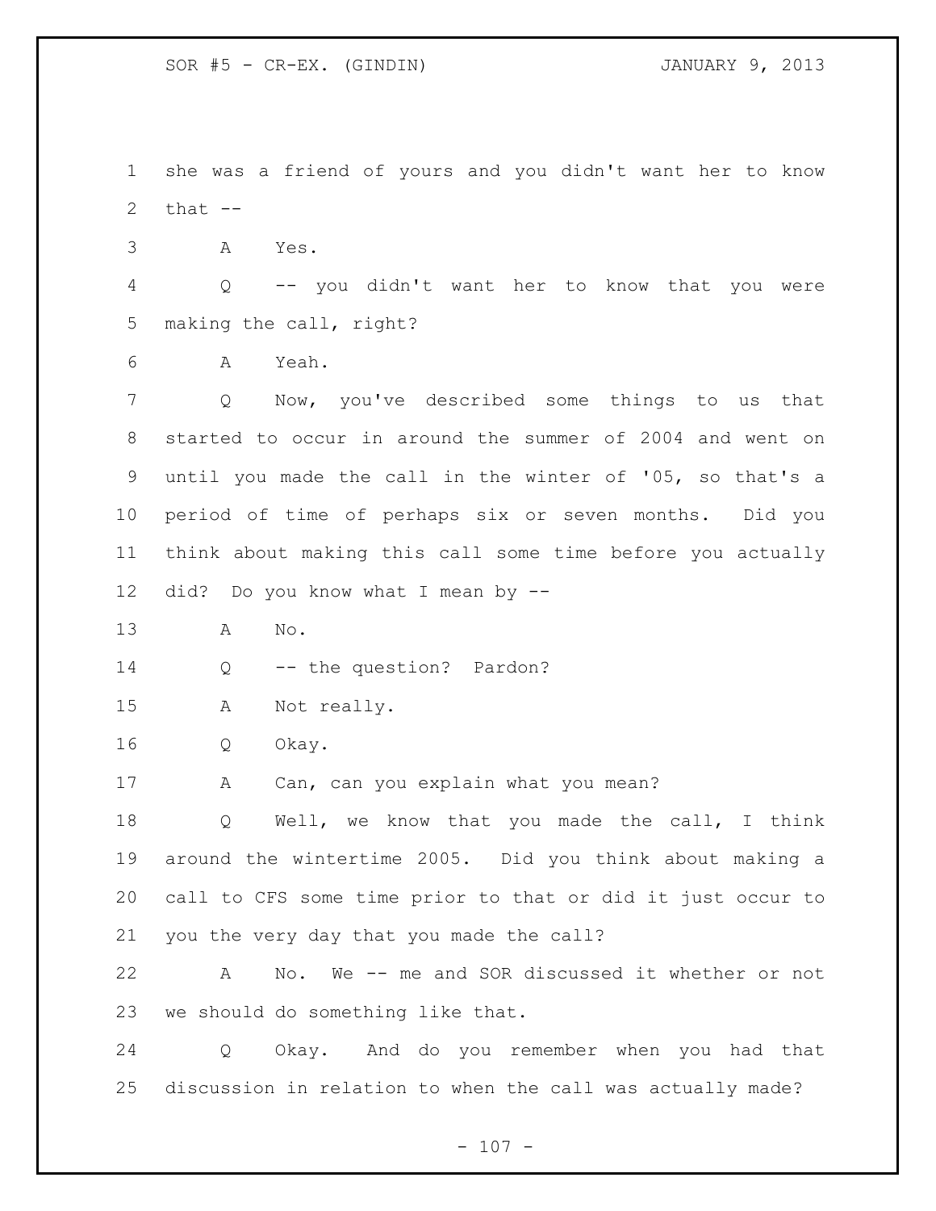she was a friend of yours and you didn't want her to know that --

A Yes.

Q -- you didn't want her to know that you were making the call, right?

A Yeah.

Q Now, you've described some things to us that started to occur in around the summer of 2004 and went on until you made the call in the winter of '05, so that's a period of time of perhaps six or seven months. Did you think about making this call some time before you actually did? Do you know what I mean by --

A No.

Q -- the question? Pardon?

A Not really.

Q Okay.

A Can, can you explain what you mean?

Q Well, we know that you made the call, I think around the wintertime 2005. Did you think about making a call to CFS some time prior to that or did it just occur to you the very day that you made the call?

A No. We -- me and SOR discussed it whether or not we should do something like that.

Q Okay. And do you remember when you had that discussion in relation to when the call was actually made?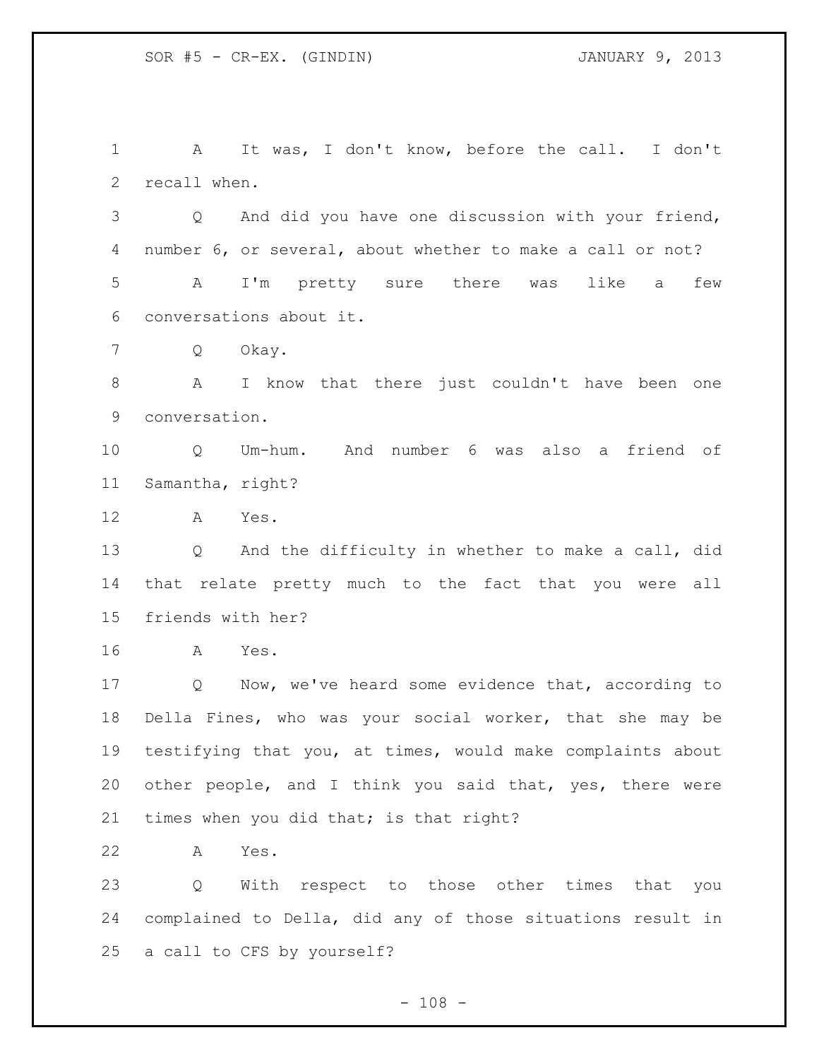A It was, I don't know, before the call. I don't recall when.

Q And did you have one discussion with your friend, number 6, or several, about whether to make a call or not?

A I'm pretty sure there was like a few conversations about it.

Q Okay.

A I know that there just couldn't have been one conversation.

Q Um-hum. And number 6 was also a friend of Samantha, right?

A Yes.

Q And the difficulty in whether to make a call, did that relate pretty much to the fact that you were all friends with her?

A Yes.

Q Now, we've heard some evidence that, according to Della Fines, who was your social worker, that she may be testifying that you, at times, would make complaints about other people, and I think you said that, yes, there were times when you did that; is that right?

A Yes.

Q With respect to those other times that you complained to Della, did any of those situations result in a call to CFS by yourself?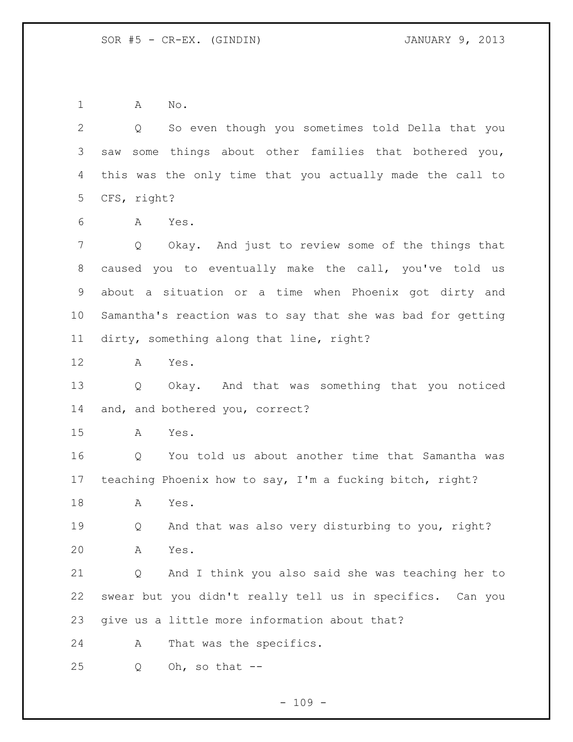A No.

Q So even though you sometimes told Della that you saw some things about other families that bothered you, this was the only time that you actually made the call to CFS, right?

A Yes.

Q Okay. And just to review some of the things that caused you to eventually make the call, you've told us about a situation or a time when Phoenix got dirty and Samantha's reaction was to say that she was bad for getting dirty, something along that line, right?

A Yes.

Q Okay. And that was something that you noticed and, and bothered you, correct?

A Yes.

Q You told us about another time that Samantha was teaching Phoenix how to say, I'm a fucking bitch, right?

A Yes.

Q And that was also very disturbing to you, right?

A Yes.

Q And I think you also said she was teaching her to swear but you didn't really tell us in specifics. Can you give us a little more information about that?

A That was the specifics.

Q Oh, so that --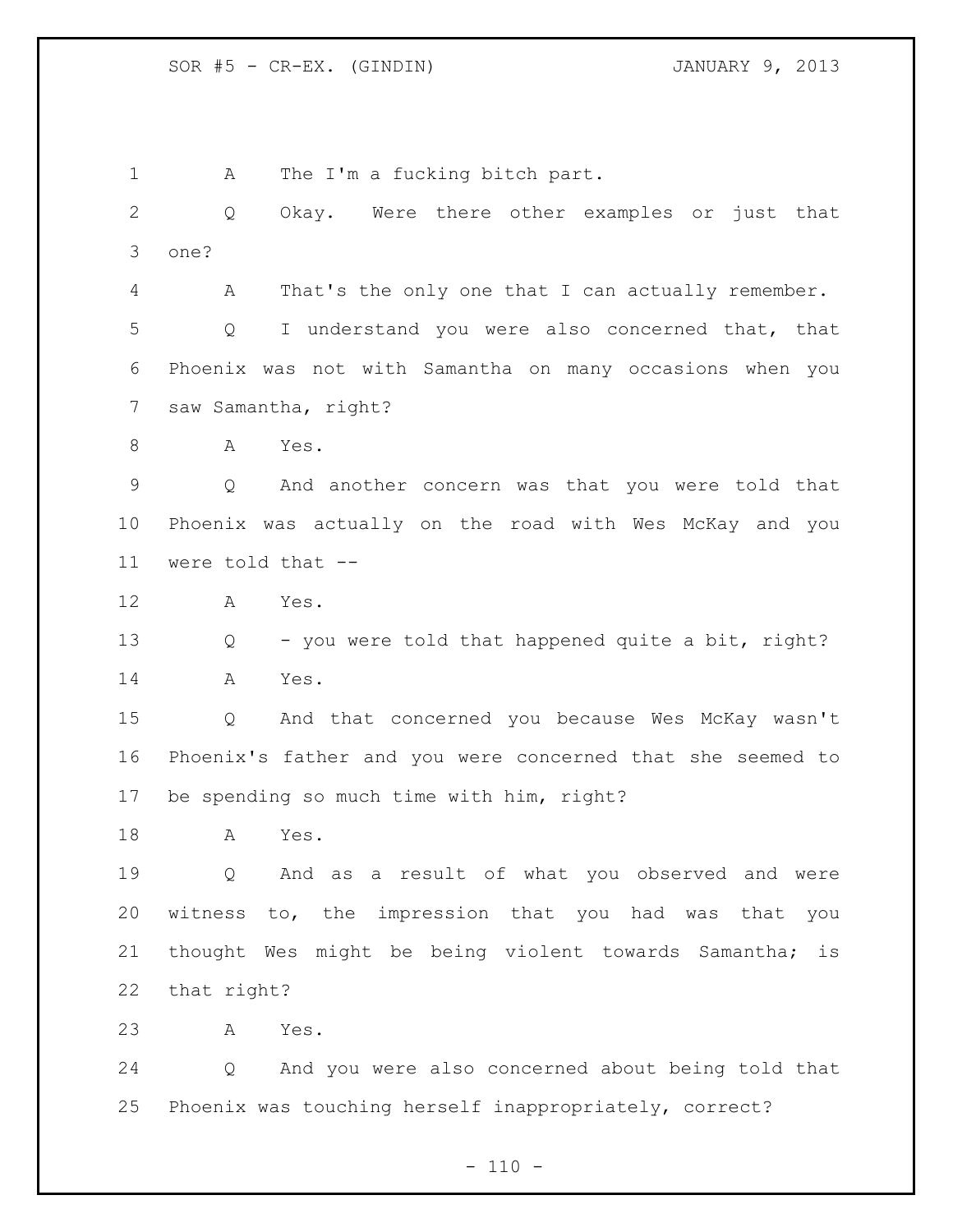A The I'm a fucking bitch part.

Q Okay. Were there other examples or just that one?

A That's the only one that I can actually remember.

Q I understand you were also concerned that, that Phoenix was not with Samantha on many occasions when you saw Samantha, right?

A Yes.

Q And another concern was that you were told that Phoenix was actually on the road with Wes McKay and you were told that --

A Yes.

Q - you were told that happened quite a bit, right?

A Yes.

Q And that concerned you because Wes McKay wasn't Phoenix's father and you were concerned that she seemed to be spending so much time with him, right?

A Yes.

Q And as a result of what you observed and were witness to, the impression that you had was that you thought Wes might be being violent towards Samantha; is that right?

A Yes.

Q And you were also concerned about being told that Phoenix was touching herself inappropriately, correct?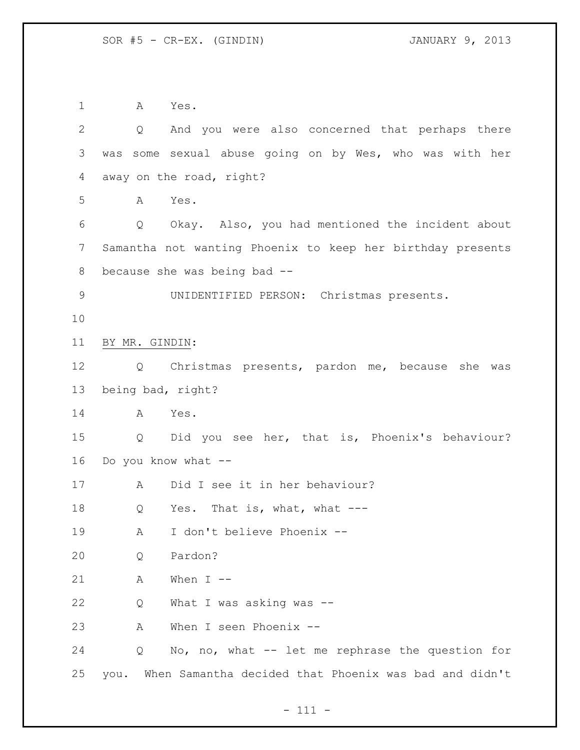A Yes.

Q And you were also concerned that perhaps there was some sexual abuse going on by Wes, who was with her away on the road, right?

A Yes.

Q Okay. Also, you had mentioned the incident about Samantha not wanting Phoenix to keep her birthday presents because she was being bad --

UNIDENTIFIED PERSON: Christmas presents.

BY MR. GINDIN:

Q Christmas presents, pardon me, because she was being bad, right?

A Yes.

Q Did you see her, that is, Phoenix's behaviour? Do you know what --

A Did I see it in her behaviour?

Q Yes. That is, what, what ---

A I don't believe Phoenix --

Q Pardon?

A When I --

Q What I was asking was --

A When I seen Phoenix --

Q No, no, what -- let me rephrase the question for you. When Samantha decided that Phoenix was bad and didn't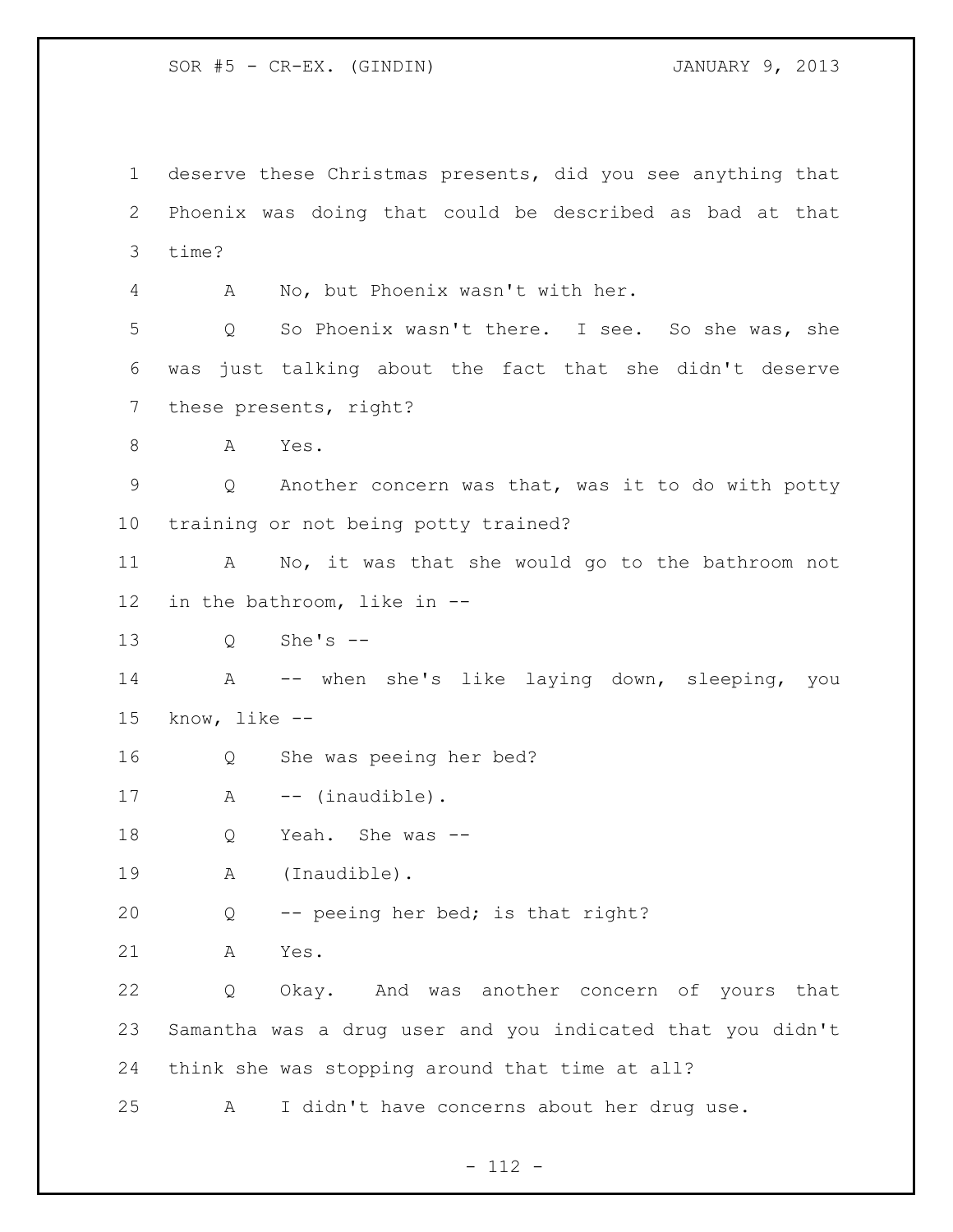deserve these Christmas presents, did you see anything that Phoenix was doing that could be described as bad at that time?

A No, but Phoenix wasn't with her.

Q So Phoenix wasn't there. I see. So she was, she was just talking about the fact that she didn't deserve these presents, right?

A Yes.

Q Another concern was that, was it to do with potty training or not being potty trained?

A No, it was that she would go to the bathroom not in the bathroom, like in --

Q She's --

A -- when she's like laying down, sleeping, you know, like --

Q She was peeing her bed?

A -- (inaudible).

Q Yeah. She was --

A (Inaudible).

Q -- peeing her bed; is that right?

A Yes.

Q Okay. And was another concern of yours that Samantha was a drug user and you indicated that you didn't think she was stopping around that time at all?

A I didn't have concerns about her drug use.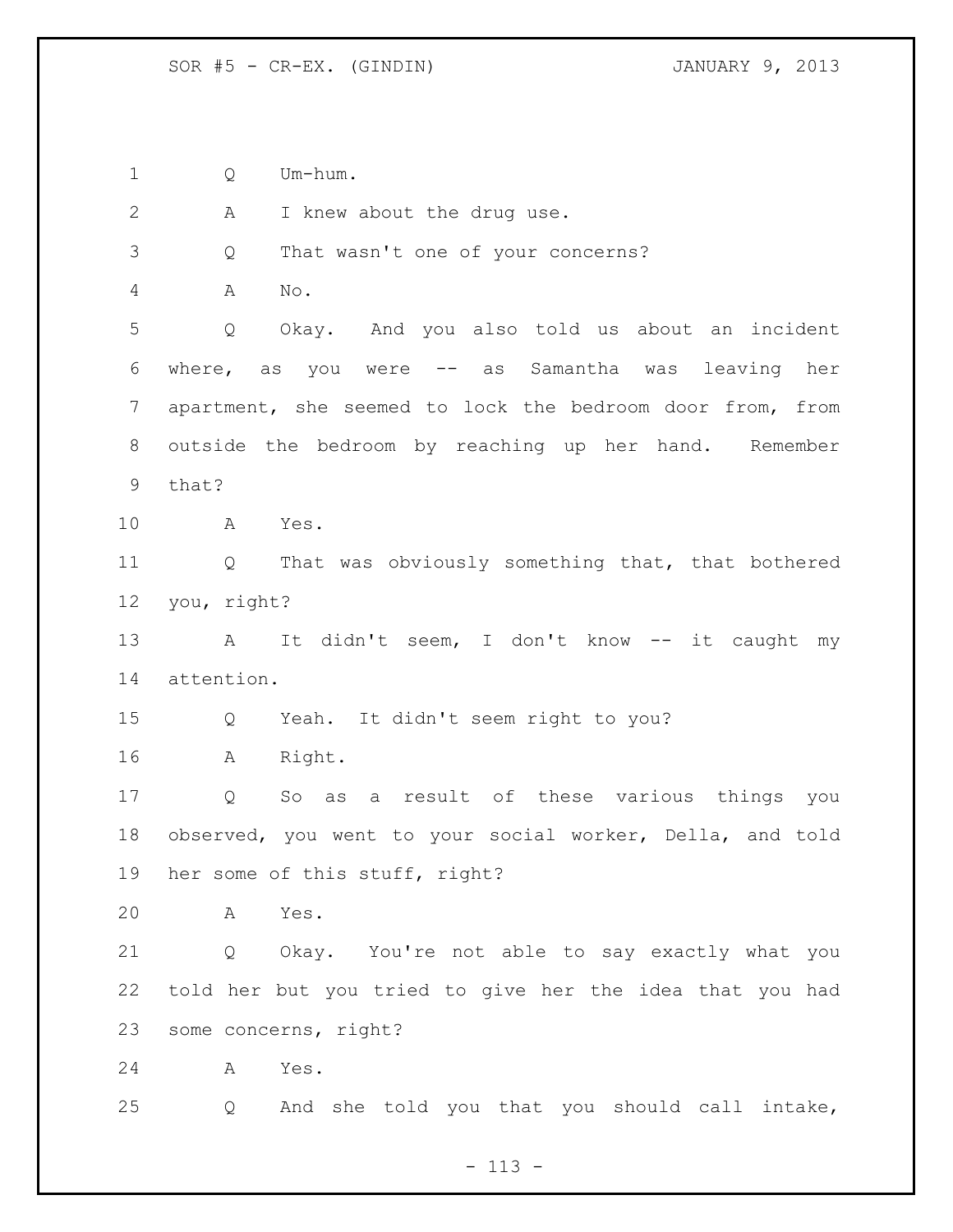Q Um-hum.

A I knew about the drug use.

Q That wasn't one of your concerns?

A No.

Q Okay. And you also told us about an incident where, as you were -- as Samantha was leaving her apartment, she seemed to lock the bedroom door from, from outside the bedroom by reaching up her hand. Remember that?

A Yes.

Q That was obviously something that, that bothered you, right?

A It didn't seem, I don't know -- it caught my attention.

Q Yeah. It didn't seem right to you?

A Right.

Q So as a result of these various things you observed, you went to your social worker, Della, and told her some of this stuff, right?

A Yes.

Q Okay. You're not able to say exactly what you told her but you tried to give her the idea that you had some concerns, right?

A Yes.

Q And she told you that you should call intake,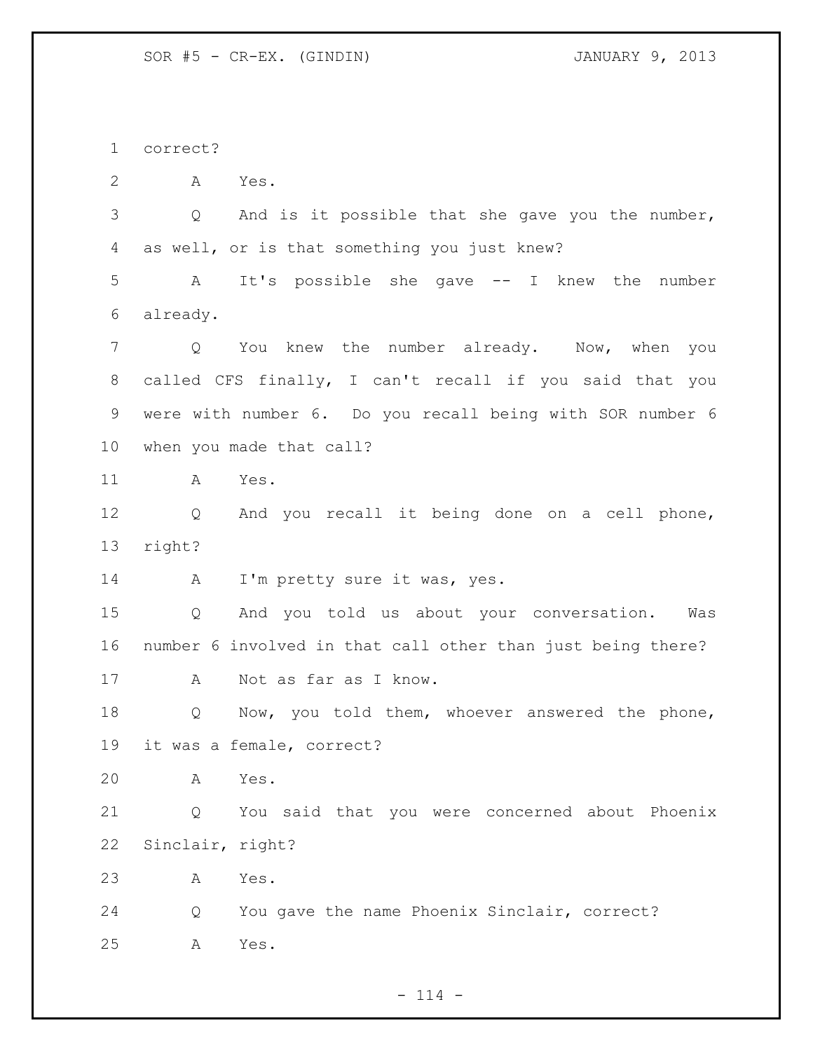correct?

A Yes.

Q And is it possible that she gave you the number, as well, or is that something you just knew?

A It's possible she gave -- I knew the number already.

Q You knew the number already. Now, when you called CFS finally, I can't recall if you said that you were with number 6. Do you recall being with SOR number 6 when you made that call?

A Yes.

Q And you recall it being done on a cell phone, right?

A I'm pretty sure it was, yes.

Q And you told us about your conversation. Was number 6 involved in that call other than just being there?

A Not as far as I know.

Q Now, you told them, whoever answered the phone, it was a female, correct?

A Yes.

Q You said that you were concerned about Phoenix Sinclair, right?

A Yes.

Q You gave the name Phoenix Sinclair, correct?

A Yes.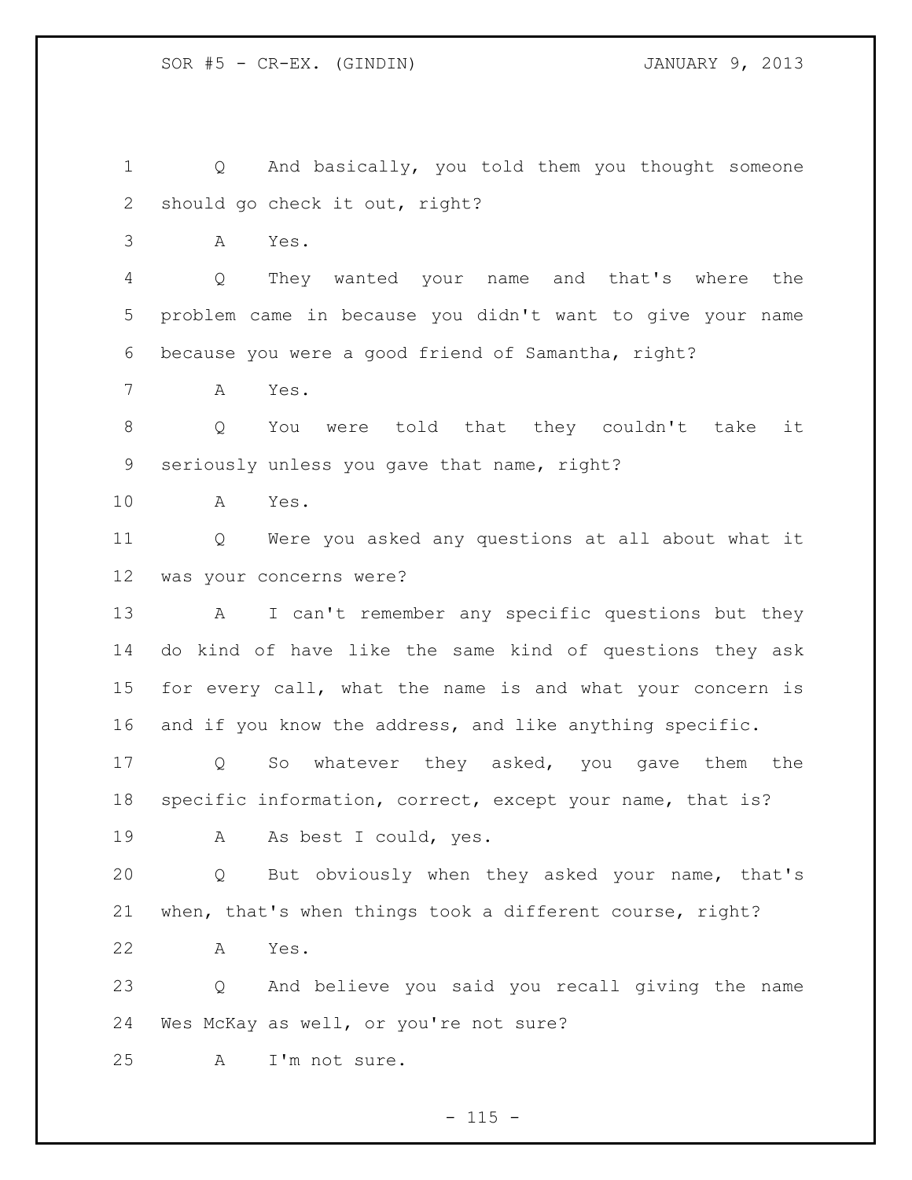Q And basically, you told them you thought someone should go check it out, right?

A Yes.

Q They wanted your name and that's where the problem came in because you didn't want to give your name because you were a good friend of Samantha, right?

A Yes.

Q You were told that they couldn't take it seriously unless you gave that name, right?

A Yes.

Q Were you asked any questions at all about what it was your concerns were?

A I can't remember any specific questions but they do kind of have like the same kind of questions they ask for every call, what the name is and what your concern is and if you know the address, and like anything specific.

Q So whatever they asked, you gave them the specific information, correct, except your name, that is?

A As best I could, yes.

Q But obviously when they asked your name, that's when, that's when things took a different course, right?

A Yes.

Q And believe you said you recall giving the name Wes McKay as well, or you're not sure?

A I'm not sure.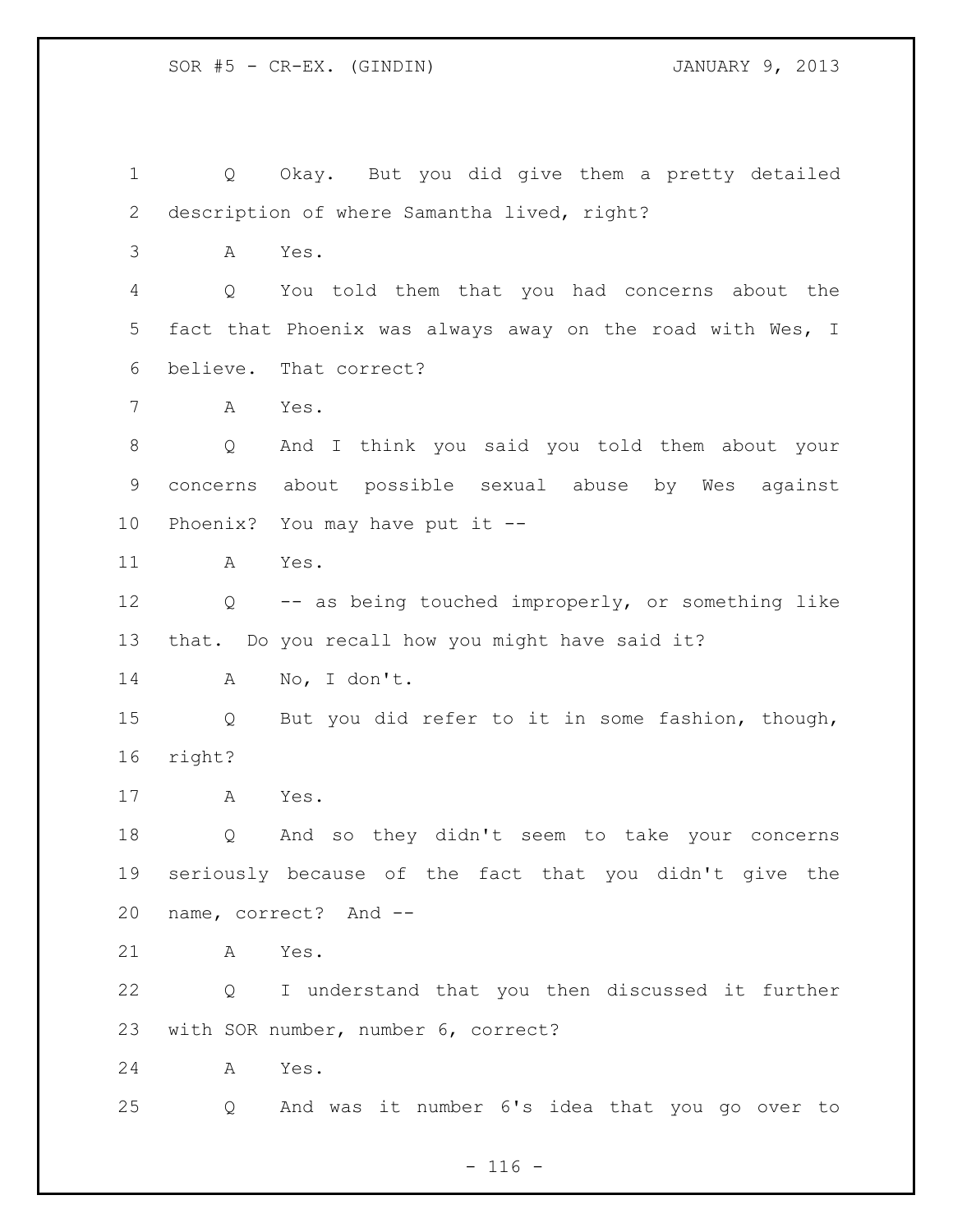1 Q Okay. But you did give them a pretty detailed
2 description of where Samantha lived, right?
3 A Yes.
4 Q You told them that you had concerns about the
5 fact that Phoenix was always away on the road with Wes, I
6 believe. That correct?
7 A Yes.
8 Q And I think you said you told them about your
9 concerns about possible sexual abuse by Wes against
10 Phoenix? You may have put it --
11 A Yes.
12 Q -- as being touched improperly, or something like
13 that. Do you recall how you might have said it?
14 A No, I don't.
15 Q But you did refer to it in some fashion, though,
16 right?
17 A Yes.
18 Q And so they didn't seem to take your concerns
19 seriously because of the fact that you didn't give the
20 name, correct? And --
21 A Yes.
22 Q I understand that you then discussed it further
23 with SOR number, number 6, correct?
24 A Yes.
25 Q And was it number 6's idea that you go over to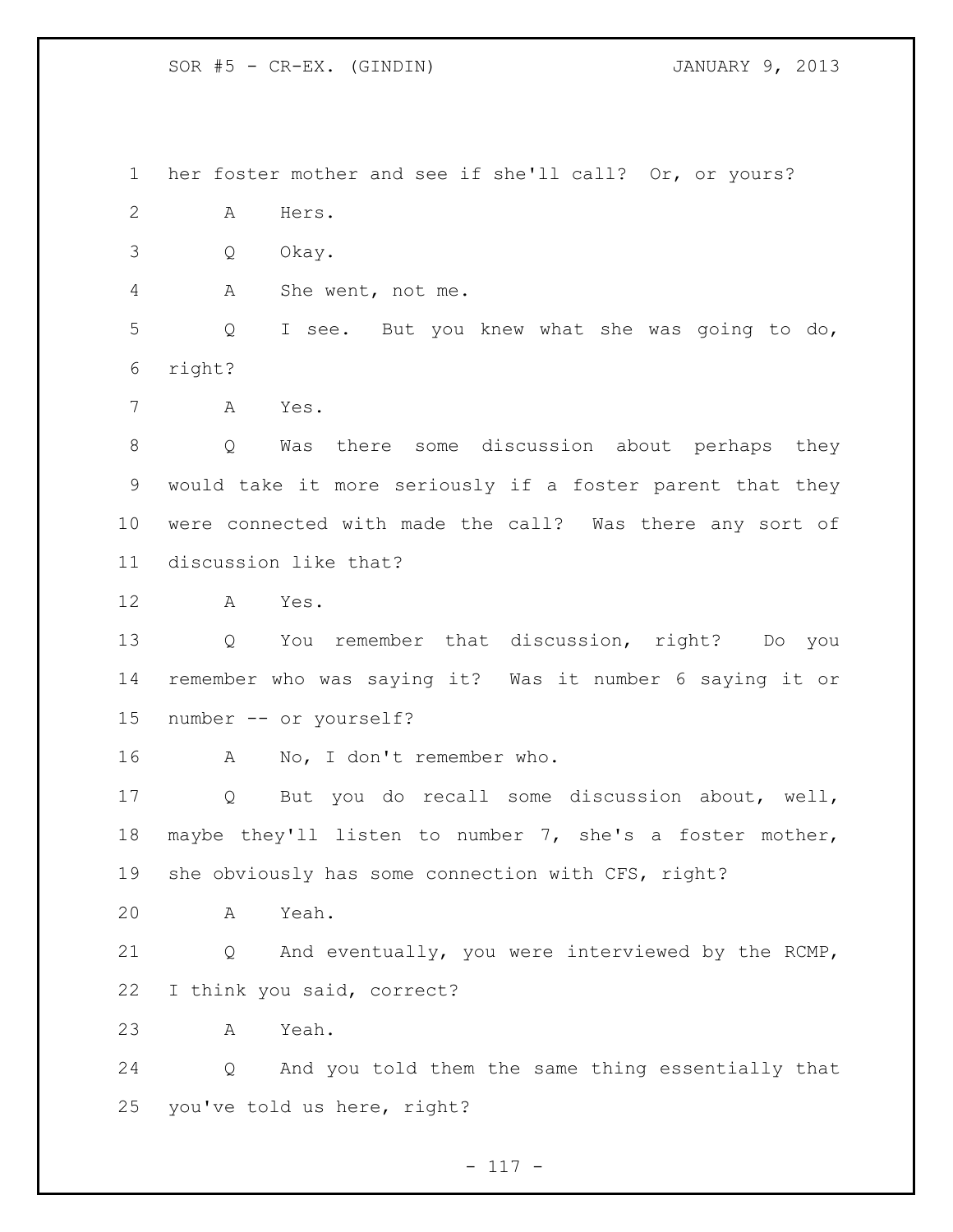her foster mother and see if she'll call? Or, or yours?

A Hers.

Q Okay.

A She went, not me.

Q I see. But you knew what she was going to do, right?

A Yes.

Q Was there some discussion about perhaps they would take it more seriously if a foster parent that they were connected with made the call? Was there any sort of discussion like that?

A Yes.

Q You remember that discussion, right? Do you remember who was saying it? Was it number 6 saying it or number -- or yourself?

A No, I don't remember who.

Q But you do recall some discussion about, well, maybe they'll listen to number 7, she's a foster mother, she obviously has some connection with CFS, right?

A Yeah.

Q And eventually, you were interviewed by the RCMP, I think you said, correct?

A Yeah.

Q And you told them the same thing essentially that you've told us here, right?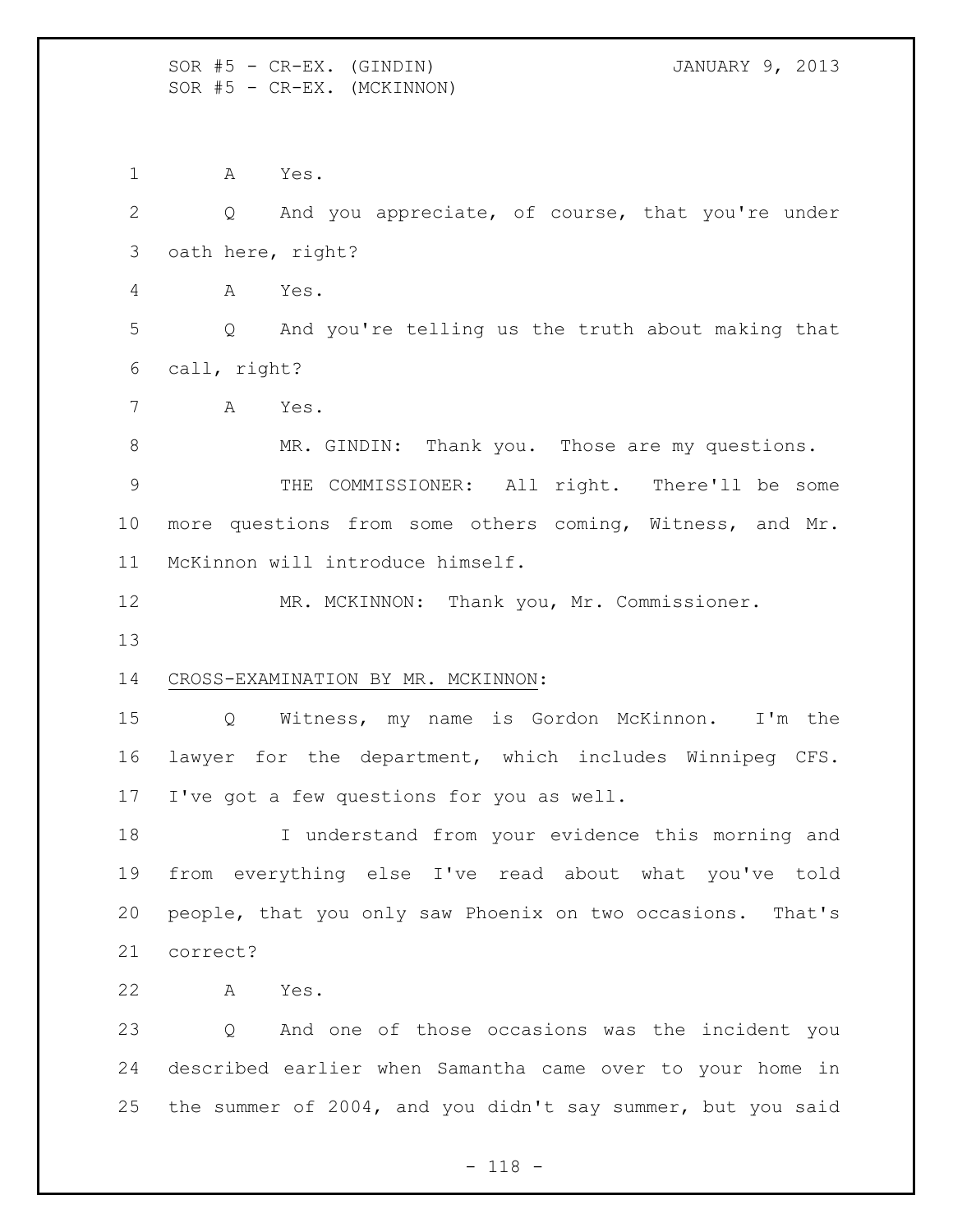A Yes.

Q And you appreciate, of course, that you're under oath here, right?

A Yes.

Q And you're telling us the truth about making that call, right?

A Yes.

MR. GINDIN: Thank you. Those are my questions.

THE COMMISSIONER: All right. There'll be some more questions from some others coming, Witness, and Mr. McKinnon will introduce himself.

MR. MCKINNON: Thank you, Mr. Commissioner.

CROSS-EXAMINATION BY MR. MCKINNON:

Q Witness, my name is Gordon McKinnon. I'm the lawyer for the department, which includes Winnipeg CFS. I've got a few questions for you as well.

I understand from your evidence this morning and from everything else I've read about what you've told people, that you only saw Phoenix on two occasions. That's correct?

A Yes.

Q And one of those occasions was the incident you described earlier when Samantha came over to your home in the summer of 2004, and you didn't say summer, but you said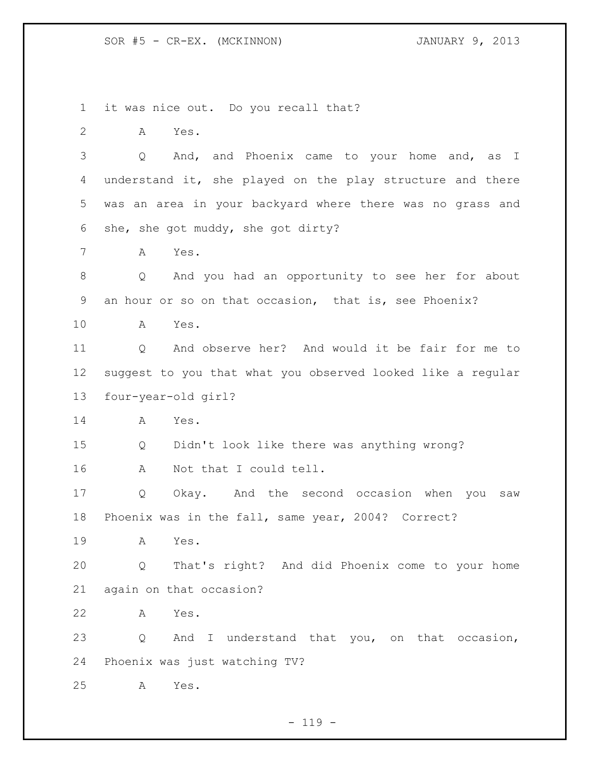it was nice out. Do you recall that?

A Yes.

Q And, and Phoenix came to your home and, as I understand it, she played on the play structure and there was an area in your backyard where there was no grass and she, she got muddy, she got dirty?

A Yes.

Q And you had an opportunity to see her for about an hour or so on that occasion, that is, see Phoenix?

A Yes.

Q And observe her? And would it be fair for me to suggest to you that what you observed looked like a regular four-year-old girl?

A Yes.

Q Didn't look like there was anything wrong?

A Not that I could tell.

Q Okay. And the second occasion when you saw Phoenix was in the fall, same year, 2004? Correct?

A Yes.

Q That's right? And did Phoenix come to your home again on that occasion?

A Yes.

Q And I understand that you, on that occasion, Phoenix was just watching TV?

A Yes.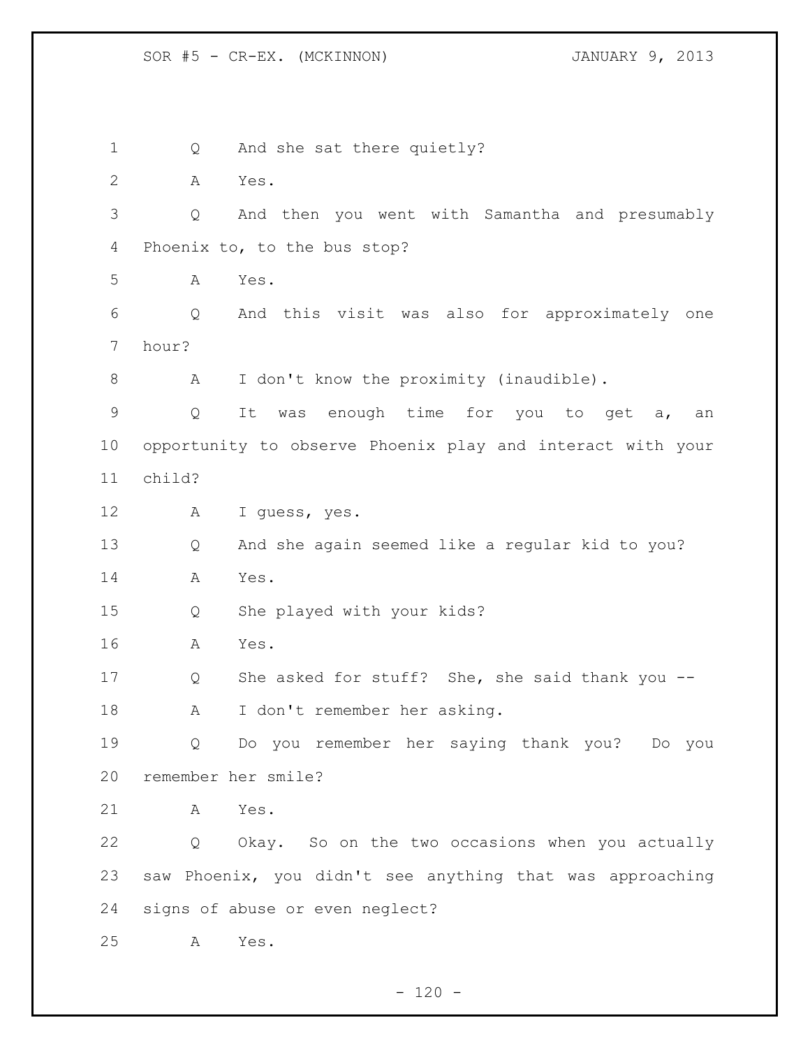Q And she sat there quietly?

A Yes.

Q And then you went with Samantha and presumably Phoenix to, to the bus stop?

A Yes.

Q And this visit was also for approximately one hour?

A I don't know the proximity (inaudible).

Q It was enough time for you to get a, an opportunity to observe Phoenix play and interact with your child?

A I guess, yes.

Q And she again seemed like a regular kid to you?

A Yes.

Q She played with your kids?

A Yes.

Q She asked for stuff? She, she said thank you --

A I don't remember her asking.

Q Do you remember her saying thank you? Do you remember her smile?

A Yes.

Q Okay. So on the two occasions when you actually saw Phoenix, you didn't see anything that was approaching signs of abuse or even neglect?

A Yes.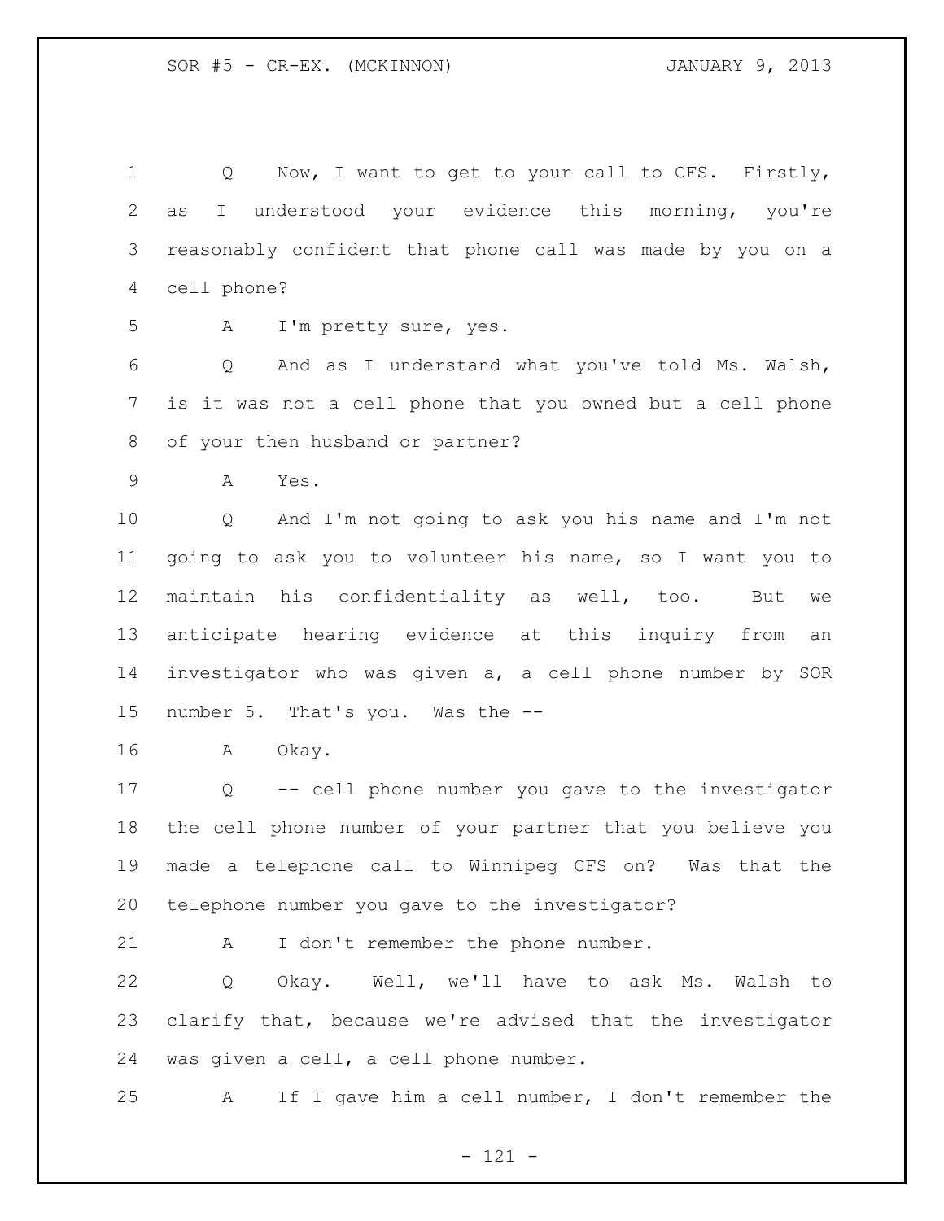Q Now, I want to get to your call to CFS. Firstly, as I understood your evidence this morning, you're reasonably confident that phone call was made by you on a cell phone?

A I'm pretty sure, yes.

Q And as I understand what you've told Ms. Walsh, is it was not a cell phone that you owned but a cell phone of your then husband or partner?

A Yes.

Q And I'm not going to ask you his name and I'm not going to ask you to volunteer his name, so I want you to maintain his confidentiality as well, too. But we anticipate hearing evidence at this inquiry from an investigator who was given a, a cell phone number by SOR number 5. That's you. Was the --

A Okay.

Q -- cell phone number you gave to the investigator the cell phone number of your partner that you believe you made a telephone call to Winnipeg CFS on? Was that the telephone number you gave to the investigator?

A I don't remember the phone number.

Q Okay. Well, we'll have to ask Ms. Walsh to clarify that, because we're advised that the investigator was given a cell, a cell phone number.

A If I gave him a cell number, I don't remember the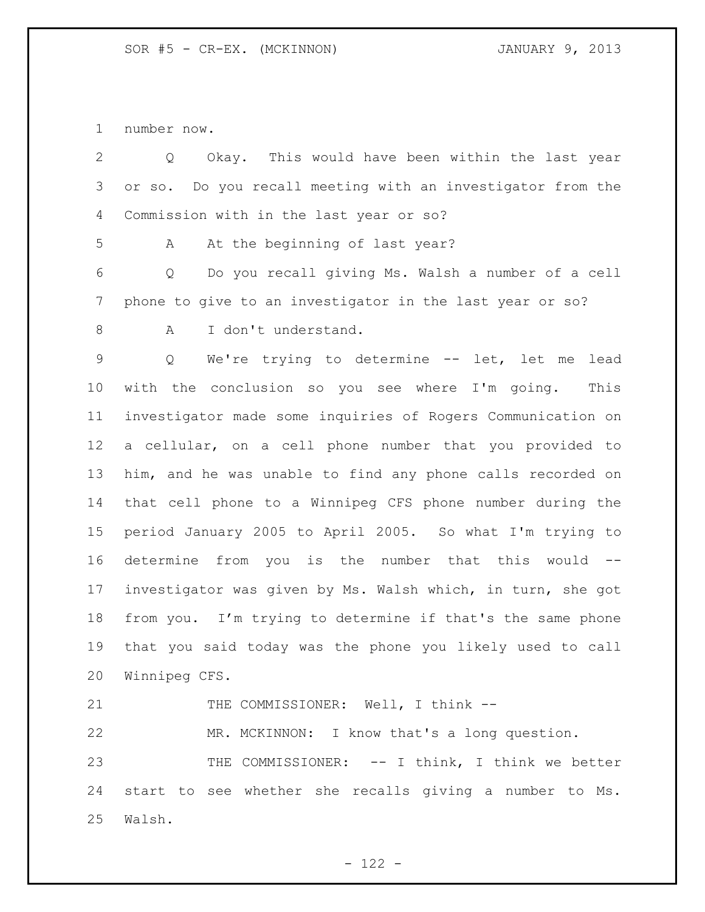number now.

Q Okay. This would have been within the last year or so. Do you recall meeting with an investigator from the Commission with in the last year or so?

A At the beginning of last year?

Q Do you recall giving Ms. Walsh a number of a cell phone to give to an investigator in the last year or so?

A I don't understand.

Q We're trying to determine -- let, let me lead with the conclusion so you see where I'm going. This investigator made some inquiries of Rogers Communication on a cellular, on a cell phone number that you provided to him, and he was unable to find any phone calls recorded on that cell phone to a Winnipeg CFS phone number during the period January 2005 to April 2005. So what I'm trying to determine from you is the number that this would -- investigator was given by Ms. Walsh which, in turn, she got from you. I'm trying to determine if that's the same phone that you said today was the phone you likely used to call Winnipeg CFS.

THE COMMISSIONER: Well, I think --

MR. MCKINNON: I know that's a long question.

THE COMMISSIONER: -- I think, I think we better start to see whether she recalls giving a number to Ms. Walsh.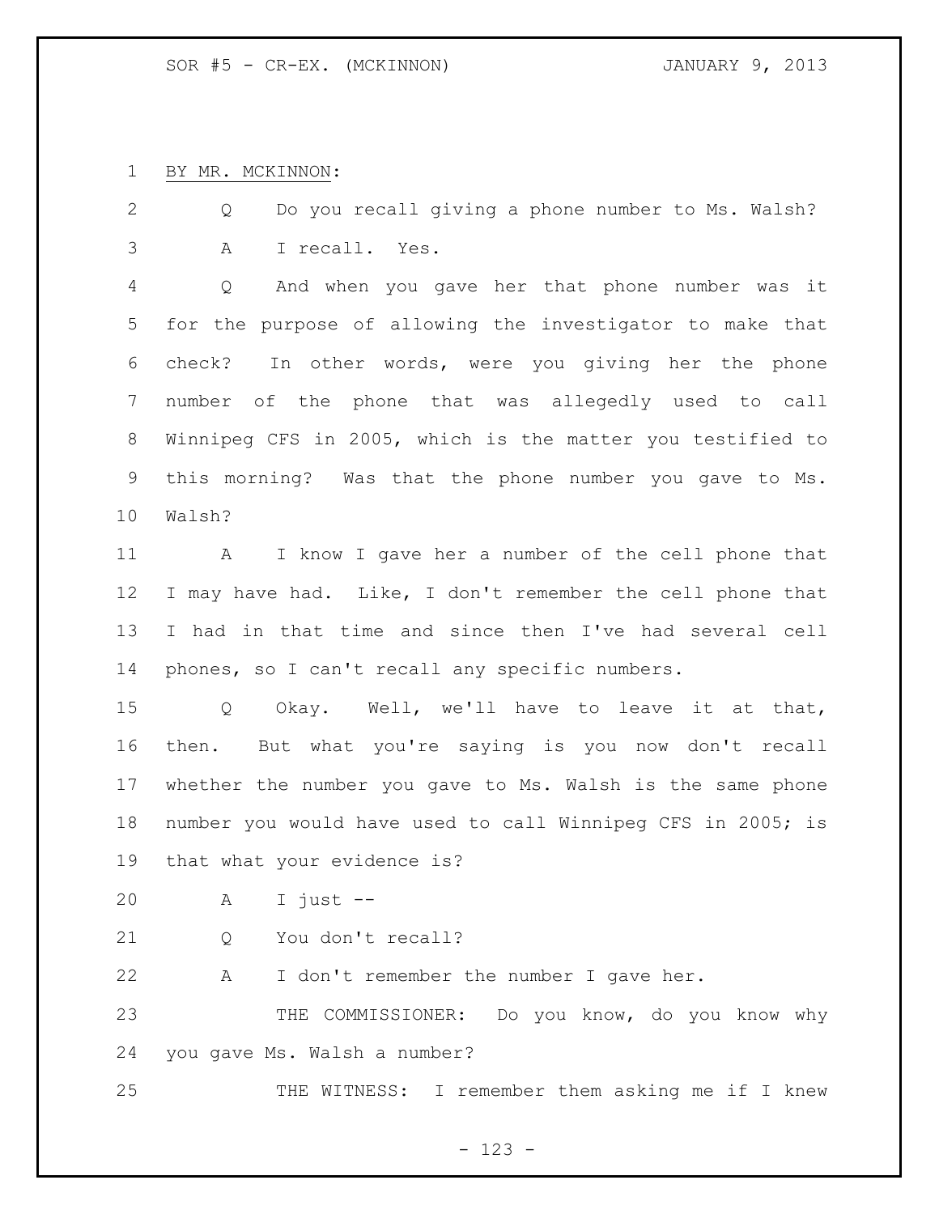BY MR. MCKINNON:

Q Do you recall giving a phone number to Ms. Walsh?

A I recall. Yes.

Q And when you gave her that phone number was it for the purpose of allowing the investigator to make that check? In other words, were you giving her the phone number of the phone that was allegedly used to call Winnipeg CFS in 2005, which is the matter you testified to this morning? Was that the phone number you gave to Ms. Walsh?

A I know I gave her a number of the cell phone that I may have had. Like, I don't remember the cell phone that I had in that time and since then I've had several cell phones, so I can't recall any specific numbers.

Q Okay. Well, we'll have to leave it at that, then. But what you're saying is you now don't recall whether the number you gave to Ms. Walsh is the same phone number you would have used to call Winnipeg CFS in 2005; is that what your evidence is?

A I just --

Q You don't recall?

A I don't remember the number I gave her.

THE COMMISSIONER: Do you know, do you know why you gave Ms. Walsh a number?

THE WITNESS: I remember them asking me if I knew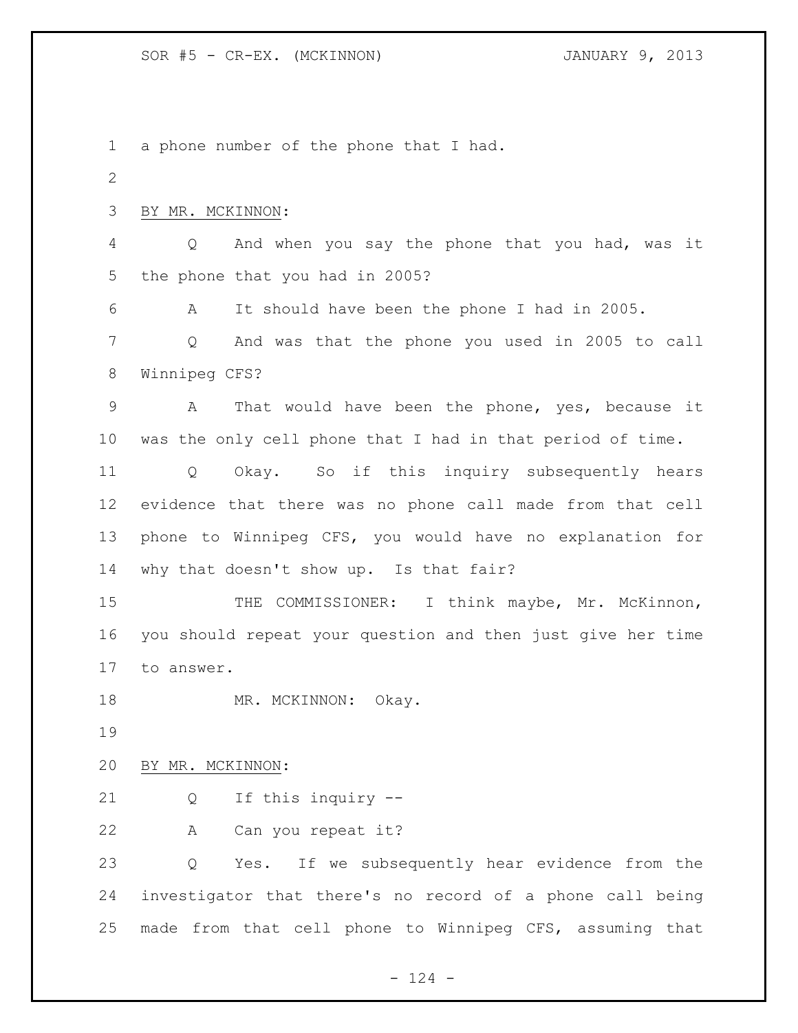a phone number of the phone that I had.

BY MR. MCKINNON:

Q And when you say the phone that you had, was it the phone that you had in 2005?

A It should have been the phone I had in 2005.

Q And was that the phone you used in 2005 to call Winnipeg CFS?

A That would have been the phone, yes, because it was the only cell phone that I had in that period of time.

Q Okay. So if this inquiry subsequently hears evidence that there was no phone call made from that cell phone to Winnipeg CFS, you would have no explanation for why that doesn't show up. Is that fair?

THE COMMISSIONER: I think maybe, Mr. McKinnon, you should repeat your question and then just give her time to answer.

MR. MCKINNON: Okay.

BY MR. MCKINNON:

Q If this inquiry --

A Can you repeat it?

Q Yes. If we subsequently hear evidence from the investigator that there's no record of a phone call being made from that cell phone to Winnipeg CFS, assuming that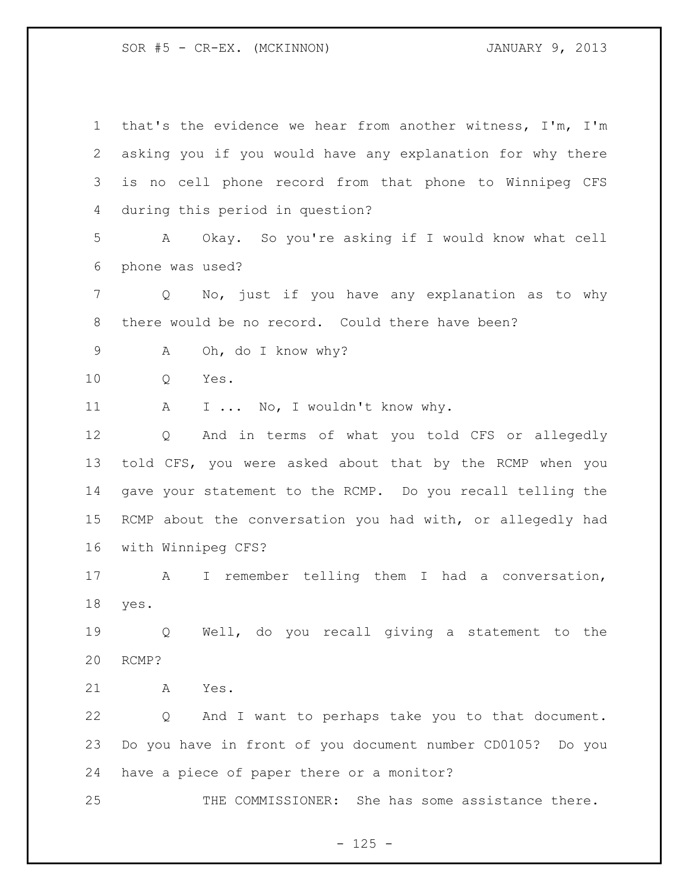that's the evidence we hear from another witness, I'm, I'm asking you if you would have any explanation for why there is no cell phone record from that phone to Winnipeg CFS during this period in question?

A Okay. So you're asking if I would know what cell phone was used?

Q No, just if you have any explanation as to why there would be no record. Could there have been?

A Oh, do I know why?

Q Yes.

A I ... No, I wouldn't know why.

Q And in terms of what you told CFS or allegedly told CFS, you were asked about that by the RCMP when you gave your statement to the RCMP. Do you recall telling the RCMP about the conversation you had with, or allegedly had with Winnipeg CFS?

A I remember telling them I had a conversation, yes.

Q Well, do you recall giving a statement to the RCMP?

A Yes.

Q And I want to perhaps take you to that document. Do you have in front of you document number CD0105? Do you have a piece of paper there or a monitor?

THE COMMISSIONER: She has some assistance there.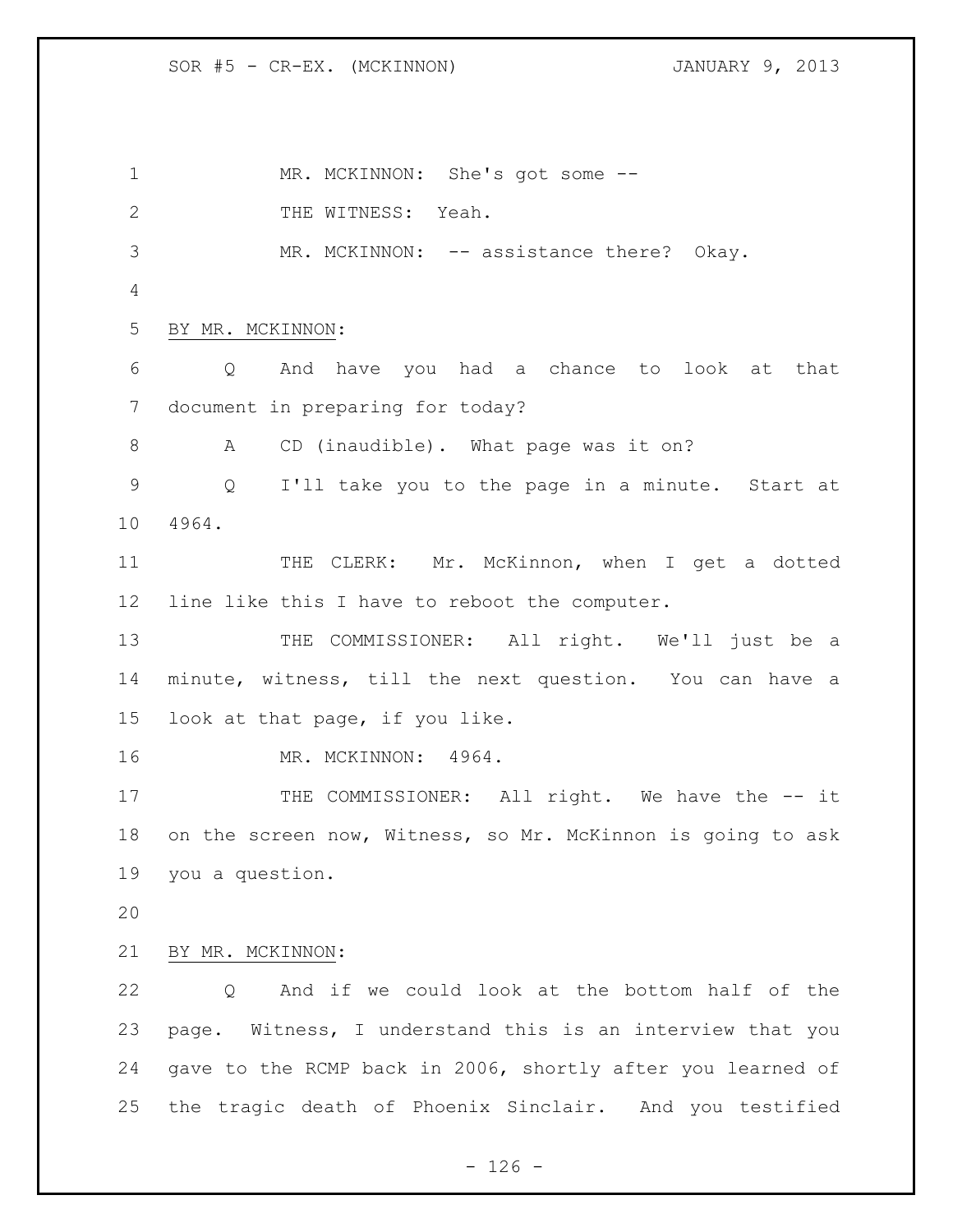MR. MCKINNON: She's got some --

THE WITNESS: Yeah.

MR. MCKINNON: -- assistance there? Okay.

BY MR. MCKINNON:

Q And have you had a chance to look at that document in preparing for today?

A CD (inaudible). What page was it on?

Q I'll take you to the page in a minute. Start at 4964.

THE CLERK: Mr. McKinnon, when I get a dotted line like this I have to reboot the computer.

THE COMMISSIONER: All right. We'll just be a minute, witness, till the next question. You can have a look at that page, if you like.

MR. MCKINNON: 4964.

THE COMMISSIONER: All right. We have the -- it on the screen now, Witness, so Mr. McKinnon is going to ask you a question.

BY MR. MCKINNON:

Q And if we could look at the bottom half of the page. Witness, I understand this is an interview that you gave to the RCMP back in 2006, shortly after you learned of the tragic death of Phoenix Sinclair. And you testified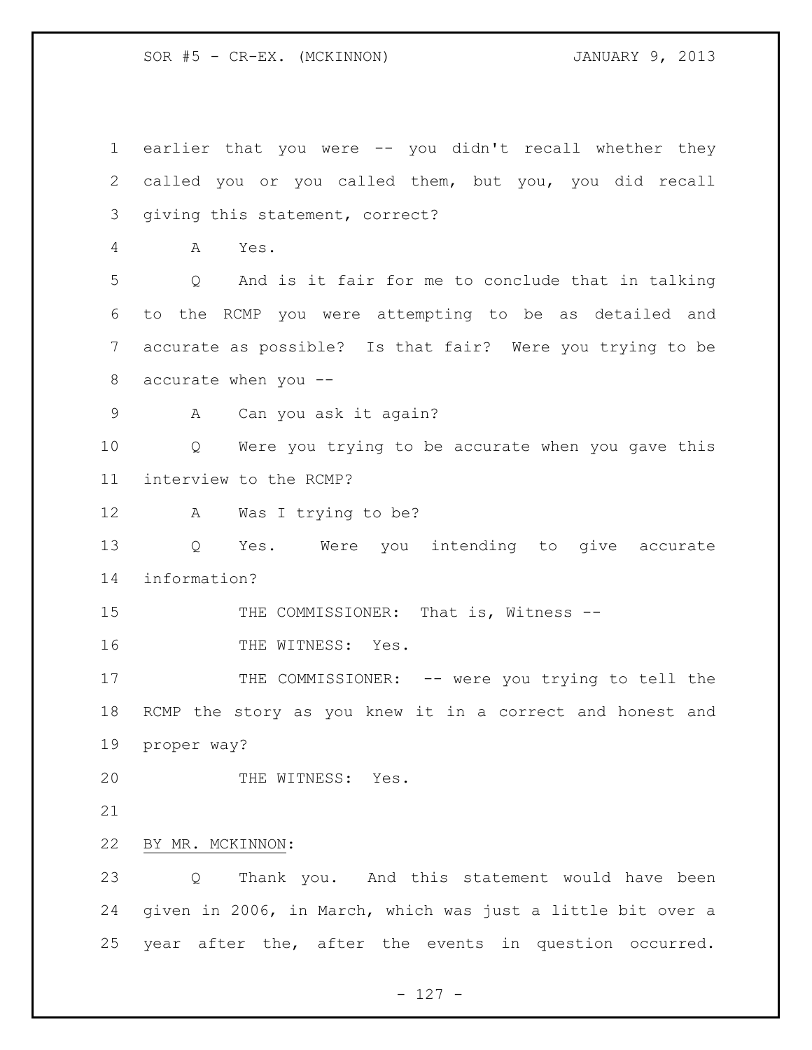earlier that you were -- you didn't recall whether they called you or you called them, but you, you did recall giving this statement, correct?

A Yes.

Q And is it fair for me to conclude that in talking to the RCMP you were attempting to be as detailed and accurate as possible? Is that fair? Were you trying to be accurate when you --

A Can you ask it again?

Q Were you trying to be accurate when you gave this interview to the RCMP?

A Was I trying to be?

Q Yes. Were you intending to give accurate information?

THE COMMISSIONER: That is, Witness --

THE WITNESS: Yes.

THE COMMISSIONER: -- were you trying to tell the RCMP the story as you knew it in a correct and honest and proper way?

THE WITNESS: Yes.

BY MR. MCKINNON:

Q Thank you. And this statement would have been given in 2006, in March, which was just a little bit over a year after the, after the events in question occurred.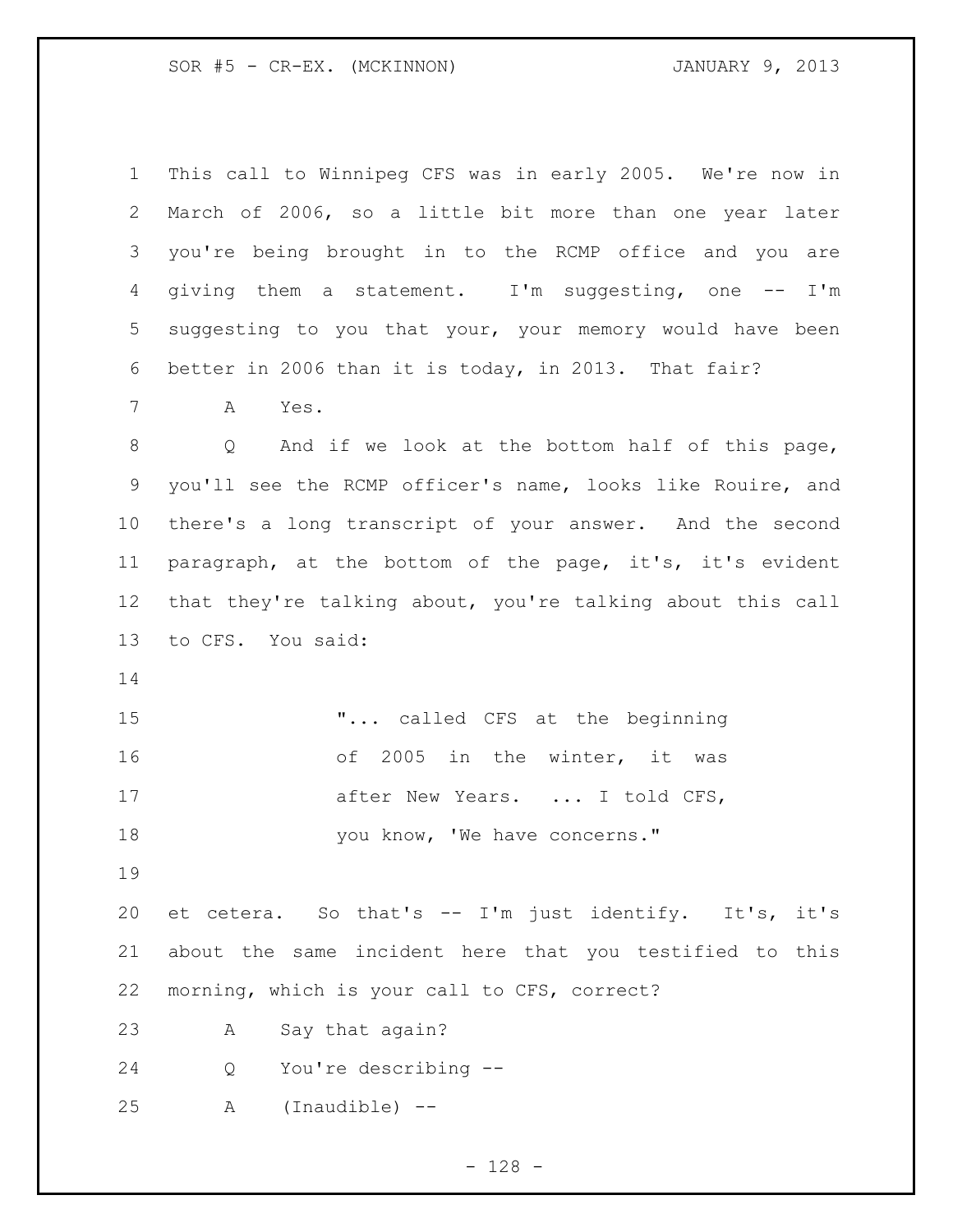This call to Winnipeg CFS was in early 2005. We're now in March of 2006, so a little bit more than one year later you're being brought in to the RCMP office and you are giving them a statement. I'm suggesting, one -- I'm suggesting to you that your, your memory would have been better in 2006 than it is today, in 2013. That fair?

A Yes.

Q And if we look at the bottom half of this page, you'll see the RCMP officer's name, looks like Rouire, and there's a long transcript of your answer. And the second paragraph, at the bottom of the page, it's, it's evident that they're talking about, you're talking about this call to CFS. You said:

> "... called CFS at the beginning of 2005 in the winter, it was after New Years. ... I told CFS, you know, 'We have concerns."

et cetera. So that's -- I'm just identify. It's, it's about the same incident here that you testified to this morning, which is your call to CFS, correct?

A Say that again?

Q You're describing --

A (Inaudible) --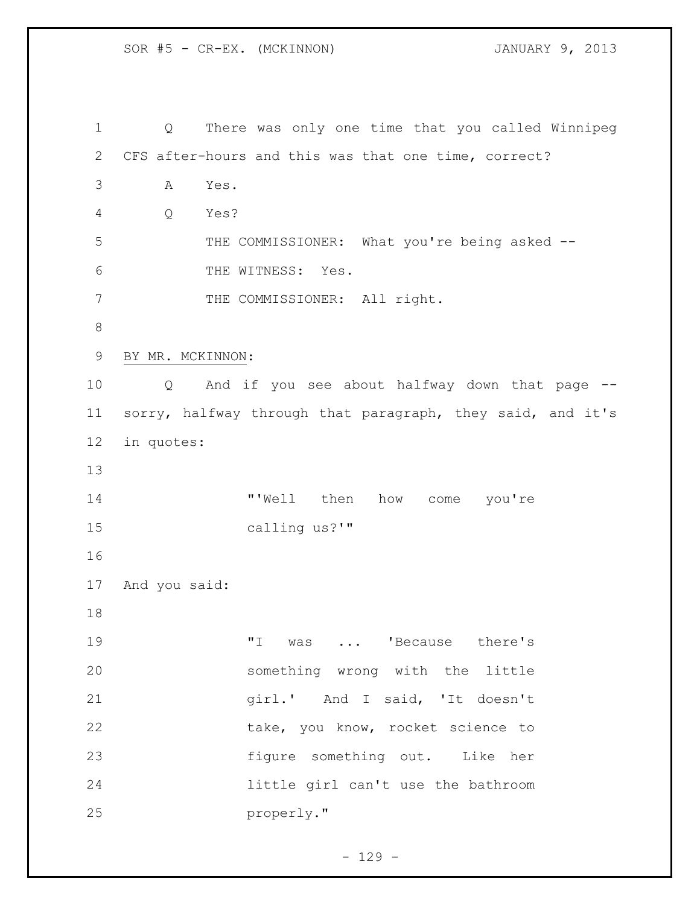Q There was only one time that you called Winnipeg CFS after-hours and this was that one time, correct?

A Yes.

Q Yes?

THE COMMISSIONER: What you're being asked --

THE WITNESS: Yes.

THE COMMISSIONER: All right.

BY MR. MCKINNON:

Q And if you see about halfway down that page -- sorry, halfway through that paragraph, they said, and it's in quotes:

> "'Well then how come you're calling us?'"

And you said:

> "I was ... 'Because there's something wrong with the little girl.' And I said, 'It doesn't take, you know, rocket science to figure something out. Like her little girl can't use the bathroom properly."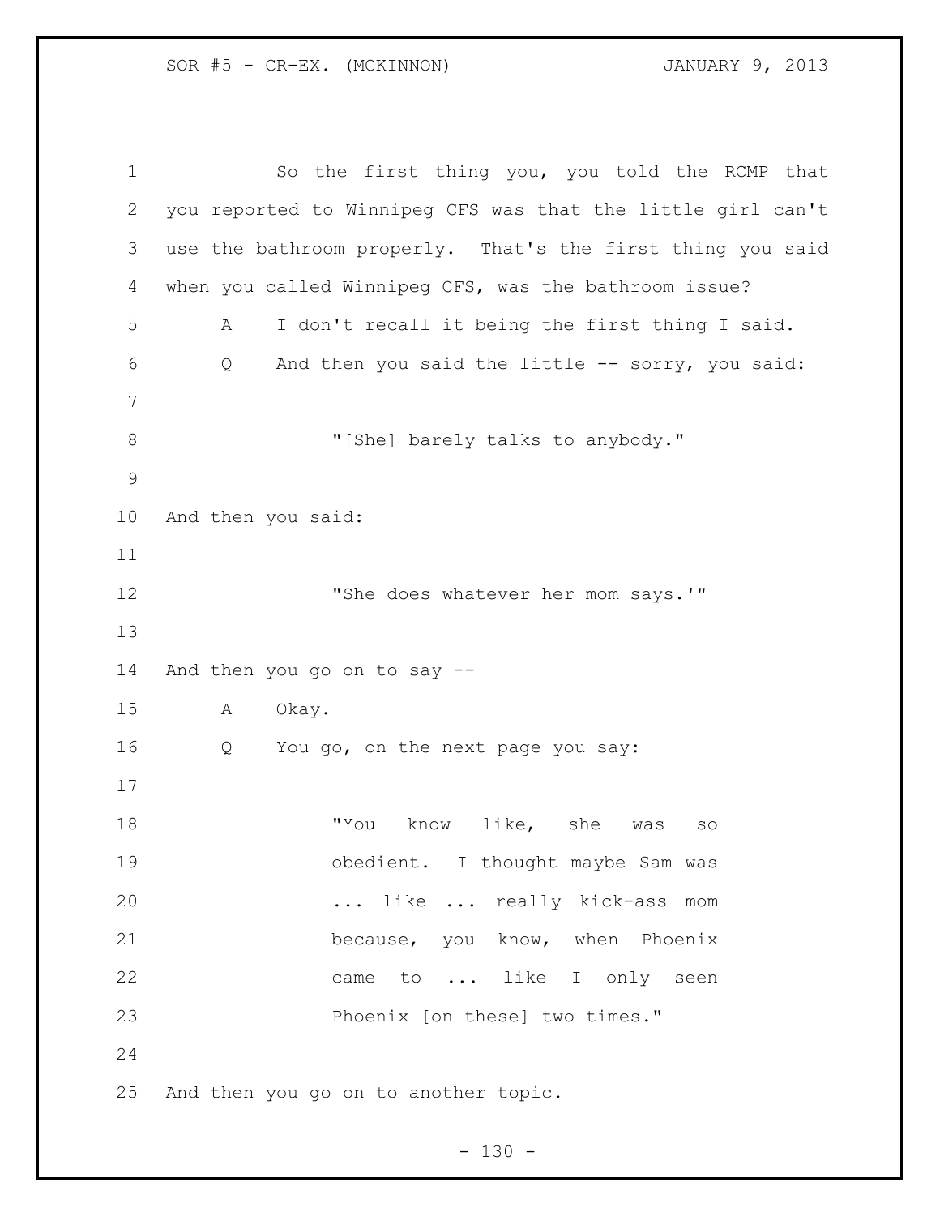So the first thing you, you told the RCMP that you reported to Winnipeg CFS was that the little girl can't use the bathroom properly. That's the first thing you said when you called Winnipeg CFS, was the bathroom issue?

A I don't recall it being the first thing I said.

Q And then you said the little -- sorry, you said:

> "[She] barely talks to anybody."

And then you said:

> "She does whatever her mom says.'"

And then you go on to say --

A Okay.

Q You go, on the next page you say:

> "You know like, she was so obedient. I thought maybe Sam was ... like ... really kick-ass mom because, you know, when Phoenix came to ... like I only seen Phoenix [on these] two times."

And then you go on to another topic.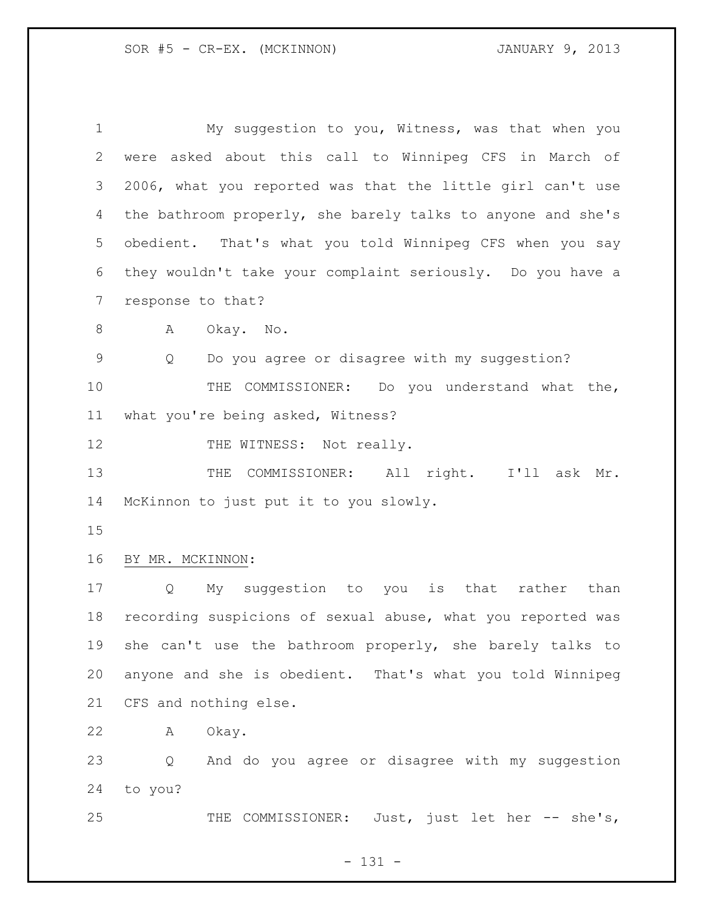My suggestion to you, Witness, was that when you were asked about this call to Winnipeg CFS in March of 2006, what you reported was that the little girl can't use the bathroom properly, she barely talks to anyone and she's obedient. That's what you told Winnipeg CFS when you say they wouldn't take your complaint seriously. Do you have a response to that?

A Okay. No.

Q Do you agree or disagree with my suggestion?

THE COMMISSIONER: Do you understand what the, what you're being asked, Witness?

THE WITNESS: Not really.

THE COMMISSIONER: All right. I'll ask Mr. McKinnon to just put it to you slowly.

BY MR. MCKINNON:

Q My suggestion to you is that rather than recording suspicions of sexual abuse, what you reported was she can't use the bathroom properly, she barely talks to anyone and she is obedient. That's what you told Winnipeg CFS and nothing else.

A Okay.

Q And do you agree or disagree with my suggestion to you?

THE COMMISSIONER: Just, just let her -- she's,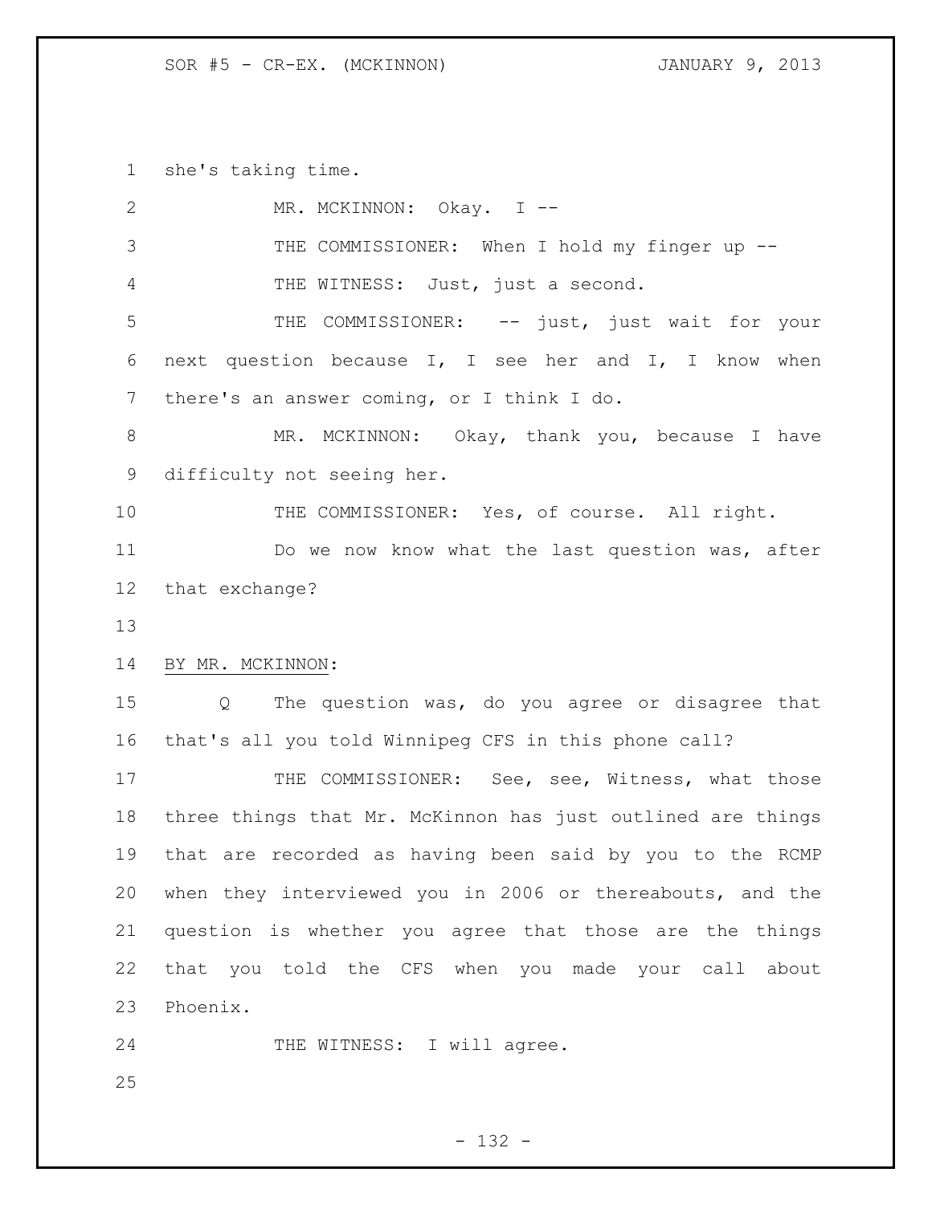she's taking time.

MR. MCKINNON: Okay. I --

THE COMMISSIONER: When I hold my finger up --

THE WITNESS: Just, just a second.

THE COMMISSIONER: -- just, just wait for your next question because I, I see her and I, I know when there's an answer coming, or I think I do.

MR. MCKINNON: Okay, thank you, because I have difficulty not seeing her.

THE COMMISSIONER: Yes, of course. All right.

Do we now know what the last question was, after that exchange?

BY MR. MCKINNON:

Q The question was, do you agree or disagree that that's all you told Winnipeg CFS in this phone call?

THE COMMISSIONER: See, see, Witness, what those three things that Mr. McKinnon has just outlined are things that are recorded as having been said by you to the RCMP when they interviewed you in 2006 or thereabouts, and the question is whether you agree that those are the things that you told the CFS when you made your call about Phoenix.

THE WITNESS: I will agree.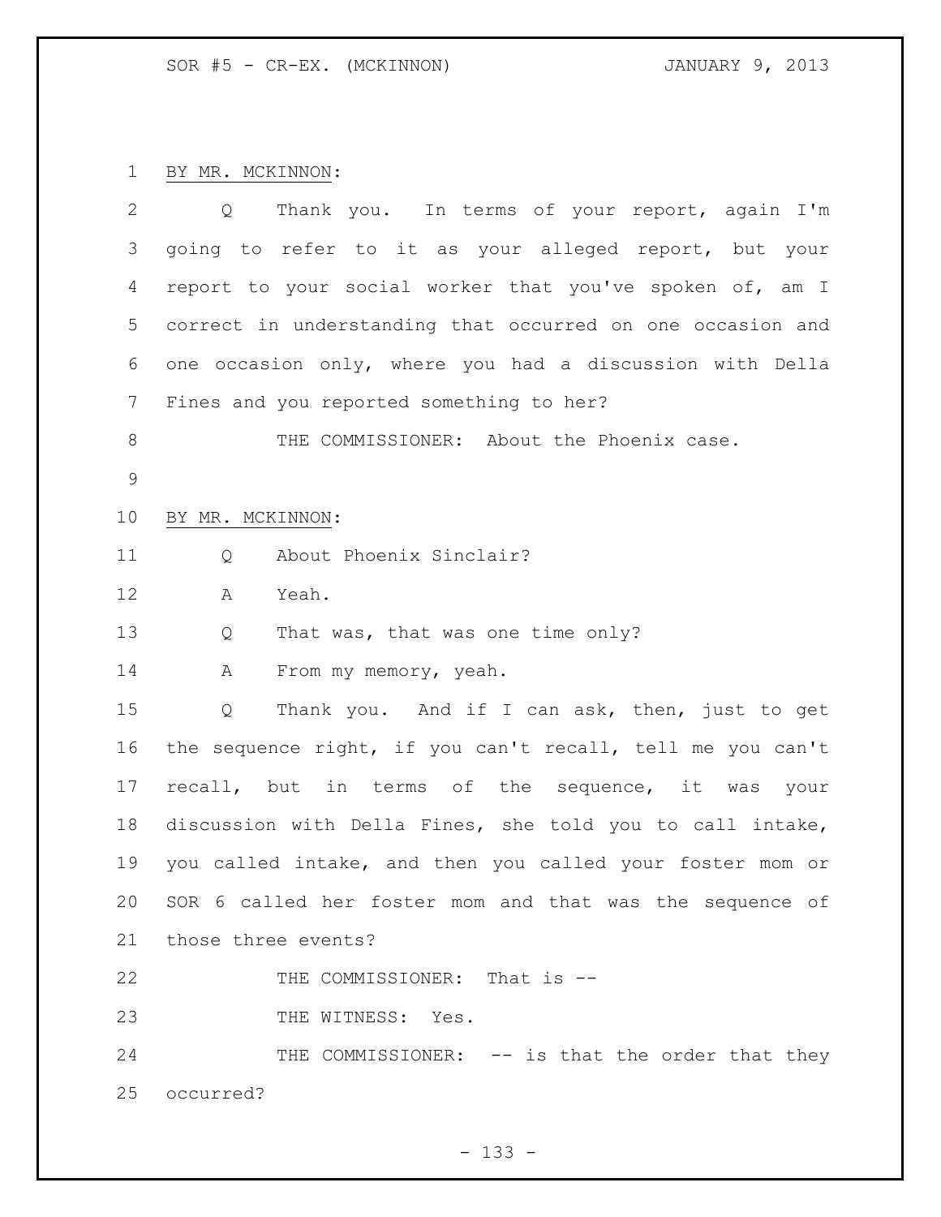BY MR. MCKINNON:

Q Thank you. In terms of your report, again I'm going to refer to it as your alleged report, but your report to your social worker that you've spoken of, am I correct in understanding that occurred on one occasion and one occasion only, where you had a discussion with Della Fines and you reported something to her?

THE COMMISSIONER: About the Phoenix case.

BY MR. MCKINNON:

Q About Phoenix Sinclair?

A Yeah.

Q That was, that was one time only?

A From my memory, yeah.

Q Thank you. And if I can ask, then, just to get the sequence right, if you can't recall, tell me you can't recall, but in terms of the sequence, it was your discussion with Della Fines, she told you to call intake, you called intake, and then you called your foster mom or SOR 6 called her foster mom and that was the sequence of those three events?

THE COMMISSIONER: That is --

THE WITNESS: Yes.

THE COMMISSIONER: -- is that the order that they occurred?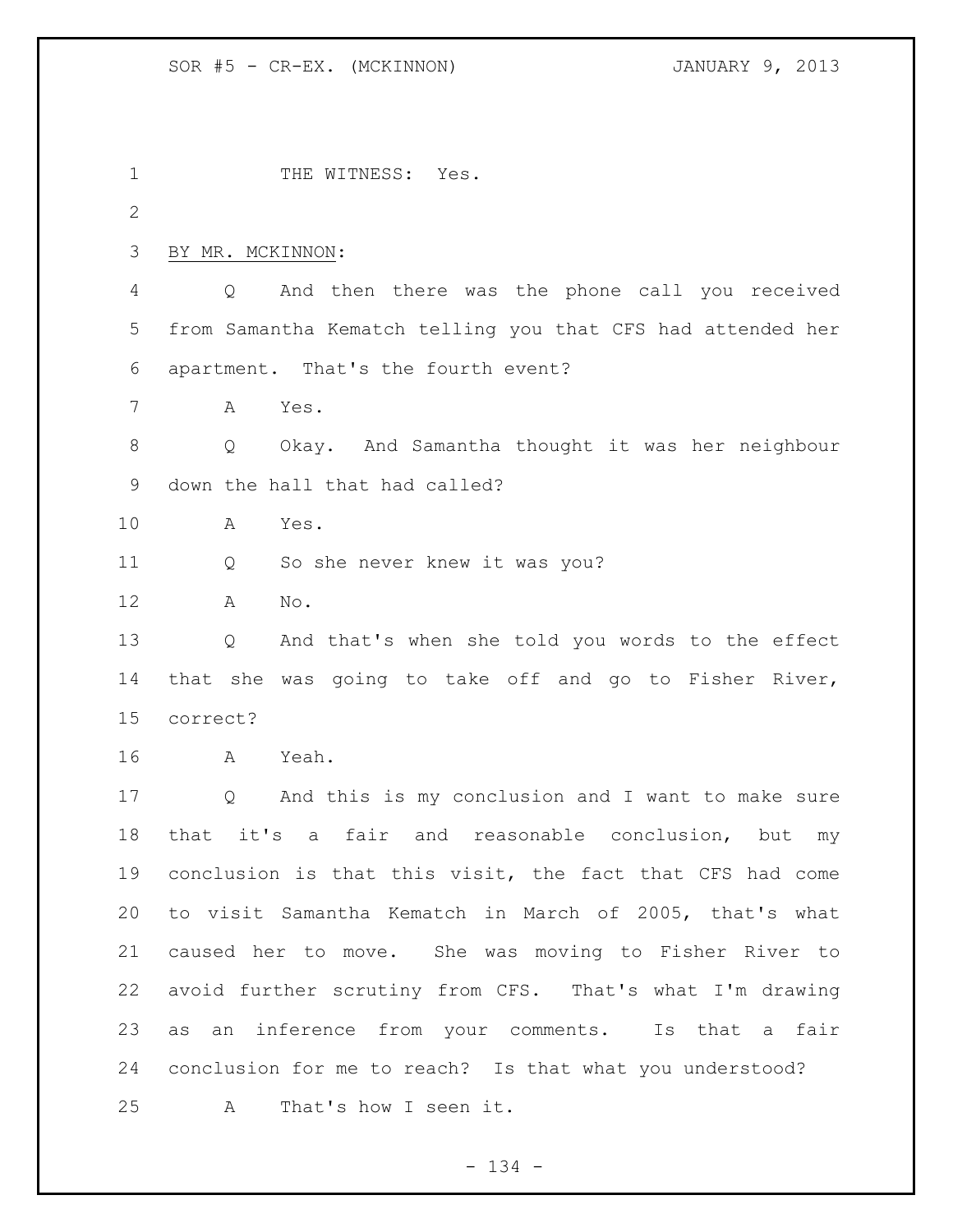THE WITNESS: Yes.

BY MR. MCKINNON:

Q And then there was the phone call you received from Samantha Kematch telling you that CFS had attended her apartment. That's the fourth event?

A Yes.

Q Okay. And Samantha thought it was her neighbour down the hall that had called?

A Yes.

Q So she never knew it was you?

A No.

Q And that's when she told you words to the effect that she was going to take off and go to Fisher River, correct?

A Yeah.

Q And this is my conclusion and I want to make sure that it's a fair and reasonable conclusion, but my conclusion is that this visit, the fact that CFS had come to visit Samantha Kematch in March of 2005, that's what caused her to move. She was moving to Fisher River to avoid further scrutiny from CFS. That's what I'm drawing as an inference from your comments. Is that a fair conclusion for me to reach? Is that what you understood?

A That's how I seen it.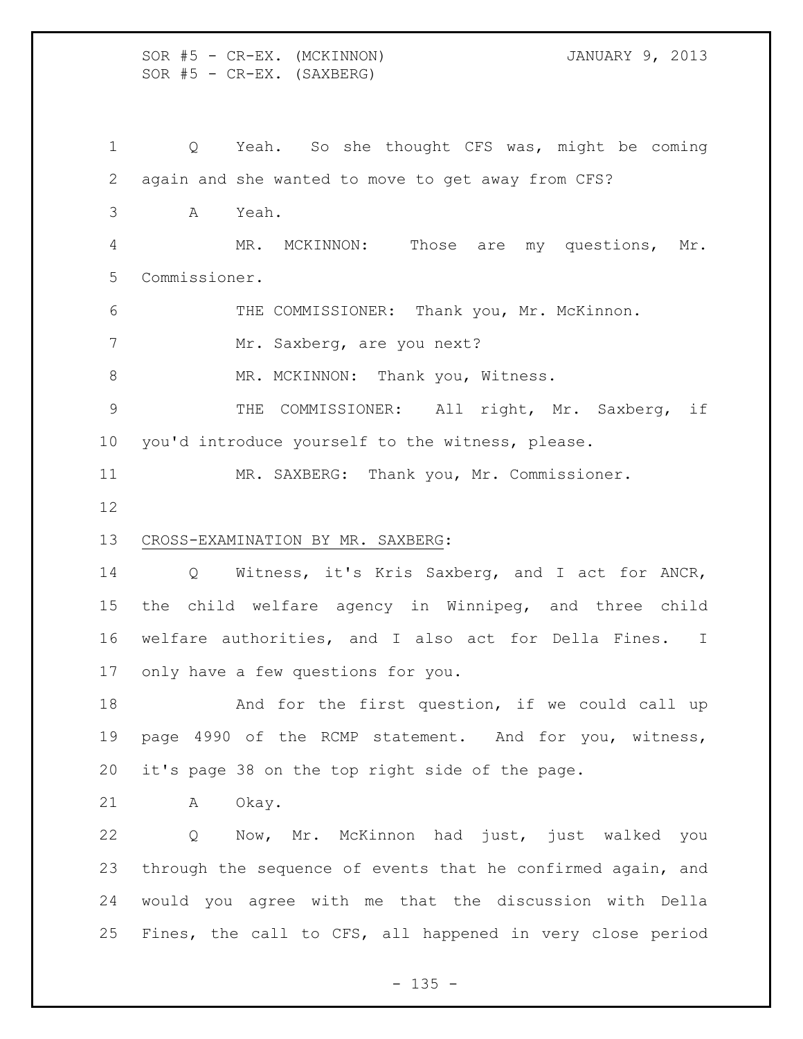Q Yeah. So she thought CFS was, might be coming again and she wanted to move to get away from CFS?

A Yeah.

MR. MCKINNON: Those are my questions, Mr. Commissioner.

THE COMMISSIONER: Thank you, Mr. McKinnon.

Mr. Saxberg, are you next?

MR. MCKINNON: Thank you, Witness.

THE COMMISSIONER: All right, Mr. Saxberg, if you'd introduce yourself to the witness, please.

MR. SAXBERG: Thank you, Mr. Commissioner.

<u>CROSS-EXAMINATION BY MR. SAXBERG</u>:

Q Witness, it's Kris Saxberg, and I act for ANCR, the child welfare agency in Winnipeg, and three child welfare authorities, and I also act for Della Fines. I only have a few questions for you.

And for the first question, if we could call up page 4990 of the RCMP statement. And for you, witness, it's page 38 on the top right side of the page.

A Okay.

Q Now, Mr. McKinnon had just, just walked you through the sequence of events that he confirmed again, and would you agree with me that the discussion with Della Fines, the call to CFS, all happened in very close period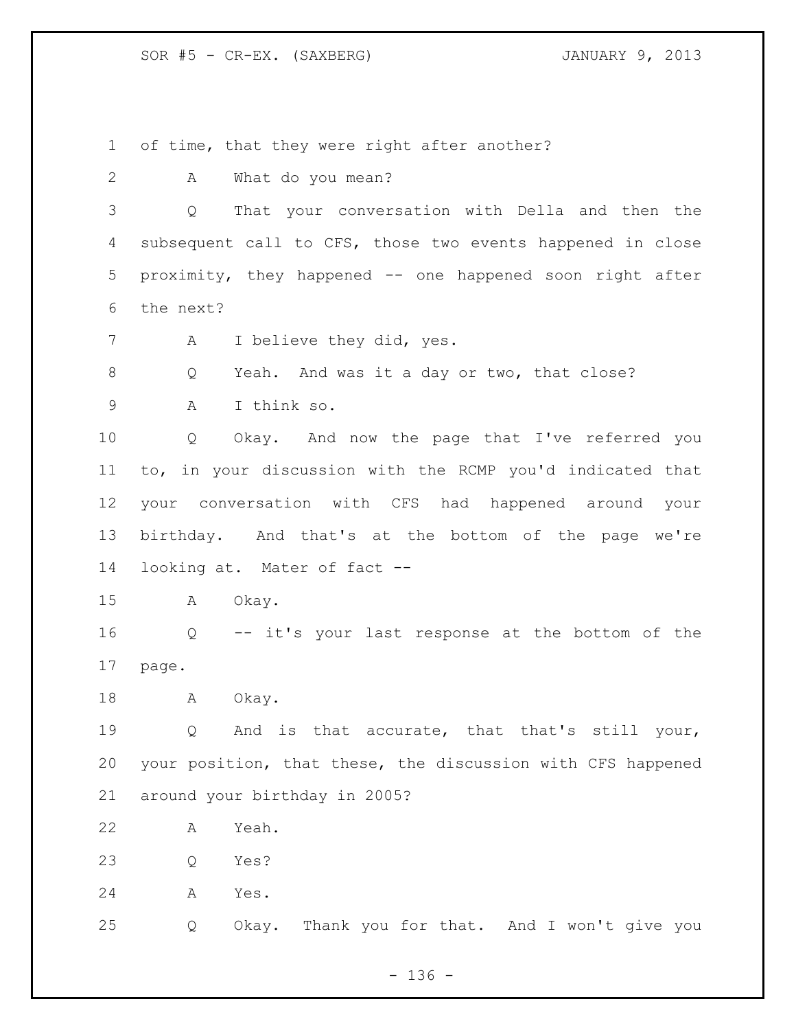of time, that they were right after another?

A What do you mean?

Q That your conversation with Della and then the subsequent call to CFS, those two events happened in close proximity, they happened -- one happened soon right after the next?

A I believe they did, yes.

Q Yeah. And was it a day or two, that close?

A I think so.

Q Okay. And now the page that I've referred you to, in your discussion with the RCMP you'd indicated that your conversation with CFS had happened around your birthday. And that's at the bottom of the page we're looking at. Mater of fact --

A Okay.

Q -- it's your last response at the bottom of the page.

A Okay.

Q And is that accurate, that that's still your, your position, that these, the discussion with CFS happened around your birthday in 2005?

A Yeah.

Q Yes?

A Yes.

Q Okay. Thank you for that. And I won't give you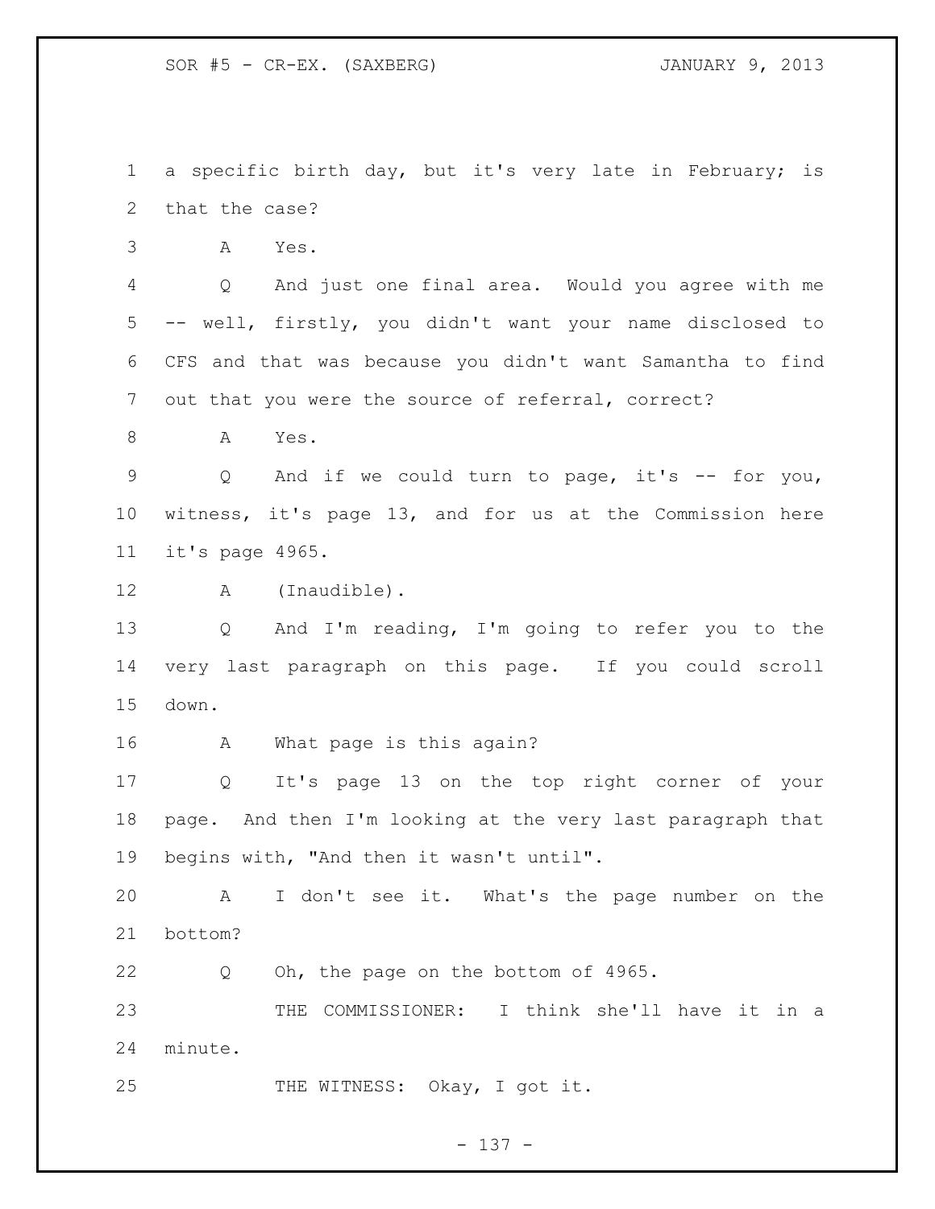a specific birth day, but it's very late in February; is that the case?

A Yes.

Q And just one final area. Would you agree with me -- well, firstly, you didn't want your name disclosed to CFS and that was because you didn't want Samantha to find out that you were the source of referral, correct?

A Yes.

Q And if we could turn to page, it's -- for you, witness, it's page 13, and for us at the Commission here it's page 4965.

A (Inaudible).

Q And I'm reading, I'm going to refer you to the very last paragraph on this page. If you could scroll down.

A What page is this again?

Q It's page 13 on the top right corner of your page. And then I'm looking at the very last paragraph that begins with, "And then it wasn't until".

A I don't see it. What's the page number on the bottom?

Q Oh, the page on the bottom of 4965.

THE COMMISSIONER: I think she'll have it in a minute.

THE WITNESS: Okay, I got it.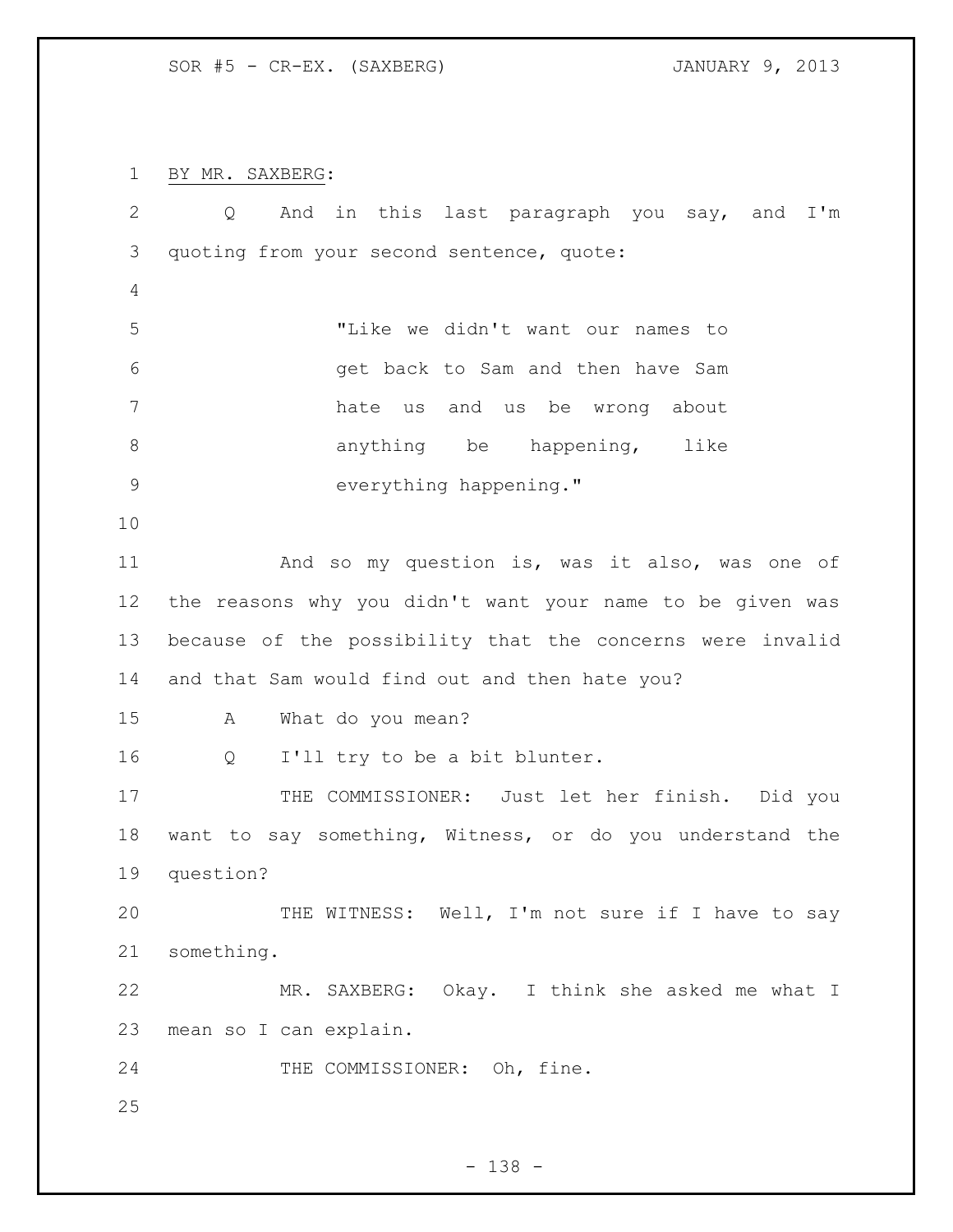BY MR. SAXBERG:

Q And in this last paragraph you say, and I'm quoting from your second sentence, quote:

> "Like we didn't want our names to get back to Sam and then have Sam hate us and us be wrong about anything be happening, like everything happening."

And so my question is, was it also, was one of the reasons why you didn't want your name to be given was because of the possibility that the concerns were invalid and that Sam would find out and then hate you?

A What do you mean?

Q I'll try to be a bit blunter.

THE COMMISSIONER: Just let her finish. Did you want to say something, Witness, or do you understand the question?

THE WITNESS: Well, I'm not sure if I have to say something.

MR. SAXBERG: Okay. I think she asked me what I mean so I can explain.

THE COMMISSIONER: Oh, fine.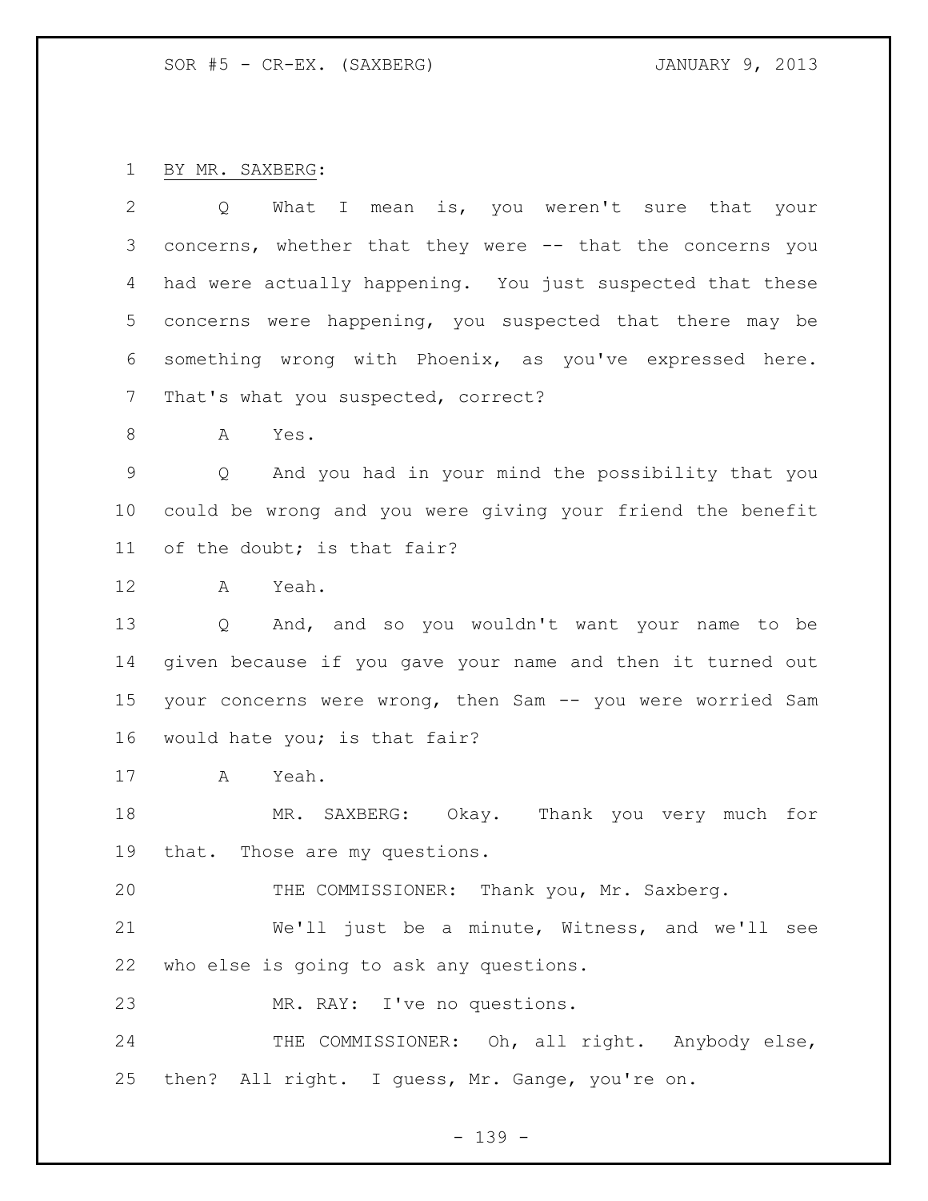BY MR. SAXBERG:

Q What I mean is, you weren't sure that your concerns, whether that they were -- that the concerns you had were actually happening. You just suspected that these concerns were happening, you suspected that there may be something wrong with Phoenix, as you've expressed here. That's what you suspected, correct?

A Yes.

Q And you had in your mind the possibility that you could be wrong and you were giving your friend the benefit of the doubt; is that fair?

A Yeah.

Q And, and so you wouldn't want your name to be given because if you gave your name and then it turned out your concerns were wrong, then Sam -- you were worried Sam would hate you; is that fair?

A Yeah.

MR. SAXBERG: Okay. Thank you very much for that. Those are my questions.

THE COMMISSIONER: Thank you, Mr. Saxberg.

We'll just be a minute, Witness, and we'll see who else is going to ask any questions.

MR. RAY: I've no questions.

THE COMMISSIONER: Oh, all right. Anybody else, then? All right. I guess, Mr. Gange, you're on.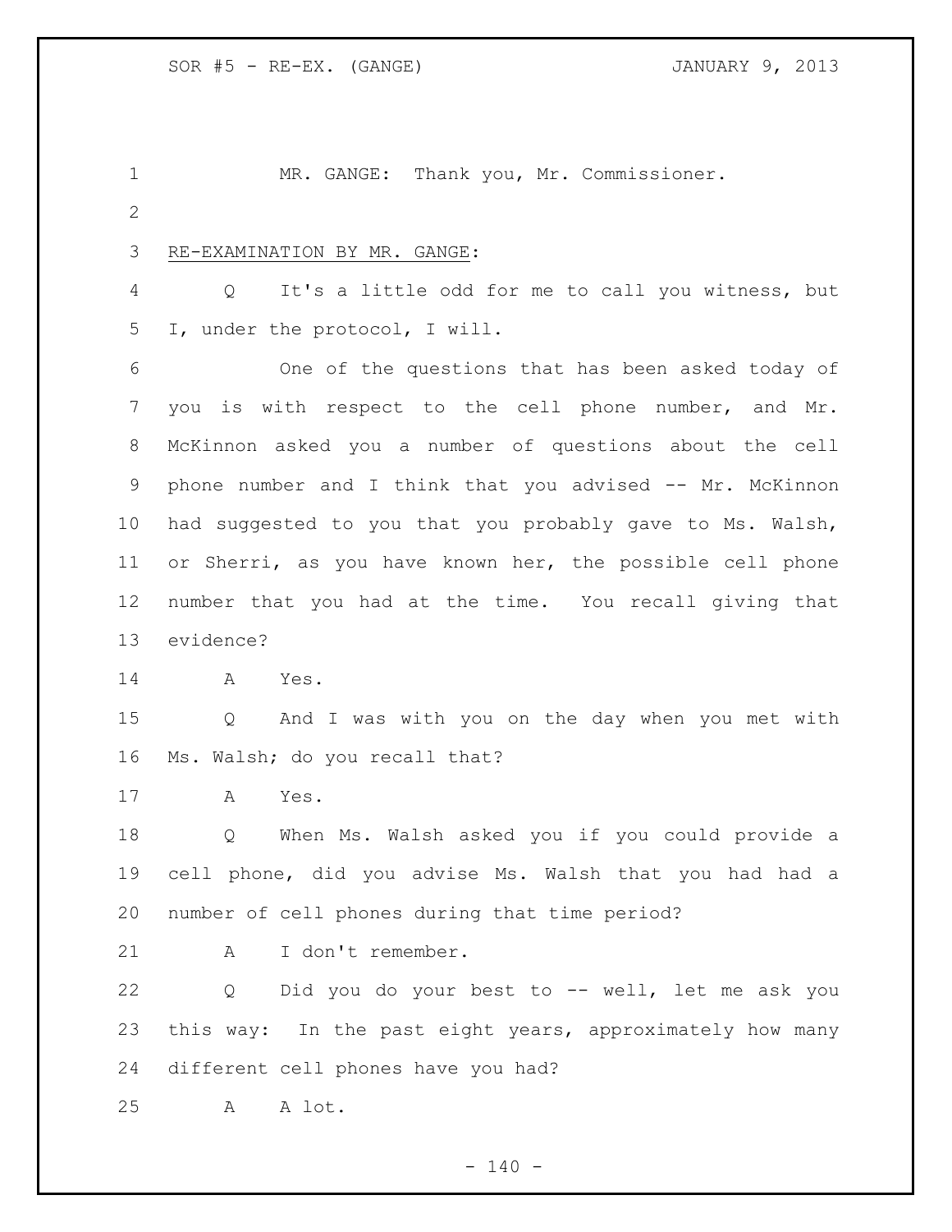MR. GANGE: Thank you, Mr. Commissioner.

RE-EXAMINATION BY MR. GANGE:

Q It's a little odd for me to call you witness, but I, under the protocol, I will.

One of the questions that has been asked today of you is with respect to the cell phone number, and Mr. McKinnon asked you a number of questions about the cell phone number and I think that you advised -- Mr. McKinnon had suggested to you that you probably gave to Ms. Walsh, or Sherri, as you have known her, the possible cell phone number that you had at the time. You recall giving that evidence?

A Yes.

Q And I was with you on the day when you met with Ms. Walsh; do you recall that?

A Yes.

Q When Ms. Walsh asked you if you could provide a cell phone, did you advise Ms. Walsh that you had had a number of cell phones during that time period?

A I don't remember.

Q Did you do your best to -- well, let me ask you this way: In the past eight years, approximately how many different cell phones have you had?

A A lot.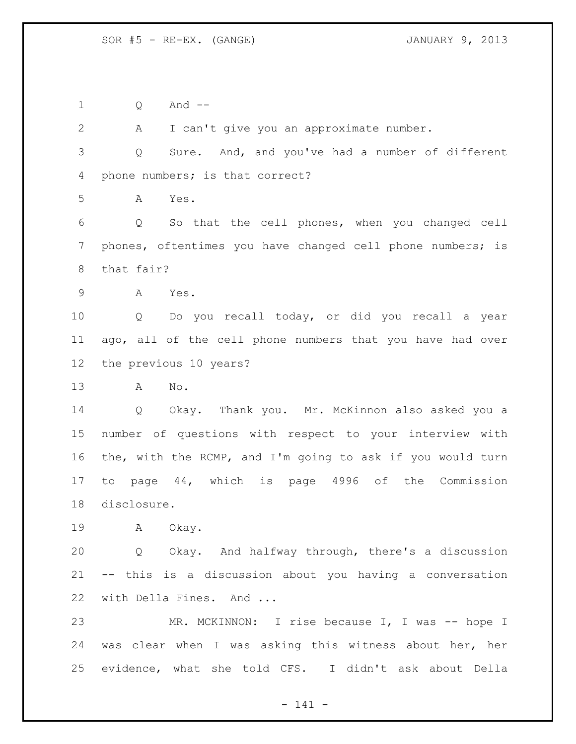Q And --

A I can't give you an approximate number.

Q Sure. And, and you've had a number of different phone numbers; is that correct?

A Yes.

Q So that the cell phones, when you changed cell phones, oftentimes you have changed cell phone numbers; is that fair?

A Yes.

Q Do you recall today, or did you recall a year ago, all of the cell phone numbers that you have had over the previous 10 years?

A No.

Q Okay. Thank you. Mr. McKinnon also asked you a number of questions with respect to your interview with the, with the RCMP, and I'm going to ask if you would turn to page 44, which is page 4996 of the Commission disclosure.

A Okay.

Q Okay. And halfway through, there's a discussion -- this is a discussion about you having a conversation with Della Fines. And ...

MR. MCKINNON: I rise because I, I was -- hope I was clear when I was asking this witness about her, her evidence, what she told CFS. I didn't ask about Della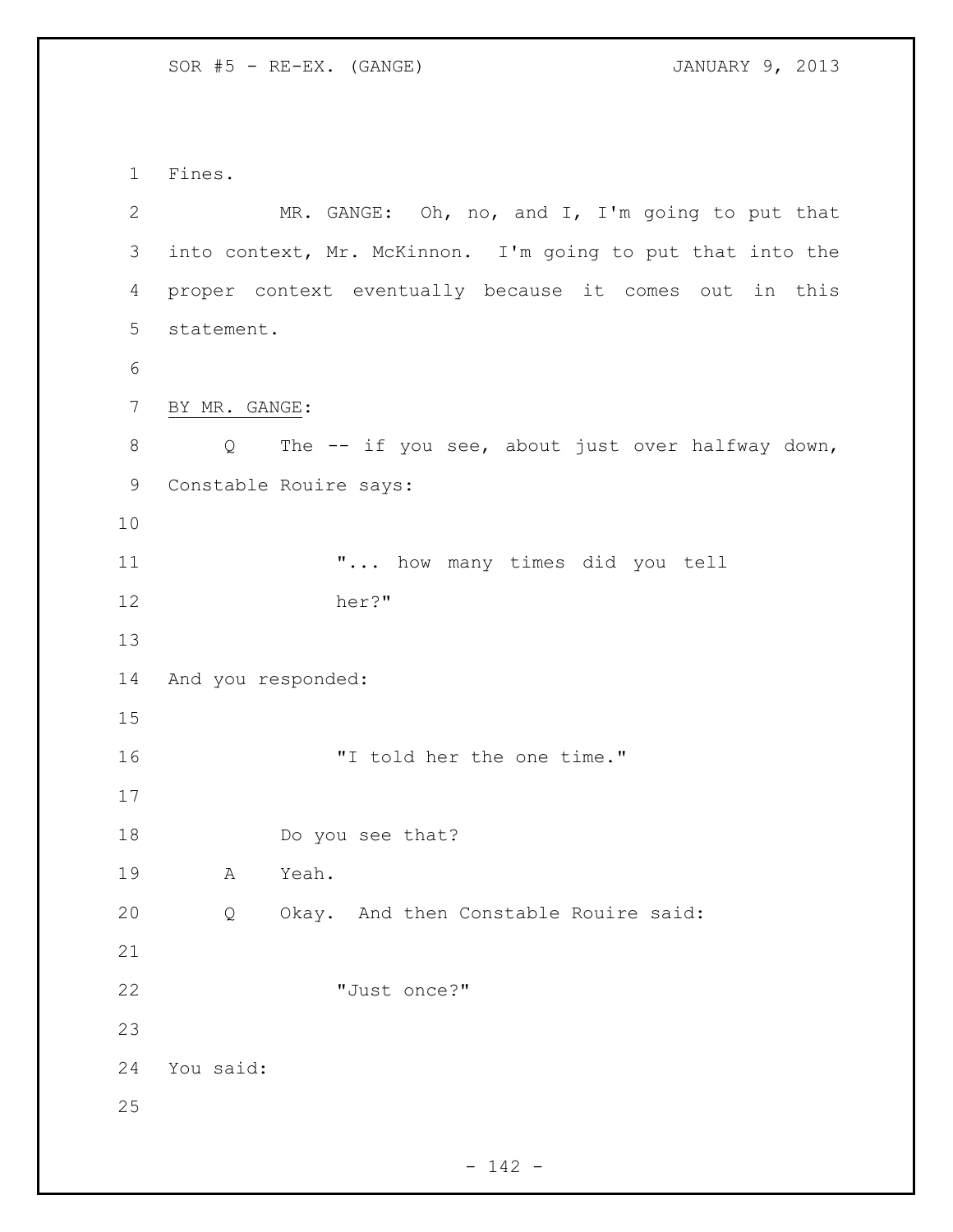Fines.

MR. GANGE: Oh, no, and I, I'm going to put that into context, Mr. McKinnon. I'm going to put that into the proper context eventually because it comes out in this statement.

BY MR. GANGE:

Q The -- if you see, about just over halfway down, Constable Rouire says:

> "... how many times did you tell her?"

And you responded:

> "I told her the one time."

Do you see that?

A Yeah.

Q Okay. And then Constable Rouire said:

> "Just once?"

You said: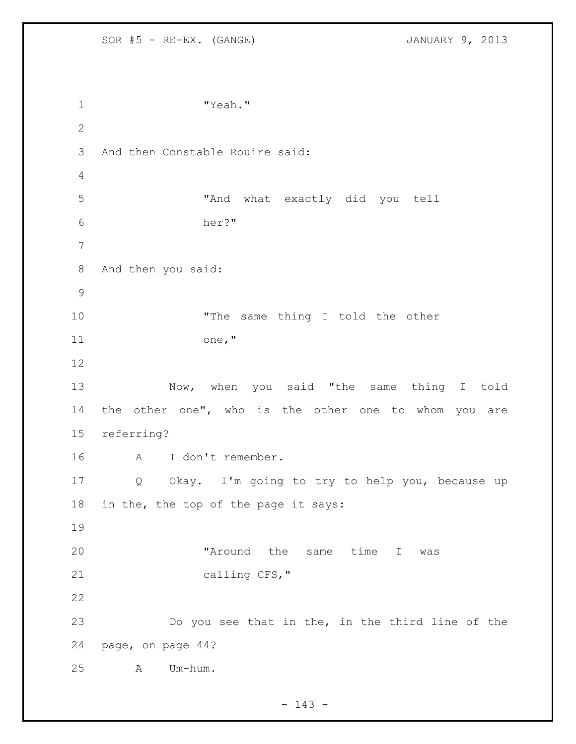"Yeah."

And then Constable Rouire said:

"And what exactly did you tell her?"

And then you said:

"The same thing I told the other one,"

Now, when you said "the same thing I told the other one", who is the other one to whom you are referring?

A I don't remember.

Q Okay. I'm going to try to help you, because up in the, the top of the page it says:

"Around the same time I was calling CFS,"

Do you see that in the, in the third line of the page, on page 44?

A Um-hum.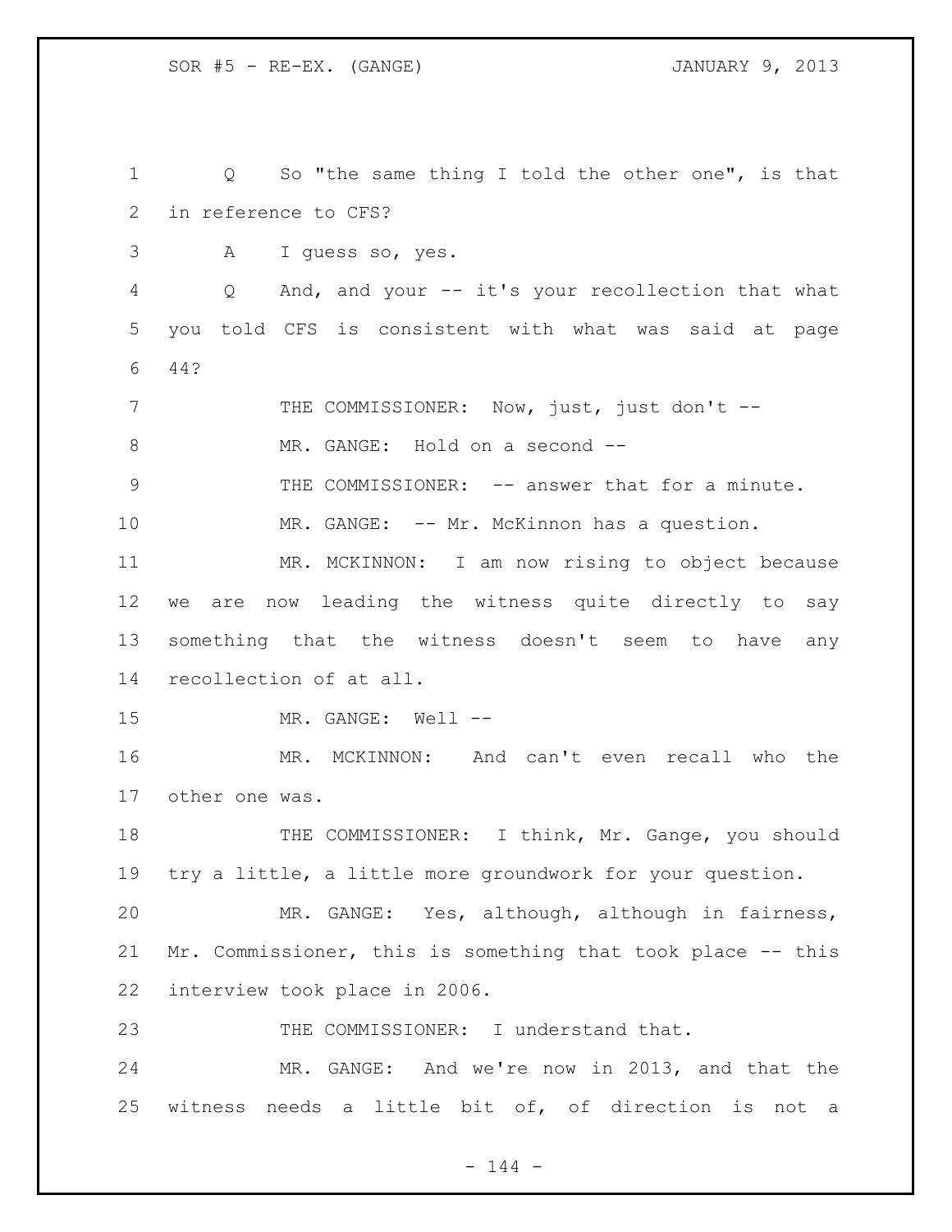Q So "the same thing I told the other one", is that in reference to CFS?

A I guess so, yes.

Q And, and your -- it's your recollection that what you told CFS is consistent with what was said at page 44?

THE COMMISSIONER: Now, just, just don't --

MR. GANGE: Hold on a second --

THE COMMISSIONER: -- answer that for a minute.

MR. GANGE: -- Mr. McKinnon has a question.

MR. MCKINNON: I am now rising to object because we are now leading the witness quite directly to say something that the witness doesn't seem to have any recollection of at all.

MR. GANGE: Well --

MR. MCKINNON: And can't even recall who the other one was.

THE COMMISSIONER: I think, Mr. Gange, you should try a little, a little more groundwork for your question.

MR. GANGE: Yes, although, although in fairness, Mr. Commissioner, this is something that took place -- this interview took place in 2006.

THE COMMISSIONER: I understand that.

MR. GANGE: And we're now in 2013, and that the witness needs a little bit of, of direction is not a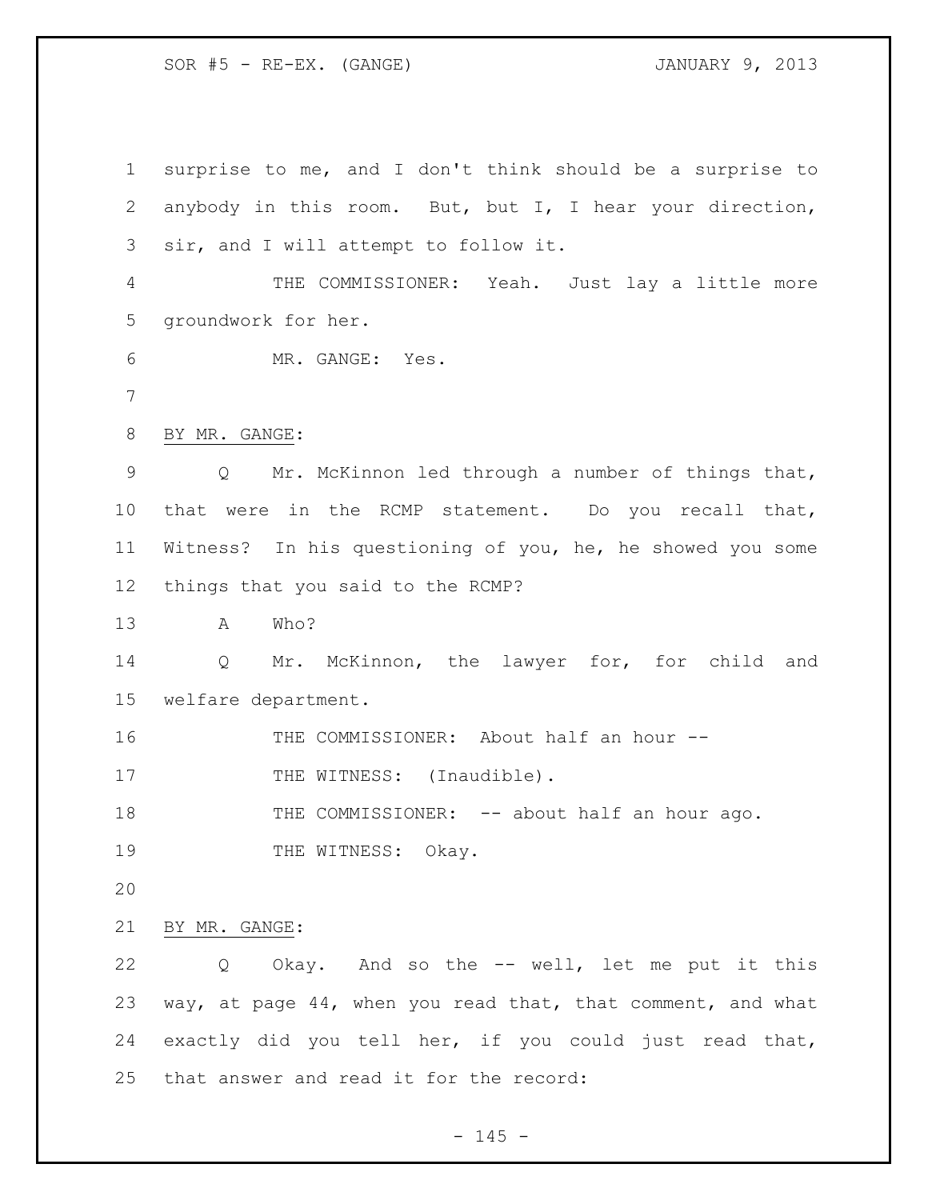surprise to me, and I don't think should be a surprise to anybody in this room. But, but I, I hear your direction, sir, and I will attempt to follow it.

THE COMMISSIONER: Yeah. Just lay a little more groundwork for her.

MR. GANGE: Yes.

BY MR. GANGE:

Q Mr. McKinnon led through a number of things that, that were in the RCMP statement. Do you recall that, Witness? In his questioning of you, he, he showed you some things that you said to the RCMP?

A Who?

Q Mr. McKinnon, the lawyer for, for child and welfare department.

THE COMMISSIONER: About half an hour --

THE WITNESS: (Inaudible).

THE COMMISSIONER: -- about half an hour ago.

THE WITNESS: Okay.

BY MR. GANGE:

Q Okay. And so the -- well, let me put it this way, at page 44, when you read that, that comment, and what exactly did you tell her, if you could just read that, that answer and read it for the record: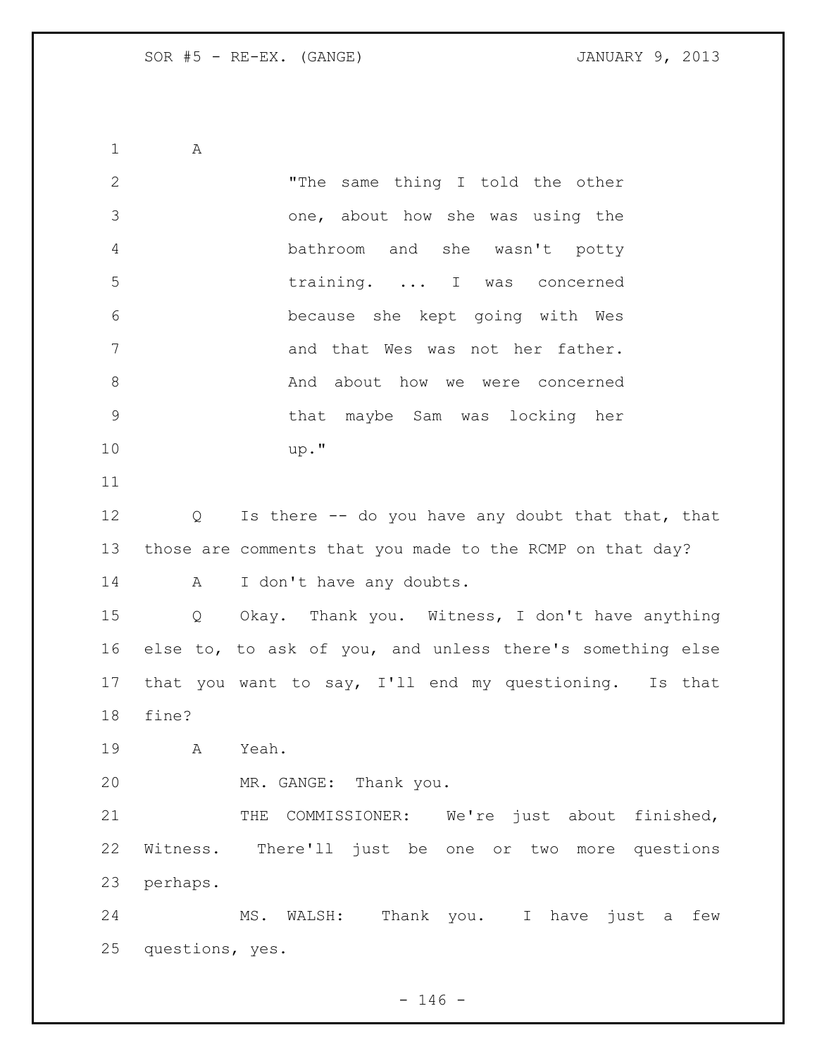A

> "The same thing I told the other one, about how she was using the bathroom and she wasn't potty training. ... I was concerned because she kept going with Wes and that Wes was not her father. And about how we were concerned that maybe Sam was locking her up."

Q Is there -- do you have any doubt that that, that those are comments that you made to the RCMP on that day?

A I don't have any doubts.

Q Okay. Thank you. Witness, I don't have anything else to, to ask of you, and unless there's something else that you want to say, I'll end my questioning. Is that fine?

A Yeah.

MR. GANGE: Thank you.

THE COMMISSIONER: We're just about finished, Witness. There'll just be one or two more questions perhaps.

MS. WALSH: Thank you. I have just a few questions, yes.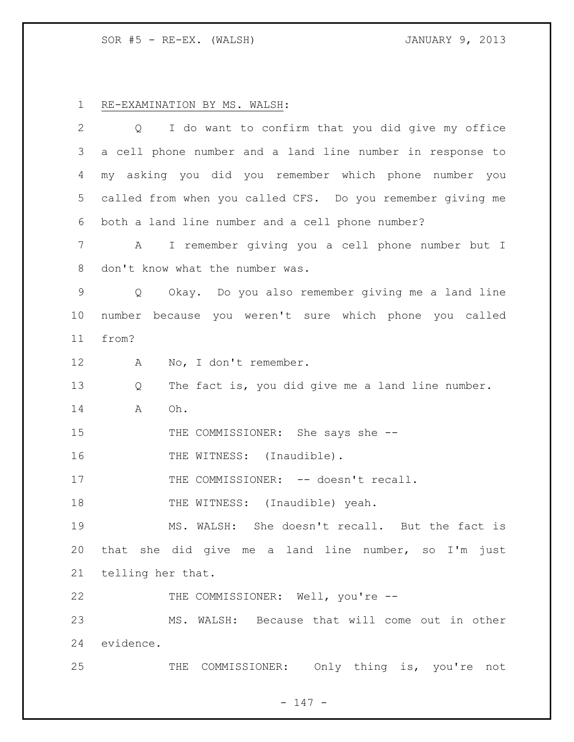RE-EXAMINATION BY MS. WALSH:

Q I do want to confirm that you did give my office a cell phone number and a land line number in response to my asking you did you remember which phone number you called from when you called CFS. Do you remember giving me both a land line number and a cell phone number?

A I remember giving you a cell phone number but I don't know what the number was.

Q Okay. Do you also remember giving me a land line number because you weren't sure which phone you called from?

A No, I don't remember.

Q The fact is, you did give me a land line number.

A Oh.

THE COMMISSIONER: She says she --

THE WITNESS: (Inaudible).

THE COMMISSIONER: -- doesn't recall.

THE WITNESS: (Inaudible) yeah.

MS. WALSH: She doesn't recall. But the fact is that she did give me a land line number, so I'm just telling her that.

THE COMMISSIONER: Well, you're --

MS. WALSH: Because that will come out in other evidence.

THE COMMISSIONER: Only thing is, you're not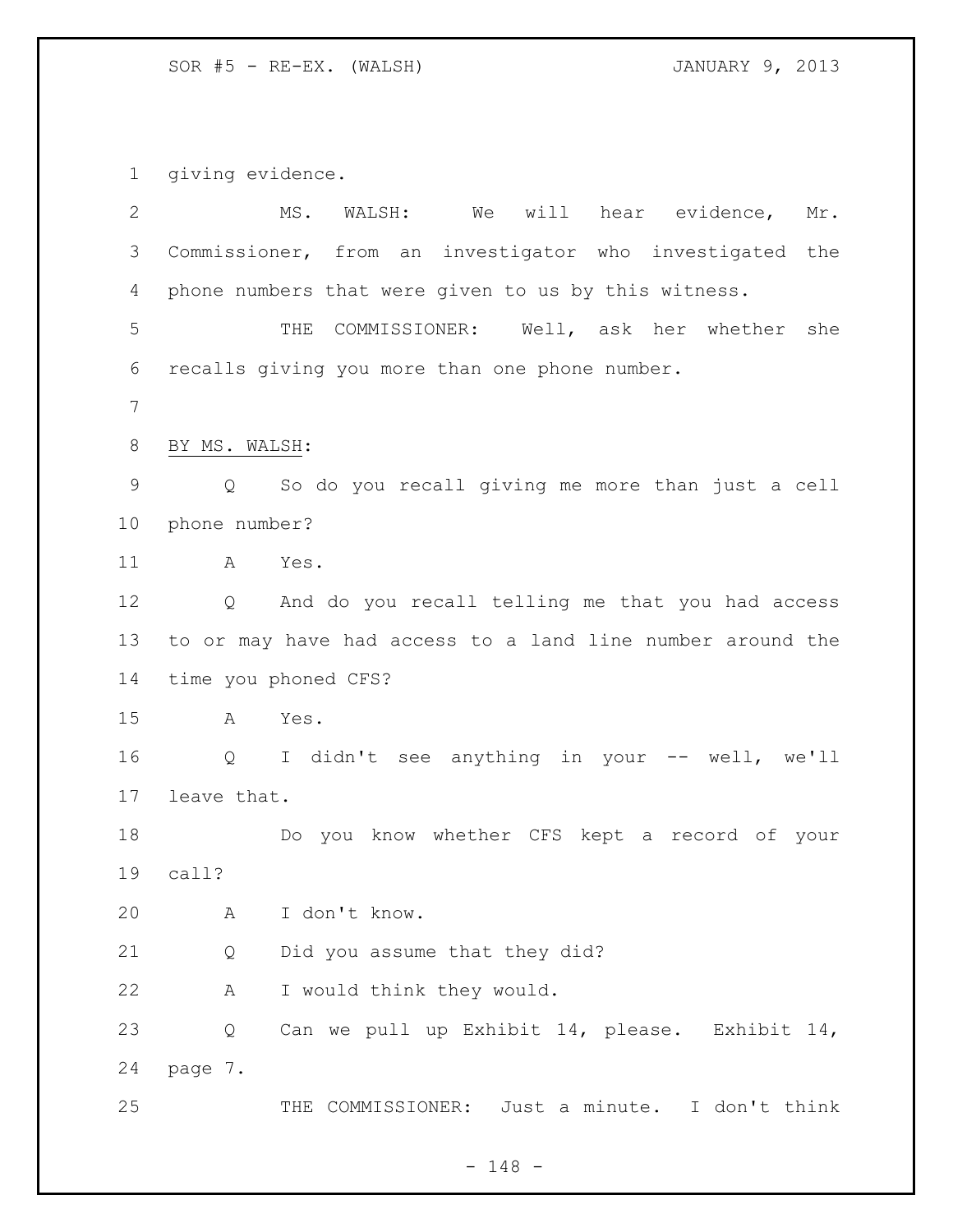giving evidence.

MS. WALSH: We will hear evidence, Mr. Commissioner, from an investigator who investigated the phone numbers that were given to us by this witness.

THE COMMISSIONER: Well, ask her whether she recalls giving you more than one phone number.

BY MS. WALSH:

Q So do you recall giving me more than just a cell phone number?

A Yes.

Q And do you recall telling me that you had access to or may have had access to a land line number around the time you phoned CFS?

A Yes.

Q I didn't see anything in your -- well, we'll leave that.

Do you know whether CFS kept a record of your call?

A I don't know.

Q Did you assume that they did?

A I would think they would.

Q Can we pull up Exhibit 14, please. Exhibit 14, page 7.

THE COMMISSIONER: Just a minute. I don't think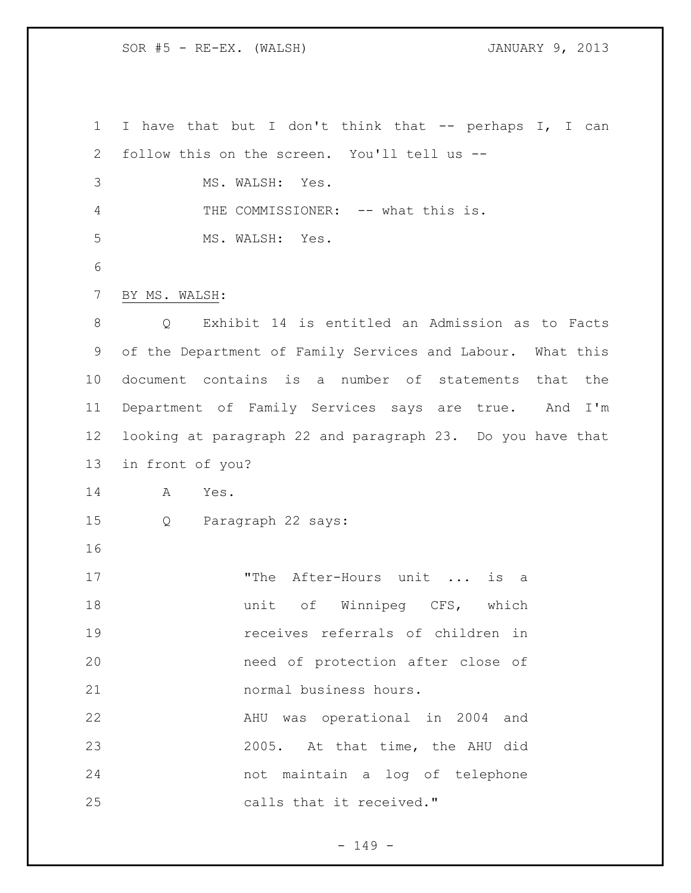I have that but I don't think that -- perhaps I, I can follow this on the screen. You'll tell us --

MS. WALSH: Yes.

THE COMMISSIONER: -- what this is.

MS. WALSH: Yes.

BY MS. WALSH:

Q Exhibit 14 is entitled an Admission as to Facts of the Department of Family Services and Labour. What this document contains is a number of statements that the Department of Family Services says are true. And I'm looking at paragraph 22 and paragraph 23. Do you have that in front of you?

A Yes.

Q Paragraph 22 says:

> "The After-Hours unit ... is a unit of Winnipeg CFS, which receives referrals of children in need of protection after close of normal business hours.
>
> AHU was operational in 2004 and 2005. At that time, the AHU did not maintain a log of telephone calls that it received."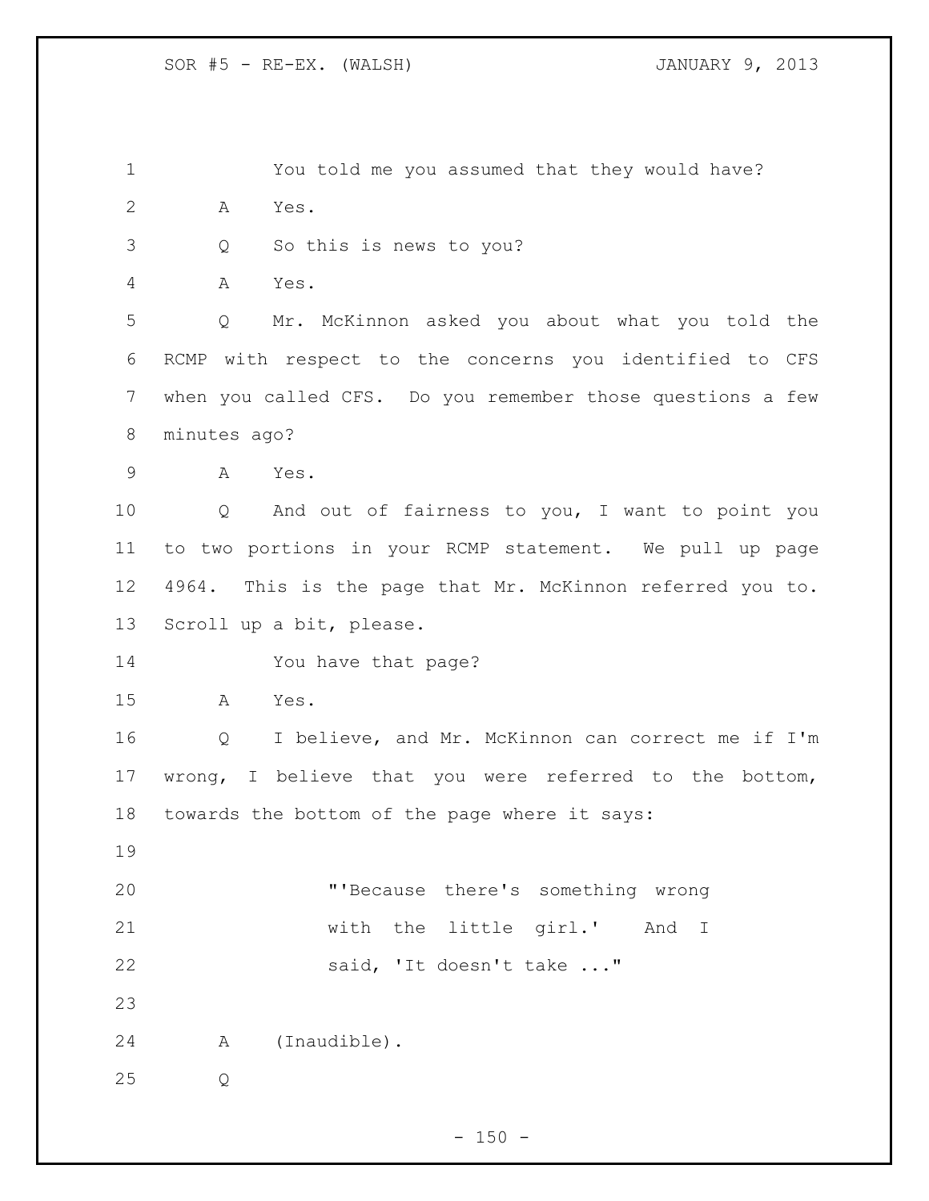You told me you assumed that they would have?

A Yes.

Q So this is news to you?

A Yes.

Q Mr. McKinnon asked you about what you told the RCMP with respect to the concerns you identified to CFS when you called CFS. Do you remember those questions a few minutes ago?

A Yes.

Q And out of fairness to you, I want to point you to two portions in your RCMP statement. We pull up page 4964. This is the page that Mr. McKinnon referred you to. Scroll up a bit, please.

You have that page?

A Yes.

Q I believe, and Mr. McKinnon can correct me if I'm wrong, I believe that you were referred to the bottom, towards the bottom of the page where it says:

> "'Because there's something wrong with the little girl.' And I said, 'It doesn't take ..."

A (Inaudible).

Q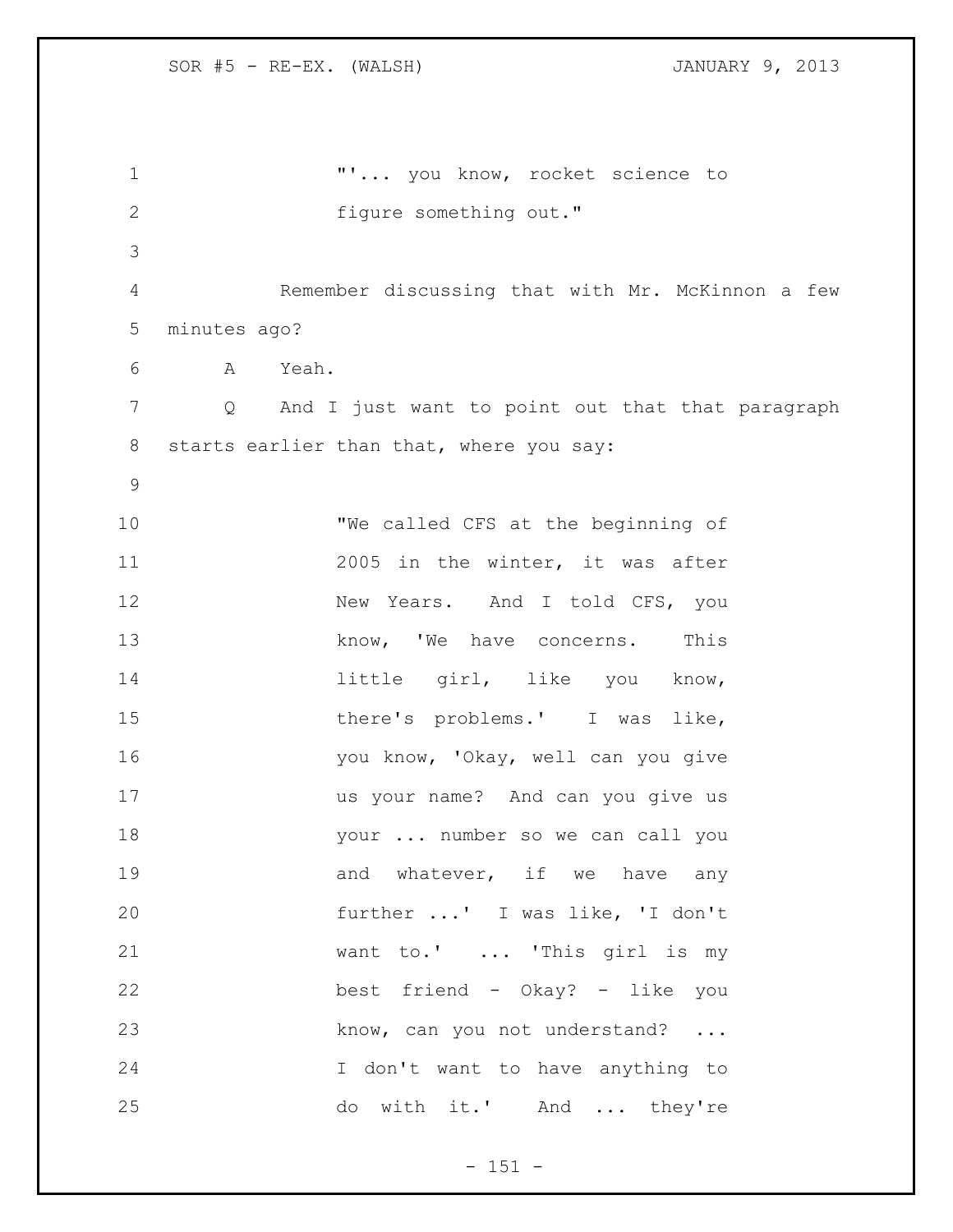"'... you know, rocket science to figure something out."

Remember discussing that with Mr. McKinnon a few minutes ago?

A Yeah.

Q And I just want to point out that that paragraph starts earlier than that, where you say:

> "We called CFS at the beginning of 2005 in the winter, it was after New Years. And I told CFS, you know, 'We have concerns. This little girl, like you know, there's problems.' I was like, you know, 'Okay, well can you give us your name? And can you give us your ... number so we can call you and whatever, if we have any further ...' I was like, 'I don't want to.' ... 'This girl is my best friend - Okay? - like you know, can you not understand? ... I don't want to have anything to do with it.' And ... they're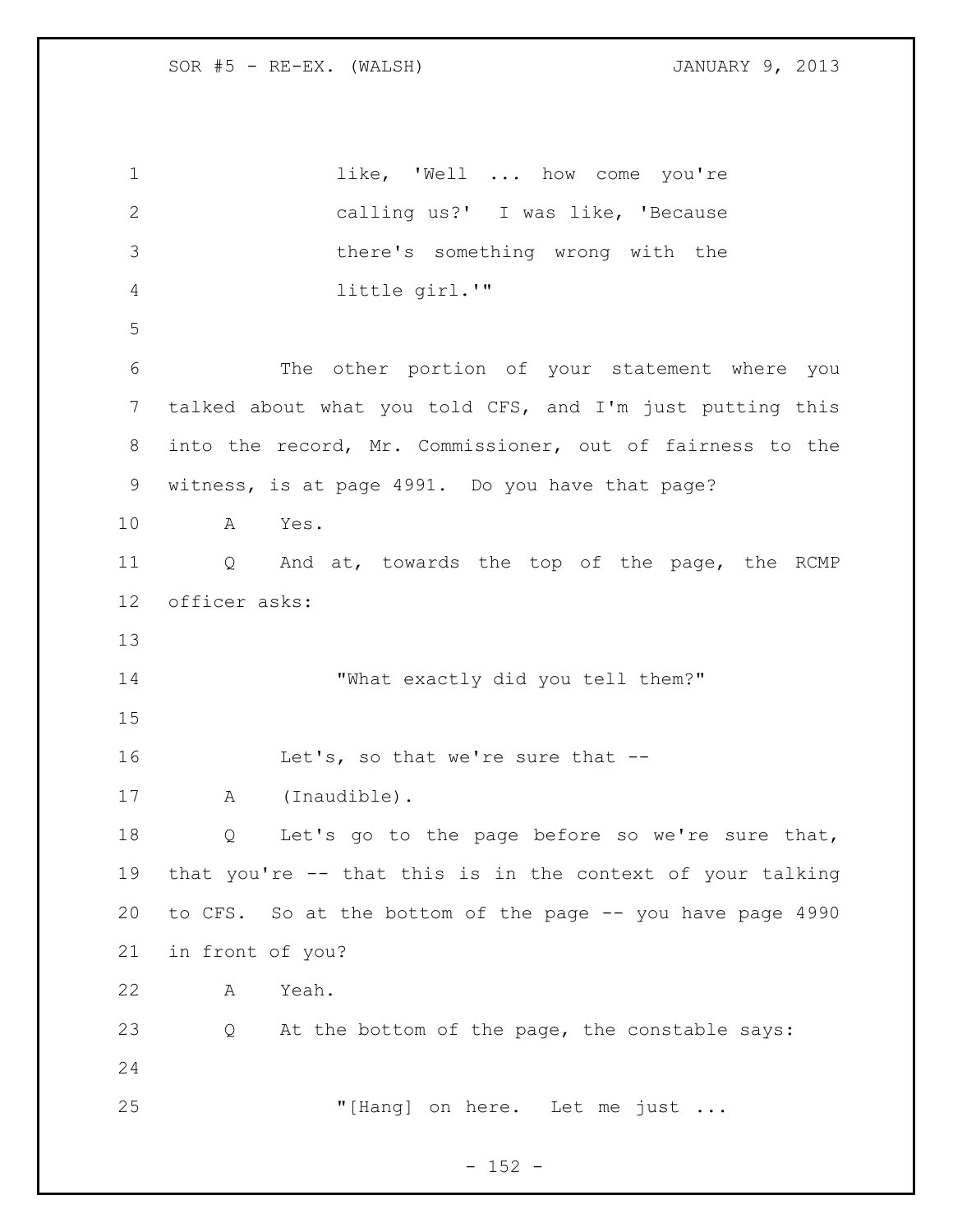like, 'Well ... how come you're calling us?' I was like, 'Because there's something wrong with the little girl.'"

The other portion of your statement where you talked about what you told CFS, and I'm just putting this into the record, Mr. Commissioner, out of fairness to the witness, is at page 4991. Do you have that page?

A Yes.

Q And at, towards the top of the page, the RCMP officer asks:

"What exactly did you tell them?"

Let's, so that we're sure that --

A (Inaudible).

Q Let's go to the page before so we're sure that, that you're -- that this is in the context of your talking to CFS. So at the bottom of the page -- you have page 4990 in front of you?

A Yeah.

Q At the bottom of the page, the constable says:

"[Hang] on here. Let me just ...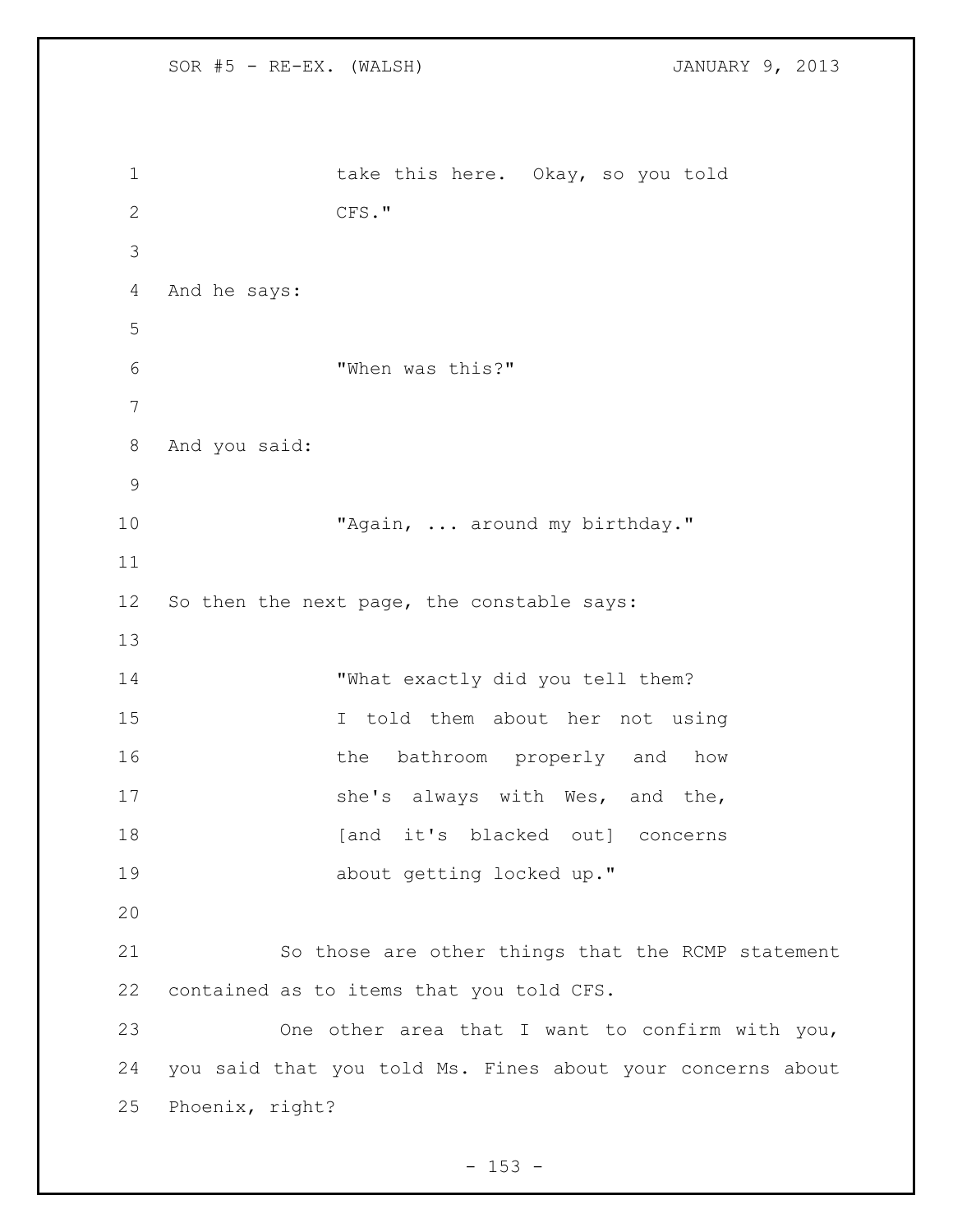take this here. Okay, so you told CFS."

And he says:

"When was this?"

And you said:

"Again, ... around my birthday."

So then the next page, the constable says:

"What exactly did you tell them? I told them about her not using the bathroom properly and how she's always with Wes, and the, [and it's blacked out] concerns about getting locked up."

So those are other things that the RCMP statement contained as to items that you told CFS.

One other area that I want to confirm with you, you said that you told Ms. Fines about your concerns about Phoenix, right?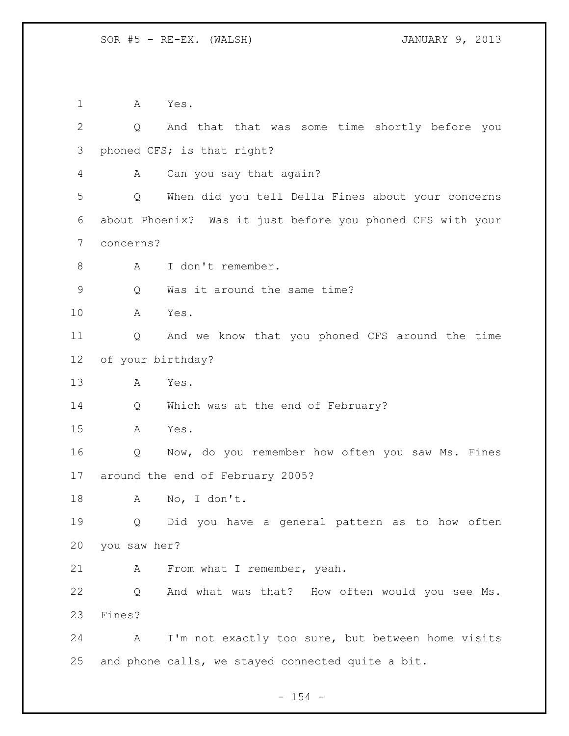A Yes.

Q And that that was some time shortly before you phoned CFS; is that right?

A Can you say that again?

Q When did you tell Della Fines about your concerns about Phoenix? Was it just before you phoned CFS with your concerns?

A I don't remember.

Q Was it around the same time?

A Yes.

Q And we know that you phoned CFS around the time of your birthday?

A Yes.

Q Which was at the end of February?

A Yes.

Q Now, do you remember how often you saw Ms. Fines around the end of February 2005?

A No, I don't.

Q Did you have a general pattern as to how often you saw her?

A From what I remember, yeah.

Q And what was that? How often would you see Ms. Fines?

A I'm not exactly too sure, but between home visits and phone calls, we stayed connected quite a bit.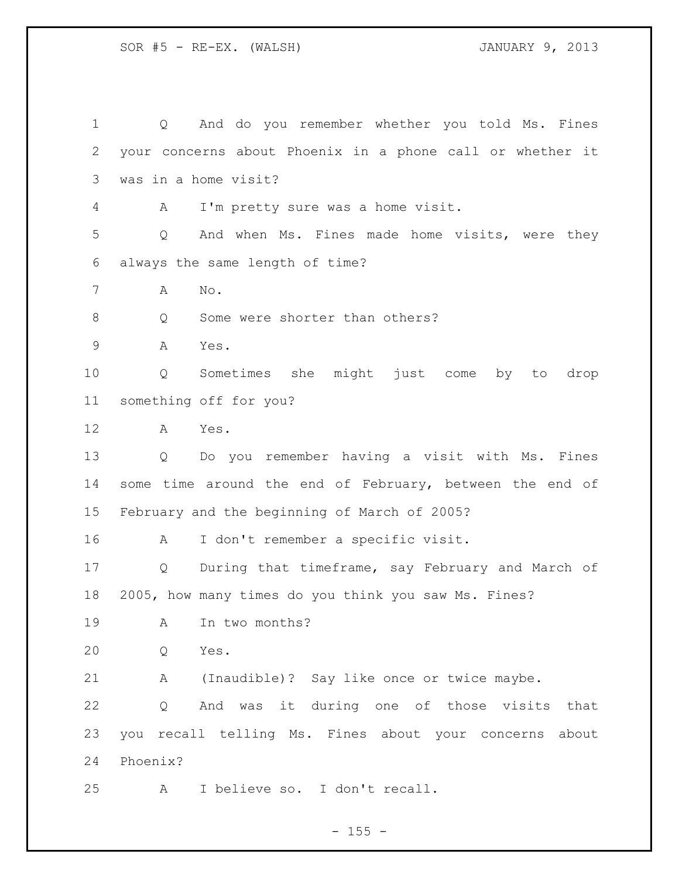Q And do you remember whether you told Ms. Fines your concerns about Phoenix in a phone call or whether it was in a home visit?

A I'm pretty sure was a home visit.

Q And when Ms. Fines made home visits, were they always the same length of time?

A No.

Q Some were shorter than others?

A Yes.

Q Sometimes she might just come by to drop something off for you?

A Yes.

Q Do you remember having a visit with Ms. Fines some time around the end of February, between the end of February and the beginning of March of 2005?

A I don't remember a specific visit.

Q During that timeframe, say February and March of 2005, how many times do you think you saw Ms. Fines?

A In two months?

Q Yes.

A (Inaudible)? Say like once or twice maybe.

Q And was it during one of those visits that you recall telling Ms. Fines about your concerns about Phoenix?

A I believe so. I don't recall.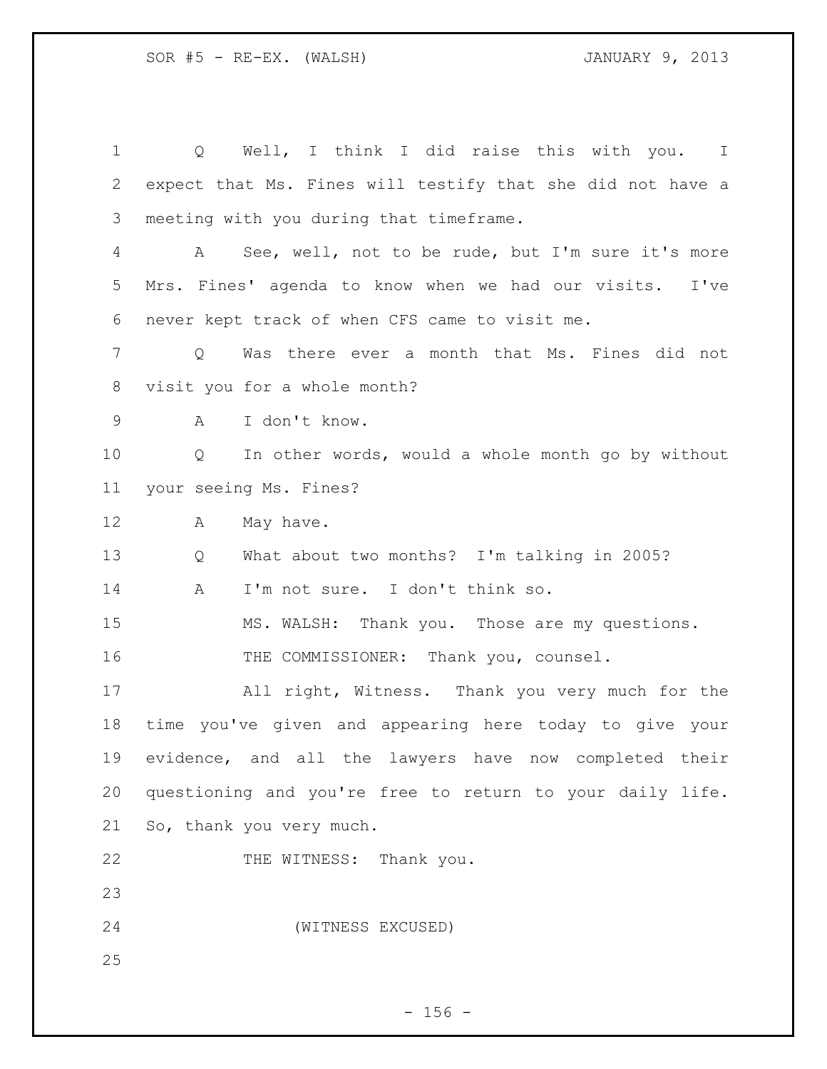Q Well, I think I did raise this with you. I expect that Ms. Fines will testify that she did not have a meeting with you during that timeframe.

A See, well, not to be rude, but I'm sure it's more Mrs. Fines' agenda to know when we had our visits. I've never kept track of when CFS came to visit me.

Q Was there ever a month that Ms. Fines did not visit you for a whole month?

A I don't know.

Q In other words, would a whole month go by without your seeing Ms. Fines?

A May have.

Q What about two months? I'm talking in 2005?

A I'm not sure. I don't think so.

MS. WALSH: Thank you. Those are my questions.

THE COMMISSIONER: Thank you, counsel.

All right, Witness. Thank you very much for the time you've given and appearing here today to give your evidence, and all the lawyers have now completed their questioning and you're free to return to your daily life. So, thank you very much.

THE WITNESS: Thank you.

(WITNESS EXCUSED)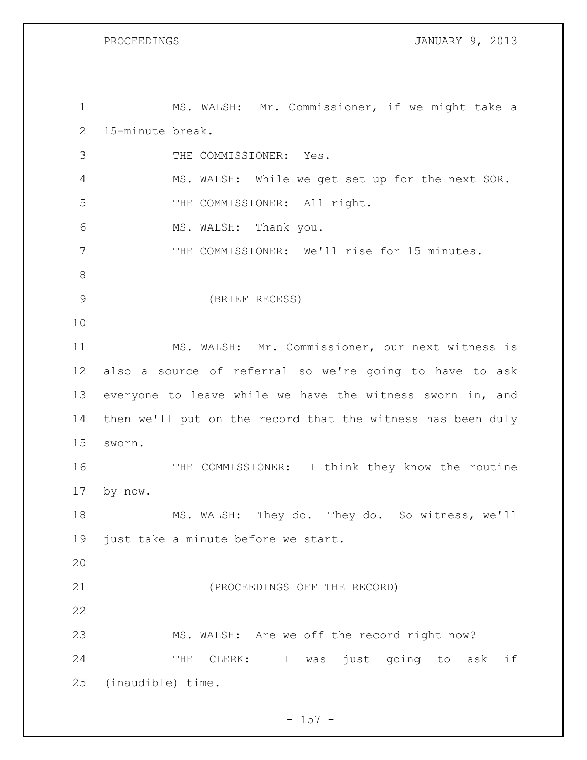MS. WALSH: Mr. Commissioner, if we might take a 15-minute break.

THE COMMISSIONER: Yes.

MS. WALSH: While we get set up for the next SOR.

THE COMMISSIONER: All right.

MS. WALSH: Thank you.

THE COMMISSIONER: We'll rise for 15 minutes.

(BRIEF RECESS)

MS. WALSH: Mr. Commissioner, our next witness is also a source of referral so we're going to have to ask everyone to leave while we have the witness sworn in, and then we'll put on the record that the witness has been duly sworn.

THE COMMISSIONER: I think they know the routine by now.

MS. WALSH: They do. They do. So witness, we'll just take a minute before we start.

(PROCEEDINGS OFF THE RECORD)

MS. WALSH: Are we off the record right now?

THE CLERK: I was just going to ask if (inaudible) time.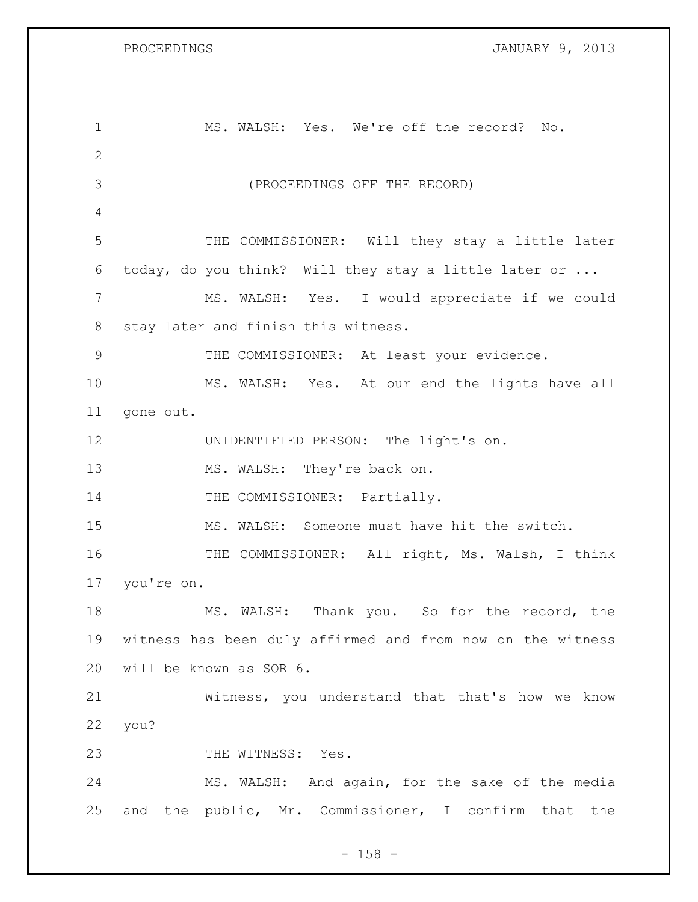MS. WALSH: Yes. We're off the record? No.

(PROCEEDINGS OFF THE RECORD)

THE COMMISSIONER: Will they stay a little later today, do you think? Will they stay a little later or ...

MS. WALSH: Yes. I would appreciate if we could stay later and finish this witness.

THE COMMISSIONER: At least your evidence.

MS. WALSH: Yes. At our end the lights have all gone out.

UNIDENTIFIED PERSON: The light's on.

MS. WALSH: They're back on.

THE COMMISSIONER: Partially.

MS. WALSH: Someone must have hit the switch.

THE COMMISSIONER: All right, Ms. Walsh, I think you're on.

MS. WALSH: Thank you. So for the record, the witness has been duly affirmed and from now on the witness will be known as SOR 6.

Witness, you understand that that's how we know you?

THE WITNESS: Yes.

MS. WALSH: And again, for the sake of the media and the public, Mr. Commissioner, I confirm that the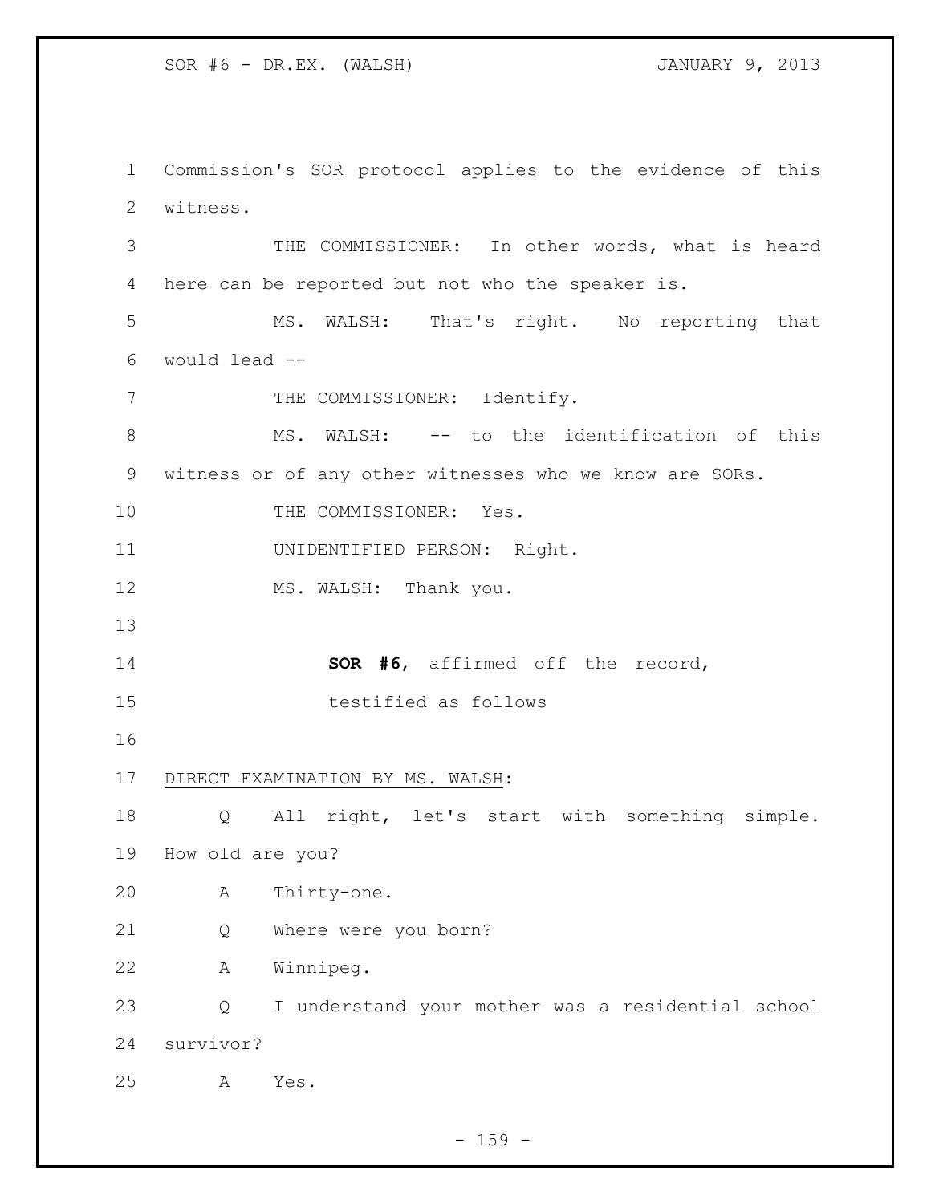Commission's SOR protocol applies to the evidence of this witness.

THE COMMISSIONER: In other words, what is heard here can be reported but not who the speaker is.

MS. WALSH: That's right. No reporting that would lead --

THE COMMISSIONER: Identify.

MS. WALSH: -- to the identification of this witness or of any other witnesses who we know are SORs.

THE COMMISSIONER: Yes.

UNIDENTIFIED PERSON: Right.

MS. WALSH: Thank you.

**SOR #6**, affirmed off the record,
testified as follows

DIRECT EXAMINATION BY MS. WALSH:

Q All right, let's start with something simple. How old are you?

A Thirty-one.

Q Where were you born?

A Winnipeg.

Q I understand your mother was a residential school survivor?

A Yes.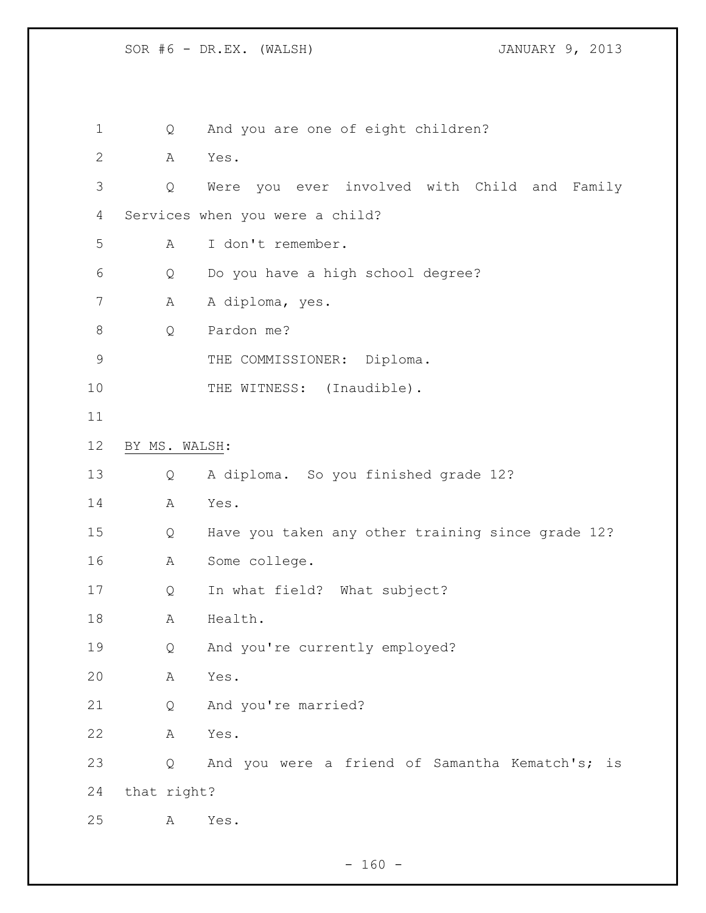Q And you are one of eight children?

A Yes.

Q Were you ever involved with Child and Family Services when you were a child?

A I don't remember.

Q Do you have a high school degree?

A A diploma, yes.

Q Pardon me?

THE COMMISSIONER: Diploma.

THE WITNESS: (Inaudible).

BY MS. WALSH:

Q A diploma. So you finished grade 12?

A Yes.

Q Have you taken any other training since grade 12?

A Some college.

Q In what field? What subject?

A Health.

Q And you're currently employed?

A Yes.

Q And you're married?

A Yes.

Q And you were a friend of Samantha Kematch's; is that right?

A Yes.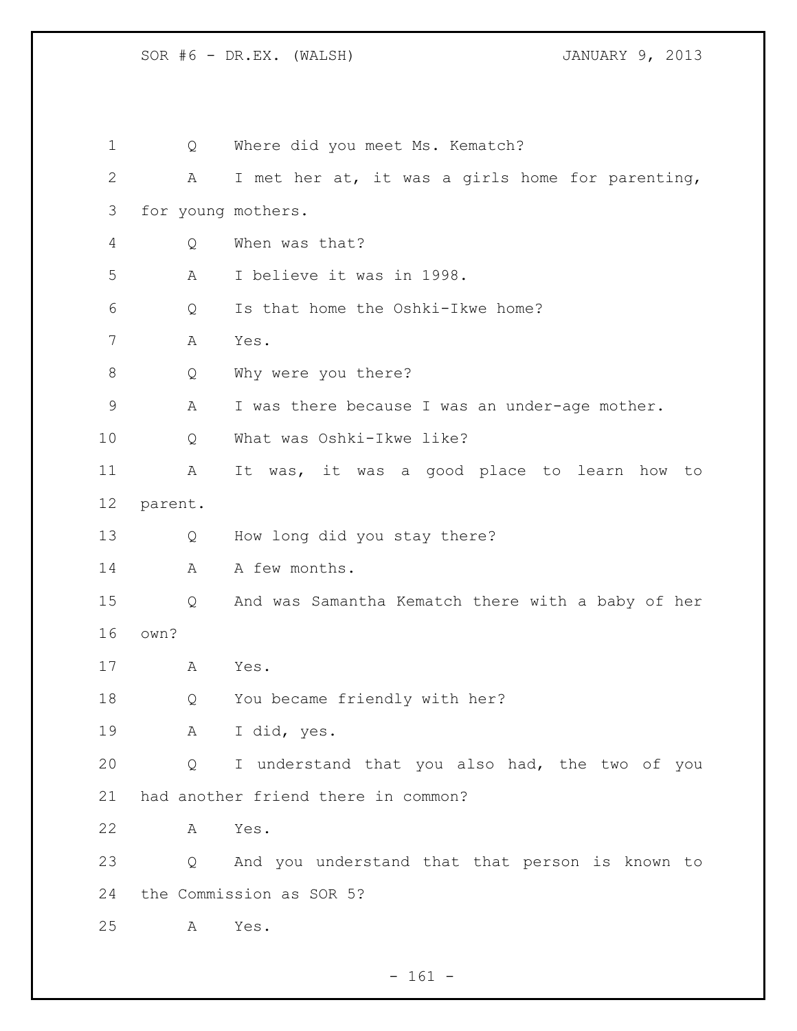Q Where did you meet Ms. Kematch?

A I met her at, it was a girls home for parenting, for young mothers.

Q When was that?

A I believe it was in 1998.

Q Is that home the Oshki-Ikwe home?

A Yes.

Q Why were you there?

A I was there because I was an under-age mother.

Q What was Oshki-Ikwe like?

A It was, it was a good place to learn how to parent.

Q How long did you stay there?

A A few months.

Q And was Samantha Kematch there with a baby of her own?

A Yes.

Q You became friendly with her?

A I did, yes.

Q I understand that you also had, the two of you had another friend there in common?

A Yes.

Q And you understand that that person is known to the Commission as SOR 5?

A Yes.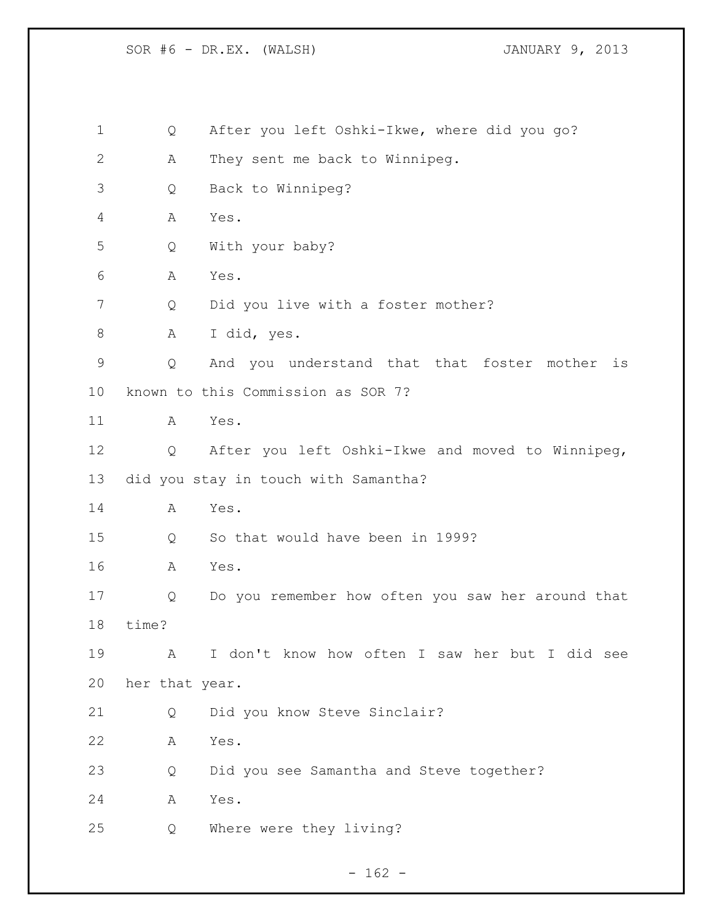Q After you left Oshki-Ikwe, where did you go?

A They sent me back to Winnipeg.

Q Back to Winnipeg?

A Yes.

Q With your baby?

A Yes.

Q Did you live with a foster mother?

A I did, yes.

Q And you understand that that foster mother is known to this Commission as SOR 7?

A Yes.

Q After you left Oshki-Ikwe and moved to Winnipeg, did you stay in touch with Samantha?

A Yes.

Q So that would have been in 1999?

A Yes.

Q Do you remember how often you saw her around that time?

A I don't know how often I saw her but I did see her that year.

Q Did you know Steve Sinclair?

A Yes.

Q Did you see Samantha and Steve together?

A Yes.

Q Where were they living?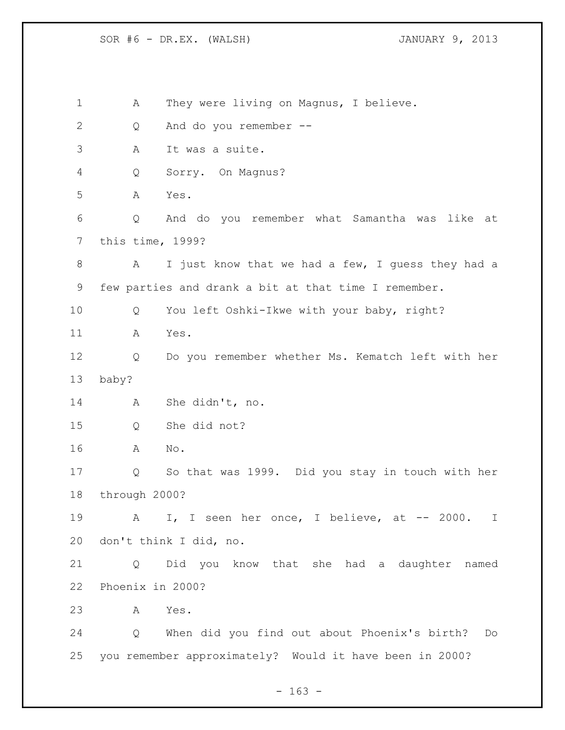A They were living on Magnus, I believe.

Q And do you remember --

A It was a suite.

Q Sorry. On Magnus?

A Yes.

Q And do you remember what Samantha was like at this time, 1999?

A I just know that we had a few, I guess they had a few parties and drank a bit at that time I remember.

Q You left Oshki-Ikwe with your baby, right?

A Yes.

Q Do you remember whether Ms. Kematch left with her baby?

A She didn't, no.

Q She did not?

A No.

Q So that was 1999. Did you stay in touch with her through 2000?

A I, I seen her once, I believe, at -- 2000. I don't think I did, no.

Q Did you know that she had a daughter named Phoenix in 2000?

A Yes.

Q When did you find out about Phoenix's birth? Do you remember approximately? Would it have been in 2000?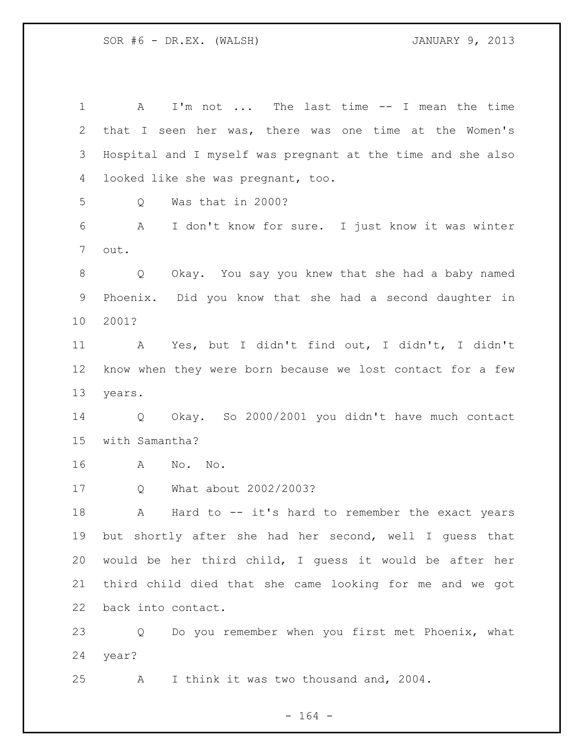A I'm not ... The last time -- I mean the time that I seen her was, there was one time at the Women's Hospital and I myself was pregnant at the time and she also looked like she was pregnant, too.

Q Was that in 2000?

A I don't know for sure. I just know it was winter out.

Q Okay. You say you knew that she had a baby named Phoenix. Did you know that she had a second daughter in 2001?

A Yes, but I didn't find out, I didn't, I didn't know when they were born because we lost contact for a few years.

Q Okay. So 2000/2001 you didn't have much contact with Samantha?

A No. No.

Q What about 2002/2003?

A Hard to -- it's hard to remember the exact years but shortly after she had her second, well I guess that would be her third child, I guess it would be after her third child died that she came looking for me and we got back into contact.

Q Do you remember when you first met Phoenix, what year?

A I think it was two thousand and, 2004.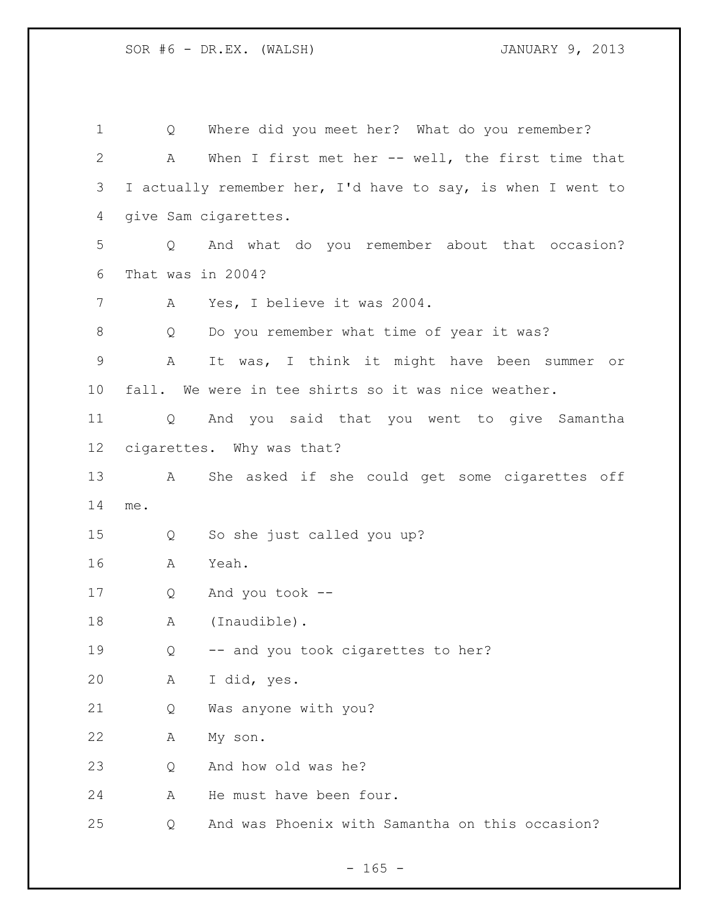Q Where did you meet her? What do you remember?

A When I first met her -- well, the first time that I actually remember her, I'd have to say, is when I went to give Sam cigarettes.

Q And what do you remember about that occasion? That was in 2004?

A Yes, I believe it was 2004.

Q Do you remember what time of year it was?

A It was, I think it might have been summer or fall. We were in tee shirts so it was nice weather.

Q And you said that you went to give Samantha cigarettes. Why was that?

A She asked if she could get some cigarettes off me.

Q So she just called you up?

A Yeah.

Q And you took --

A (Inaudible).

Q -- and you took cigarettes to her?

A I did, yes.

Q Was anyone with you?

A My son.

Q And how old was he?

A He must have been four.

Q And was Phoenix with Samantha on this occasion?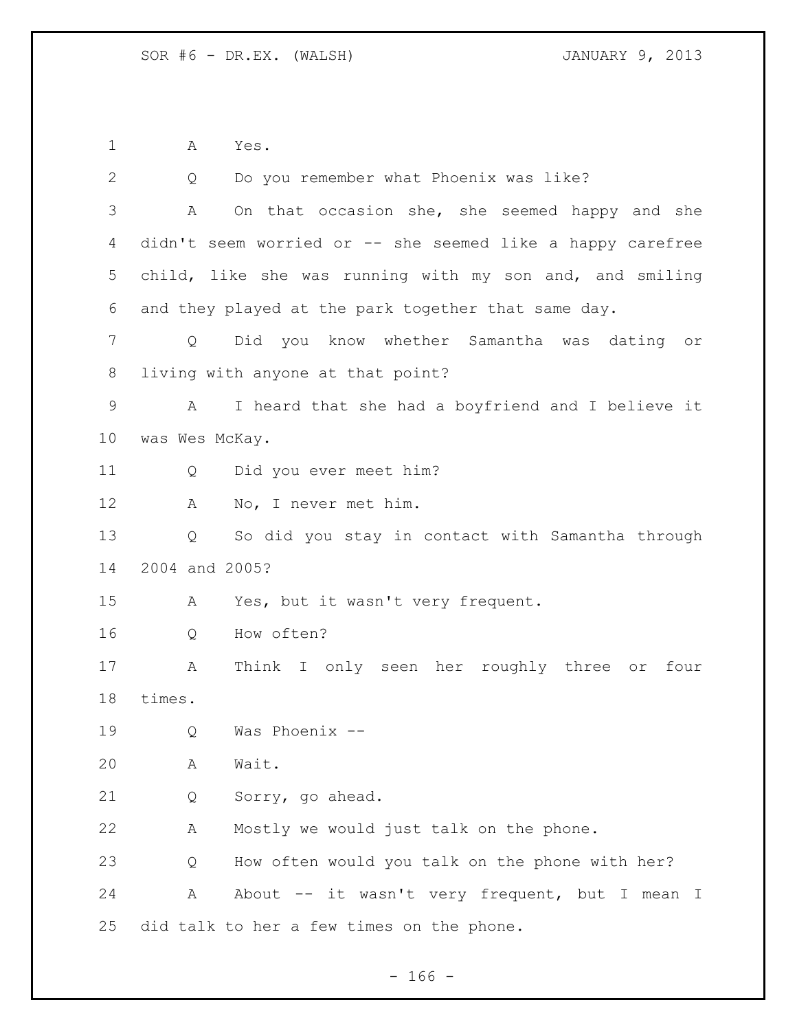A Yes.

Q Do you remember what Phoenix was like?

A On that occasion she, she seemed happy and she didn't seem worried or -- she seemed like a happy carefree child, like she was running with my son and, and smiling and they played at the park together that same day.

Q Did you know whether Samantha was dating or living with anyone at that point?

A I heard that she had a boyfriend and I believe it was Wes McKay.

Q Did you ever meet him?

A No, I never met him.

Q So did you stay in contact with Samantha through 2004 and 2005?

A Yes, but it wasn't very frequent.

Q How often?

A Think I only seen her roughly three or four times.

Q Was Phoenix --

A Wait.

Q Sorry, go ahead.

A Mostly we would just talk on the phone.

Q How often would you talk on the phone with her?

A About -- it wasn't very frequent, but I mean I did talk to her a few times on the phone.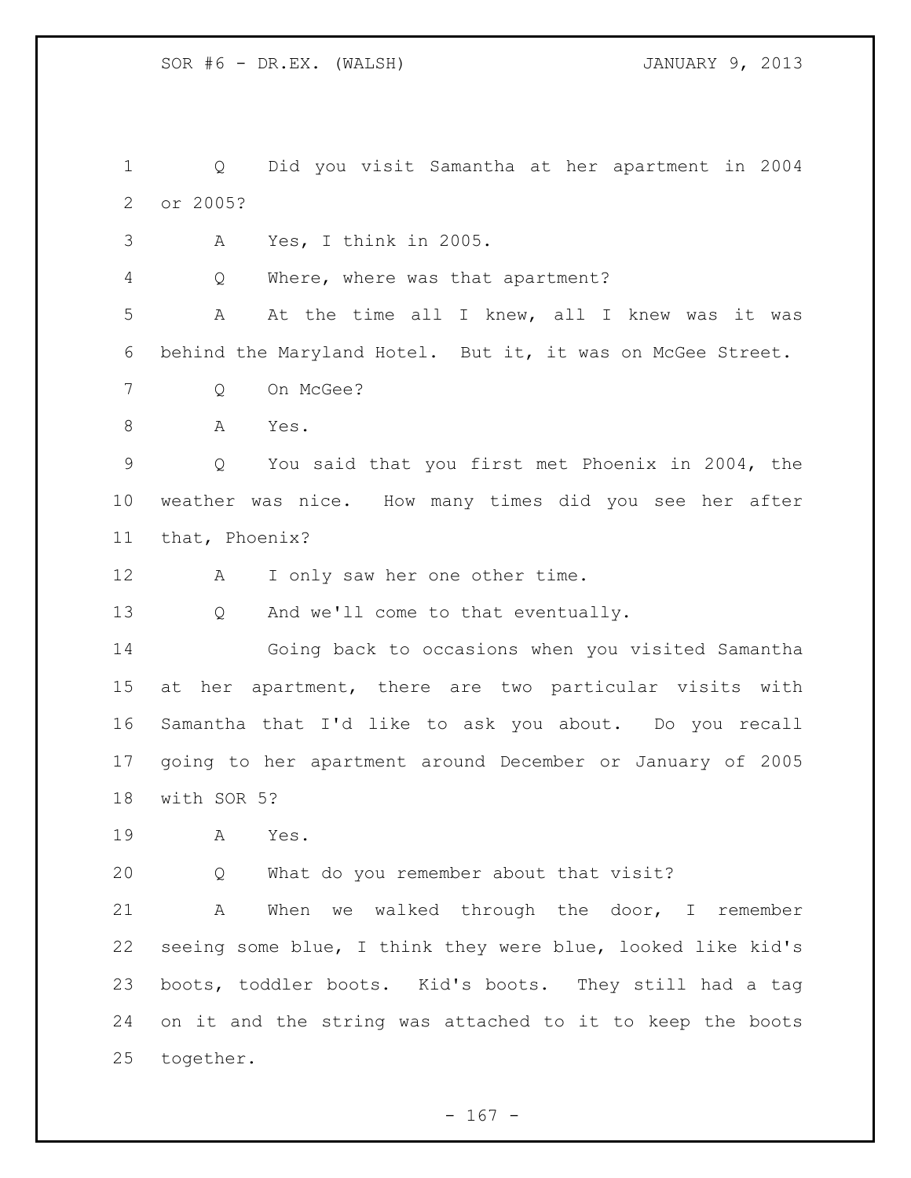Q Did you visit Samantha at her apartment in 2004 or 2005?

A Yes, I think in 2005.

Q Where, where was that apartment?

A At the time all I knew, all I knew was it was behind the Maryland Hotel. But it, it was on McGee Street.

Q On McGee?

A Yes.

Q You said that you first met Phoenix in 2004, the weather was nice. How many times did you see her after that, Phoenix?

A I only saw her one other time.

Q And we'll come to that eventually.

Going back to occasions when you visited Samantha at her apartment, there are two particular visits with Samantha that I'd like to ask you about. Do you recall going to her apartment around December or January of 2005 with SOR 5?

A Yes.

Q What do you remember about that visit?

A When we walked through the door, I remember seeing some blue, I think they were blue, looked like kid's boots, toddler boots. Kid's boots. They still had a tag on it and the string was attached to it to keep the boots together.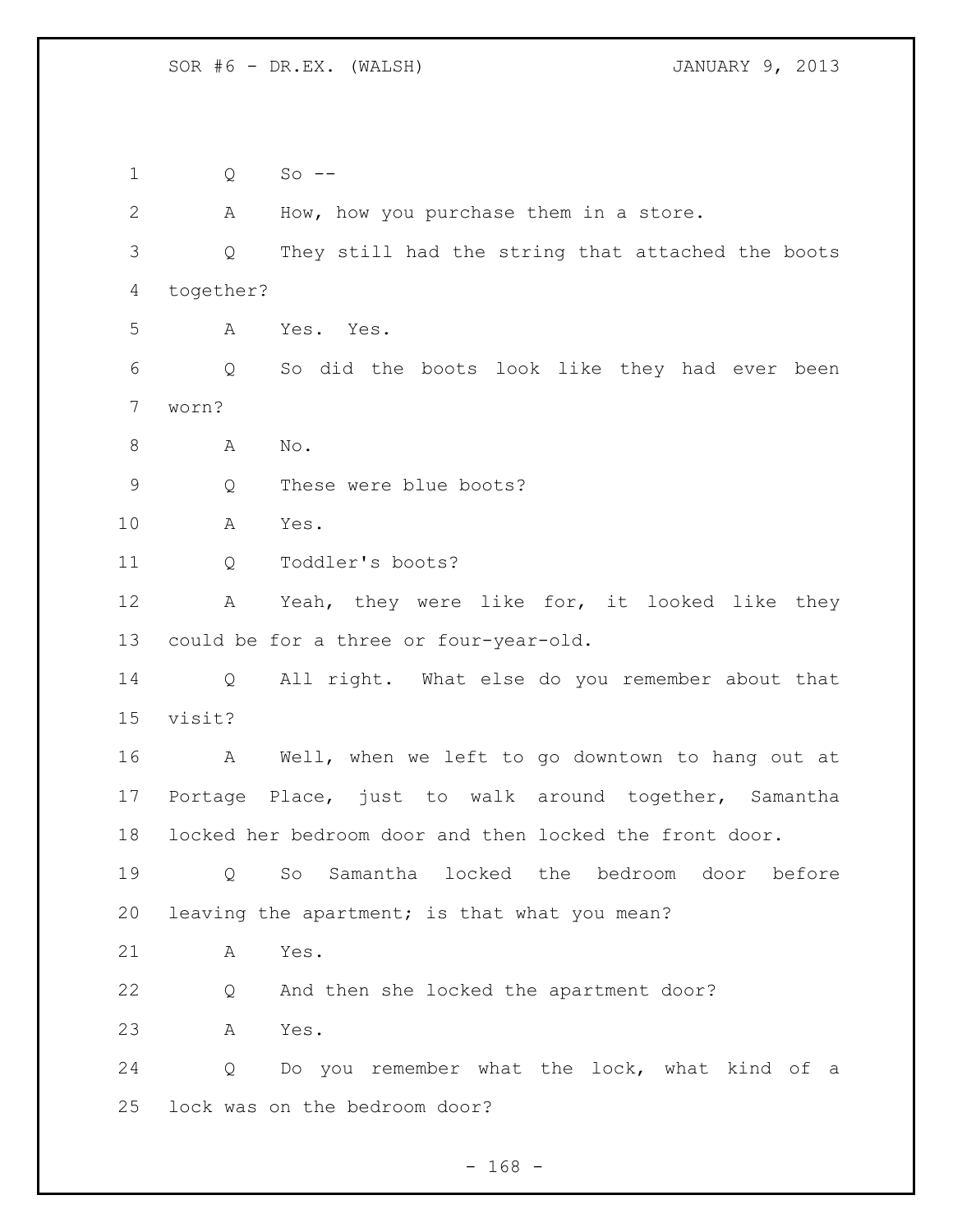Q So --

A How, how you purchase them in a store.

Q They still had the string that attached the boots together?

A Yes. Yes.

Q So did the boots look like they had ever been worn?

A No.

Q These were blue boots?

A Yes.

Q Toddler's boots?

A Yeah, they were like for, it looked like they could be for a three or four-year-old.

Q All right. What else do you remember about that visit?

A Well, when we left to go downtown to hang out at Portage Place, just to walk around together, Samantha locked her bedroom door and then locked the front door.

Q So Samantha locked the bedroom door before leaving the apartment; is that what you mean?

A Yes.

Q And then she locked the apartment door?

A Yes.

Q Do you remember what the lock, what kind of a lock was on the bedroom door?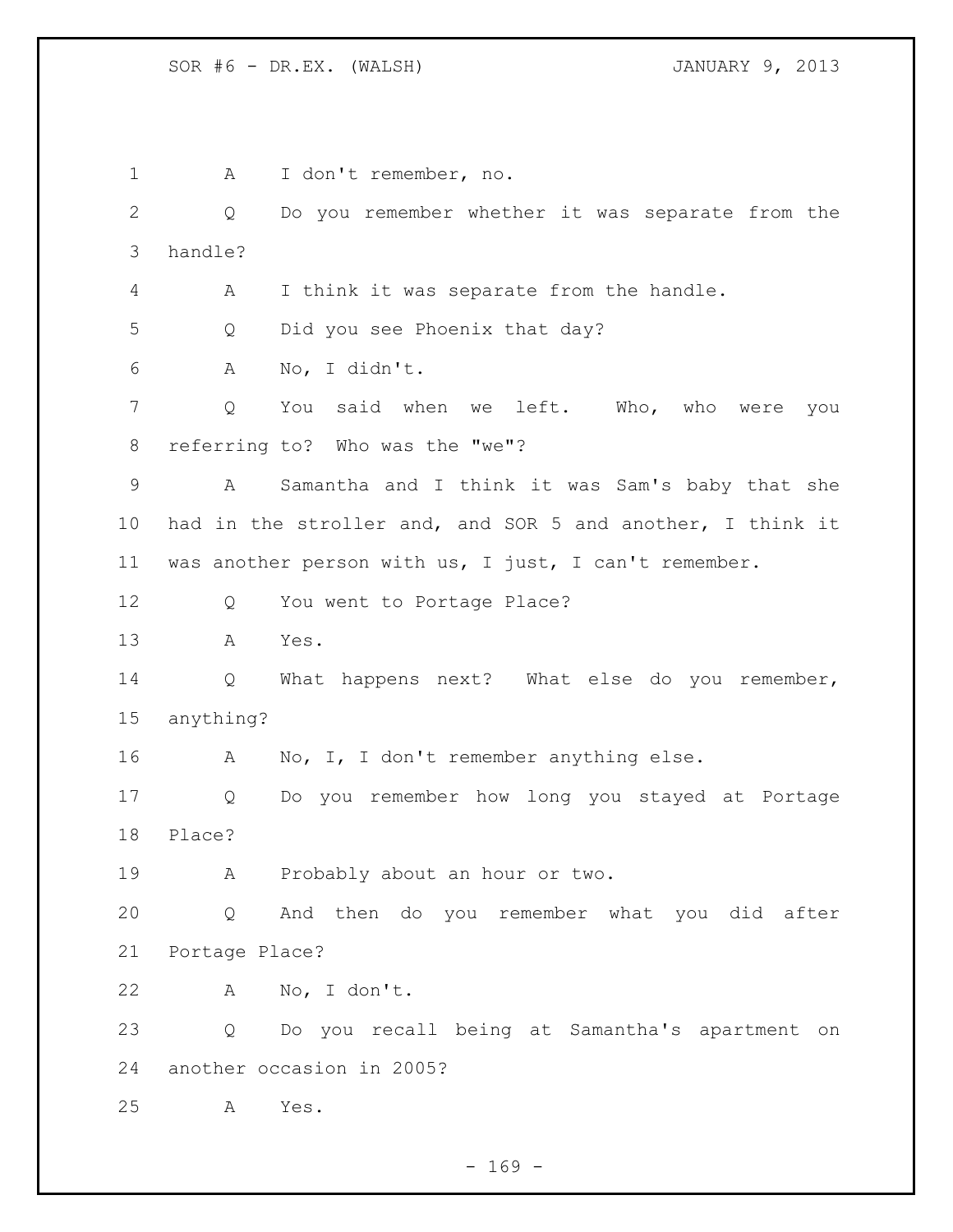A I don't remember, no.

Q Do you remember whether it was separate from the handle?

A I think it was separate from the handle.

Q Did you see Phoenix that day?

A No, I didn't.

Q You said when we left. Who, who were you referring to? Who was the "we"?

A Samantha and I think it was Sam's baby that she had in the stroller and, and SOR 5 and another, I think it was another person with us, I just, I can't remember.

Q You went to Portage Place?

A Yes.

Q What happens next? What else do you remember, anything?

A No, I, I don't remember anything else.

Q Do you remember how long you stayed at Portage Place?

A Probably about an hour or two.

Q And then do you remember what you did after Portage Place?

A No, I don't.

Q Do you recall being at Samantha's apartment on another occasion in 2005?

A Yes.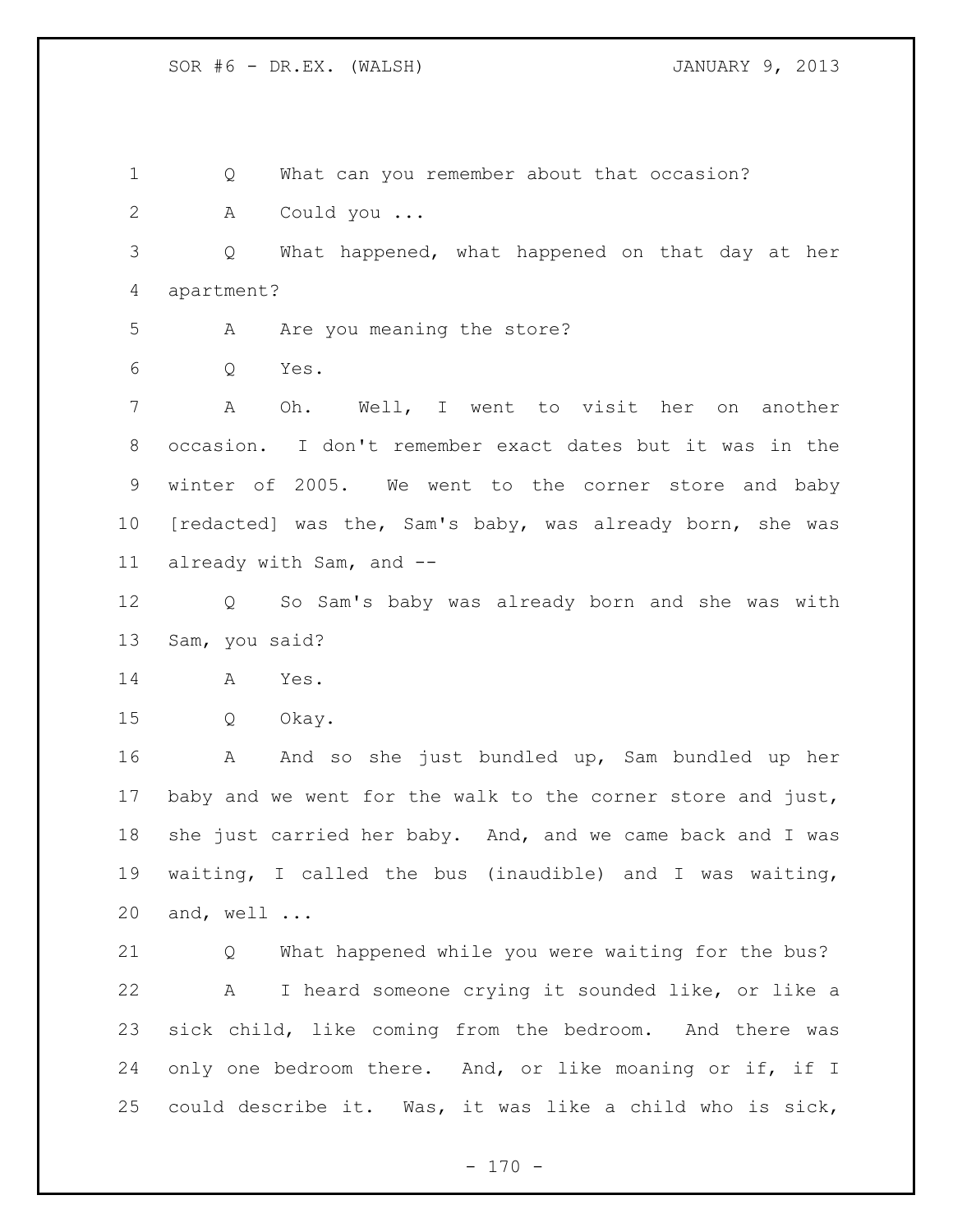Q What can you remember about that occasion?

A Could you ...

Q What happened, what happened on that day at her apartment?

A Are you meaning the store?

Q Yes.

A Oh. Well, I went to visit her on another occasion. I don't remember exact dates but it was in the winter of 2005. We went to the corner store and baby [redacted] was the, Sam's baby, was already born, she was already with Sam, and --

Q So Sam's baby was already born and she was with Sam, you said?

A Yes.

Q Okay.

A And so she just bundled up, Sam bundled up her baby and we went for the walk to the corner store and just, she just carried her baby. And, and we came back and I was waiting, I called the bus (inaudible) and I was waiting, and, well ...

Q What happened while you were waiting for the bus?

A I heard someone crying it sounded like, or like a sick child, like coming from the bedroom. And there was only one bedroom there. And, or like moaning or if, if I could describe it. Was, it was like a child who is sick,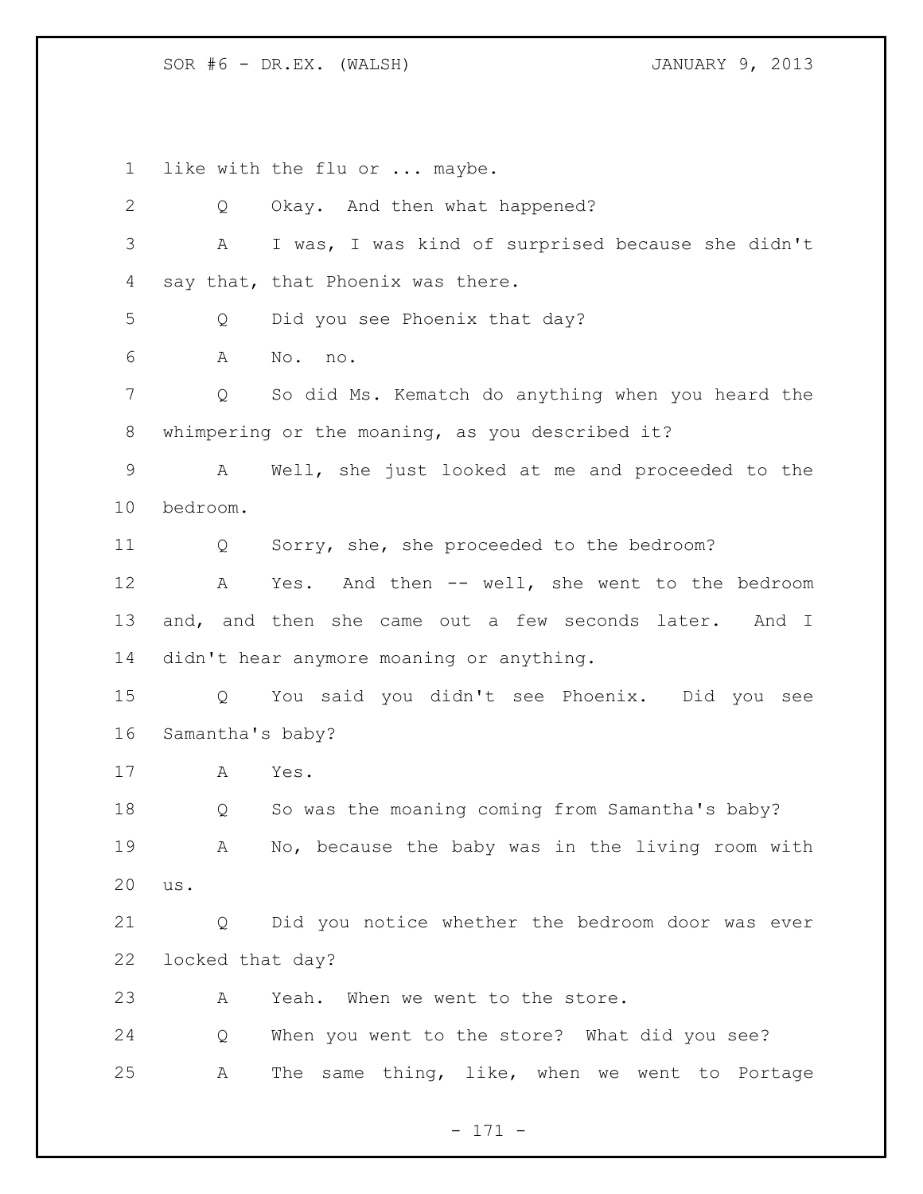like with the flu or ... maybe.

Q Okay. And then what happened?

A I was, I was kind of surprised because she didn't say that, that Phoenix was there.

Q Did you see Phoenix that day?

A No. no.

Q So did Ms. Kematch do anything when you heard the whimpering or the moaning, as you described it?

A Well, she just looked at me and proceeded to the bedroom.

Q Sorry, she, she proceeded to the bedroom?

A Yes. And then -- well, she went to the bedroom and, and then she came out a few seconds later. And I didn't hear anymore moaning or anything.

Q You said you didn't see Phoenix. Did you see Samantha's baby?

A Yes.

Q So was the moaning coming from Samantha's baby?

A No, because the baby was in the living room with us.

Q Did you notice whether the bedroom door was ever locked that day?

A Yeah. When we went to the store.

Q When you went to the store? What did you see?

A The same thing, like, when we went to Portage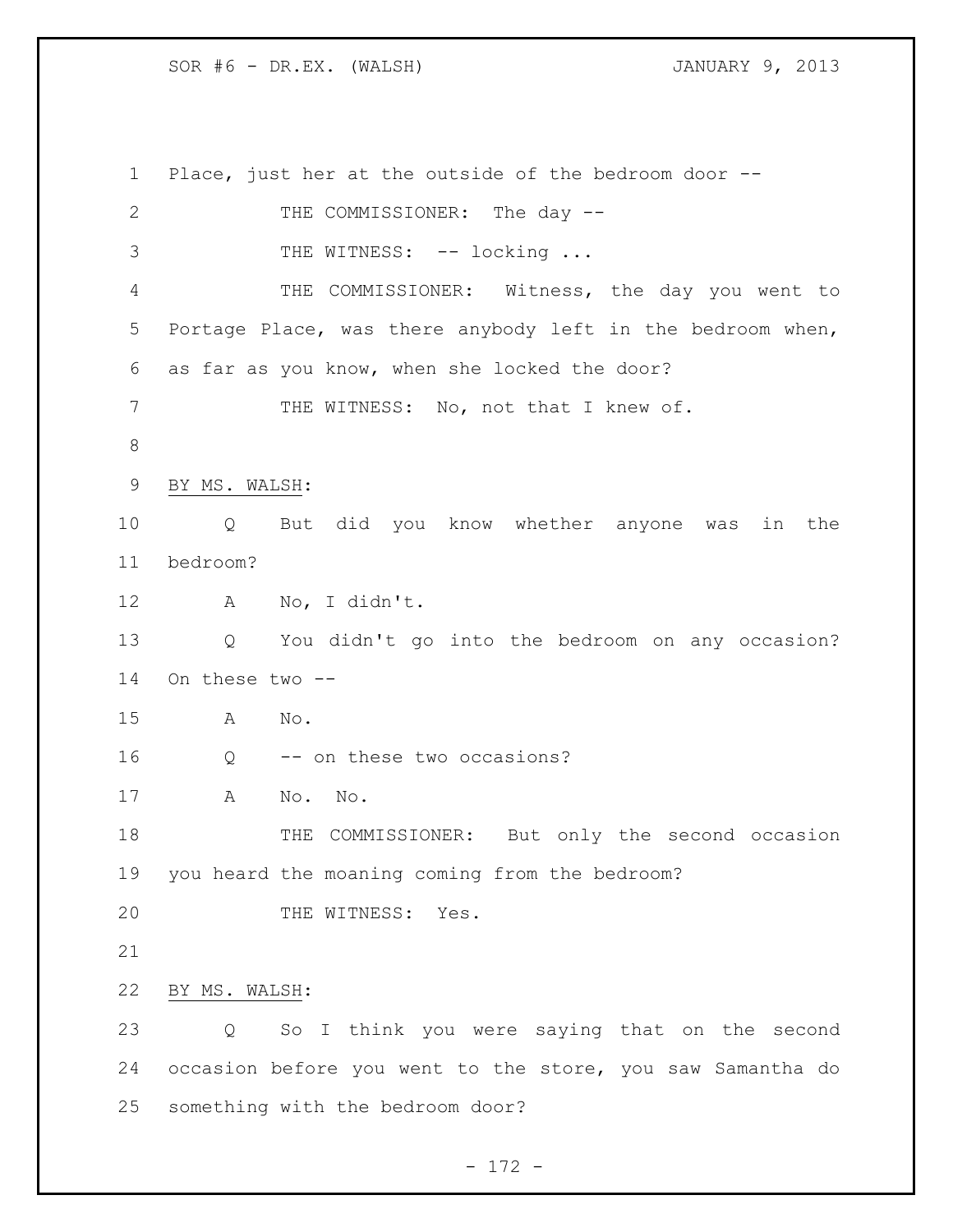Place, just her at the outside of the bedroom door --

THE COMMISSIONER: The day --

THE WITNESS: -- locking ...

THE COMMISSIONER: Witness, the day you went to Portage Place, was there anybody left in the bedroom when, as far as you know, when she locked the door?

THE WITNESS: No, not that I knew of.

BY MS. WALSH:

Q But did you know whether anyone was in the bedroom?

A No, I didn't.

Q You didn't go into the bedroom on any occasion? On these two --

A No.

Q -- on these two occasions?

A No. No.

THE COMMISSIONER: But only the second occasion you heard the moaning coming from the bedroom?

THE WITNESS: Yes.

BY MS. WALSH:

Q So I think you were saying that on the second occasion before you went to the store, you saw Samantha do something with the bedroom door?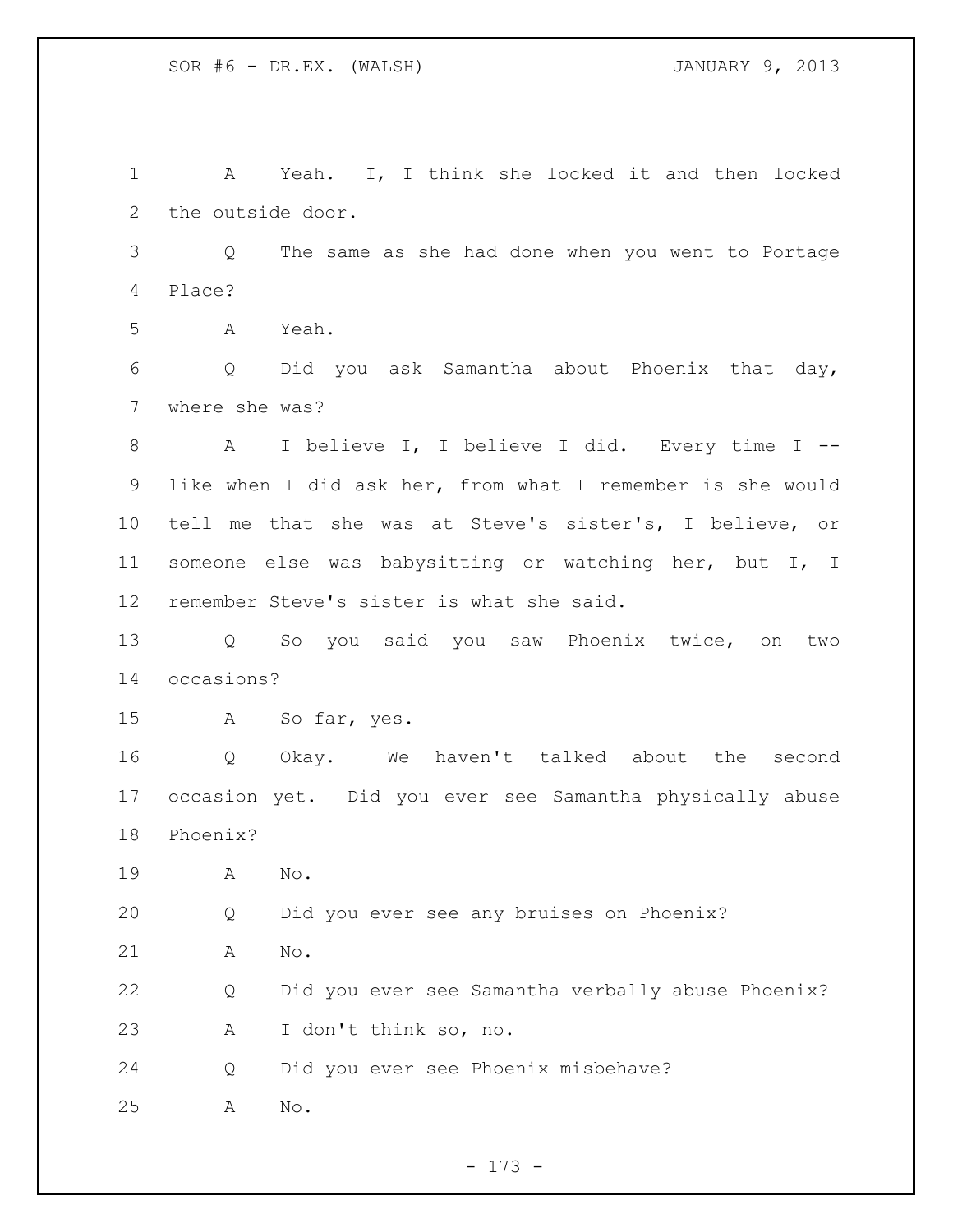A Yeah. I, I think she locked it and then locked the outside door.

Q The same as she had done when you went to Portage Place?

A Yeah.

Q Did you ask Samantha about Phoenix that day, where she was?

A I believe I, I believe I did. Every time I -- like when I did ask her, from what I remember is she would tell me that she was at Steve's sister's, I believe, or someone else was babysitting or watching her, but I, I remember Steve's sister is what she said.

Q So you said you saw Phoenix twice, on two occasions?

A So far, yes.

Q Okay. We haven't talked about the second occasion yet. Did you ever see Samantha physically abuse Phoenix?

A No.

Q Did you ever see any bruises on Phoenix?

A No.

Q Did you ever see Samantha verbally abuse Phoenix?

A I don't think so, no.

Q Did you ever see Phoenix misbehave?

A No.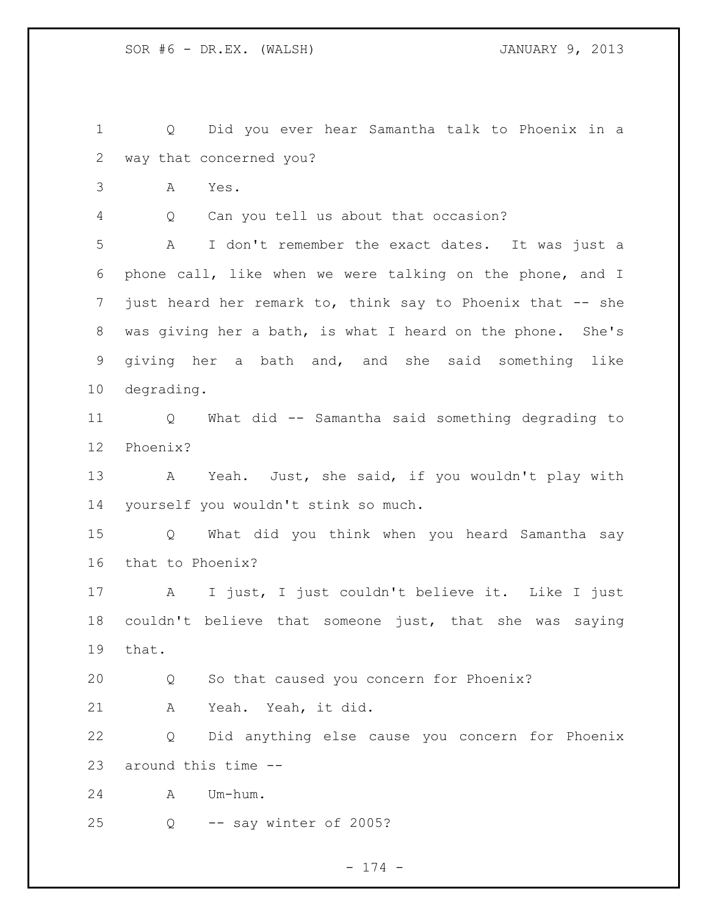Q Did you ever hear Samantha talk to Phoenix in a way that concerned you?

A Yes.

Q Can you tell us about that occasion?

A I don't remember the exact dates. It was just a phone call, like when we were talking on the phone, and I just heard her remark to, think say to Phoenix that -- she was giving her a bath, is what I heard on the phone. She's giving her a bath and, and she said something like degrading.

Q What did -- Samantha said something degrading to Phoenix?

A Yeah. Just, she said, if you wouldn't play with yourself you wouldn't stink so much.

Q What did you think when you heard Samantha say that to Phoenix?

A I just, I just couldn't believe it. Like I just couldn't believe that someone just, that she was saying that.

Q So that caused you concern for Phoenix?

A Yeah. Yeah, it did.

Q Did anything else cause you concern for Phoenix around this time --

A Um-hum.

Q -- say winter of 2005?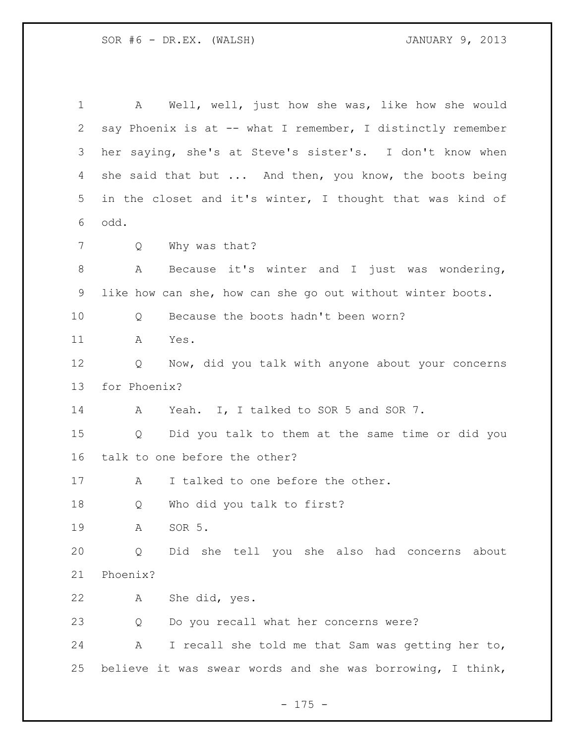A Well, well, just how she was, like how she would say Phoenix is at -- what I remember, I distinctly remember her saying, she's at Steve's sister's. I don't know when she said that but ... And then, you know, the boots being in the closet and it's winter, I thought that was kind of odd.

Q Why was that?

A Because it's winter and I just was wondering, like how can she, how can she go out without winter boots.

Q Because the boots hadn't been worn?

A Yes.

Q Now, did you talk with anyone about your concerns for Phoenix?

A Yeah. I, I talked to SOR 5 and SOR 7.

Q Did you talk to them at the same time or did you talk to one before the other?

A I talked to one before the other.

Q Who did you talk to first?

A SOR 5.

Q Did she tell you she also had concerns about Phoenix?

A She did, yes.

Q Do you recall what her concerns were?

A I recall she told me that Sam was getting her to, believe it was swear words and she was borrowing, I think,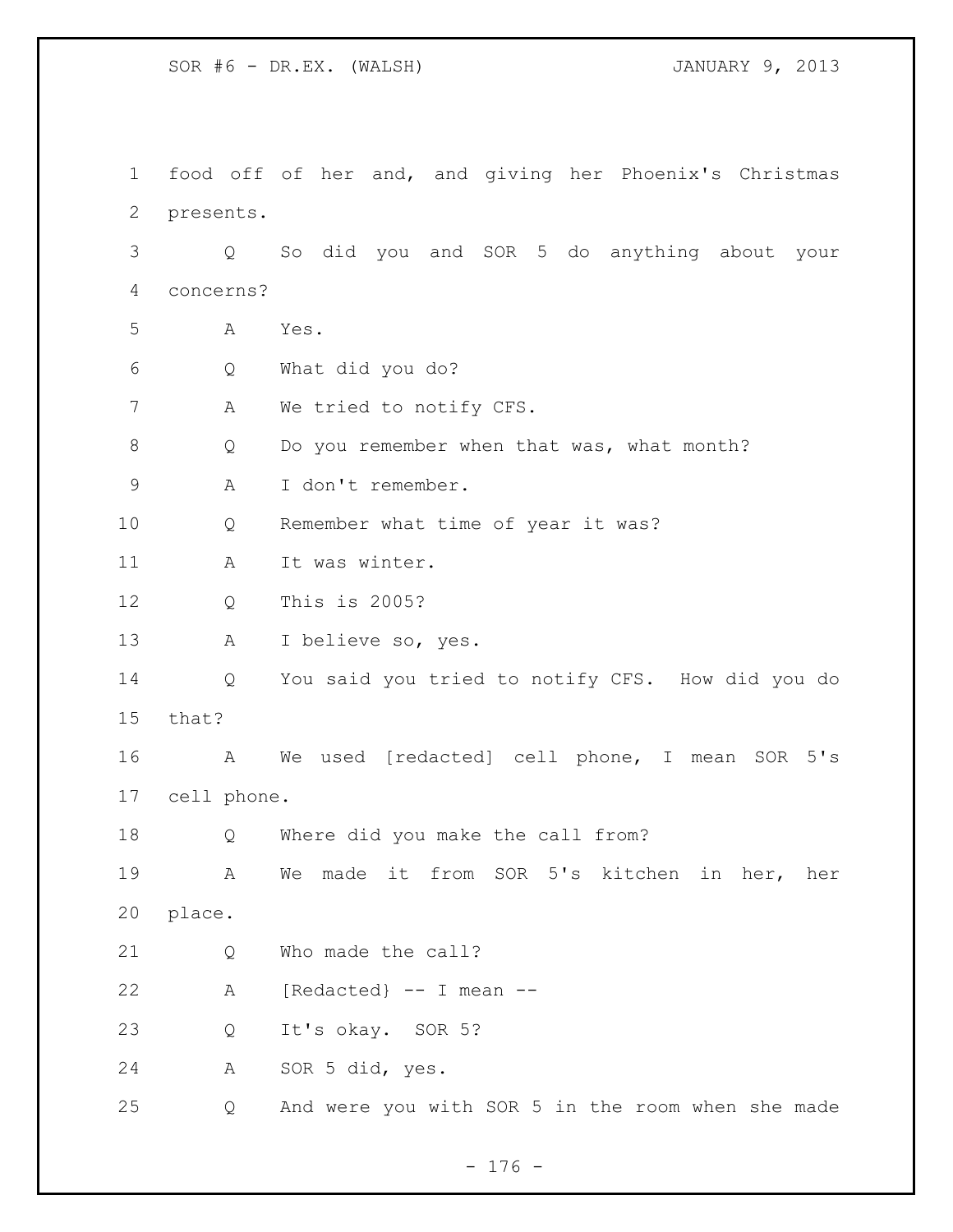food off of her and, and giving her Phoenix's Christmas presents.

Q So did you and SOR 5 do anything about your concerns?

A Yes.

Q What did you do?

A We tried to notify CFS.

Q Do you remember when that was, what month?

A I don't remember.

Q Remember what time of year it was?

A It was winter.

Q This is 2005?

A I believe so, yes.

Q You said you tried to notify CFS. How did you do that?

A We used [redacted] cell phone, I mean SOR 5's cell phone.

Q Where did you make the call from?

A We made it from SOR 5's kitchen in her, her place.

Q Who made the call?

A [Redacted} -- I mean --

Q It's okay. SOR 5?

A SOR 5 did, yes.

Q And were you with SOR 5 in the room when she made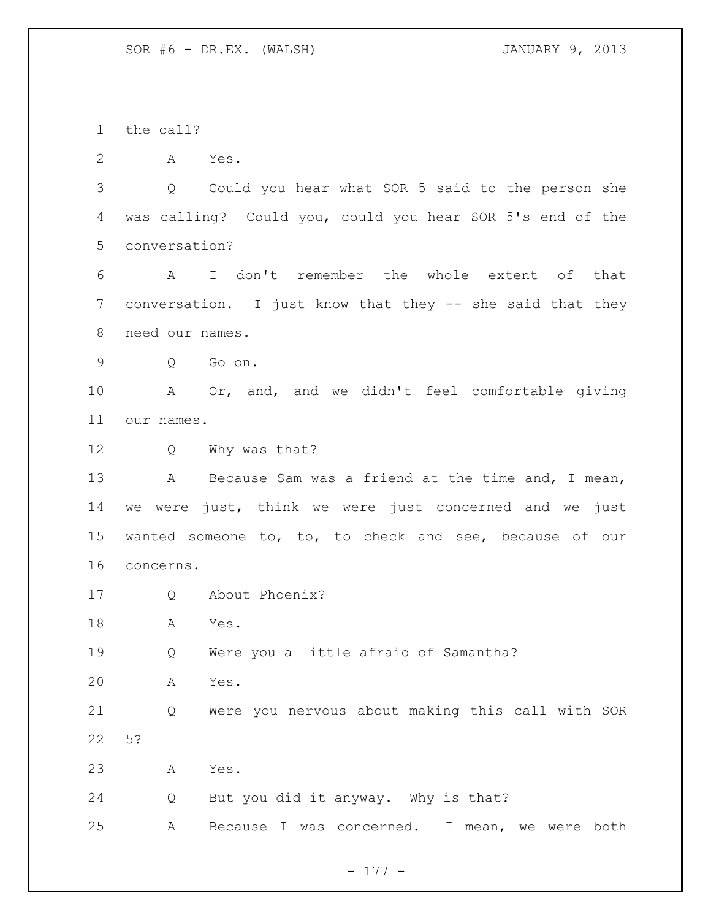the call?

A Yes.

Q Could you hear what SOR 5 said to the person she was calling? Could you, could you hear SOR 5's end of the conversation?

A I don't remember the whole extent of that conversation. I just know that they -- she said that they need our names.

Q Go on.

A Or, and, and we didn't feel comfortable giving our names.

Q Why was that?

A Because Sam was a friend at the time and, I mean, we were just, think we were just concerned and we just wanted someone to, to, to check and see, because of our concerns.

Q About Phoenix?

A Yes.

Q Were you a little afraid of Samantha?

A Yes.

Q Were you nervous about making this call with SOR 5?

A Yes.

Q But you did it anyway. Why is that?

A Because I was concerned. I mean, we were both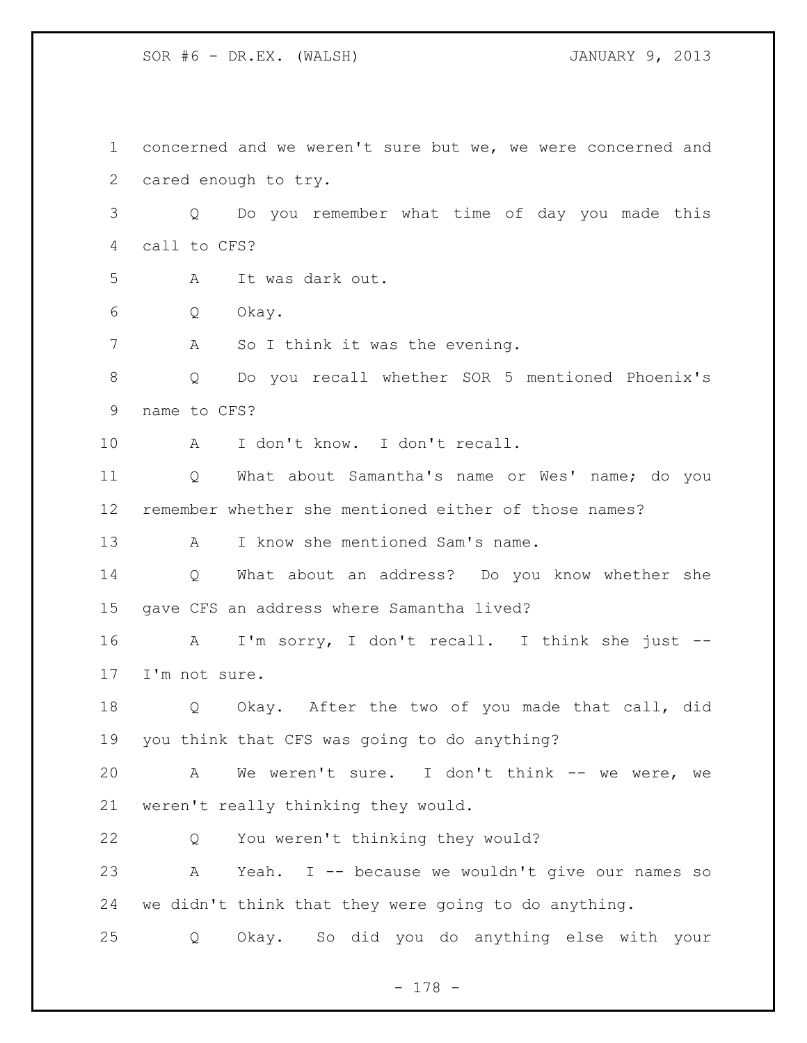concerned and we weren't sure but we, we were concerned and cared enough to try.

Q Do you remember what time of day you made this call to CFS?

A It was dark out.

Q Okay.

A So I think it was the evening.

Q Do you recall whether SOR 5 mentioned Phoenix's name to CFS?

A I don't know. I don't recall.

Q What about Samantha's name or Wes' name; do you remember whether she mentioned either of those names?

A I know she mentioned Sam's name.

Q What about an address? Do you know whether she gave CFS an address where Samantha lived?

A I'm sorry, I don't recall. I think she just -- I'm not sure.

Q Okay. After the two of you made that call, did you think that CFS was going to do anything?

A We weren't sure. I don't think -- we were, we weren't really thinking they would.

Q You weren't thinking they would?

A Yeah. I -- because we wouldn't give our names so we didn't think that they were going to do anything.

Q Okay. So did you do anything else with your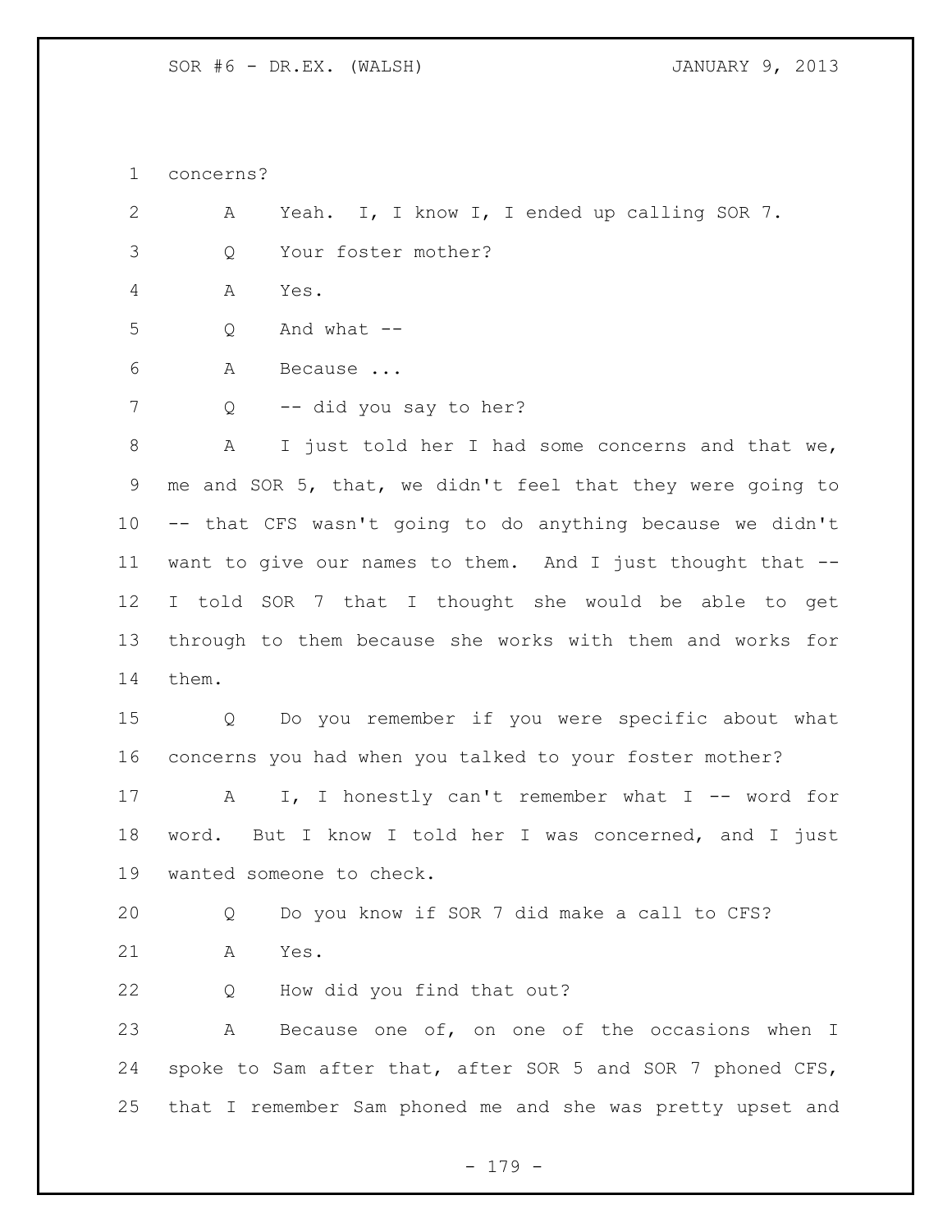concerns?

A Yeah. I, I know I, I ended up calling SOR 7.

Q Your foster mother?

A Yes.

Q And what --

A Because ...

Q -- did you say to her?

A I just told her I had some concerns and that we, me and SOR 5, that, we didn't feel that they were going to -- that CFS wasn't going to do anything because we didn't want to give our names to them. And I just thought that -- I told SOR 7 that I thought she would be able to get through to them because she works with them and works for them.

Q Do you remember if you were specific about what concerns you had when you talked to your foster mother?

A I, I honestly can't remember what I -- word for word. But I know I told her I was concerned, and I just wanted someone to check.

Q Do you know if SOR 7 did make a call to CFS?

A Yes.

Q How did you find that out?

A Because one of, on one of the occasions when I spoke to Sam after that, after SOR 5 and SOR 7 phoned CFS, that I remember Sam phoned me and she was pretty upset and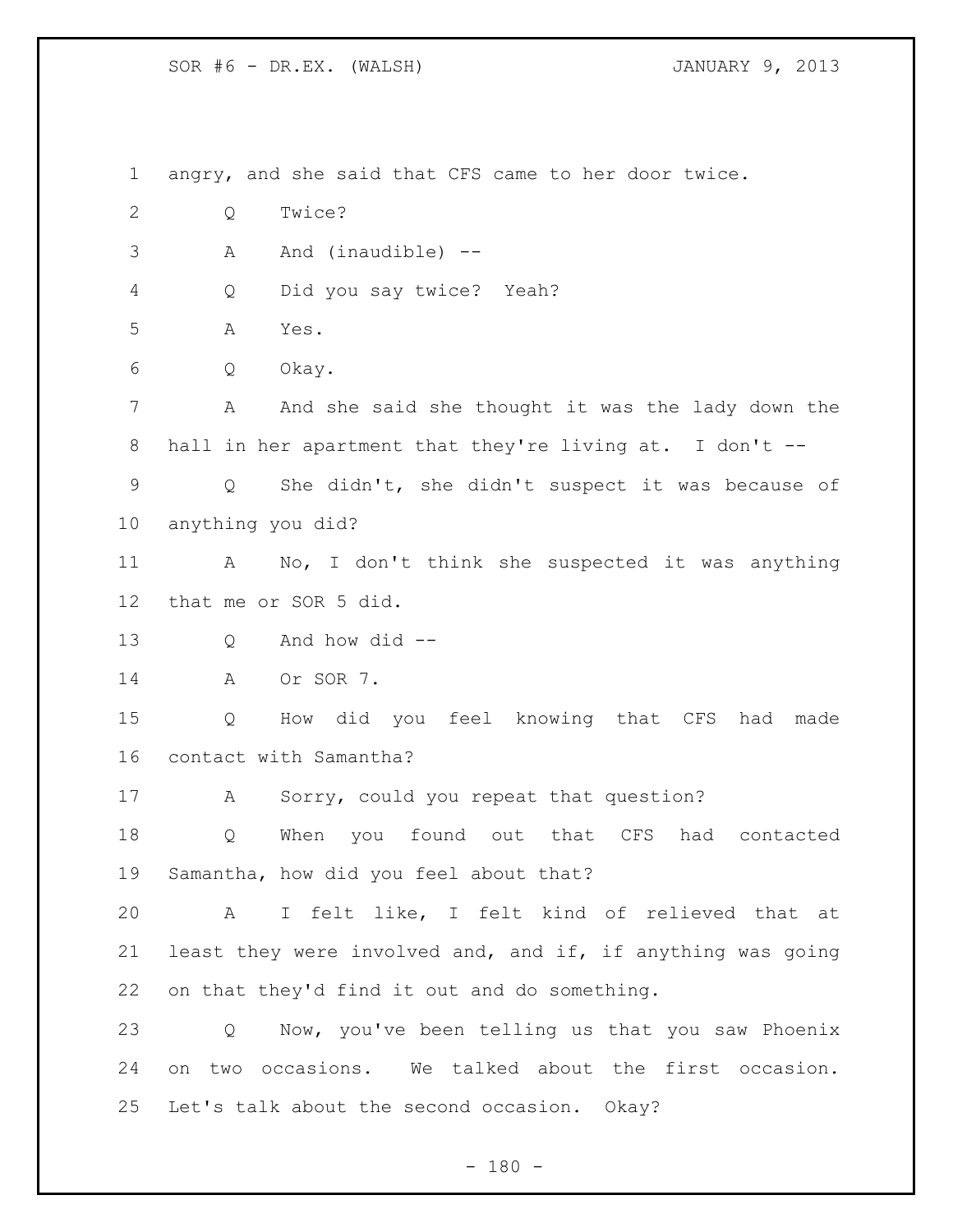angry, and she said that CFS came to her door twice.

Q Twice?

A And (inaudible) --

Q Did you say twice? Yeah?

A Yes.

Q Okay.

A And she said she thought it was the lady down the hall in her apartment that they're living at. I don't --

Q She didn't, she didn't suspect it was because of anything you did?

A No, I don't think she suspected it was anything that me or SOR 5 did.

Q And how did --

A Or SOR 7.

Q How did you feel knowing that CFS had made contact with Samantha?

A Sorry, could you repeat that question?

Q When you found out that CFS had contacted Samantha, how did you feel about that?

A I felt like, I felt kind of relieved that at least they were involved and, and if, if anything was going on that they'd find it out and do something.

Q Now, you've been telling us that you saw Phoenix on two occasions. We talked about the first occasion. Let's talk about the second occasion. Okay?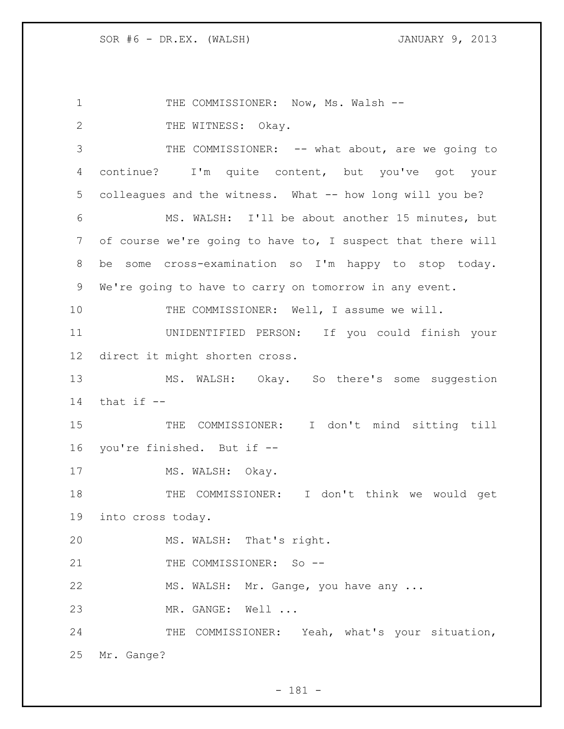THE COMMISSIONER: Now, Ms. Walsh --

THE WITNESS: Okay.

THE COMMISSIONER: -- what about, are we going to continue? I'm quite content, but you've got your colleagues and the witness. What -- how long will you be?

MS. WALSH: I'll be about another 15 minutes, but of course we're going to have to, I suspect that there will be some cross-examination so I'm happy to stop today. We're going to have to carry on tomorrow in any event.

THE COMMISSIONER: Well, I assume we will.

UNIDENTIFIED PERSON: If you could finish your direct it might shorten cross.

MS. WALSH: Okay. So there's some suggestion that if --

THE COMMISSIONER: I don't mind sitting till you're finished. But if --

MS. WALSH: Okay.

THE COMMISSIONER: I don't think we would get into cross today.

MS. WALSH: That's right.

THE COMMISSIONER: So --

MS. WALSH: Mr. Gange, you have any ...

MR. GANGE: Well ...

THE COMMISSIONER: Yeah, what's your situation, Mr. Gange?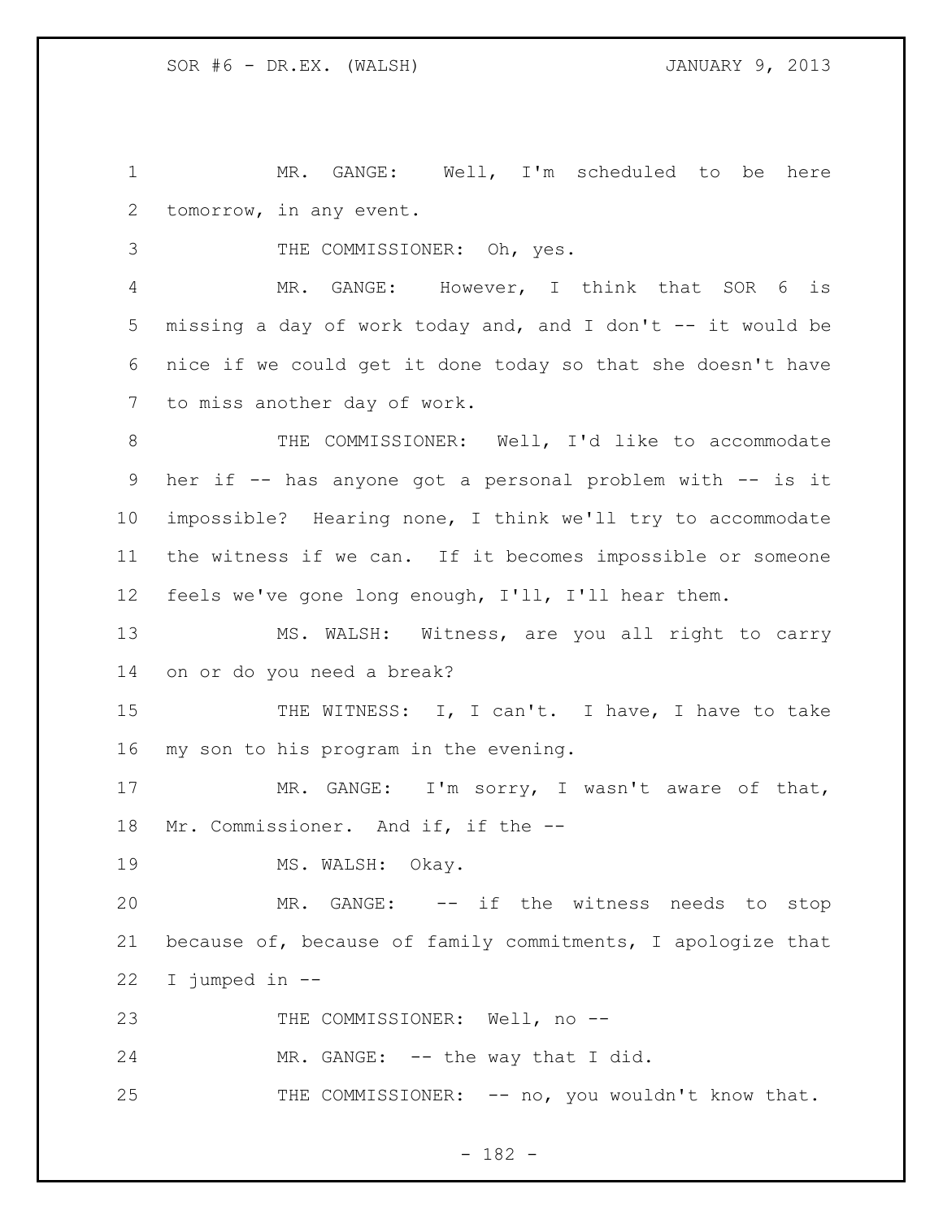MR. GANGE: Well, I'm scheduled to be here tomorrow, in any event.

THE COMMISSIONER: Oh, yes.

MR. GANGE: However, I think that SOR 6 is missing a day of work today and, and I don't -- it would be nice if we could get it done today so that she doesn't have to miss another day of work.

THE COMMISSIONER: Well, I'd like to accommodate her if -- has anyone got a personal problem with -- is it impossible? Hearing none, I think we'll try to accommodate the witness if we can. If it becomes impossible or someone feels we've gone long enough, I'll, I'll hear them.

MS. WALSH: Witness, are you all right to carry on or do you need a break?

THE WITNESS: I, I can't. I have, I have to take my son to his program in the evening.

MR. GANGE: I'm sorry, I wasn't aware of that, Mr. Commissioner. And if, if the --

MS. WALSH: Okay.

MR. GANGE: -- if the witness needs to stop because of, because of family commitments, I apologize that I jumped in --

THE COMMISSIONER: Well, no --

MR. GANGE: -- the way that I did.

THE COMMISSIONER: -- no, you wouldn't know that.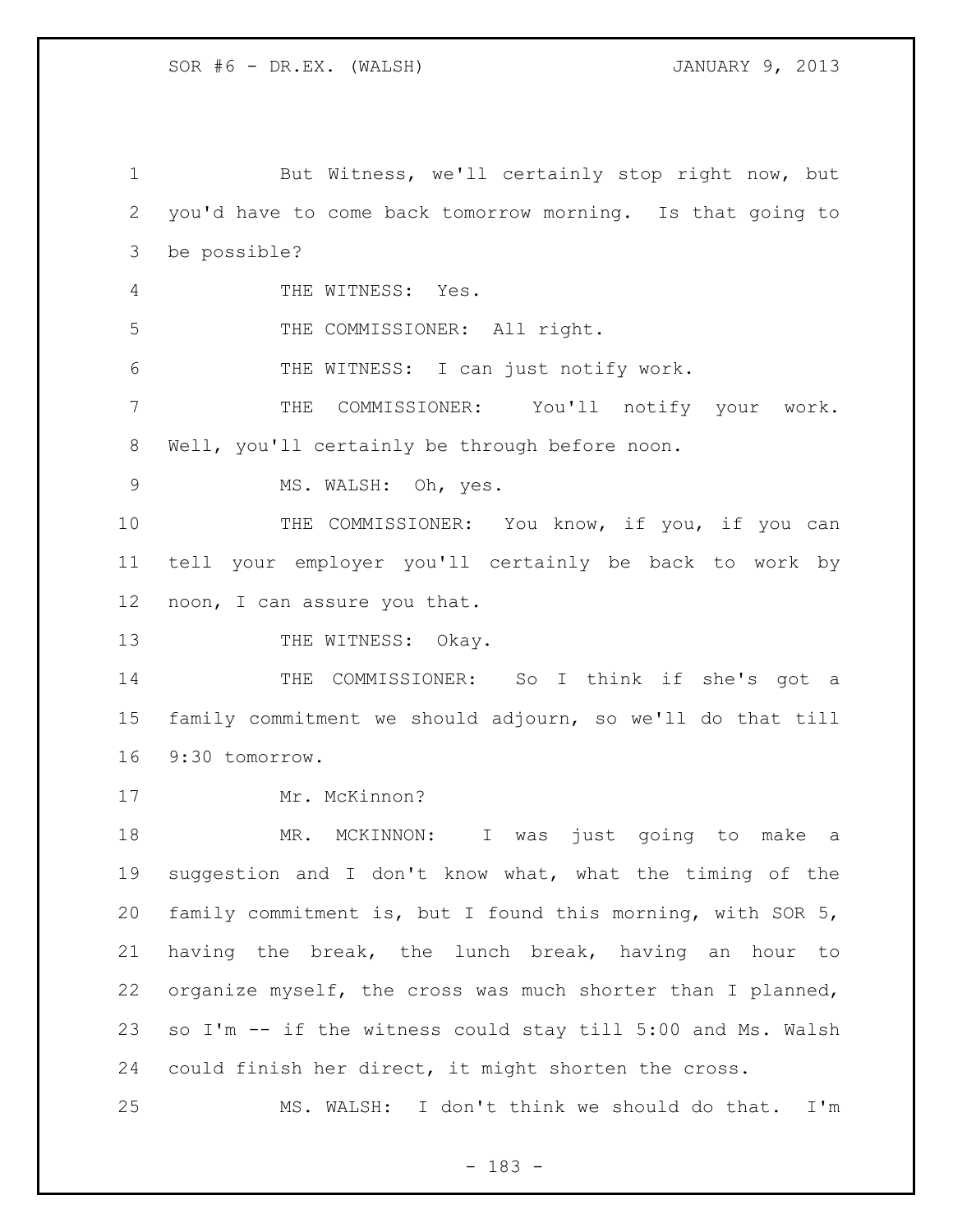But Witness, we'll certainly stop right now, but you'd have to come back tomorrow morning. Is that going to be possible?

THE WITNESS: Yes.

THE COMMISSIONER: All right.

THE WITNESS: I can just notify work.

THE COMMISSIONER: You'll notify your work. Well, you'll certainly be through before noon.

MS. WALSH: Oh, yes.

THE COMMISSIONER: You know, if you, if you can tell your employer you'll certainly be back to work by noon, I can assure you that.

THE WITNESS: Okay.

THE COMMISSIONER: So I think if she's got a family commitment we should adjourn, so we'll do that till 9:30 tomorrow.

Mr. McKinnon?

MR. MCKINNON: I was just going to make a suggestion and I don't know what, what the timing of the family commitment is, but I found this morning, with SOR 5, having the break, the lunch break, having an hour to organize myself, the cross was much shorter than I planned, so I'm -- if the witness could stay till 5:00 and Ms. Walsh could finish her direct, it might shorten the cross.

MS. WALSH: I don't think we should do that. I'm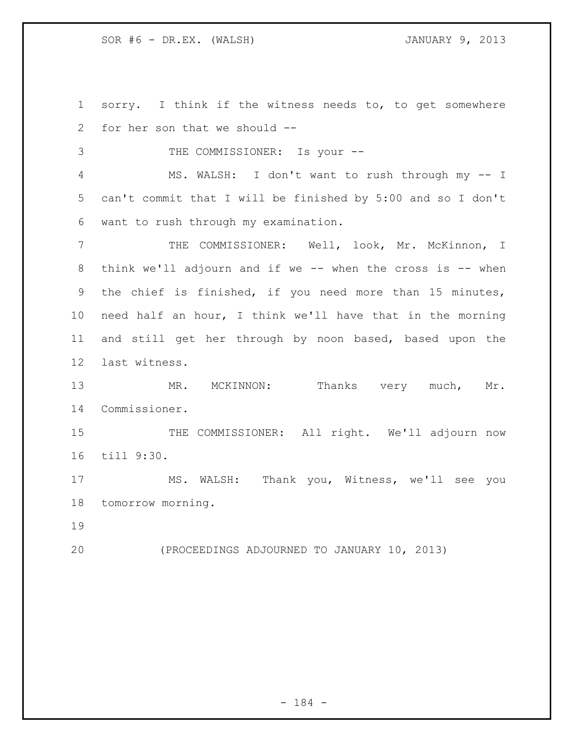sorry. I think if the witness needs to, to get somewhere for her son that we should --

THE COMMISSIONER: Is your --

MS. WALSH: I don't want to rush through my -- I can't commit that I will be finished by 5:00 and so I don't want to rush through my examination.

THE COMMISSIONER: Well, look, Mr. McKinnon, I think we'll adjourn and if we -- when the cross is -- when the chief is finished, if you need more than 15 minutes, need half an hour, I think we'll have that in the morning and still get her through by noon based, based upon the last witness.

MR. MCKINNON: Thanks very much, Mr. Commissioner.

THE COMMISSIONER: All right. We'll adjourn now till 9:30.

MS. WALSH: Thank you, Witness, we'll see you tomorrow morning.

(PROCEEDINGS ADJOURNED TO JANUARY 10, 2013)